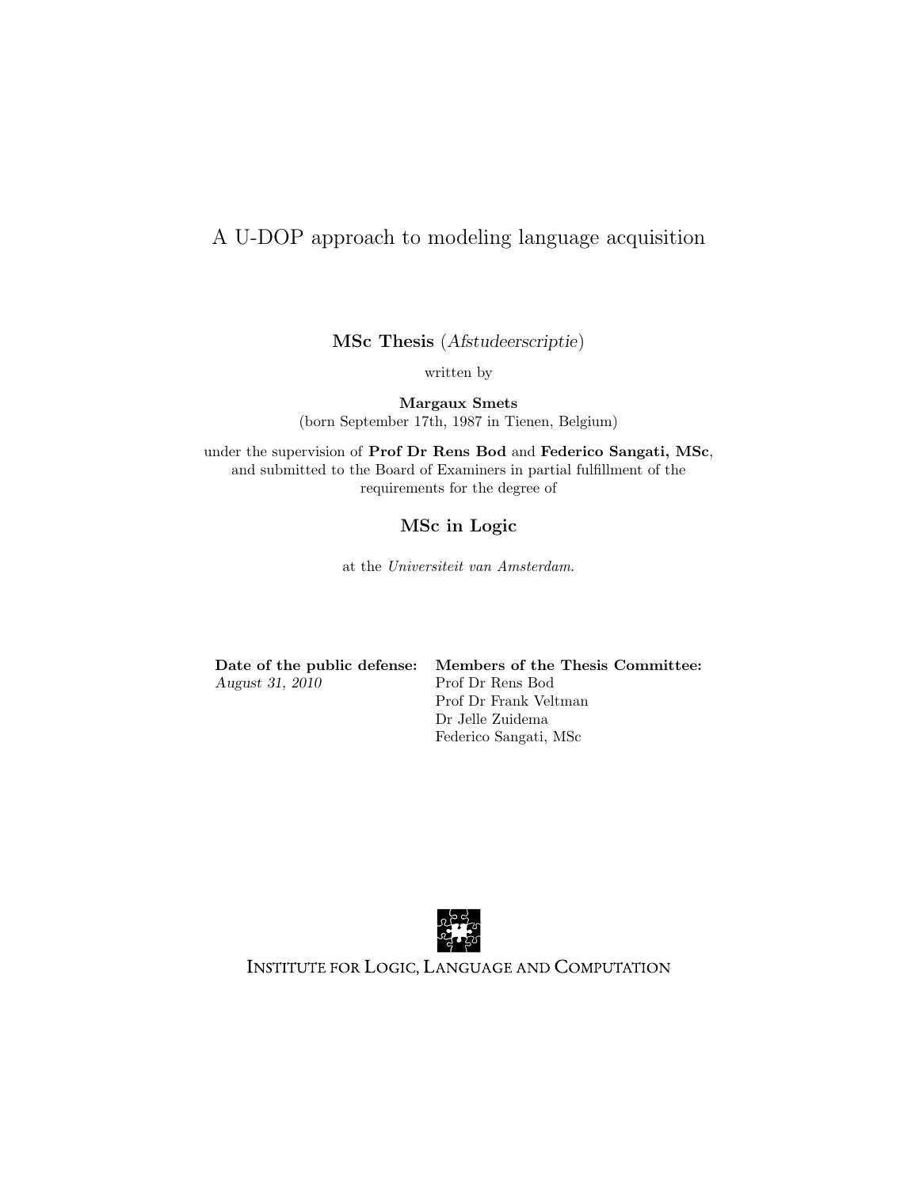# A U-DOP approach to modeling language acquisition

**MSc Thesis** (*Afstudeerscriptie*)

written by

**Margaux Smets**
(born September 17th, 1987 in Tienen, Belgium)

under the supervision of **Prof Dr Rens Bod** and **Federico Sangati, MSc**, and submitted to the Board of Examiners in partial fulfillment of the requirements for the degree of

**MSc in Logic**

at the *Universiteit van Amsterdam*.

| **Date of the public defense:** | **Members of the Thesis Committee:** |
|---|---|
| *August 31, 2010* | Prof Dr Rens Bod |
| | Prof Dr Frank Veltman |
| | Dr Jelle Zuidema |
| | Federico Sangati, MSc |

INSTITUTE FOR LOGIC, LANGUAGE AND COMPUTATION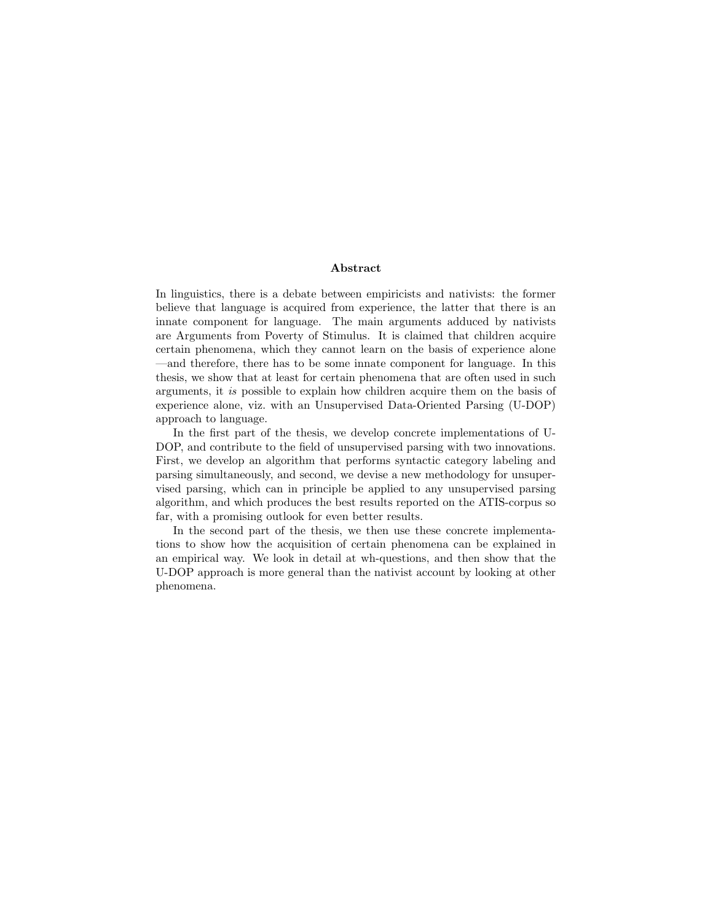## Abstract

In linguistics, there is a debate between empiricists and nativists: the former believe that language is acquired from experience, the latter that there is an innate component for language. The main arguments adduced by nativists are Arguments from Poverty of Stimulus. It is claimed that children acquire certain phenomena, which they cannot learn on the basis of experience alone —and therefore, there has to be some innate component for language. In this thesis, we show that at least for certain phenomena that are often used in such arguments, it *is* possible to explain how children acquire them on the basis of experience alone, viz. with an Unsupervised Data-Oriented Parsing (U-DOP) approach to language.

In the first part of the thesis, we develop concrete implementations of U-DOP, and contribute to the field of unsupervised parsing with two innovations. First, we develop an algorithm that performs syntactic category labeling and parsing simultaneously, and second, we devise a new methodology for unsupervised parsing, which can in principle be applied to any unsupervised parsing algorithm, and which produces the best results reported on the ATIS-corpus so far, with a promising outlook for even better results.

In the second part of the thesis, we then use these concrete implementations to show how the acquisition of certain phenomena can be explained in an empirical way. We look in detail at wh-questions, and then show that the U-DOP approach is more general than the nativist account by looking at other phenomena.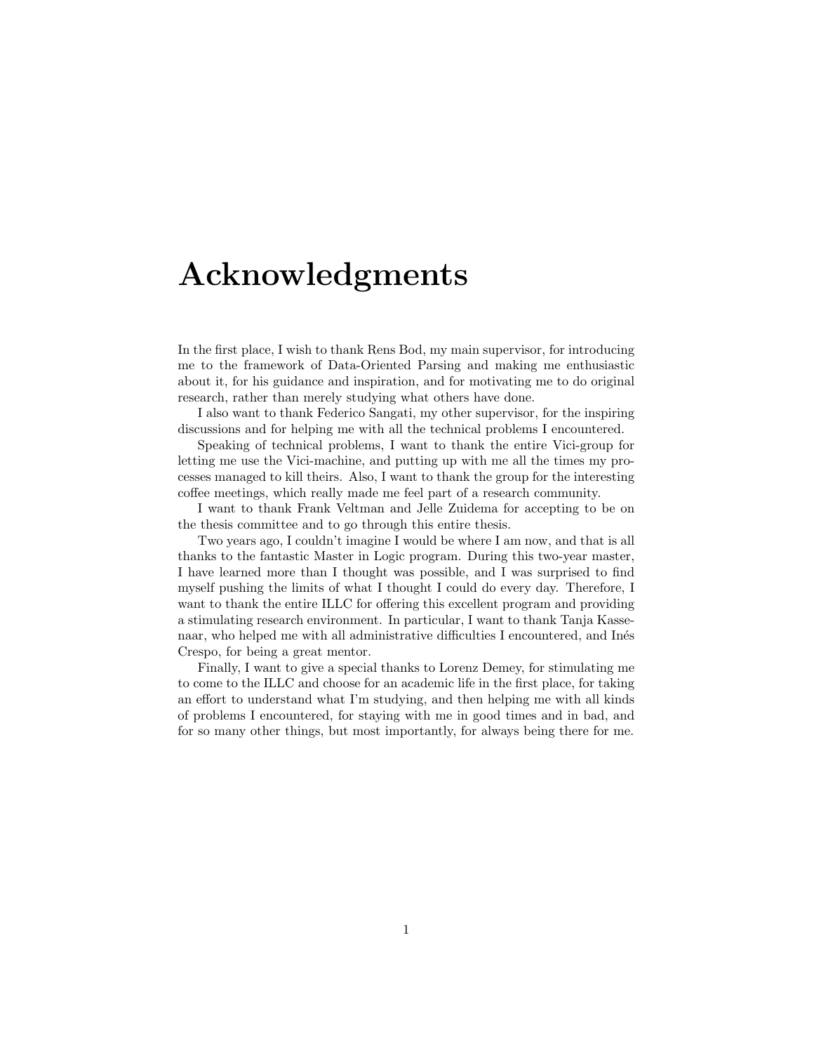# Acknowledgments

In the first place, I wish to thank Rens Bod, my main supervisor, for introducing me to the framework of Data-Oriented Parsing and making me enthusiastic about it, for his guidance and inspiration, and for motivating me to do original research, rather than merely studying what others have done.

I also want to thank Federico Sangati, my other supervisor, for the inspiring discussions and for helping me with all the technical problems I encountered.

Speaking of technical problems, I want to thank the entire Vici-group for letting me use the Vici-machine, and putting up with me all the times my processes managed to kill theirs. Also, I want to thank the group for the interesting coffee meetings, which really made me feel part of a research community.

I want to thank Frank Veltman and Jelle Zuidema for accepting to be on the thesis committee and to go through this entire thesis.

Two years ago, I couldn't imagine I would be where I am now, and that is all thanks to the fantastic Master in Logic program. During this two-year master, I have learned more than I thought was possible, and I was surprised to find myself pushing the limits of what I thought I could do every day. Therefore, I want to thank the entire ILLC for offering this excellent program and providing a stimulating research environment. In particular, I want to thank Tanja Kassenaar, who helped me with all administrative difficulties I encountered, and Inés Crespo, for being a great mentor.

Finally, I want to give a special thanks to Lorenz Demey, for stimulating me to come to the ILLC and choose for an academic life in the first place, for taking an effort to understand what I'm studying, and then helping me with all kinds of problems I encountered, for staying with me in good times and in bad, and for so many other things, but most importantly, for always being there for me.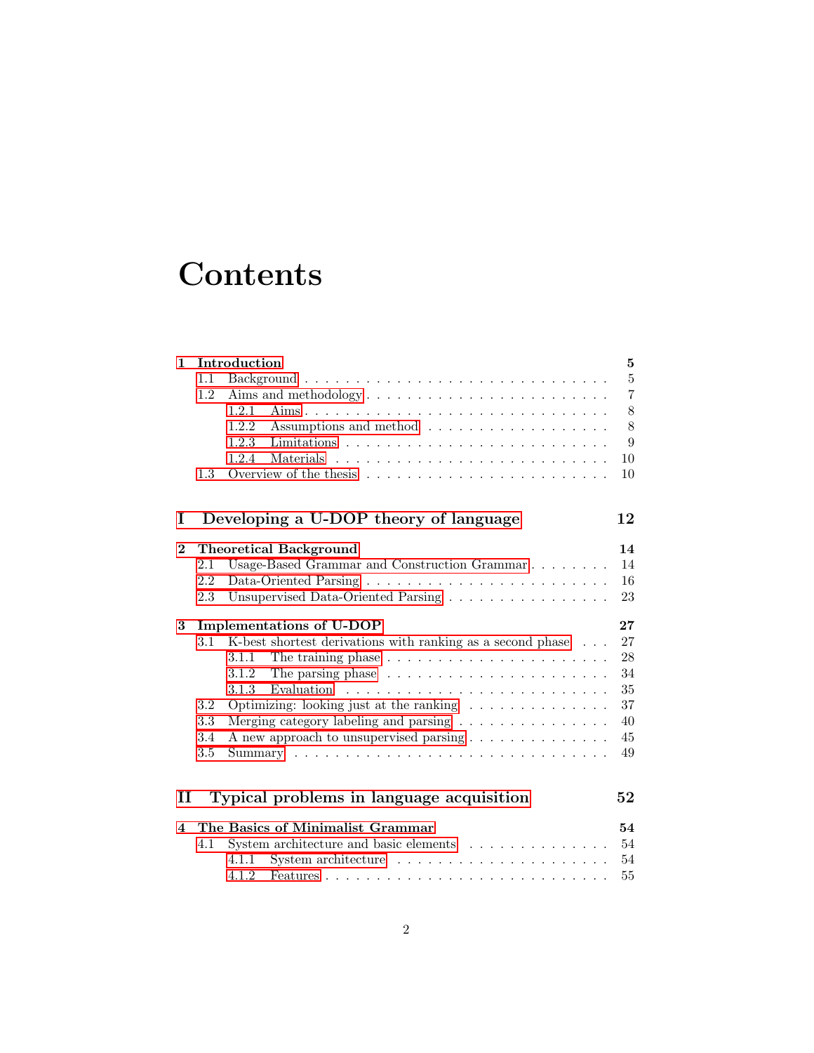# Contents

**1 Introduction** **5**
- 1.1 Background . . . . . . . . . . . . . . . . . . . . . . . . . . . . 5
- 1.2 Aims and methodology . . . . . . . . . . . . . . . . . . . . . . . . 7
  - 1.2.1 Aims . . . . . . . . . . . . . . . . . . . . . . . . . . . 8
  - 1.2.2 Assumptions and method . . . . . . . . . . . . . . . . . . . 8
  - 1.2.3 Limitations . . . . . . . . . . . . . . . . . . . . . . . . 9
  - 1.2.4 Materials . . . . . . . . . . . . . . . . . . . . . . . . . 10
- 1.3 Overview of the thesis . . . . . . . . . . . . . . . . . . . . . . . 10

**I Developing a U-DOP theory of language** **12**

**2 Theoretical Background** **14**
- 2.1 Usage-Based Grammar and Construction Grammar . . . . . . . . 14
- 2.2 Data-Oriented Parsing . . . . . . . . . . . . . . . . . . . . . . . 16
- 2.3 Unsupervised Data-Oriented Parsing . . . . . . . . . . . . . . . . 23

**3 Implementations of U-DOP** **27**
- 3.1 K-best shortest derivations with ranking as a second phase . . . 27
  - 3.1.1 The training phase . . . . . . . . . . . . . . . . . . . . . . 28
  - 3.1.2 The parsing phase . . . . . . . . . . . . . . . . . . . . . . 34
  - 3.1.3 Evaluation . . . . . . . . . . . . . . . . . . . . . . . . . 35
- 3.2 Optimizing: looking just at the ranking . . . . . . . . . . . . . . 37
- 3.3 Merging category labeling and parsing . . . . . . . . . . . . . . . 40
- 3.4 A new approach to unsupervised parsing . . . . . . . . . . . . . . 45
- 3.5 Summary . . . . . . . . . . . . . . . . . . . . . . . . . . . . . . 49

**II Typical problems in language acquisition** **52**

**4 The Basics of Minimalist Grammar** **54**
- 4.1 System architecture and basic elements . . . . . . . . . . . . . . 54
  - 4.1.1 System architecture . . . . . . . . . . . . . . . . . . . . . 54
  - 4.1.2 Features . . . . . . . . . . . . . . . . . . . . . . . . . . 55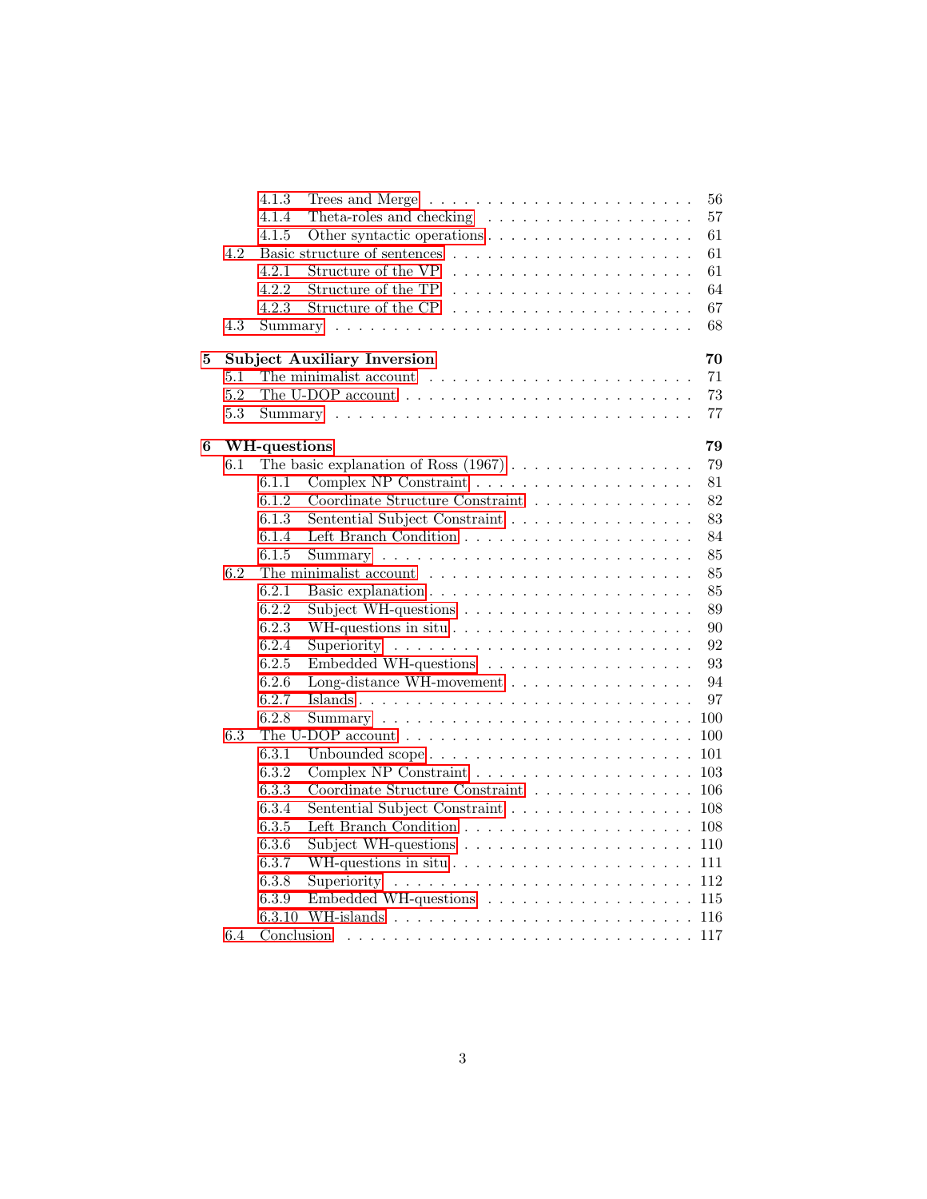- 4.1.3 Trees and Merge . . . 56
- 4.1.4 Theta-roles and checking . . . 57
- 4.1.5 Other syntactic operations . . . 61
- 4.2 Basic structure of sentences . . . 61
  - 4.2.1 Structure of the VP . . . 61
  - 4.2.2 Structure of the TP . . . 64
  - 4.2.3 Structure of the CP . . . 67
- 4.3 Summary . . . 68

**5 Subject Auxiliary Inversion** **70**
- 5.1 The minimalist account . . . 71
- 5.2 The U-DOP account . . . 73
- 5.3 Summary . . . 77

**6 WH-questions** **79**
- 6.1 The basic explanation of Ross (1967) . . . 79
  - 6.1.1 Complex NP Constraint . . . 81
  - 6.1.2 Coordinate Structure Constraint . . . 82
  - 6.1.3 Sentential Subject Constraint . . . 83
  - 6.1.4 Left Branch Condition . . . 84
  - 6.1.5 Summary . . . 85
- 6.2 The minimalist account . . . 85
  - 6.2.1 Basic explanation . . . 85
  - 6.2.2 Subject WH-questions . . . 89
  - 6.2.3 WH-questions in situ . . . 90
  - 6.2.4 Superiority . . . 92
  - 6.2.5 Embedded WH-questions . . . 93
  - 6.2.6 Long-distance WH-movement . . . 94
  - 6.2.7 Islands . . . 97
  - 6.2.8 Summary . . . 100
- 6.3 The U-DOP account . . . 100
  - 6.3.1 Unbounded scope . . . 101
  - 6.3.2 Complex NP Constraint . . . 103
  - 6.3.3 Coordinate Structure Constraint . . . 106
  - 6.3.4 Sentential Subject Constraint . . . 108
  - 6.3.5 Left Branch Condition . . . 108
  - 6.3.6 Subject WH-questions . . . 110
  - 6.3.7 WH-questions in situ . . . 111
  - 6.3.8 Superiority . . . 112
  - 6.3.9 Embedded WH-questions . . . 115
  - 6.3.10 WH-islands . . . 116
- 6.4 Conclusion . . . 117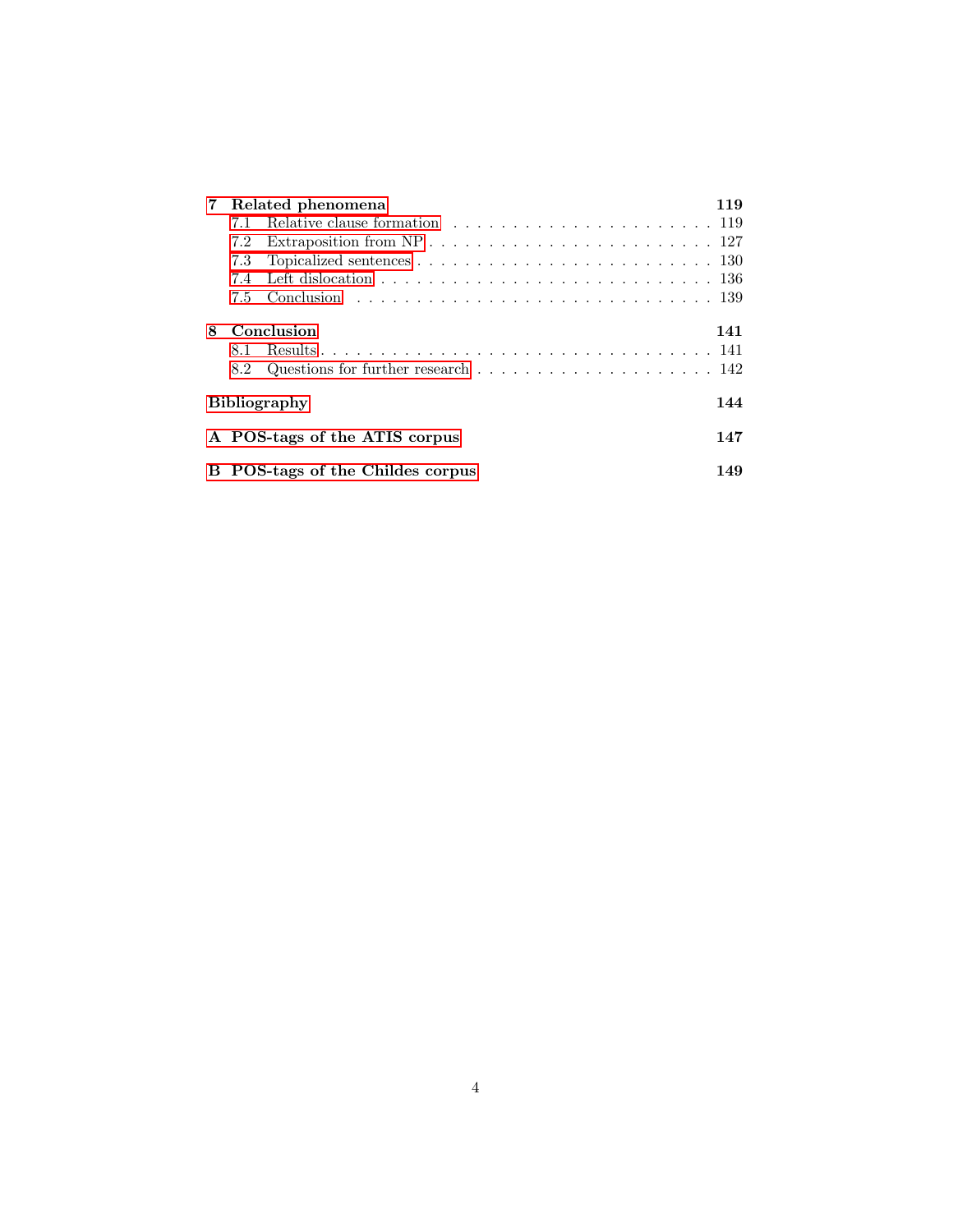**7 Related phenomena** **119**

- 7.1 Relative clause formation . . . . . . . . . . . . . . . . . . . . . . 119
- 7.2 Extraposition from NP . . . . . . . . . . . . . . . . . . . . . . . . 127
- 7.3 Topicalized sentences . . . . . . . . . . . . . . . . . . . . . . . . 130
- 7.4 Left dislocation . . . . . . . . . . . . . . . . . . . . . . . . . . . 136
- 7.5 Conclusion . . . . . . . . . . . . . . . . . . . . . . . . . . . . . 139

**8 Conclusion** **141**

- 8.1 Results . . . . . . . . . . . . . . . . . . . . . . . . . . . . . . . 141
- 8.2 Questions for further research . . . . . . . . . . . . . . . . . . . 142

**Bibliography** **144**

**A POS-tags of the ATIS corpus** **147**

**B POS-tags of the Childes corpus** **149**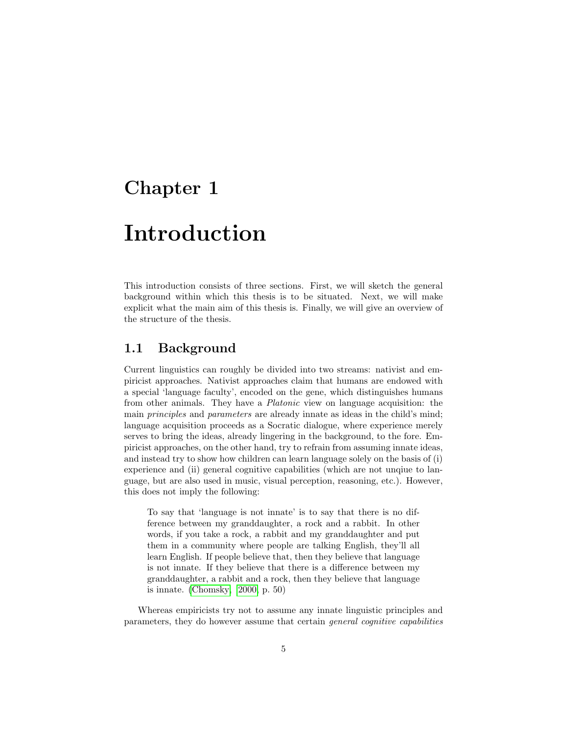# Chapter 1

# Introduction

This introduction consists of three sections. First, we will sketch the general background within which this thesis is to be situated. Next, we will make explicit what the main aim of this thesis is. Finally, we will give an overview of the structure of the thesis.

## 1.1 Background

Current linguistics can roughly be divided into two streams: nativist and empiricist approaches. Nativist approaches claim that humans are endowed with a special 'language faculty', encoded on the gene, which distinguishes humans from other animals. They have a *Platonic* view on language acquisition: the main *principles* and *parameters* are already innate as ideas in the child's mind; language acquisition proceeds as a Socratic dialogue, where experience merely serves to bring the ideas, already lingering in the background, to the fore. Empiricist approaches, on the other hand, try to refrain from assuming innate ideas, and instead try to show how children can learn language solely on the basis of (i) experience and (ii) general cognitive capabilities (which are not unqiue to language, but are also used in music, visual perception, reasoning, etc.). However, this does not imply the following:

> To say that 'language is not innate' is to say that there is no difference between my granddaughter, a rock and a rabbit. In other words, if you take a rock, a rabbit and my granddaughter and put them in a community where people are talking English, they'll all learn English. If people believe that, then they believe that language is not innate. If they believe that there is a difference between my granddaughter, a rabbit and a rock, then they believe that language is innate. (Chomsky, 2000, p. 50)

Whereas empiricists try not to assume any innate linguistic principles and parameters, they do however assume that certain *general cognitive capabilities*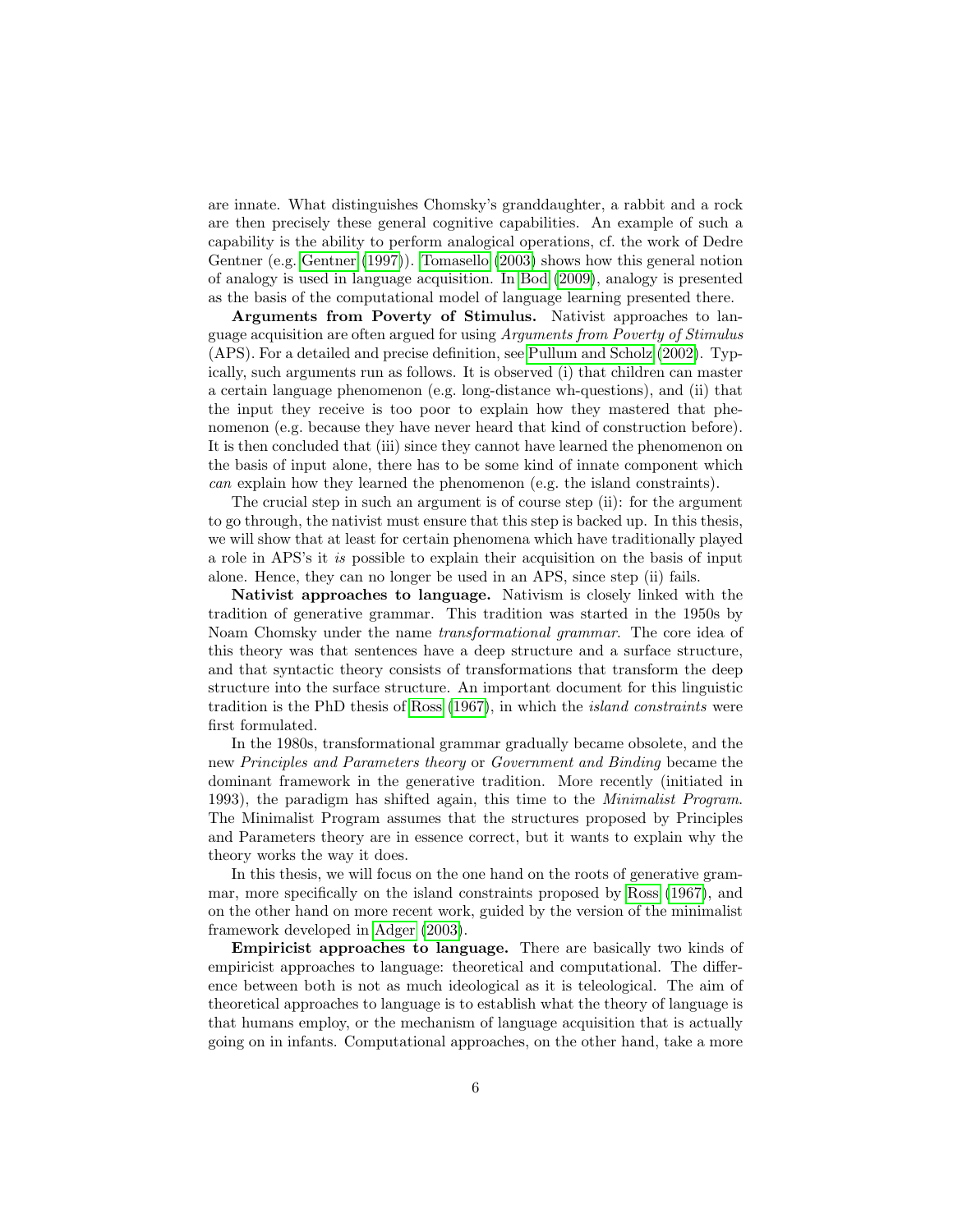are innate. What distinguishes Chomsky's granddaughter, a rabbit and a rock are then precisely these general cognitive capabilities. An example of such a capability is the ability to perform analogical operations, cf. the work of Dedre Gentner (e.g. Gentner (1997)). Tomasello (2003) shows how this general notion of analogy is used in language acquisition. In Bod (2009), analogy is presented as the basis of the computational model of language learning presented there.

**Arguments from Poverty of Stimulus.** Nativist approaches to language acquisition are often argued for using *Arguments from Poverty of Stimulus* (APS). For a detailed and precise definition, see Pullum and Scholz (2002). Typically, such arguments run as follows. It is observed (i) that children can master a certain language phenomenon (e.g. long-distance wh-questions), and (ii) that the input they receive is too poor to explain how they mastered that phenomenon (e.g. because they have never heard that kind of construction before). It is then concluded that (iii) since they cannot have learned the phenomenon on the basis of input alone, there has to be some kind of innate component which *can* explain how they learned the phenomenon (e.g. the island constraints).

The crucial step in such an argument is of course step (ii): for the argument to go through, the nativist must ensure that this step is backed up. In this thesis, we will show that at least for certain phenomena which have traditionally played a role in APS's it *is* possible to explain their acquisition on the basis of input alone. Hence, they can no longer be used in an APS, since step (ii) fails.

**Nativist approaches to language.** Nativism is closely linked with the tradition of generative grammar. This tradition was started in the 1950s by Noam Chomsky under the name *transformational grammar*. The core idea of this theory was that sentences have a deep structure and a surface structure, and that syntactic theory consists of transformations that transform the deep structure into the surface structure. An important document for this linguistic tradition is the PhD thesis of Ross (1967), in which the *island constraints* were first formulated.

In the 1980s, transformational grammar gradually became obsolete, and the new *Principles and Parameters theory* or *Government and Binding* became the dominant framework in the generative tradition. More recently (initiated in 1993), the paradigm has shifted again, this time to the *Minimalist Program*. The Minimalist Program assumes that the structures proposed by Principles and Parameters theory are in essence correct, but it wants to explain why the theory works the way it does.

In this thesis, we will focus on the one hand on the roots of generative grammar, more specifically on the island constraints proposed by Ross (1967), and on the other hand on more recent work, guided by the version of the minimalist framework developed in Adger (2003).

**Empiricist approaches to language.** There are basically two kinds of empiricist approaches to language: theoretical and computational. The difference between both is not as much ideological as it is teleological. The aim of theoretical approaches to language is to establish what the theory of language is that humans employ, or the mechanism of language acquisition that is actually going on in infants. Computational approaches, on the other hand, take a more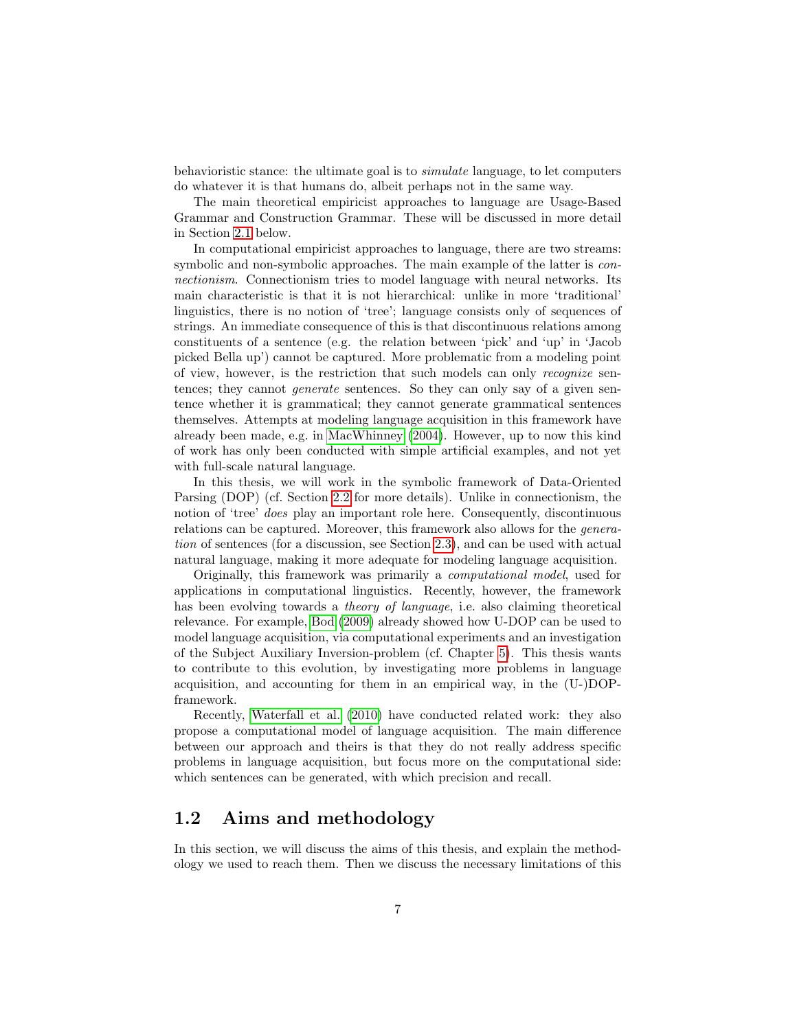behavioristic stance: the ultimate goal is to *simulate* language, to let computers do whatever it is that humans do, albeit perhaps not in the same way.

The main theoretical empiricist approaches to language are Usage-Based Grammar and Construction Grammar. These will be discussed in more detail in Section 2.1 below.

In computational empiricist approaches to language, there are two streams: symbolic and non-symbolic approaches. The main example of the latter is *connectionism*. Connectionism tries to model language with neural networks. Its main characteristic is that it is not hierarchical: unlike in more 'traditional' linguistics, there is no notion of 'tree'; language consists only of sequences of strings. An immediate consequence of this is that discontinuous relations among constituents of a sentence (e.g. the relation between 'pick' and 'up' in 'Jacob picked Bella up') cannot be captured. More problematic from a modeling point of view, however, is the restriction that such models can only *recognize* sentences; they cannot *generate* sentences. So they can only say of a given sentence whether it is grammatical; they cannot generate grammatical sentences themselves. Attempts at modeling language acquisition in this framework have already been made, e.g. in MacWhinney (2004). However, up to now this kind of work has only been conducted with simple artificial examples, and not yet with full-scale natural language.

In this thesis, we will work in the symbolic framework of Data-Oriented Parsing (DOP) (cf. Section 2.2 for more details). Unlike in connectionism, the notion of 'tree' *does* play an important role here. Consequently, discontinuous relations can be captured. Moreover, this framework also allows for the *generation* of sentences (for a discussion, see Section 2.3), and can be used with actual natural language, making it more adequate for modeling language acquisition.

Originally, this framework was primarily a *computational model*, used for applications in computational linguistics. Recently, however, the framework has been evolving towards a *theory of language*, i.e. also claiming theoretical relevance. For example, Bod (2009) already showed how U-DOP can be used to model language acquisition, via computational experiments and an investigation of the Subject Auxiliary Inversion-problem (cf. Chapter 5). This thesis wants to contribute to this evolution, by investigating more problems in language acquisition, and accounting for them in an empirical way, in the (U-)DOP-framework.

Recently, Waterfall et al. (2010) have conducted related work: they also propose a computational model of language acquisition. The main difference between our approach and theirs is that they do not really address specific problems in language acquisition, but focus more on the computational side: which sentences can be generated, with which precision and recall.

## 1.2 Aims and methodology

In this section, we will discuss the aims of this thesis, and explain the methodology we used to reach them. Then we discuss the necessary limitations of this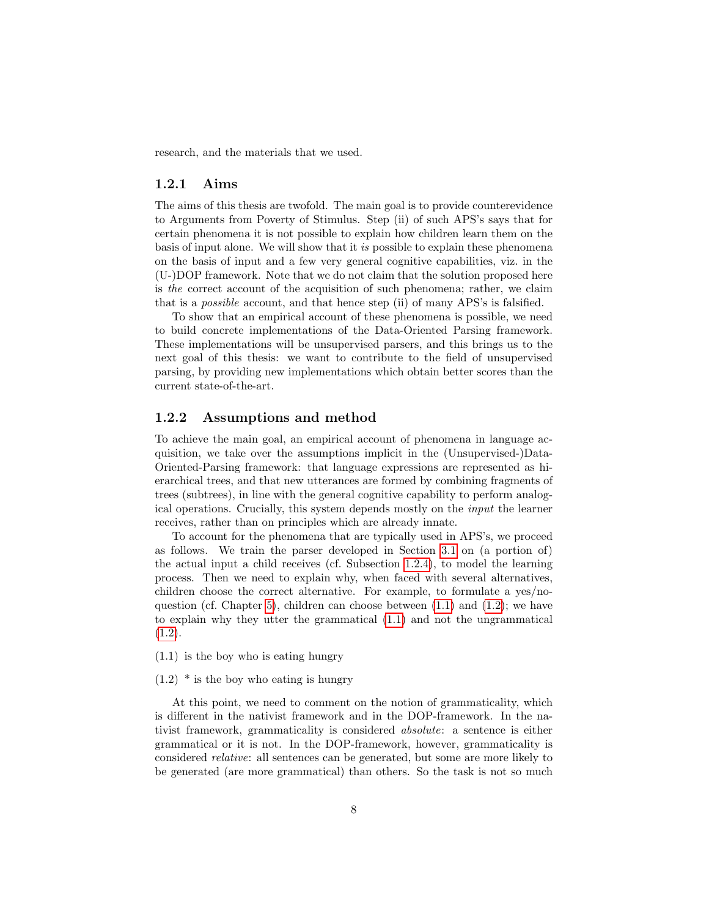research, and the materials that we used.

### 1.2.1 Aims

The aims of this thesis are twofold. The main goal is to provide counterevidence to Arguments from Poverty of Stimulus. Step (ii) of such APS's says that for certain phenomena it is not possible to explain how children learn them on the basis of input alone. We will show that it *is* possible to explain these phenomena on the basis of input and a few very general cognitive capabilities, viz. in the (U-)DOP framework. Note that we do not claim that the solution proposed here is *the* correct account of the acquisition of such phenomena; rather, we claim that is a *possible* account, and that hence step (ii) of many APS's is falsified.

To show that an empirical account of these phenomena is possible, we need to build concrete implementations of the Data-Oriented Parsing framework. These implementations will be unsupervised parsers, and this brings us to the next goal of this thesis: we want to contribute to the field of unsupervised parsing, by providing new implementations which obtain better scores than the current state-of-the-art.

### 1.2.2 Assumptions and method

To achieve the main goal, an empirical account of phenomena in language acquisition, we take over the assumptions implicit in the (Unsupervised-)Data-Oriented-Parsing framework: that language expressions are represented as hierarchical trees, and that new utterances are formed by combining fragments of trees (subtrees), in line with the general cognitive capability to perform analogical operations. Crucially, this system depends mostly on the *input* the learner receives, rather than on principles which are already innate.

To account for the phenomena that are typically used in APS's, we proceed as follows. We train the parser developed in Section 3.1 on (a portion of) the actual input a child receives (cf. Subsection 1.2.4), to model the learning process. Then we need to explain why, when faced with several alternatives, children choose the correct alternative. For example, to formulate a yes/no-question (cf. Chapter 5), children can choose between (1.1) and (1.2); we have to explain why they utter the grammatical (1.1) and not the ungrammatical (1.2).

(1.1) is the boy who is eating hungry

(1.2) * is the boy who eating is hungry

At this point, we need to comment on the notion of grammaticality, which is different in the nativist framework and in the DOP-framework. In the nativist framework, grammaticality is considered *absolute*: a sentence is either grammatical or it is not. In the DOP-framework, however, grammaticality is considered *relative*: all sentences can be generated, but some are more likely to be generated (are more grammatical) than others. So the task is not so much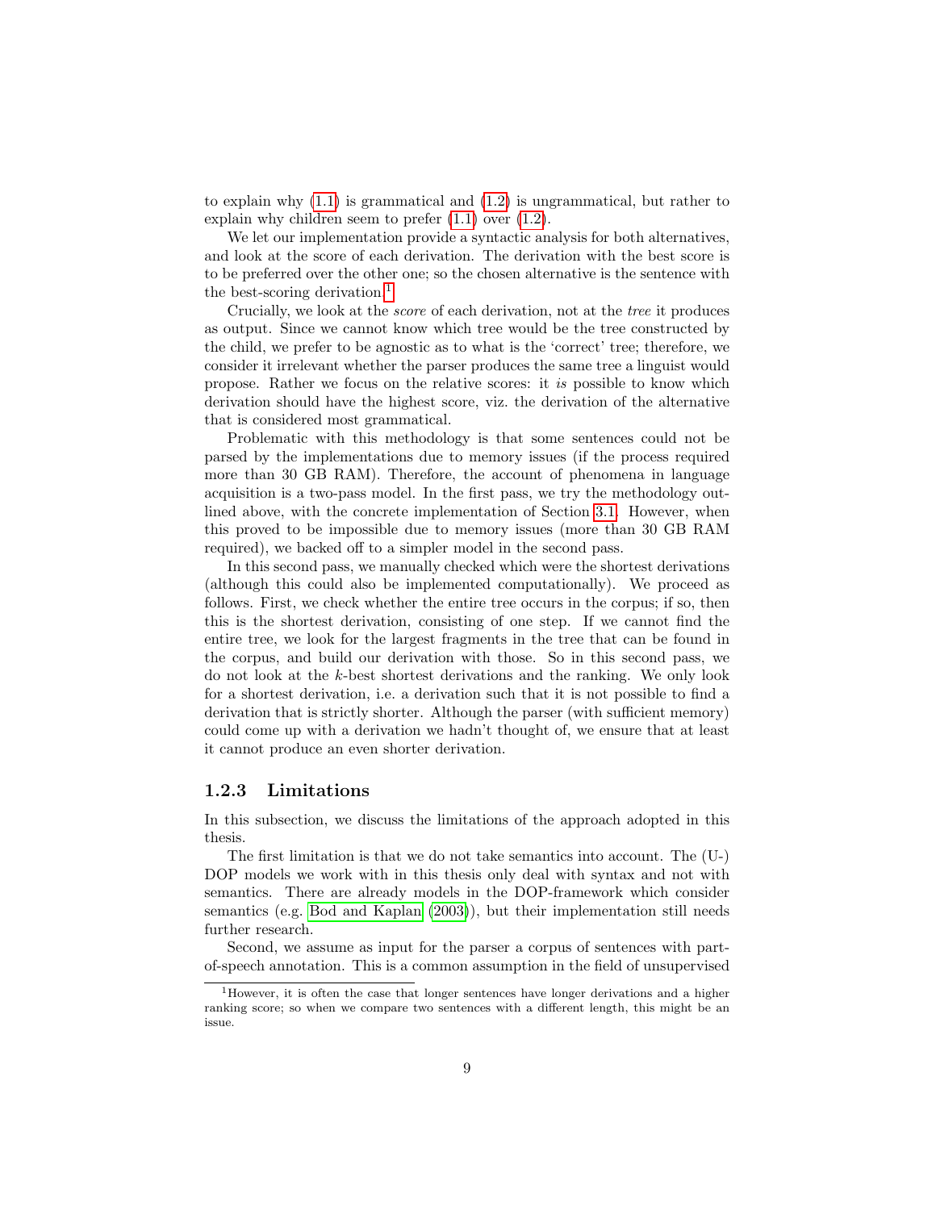to explain why (1.1) is grammatical and (1.2) is ungrammatical, but rather to explain why children seem to prefer (1.1) over (1.2).

We let our implementation provide a syntactic analysis for both alternatives, and look at the score of each derivation. The derivation with the best score is to be preferred over the other one; so the chosen alternative is the sentence with the best-scoring derivation.[1]

Crucially, we look at the *score* of each derivation, not at the *tree* it produces as output. Since we cannot know which tree would be the tree constructed by the child, we prefer to be agnostic as to what is the 'correct' tree; therefore, we consider it irrelevant whether the parser produces the same tree a linguist would propose. Rather we focus on the relative scores: it *is* possible to know which derivation should have the highest score, viz. the derivation of the alternative that is considered most grammatical.

Problematic with this methodology is that some sentences could not be parsed by the implementations due to memory issues (if the process required more than 30 GB RAM). Therefore, the account of phenomena in language acquisition is a two-pass model. In the first pass, we try the methodology outlined above, with the concrete implementation of Section 3.1. However, when this proved to be impossible due to memory issues (more than 30 GB RAM required), we backed off to a simpler model in the second pass.

In this second pass, we manually checked which were the shortest derivations (although this could also be implemented computationally). We proceed as follows. First, we check whether the entire tree occurs in the corpus; if so, then this is the shortest derivation, consisting of one step. If we cannot find the entire tree, we look for the largest fragments in the tree that can be found in the corpus, and build our derivation with those. So in this second pass, we do not look at the $k$-best shortest derivations and the ranking. We only look for a shortest derivation, i.e. a derivation such that it is not possible to find a derivation that is strictly shorter. Although the parser (with sufficient memory) could come up with a derivation we hadn't thought of, we ensure that at least it cannot produce an even shorter derivation.

### 1.2.3 Limitations

In this subsection, we discuss the limitations of the approach adopted in this thesis.

The first limitation is that we do not take semantics into account. The (U-)DOP models we work with in this thesis only deal with syntax and not with semantics. There are already models in the DOP-framework which consider semantics (e.g. Bod and Kaplan (2003)), but their implementation still needs further research.

Second, we assume as input for the parser a corpus of sentences with part-of-speech annotation. This is a common assumption in the field of unsupervised

[1] However, it is often the case that longer sentences have longer derivations and a higher ranking score; so when we compare two sentences with a different length, this might be an issue.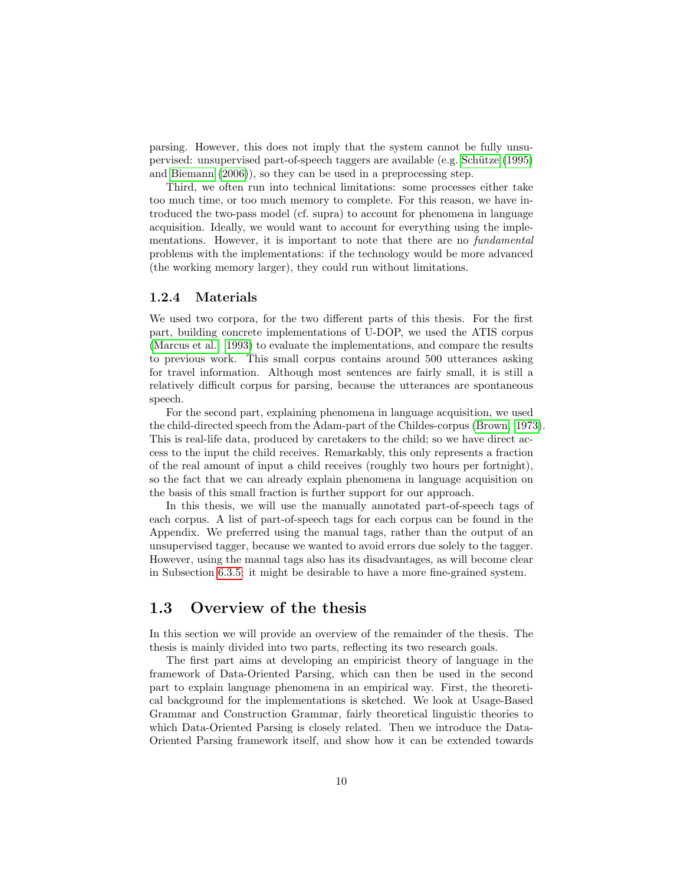parsing. However, this does not imply that the system cannot be fully unsupervised: unsupervised part-of-speech taggers are available (e.g. Schütze (1995) and Biemann (2006)), so they can be used in a preprocessing step.

Third, we often run into technical limitations: some processes either take too much time, or too much memory to complete. For this reason, we have introduced the two-pass model (cf. supra) to account for phenomena in language acquisition. Ideally, we would want to account for everything using the implementations. However, it is important to note that there are no *fundamental* problems with the implementations: if the technology would be more advanced (the working memory larger), they could run without limitations.

### 1.2.4 Materials

We used two corpora, for the two different parts of this thesis. For the first part, building concrete implementations of U-DOP, we used the ATIS corpus (Marcus et al., 1993) to evaluate the implementations, and compare the results to previous work. This small corpus contains around 500 utterances asking for travel information. Although most sentences are fairly small, it is still a relatively difficult corpus for parsing, because the utterances are spontaneous speech.

For the second part, explaining phenomena in language acquisition, we used the child-directed speech from the Adam-part of the Childes-corpus (Brown, 1973). This is real-life data, produced by caretakers to the child; so we have direct access to the input the child receives. Remarkably, this only represents a fraction of the real amount of input a child receives (roughly two hours per fortnight), so the fact that we can already explain phenomena in language acquisition on the basis of this small fraction is further support for our approach.

In this thesis, we will use the manually annotated part-of-speech tags of each corpus. A list of part-of-speech tags for each corpus can be found in the Appendix. We preferred using the manual tags, rather than the output of an unsupervised tagger, because we wanted to avoid errors due solely to the tagger. However, using the manual tags also has its disadvantages, as will become clear in Subsection 6.3.5: it might be desirable to have a more fine-grained system.

## 1.3 Overview of the thesis

In this section we will provide an overview of the remainder of the thesis. The thesis is mainly divided into two parts, reflecting its two research goals.

The first part aims at developing an empiricist theory of language in the framework of Data-Oriented Parsing, which can then be used in the second part to explain language phenomena in an empirical way. First, the theoretical background for the implementations is sketched. We look at Usage-Based Grammar and Construction Grammar, fairly theoretical linguistic theories to which Data-Oriented Parsing is closely related. Then we introduce the Data-Oriented Parsing framework itself, and show how it can be extended towards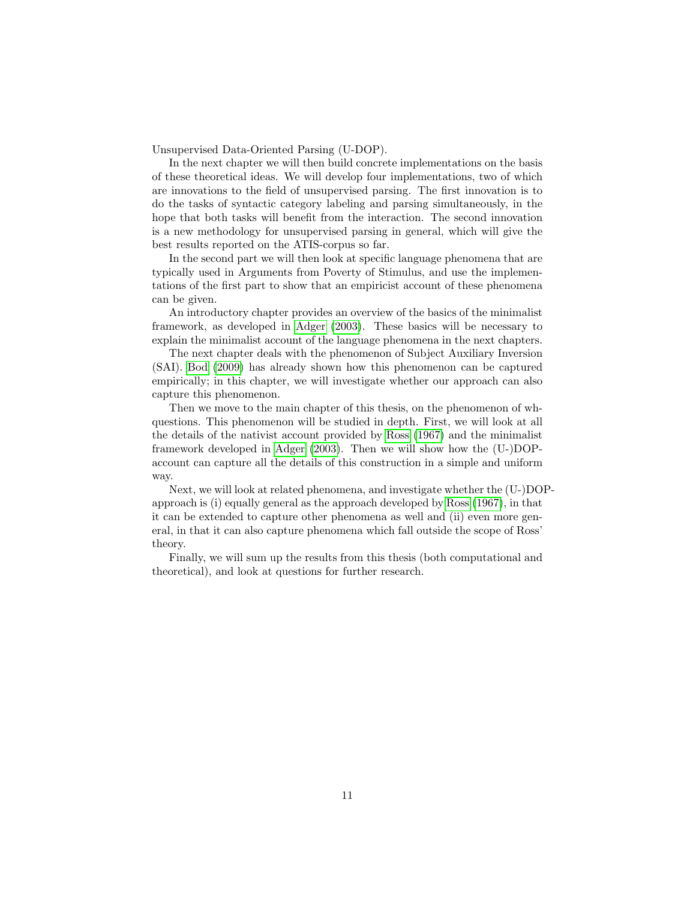Unsupervised Data-Oriented Parsing (U-DOP).

In the next chapter we will then build concrete implementations on the basis of these theoretical ideas. We will develop four implementations, two of which are innovations to the field of unsupervised parsing. The first innovation is to do the tasks of syntactic category labeling and parsing simultaneously, in the hope that both tasks will benefit from the interaction. The second innovation is a new methodology for unsupervised parsing in general, which will give the best results reported on the ATIS-corpus so far.

In the second part we will then look at specific language phenomena that are typically used in Arguments from Poverty of Stimulus, and use the implementations of the first part to show that an empiricist account of these phenomena can be given.

An introductory chapter provides an overview of the basics of the minimalist framework, as developed in Adger (2003). These basics will be necessary to explain the minimalist account of the language phenomena in the next chapters.

The next chapter deals with the phenomenon of Subject Auxiliary Inversion (SAI). Bod (2009) has already shown how this phenomenon can be captured empirically; in this chapter, we will investigate whether our approach can also capture this phenomenon.

Then we move to the main chapter of this thesis, on the phenomenon of wh-questions. This phenomenon will be studied in depth. First, we will look at all the details of the nativist account provided by Ross (1967) and the minimalist framework developed in Adger (2003). Then we will show how the (U-)DOP-account can capture all the details of this construction in a simple and uniform way.

Next, we will look at related phenomena, and investigate whether the (U-)DOP-approach is (i) equally general as the approach developed by Ross (1967), in that it can be extended to capture other phenomena as well and (ii) even more general, in that it can also capture phenomena which fall outside the scope of Ross' theory.

Finally, we will sum up the results from this thesis (both computational and theoretical), and look at questions for further research.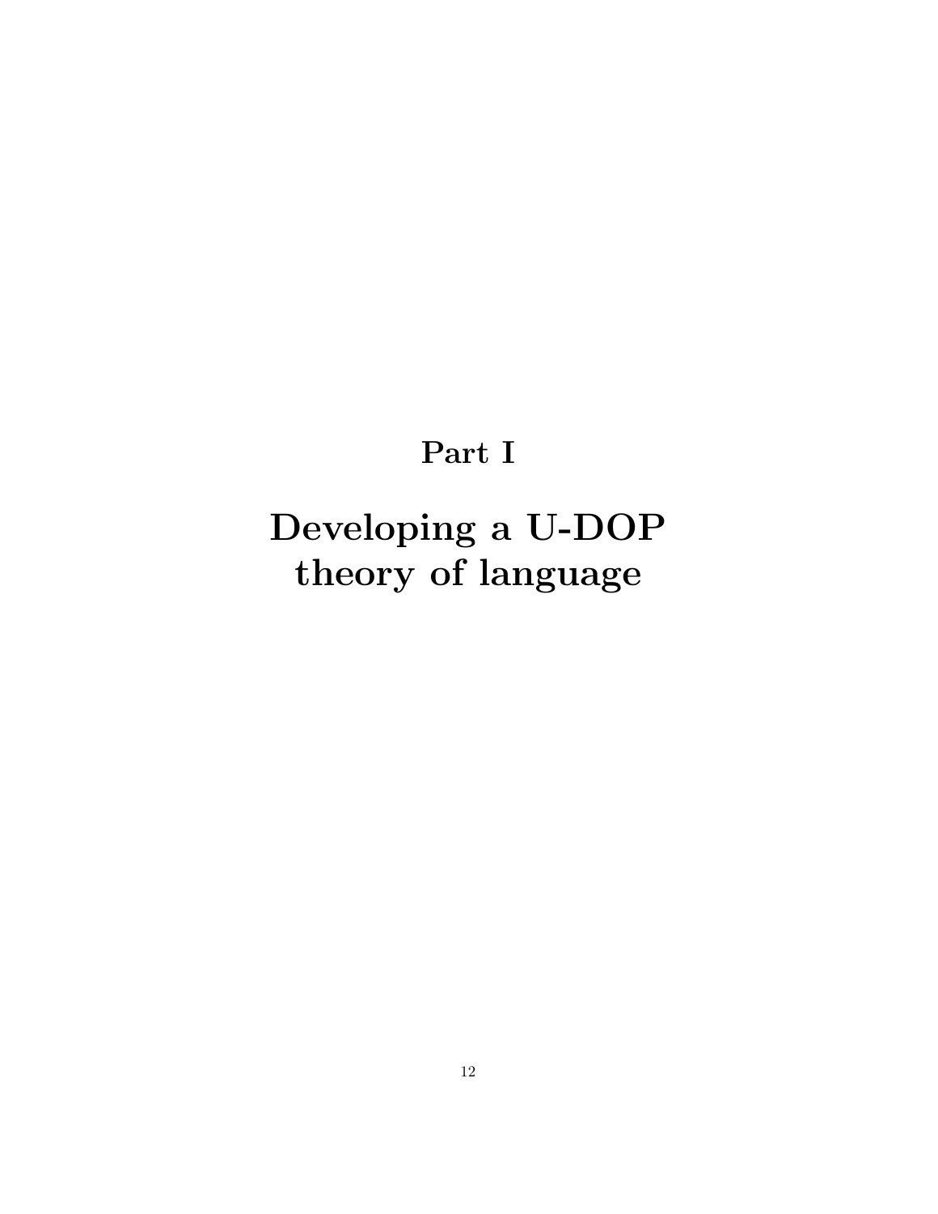# Part I

# Developing a U-DOP theory of language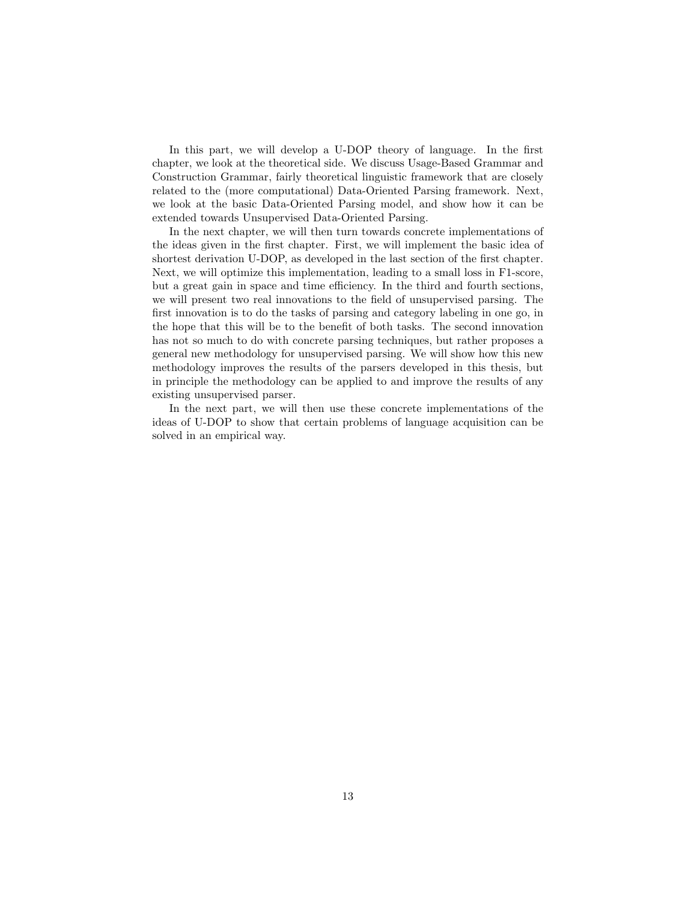In this part, we will develop a U-DOP theory of language. In the first chapter, we look at the theoretical side. We discuss Usage-Based Grammar and Construction Grammar, fairly theoretical linguistic framework that are closely related to the (more computational) Data-Oriented Parsing framework. Next, we look at the basic Data-Oriented Parsing model, and show how it can be extended towards Unsupervised Data-Oriented Parsing.

In the next chapter, we will then turn towards concrete implementations of the ideas given in the first chapter. First, we will implement the basic idea of shortest derivation U-DOP, as developed in the last section of the first chapter. Next, we will optimize this implementation, leading to a small loss in F1-score, but a great gain in space and time efficiency. In the third and fourth sections, we will present two real innovations to the field of unsupervised parsing. The first innovation is to do the tasks of parsing and category labeling in one go, in the hope that this will be to the benefit of both tasks. The second innovation has not so much to do with concrete parsing techniques, but rather proposes a general new methodology for unsupervised parsing. We will show how this new methodology improves the results of the parsers developed in this thesis, but in principle the methodology can be applied to and improve the results of any existing unsupervised parser.

In the next part, we will then use these concrete implementations of the ideas of U-DOP to show that certain problems of language acquisition can be solved in an empirical way.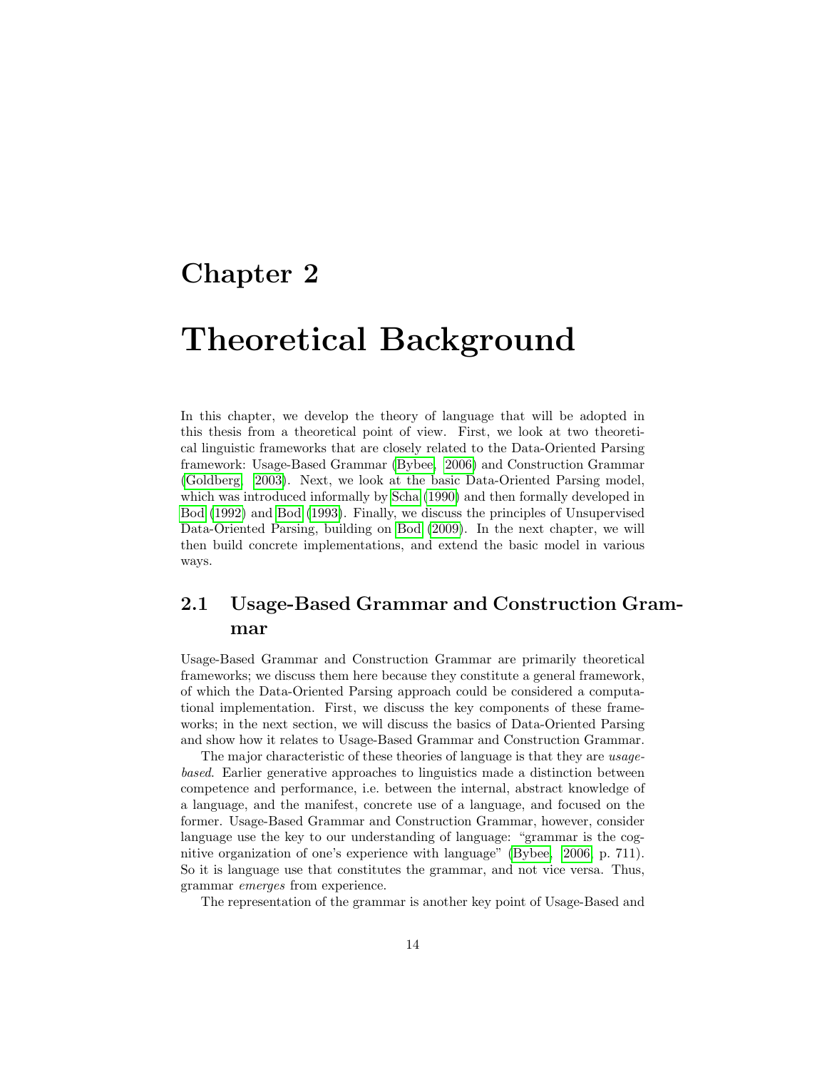# Chapter 2

# Theoretical Background

In this chapter, we develop the theory of language that will be adopted in this thesis from a theoretical point of view. First, we look at two theoretical linguistic frameworks that are closely related to the Data-Oriented Parsing framework: Usage-Based Grammar (Bybee, 2006) and Construction Grammar (Goldberg, 2003). Next, we look at the basic Data-Oriented Parsing model, which was introduced informally by Scha (1990) and then formally developed in Bod (1992) and Bod (1993). Finally, we discuss the principles of Unsupervised Data-Oriented Parsing, building on Bod (2009). In the next chapter, we will then build concrete implementations, and extend the basic model in various ways.

## 2.1 Usage-Based Grammar and Construction Grammar

Usage-Based Grammar and Construction Grammar are primarily theoretical frameworks; we discuss them here because they constitute a general framework, of which the Data-Oriented Parsing approach could be considered a computational implementation. First, we discuss the key components of these frameworks; in the next section, we will discuss the basics of Data-Oriented Parsing and show how it relates to Usage-Based Grammar and Construction Grammar.

The major characteristic of these theories of language is that they are *usage-based*. Earlier generative approaches to linguistics made a distinction between competence and performance, i.e. between the internal, abstract knowledge of a language, and the manifest, concrete use of a language, and focused on the former. Usage-Based Grammar and Construction Grammar, however, consider language use the key to our understanding of language: "grammar is the cognitive organization of one's experience with language" (Bybee, 2006, p. 711). So it is language use that constitutes the grammar, and not vice versa. Thus, grammar *emerges* from experience.

The representation of the grammar is another key point of Usage-Based and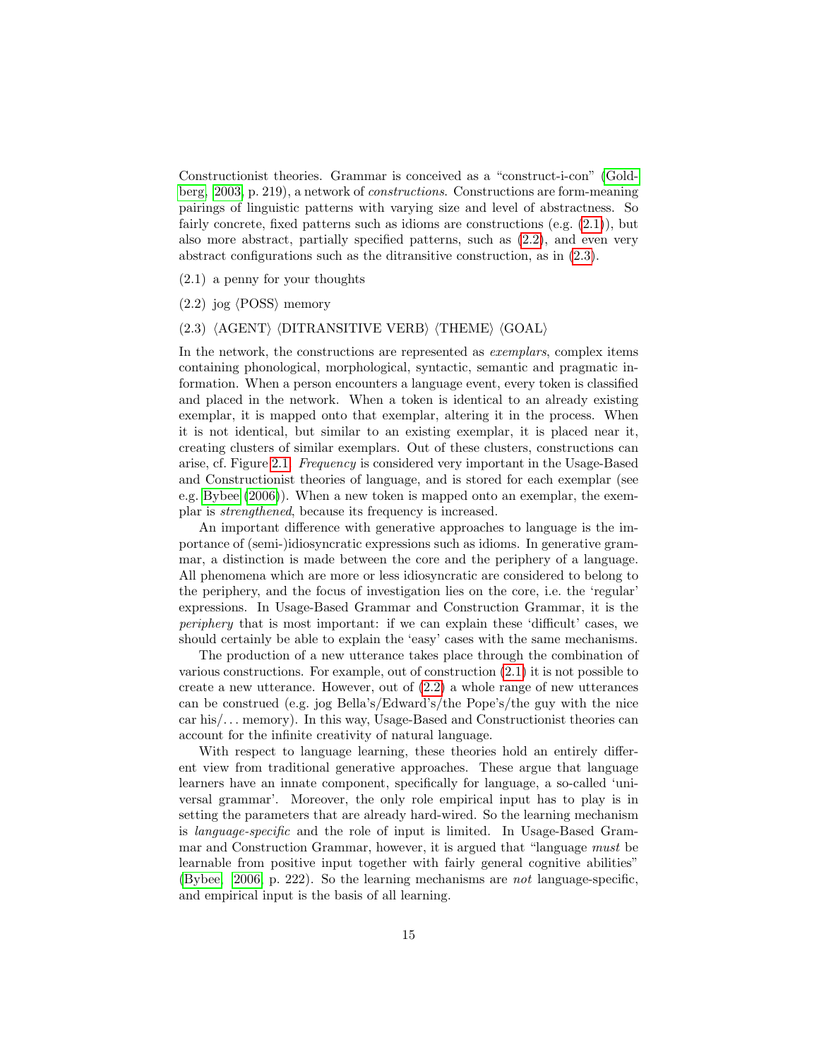Constructionist theories. Grammar is conceived as a "construct-i-con" (Goldberg, 2003, p. 219), a network of *constructions*. Constructions are form-meaning pairings of linguistic patterns with varying size and level of abstractness. So fairly concrete, fixed patterns such as idioms are constructions (e.g. (2.1)), but also more abstract, partially specified patterns, such as (2.2), and even very abstract configurations such as the ditransitive construction, as in (2.3).

(2.1) a penny for your thoughts

(2.2) jog ⟨POSS⟩ memory

(2.3) ⟨AGENT⟩ ⟨DITRANSITIVE VERB⟩ ⟨THEME⟩ ⟨GOAL⟩

In the network, the constructions are represented as *exemplars*, complex items containing phonological, morphological, syntactic, semantic and pragmatic information. When a person encounters a language event, every token is classified and placed in the network. When a token is identical to an already existing exemplar, it is mapped onto that exemplar, altering it in the process. When it is not identical, but similar to an existing exemplar, it is placed near it, creating clusters of similar exemplars. Out of these clusters, constructions can arise, cf. Figure 2.1. *Frequency* is considered very important in the Usage-Based and Constructionist theories of language, and is stored for each exemplar (see e.g. Bybee (2006)). When a new token is mapped onto an exemplar, the exemplar is *strengthened*, because its frequency is increased.

An important difference with generative approaches to language is the importance of (semi-)idiosyncratic expressions such as idioms. In generative grammar, a distinction is made between the core and the periphery of a language. All phenomena which are more or less idiosyncratic are considered to belong to the periphery, and the focus of investigation lies on the core, i.e. the 'regular' expressions. In Usage-Based Grammar and Construction Grammar, it is the *periphery* that is most important: if we can explain these 'difficult' cases, we should certainly be able to explain the 'easy' cases with the same mechanisms.

The production of a new utterance takes place through the combination of various constructions. For example, out of construction (2.1) it is not possible to create a new utterance. However, out of (2.2) a whole range of new utterances can be construed (e.g. jog Bella's/Edward's/the Pope's/the guy with the nice car his/... memory). In this way, Usage-Based and Constructionist theories can account for the infinite creativity of natural language.

With respect to language learning, these theories hold an entirely different view from traditional generative approaches. These argue that language learners have an innate component, specifically for language, a so-called 'universal grammar'. Moreover, the only role empirical input has to play is in setting the parameters that are already hard-wired. So the learning mechanism is *language-specific* and the role of input is limited. In Usage-Based Grammar and Construction Grammar, however, it is argued that "language *must* be learnable from positive input together with fairly general cognitive abilities" (Bybee, 2006, p. 222). So the learning mechanisms are *not* language-specific, and empirical input is the basis of all learning.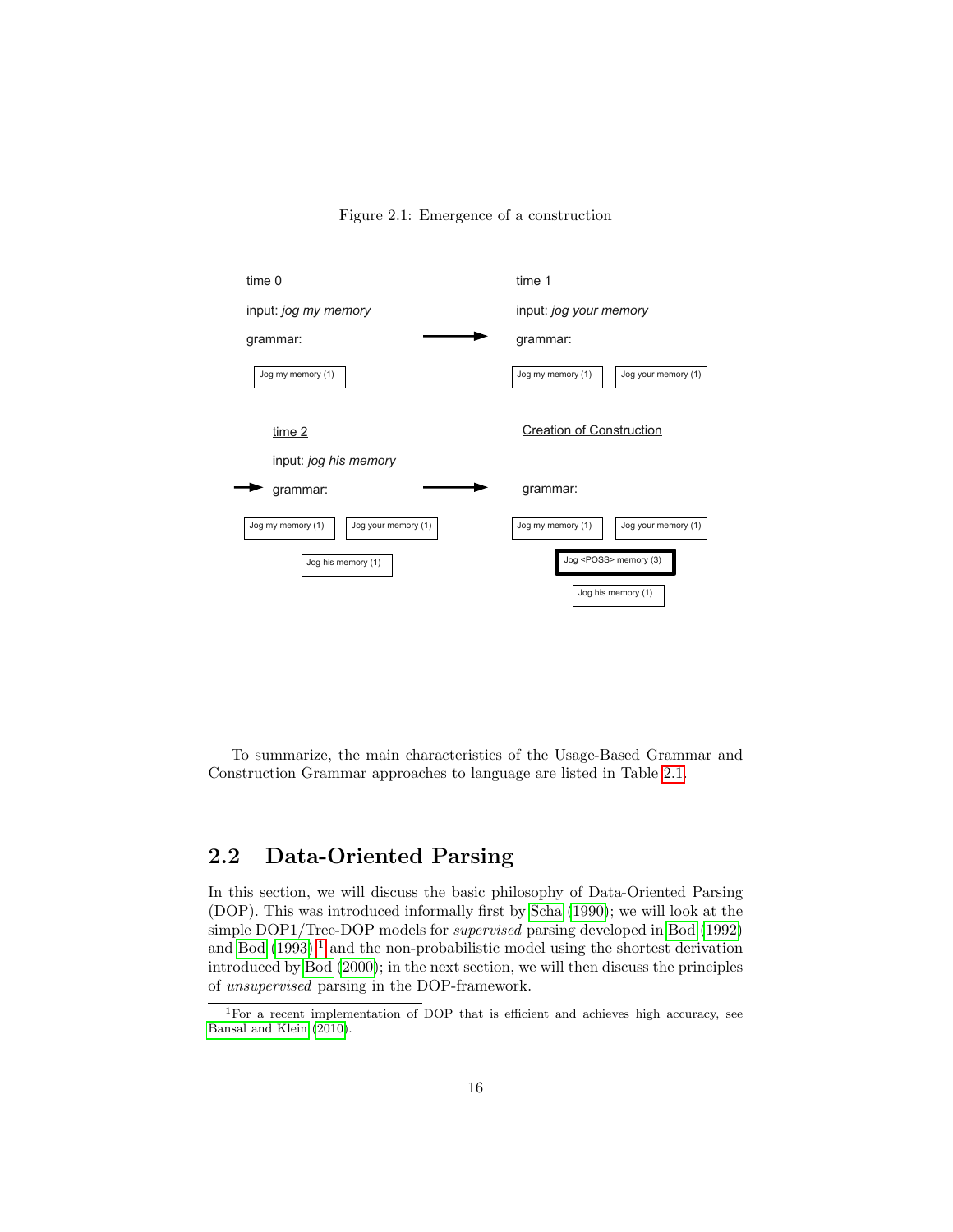Figure 2.1: Emergence of a construction

time 0

input: *jog my memory*

grammar:

Jog my memory (1)

time 1

input: *jog your memory*

grammar:

Jog my memory (1) | Jog your memory (1)

time 2

input: *jog his memory*

grammar:

Jog my memory (1) | Jog your memory (1) | Jog his memory (1)

Creation of Construction

grammar:

Jog my memory (1) | Jog your memory (1) | **Jog <POSS> memory (3)** | Jog his memory (1)

To summarize, the main characteristics of the Usage-Based Grammar and Construction Grammar approaches to language are listed in Table 2.1.

## 2.2 Data-Oriented Parsing

In this section, we will discuss the basic philosophy of Data-Oriented Parsing (DOP). This was introduced informally first by Scha (1990); we will look at the simple DOP1/Tree-DOP models for *supervised* parsing developed in Bod (1992) and Bod (1993),[1] and the non-probabilistic model using the shortest derivation introduced by Bod (2000); in the next section, we will then discuss the principles of *unsupervised* parsing in the DOP-framework.

[1] For a recent implementation of DOP that is efficient and achieves high accuracy, see Bansal and Klein (2010).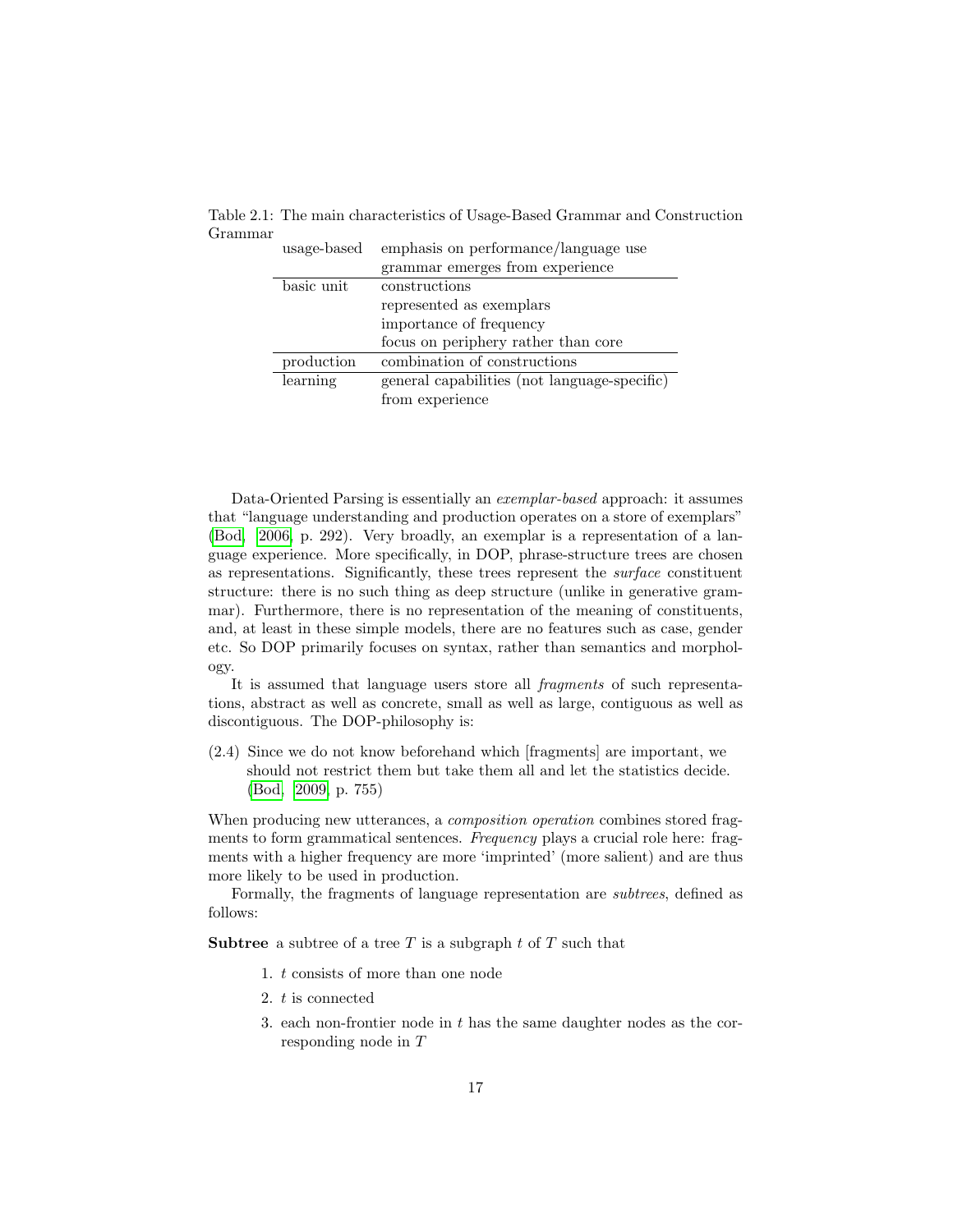Table 2.1: The main characteristics of Usage-Based Grammar and Construction Grammar

| | |
|---|---|
| usage-based | emphasis on performance/language use |
| | grammar emerges from experience |
| basic unit | constructions |
| | represented as exemplars |
| | importance of frequency |
| | focus on periphery rather than core |
| production | combination of constructions |
| learning | general capabilities (not language-specific) |
| | from experience |

Data-Oriented Parsing is essentially an *exemplar-based* approach: it assumes that "language understanding and production operates on a store of exemplars" (Bod, 2006, p. 292). Very broadly, an exemplar is a representation of a language experience. More specifically, in DOP, phrase-structure trees are chosen as representations. Significantly, these trees represent the *surface* constituent structure: there is no such thing as deep structure (unlike in generative grammar). Furthermore, there is no representation of the meaning of constituents, and, at least in these simple models, there are no features such as case, gender etc. So DOP primarily focuses on syntax, rather than semantics and morphology.

It is assumed that language users store all *fragments* of such representations, abstract as well as concrete, small as well as large, contiguous as well as discontiguous. The DOP-philosophy is:

(2.4) Since we do not know beforehand which [fragments] are important, we should not restrict them but take them all and let the statistics decide. (Bod, 2009, p. 755)

When producing new utterances, a *composition operation* combines stored fragments to form grammatical sentences. *Frequency* plays a crucial role here: fragments with a higher frequency are more 'imprinted' (more salient) and are thus more likely to be used in production.

Formally, the fragments of language representation are *subtrees*, defined as follows:

**Subtree** a subtree of a tree $T$ is a subgraph $t$ of $T$ such that

1. $t$ consists of more than one node
2. $t$ is connected
3. each non-frontier node in $t$ has the same daughter nodes as the corresponding node in $T$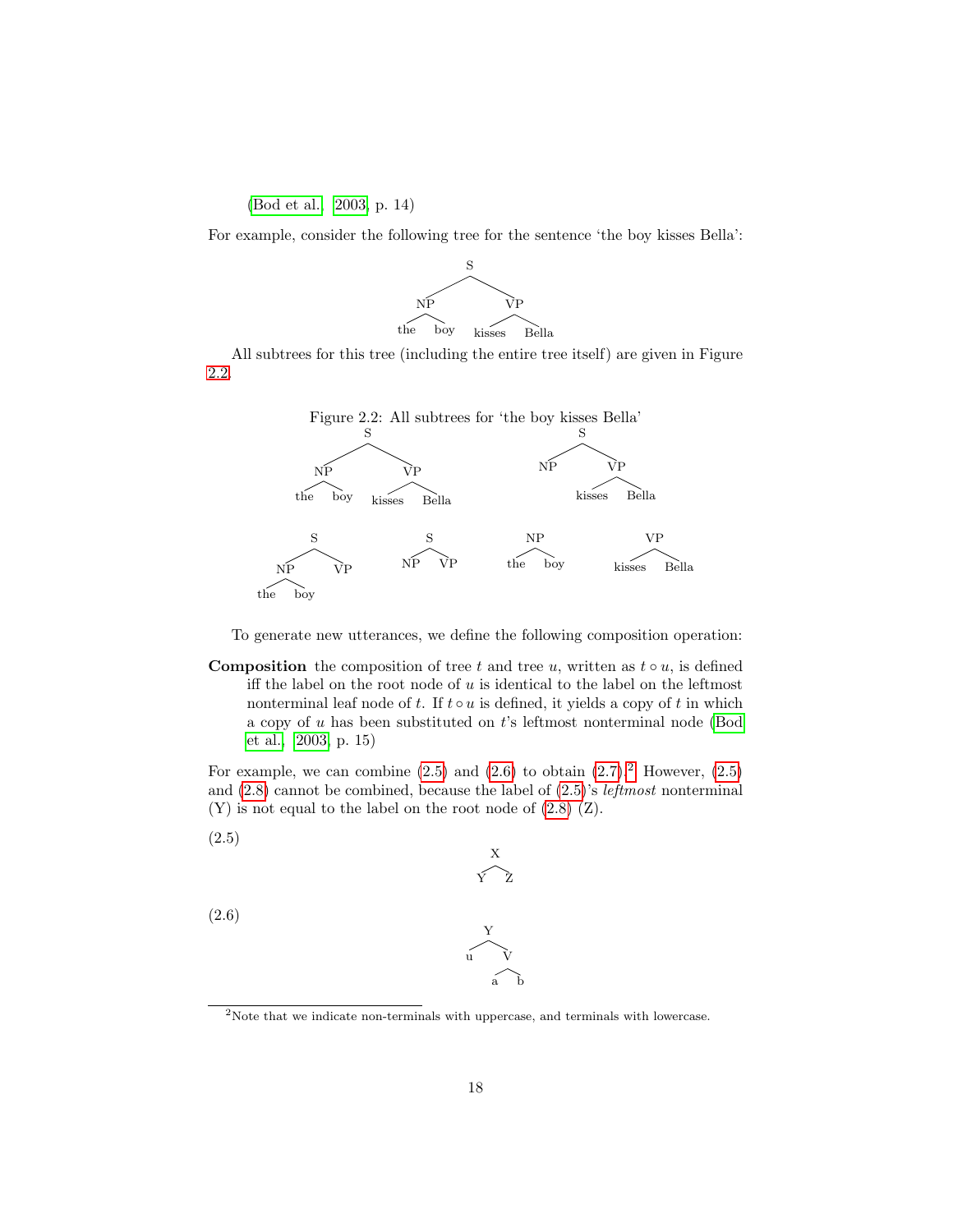(Bod et al., 2003, p. 14)

For example, consider the following tree for the sentence 'the boy kisses Bella':

```
        S
      /   \
    NP     VP
   /  \   /   \
 the boy kisses Bella
```

All subtrees for this tree (including the entire tree itself) are given in Figure 2.2.

Figure 2.2: All subtrees for 'the boy kisses Bella'

```
        S                         S
      /   \                     /   \
    NP     VP                 NP     VP
   /  \   /   \                     /   \
 the boy kisses Bella            kisses Bella

        S              S          NP            VP
      /   \           / \        /  \          /  \
    NP     VP       NP   VP    the  boy    kisses Bella
   /  \
 the  boy
```

To generate new utterances, we define the following composition operation:

**Composition** the composition of tree $t$ and tree $u$, written as $t \circ u$, is defined iff the label on the root node of $u$ is identical to the label on the leftmost nonterminal leaf node of $t$. If $t \circ u$ is defined, it yields a copy of $t$ in which a copy of $u$ has been substituted on $t$'s leftmost nonterminal node (Bod et al., 2003, p. 15)

For example, we can combine (2.5) and (2.6) to obtain (2.7).[2] However, (2.5) and (2.8) cannot be combined, because the label of (2.5)'s *leftmost* nonterminal (Y) is not equal to the label on the root node of (2.8) (Z).

(2.5)

```
  X
 / \
Y   Z
```

(2.6)

```
  Y
 / \
u   V
   / \
  a   b
```

[2] Note that we indicate non-terminals with uppercase, and terminals with lowercase.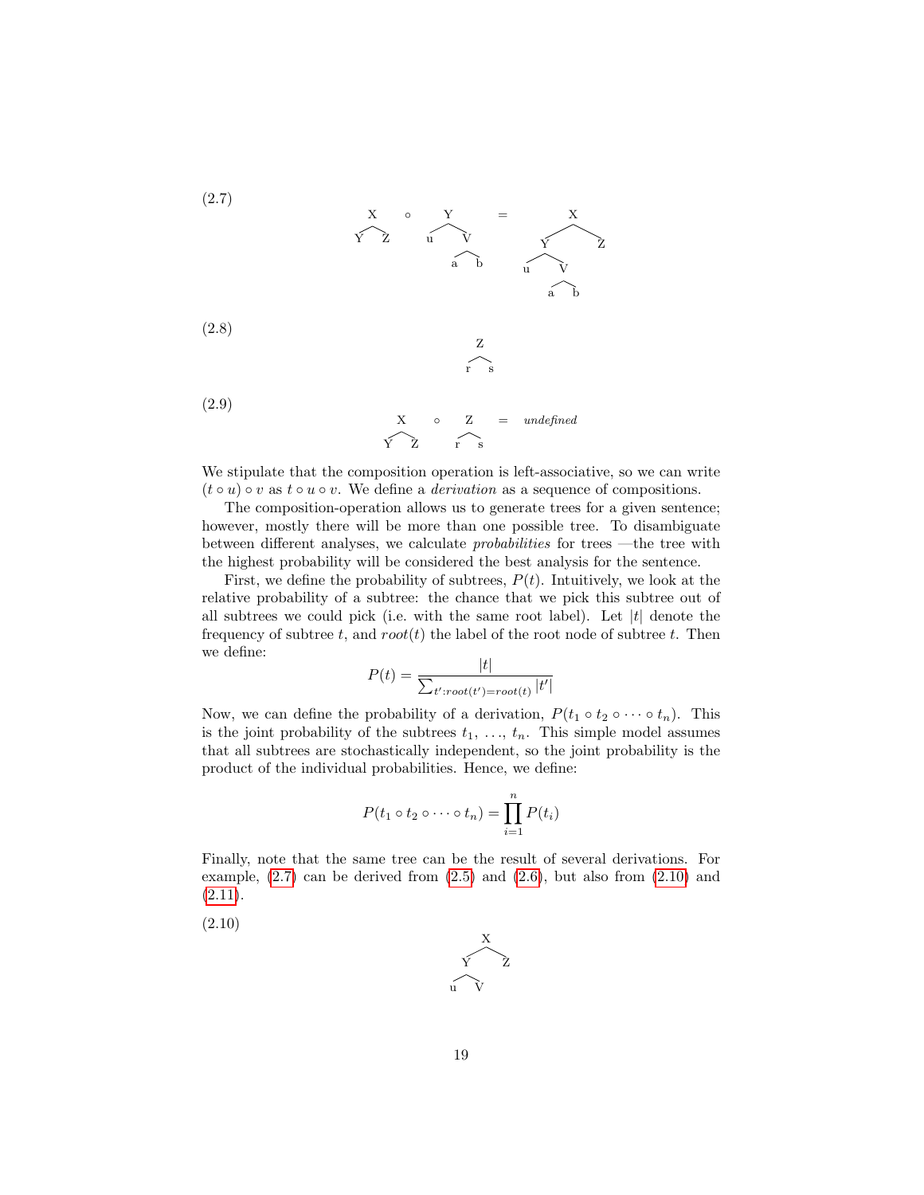(2.7)

```
  X      ∘     Y          =          X
 / \          / \                  /   \
Y   Z        u   V                Y     Z
                / \              / \
               a   b            u   V
                                   / \
                                  a   b
```

(2.8)

```
  Z
 / \
r   s
```

(2.9)

```
  X      ∘     Z      =   undefined
 / \          / \
Y   Z        r   s
```

We stipulate that the composition operation is left-associative, so we can write $(t \circ u) \circ v$ as $t \circ u \circ v$. We define a *derivation* as a sequence of compositions.

The composition-operation allows us to generate trees for a given sentence; however, mostly there will be more than one possible tree. To disambiguate between different analyses, we calculate *probabilities* for trees —the tree with the highest probability will be considered the best analysis for the sentence.

First, we define the probability of subtrees, $P(t)$. Intuitively, we look at the relative probability of a subtree: the chance that we pick this subtree out of all subtrees we could pick (i.e. with the same root label). Let $|t|$ denote the frequency of subtree $t$, and $root(t)$ the label of the root node of subtree $t$. Then we define:

$$P(t) = \frac{|t|}{\sum_{t':root(t')=root(t)} |t'|}$$

Now, we can define the probability of a derivation, $P(t_1 \circ t_2 \circ \cdots \circ t_n)$. This is the joint probability of the subtrees $t_1, \ldots, t_n$. This simple model assumes that all subtrees are stochastically independent, so the joint probability is the product of the individual probabilities. Hence, we define:

$$P(t_1 \circ t_2 \circ \cdots \circ t_n) = \prod_{i=1}^{n} P(t_i)$$

Finally, note that the same tree can be the result of several derivations. For example, (2.7) can be derived from (2.5) and (2.6), but also from (2.10) and (2.11).

(2.10)

```
    X
   / \
  Y   Z
 / \
u   V
```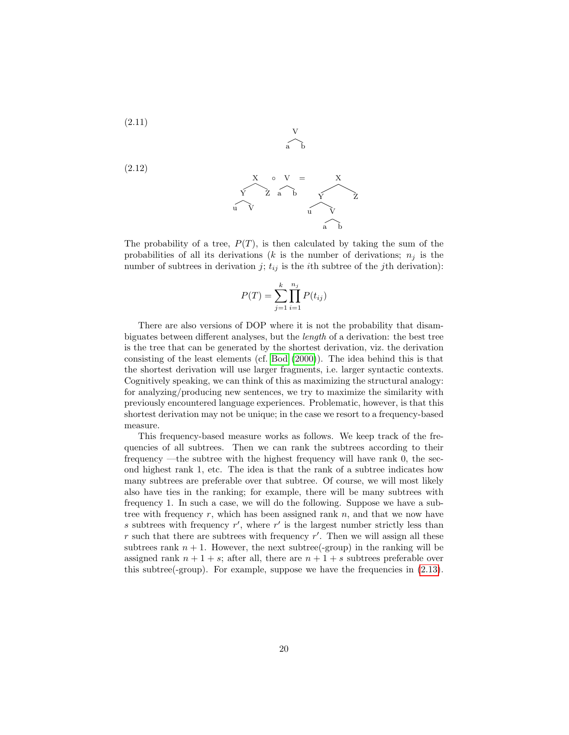(2.11)

```
  V
 / \
a   b
```

(2.12)

```
    X      ∘   V    =        X
   / \        / \           / \
  Y   Z      a   b         Y   Z
 / \                      / \
u   V                    u   V
                            / \
                           a   b
```

The probability of a tree, $P(T)$, is then calculated by taking the sum of the probabilities of all its derivations ($k$ is the number of derivations; $n_j$ is the number of subtrees in derivation $j$; $t_{ij}$ is the $i$th subtree of the $j$th derivation):

$$P(T) = \sum_{j=1}^{k} \prod_{i=1}^{n_j} P(t_{ij})$$

There are also versions of DOP where it is not the probability that disambiguates between different analyses, but the *length* of a derivation: the best tree is the tree that can be generated by the shortest derivation, viz. the derivation consisting of the least elements (cf. Bod (2000)). The idea behind this is that the shortest derivation will use larger fragments, i.e. larger syntactic contexts. Cognitively speaking, we can think of this as maximizing the structural analogy: for analyzing/producing new sentences, we try to maximize the similarity with previously encountered language experiences. Problematic, however, is that this shortest derivation may not be unique; in the case we resort to a frequency-based measure.

This frequency-based measure works as follows. We keep track of the frequencies of all subtrees. Then we can rank the subtrees according to their frequency —the subtree with the highest frequency will have rank 0, the second highest rank 1, etc. The idea is that the rank of a subtree indicates how many subtrees are preferable over that subtree. Of course, we will most likely also have ties in the ranking; for example, there will be many subtrees with frequency 1. In such a case, we will do the following. Suppose we have a subtree with frequency $r$, which has been assigned rank $n$, and that we now have $s$ subtrees with frequency $r'$, where $r'$ is the largest number strictly less than $r$ such that there are subtrees with frequency $r'$. Then we will assign all these subtrees rank $n + 1$. However, the next subtree(-group) in the ranking will be assigned rank $n + 1 + s$; after all, there are $n + 1 + s$ subtrees preferable over this subtree(-group). For example, suppose we have the frequencies in (2.13).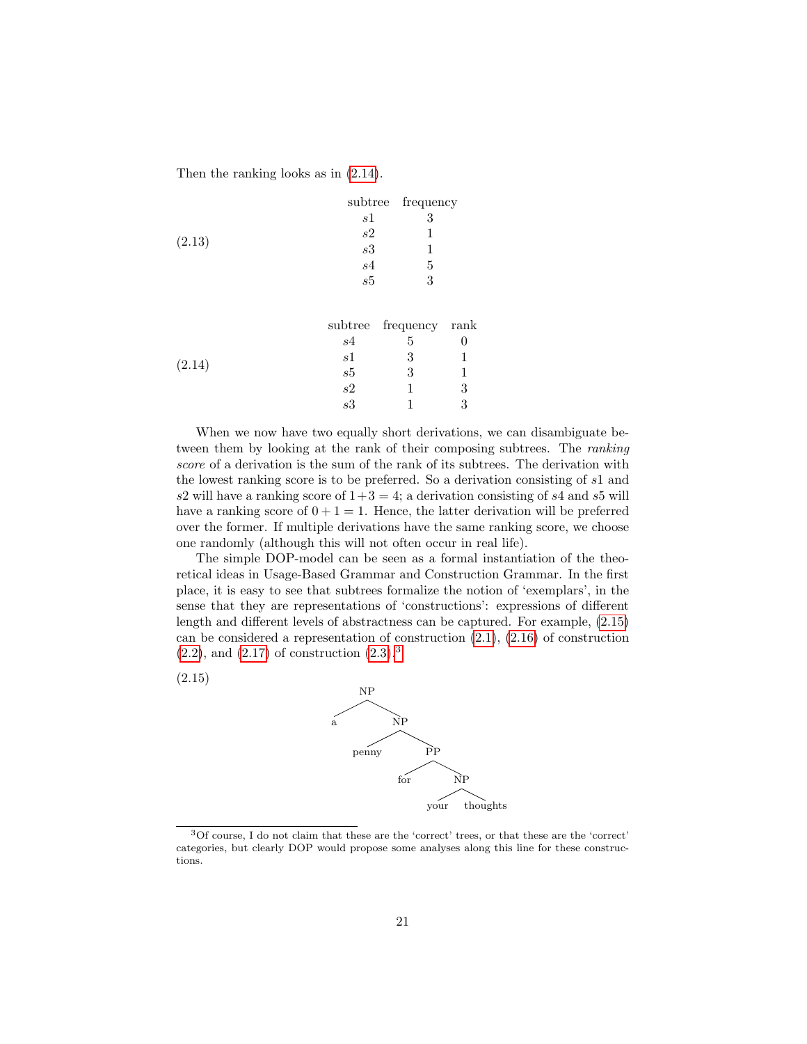Then the ranking looks as in (2.14).

(2.13)

| subtree | frequency |
|---|---|
| $s1$ | 3 |
| $s2$ | 1 |
| $s3$ | 1 |
| $s4$ | 5 |
| $s5$ | 3 |

(2.14)

| subtree | frequency | rank |
|---|---|---|
| $s4$ | 5 | 0 |
| $s1$ | 3 | 1 |
| $s5$ | 3 | 1 |
| $s2$ | 1 | 3 |
| $s3$ | 1 | 3 |

When we now have two equally short derivations, we can disambiguate between them by looking at the rank of their composing subtrees. The *ranking score* of a derivation is the sum of the rank of its subtrees. The derivation with the lowest ranking score is to be preferred. So a derivation consisting of $s1$ and $s2$ will have a ranking score of $1+3=4$; a derivation consisting of $s4$ and $s5$ will have a ranking score of $0+1=1$. Hence, the latter derivation will be preferred over the former. If multiple derivations have the same ranking score, we choose one randomly (although this will not often occur in real life).

The simple DOP-model can be seen as a formal instantiation of the theoretical ideas in Usage-Based Grammar and Construction Grammar. In the first place, it is easy to see that subtrees formalize the notion of 'exemplars', in the sense that they are representations of 'constructions': expressions of different length and different levels of abstractness can be captured. For example, (2.15) can be considered a representation of construction (2.1), (2.16) of construction (2.2), and (2.17) of construction (2.3).[3]

(2.15)

```
NP
├── a
└── NP
    ├── penny
    └── PP
        ├── for
        └── NP
            ├── your
            └── thoughts
```

[3]Of course, I do not claim that these are the 'correct' trees, or that these are the 'correct' categories, but clearly DOP would propose some analyses along this line for these constructions.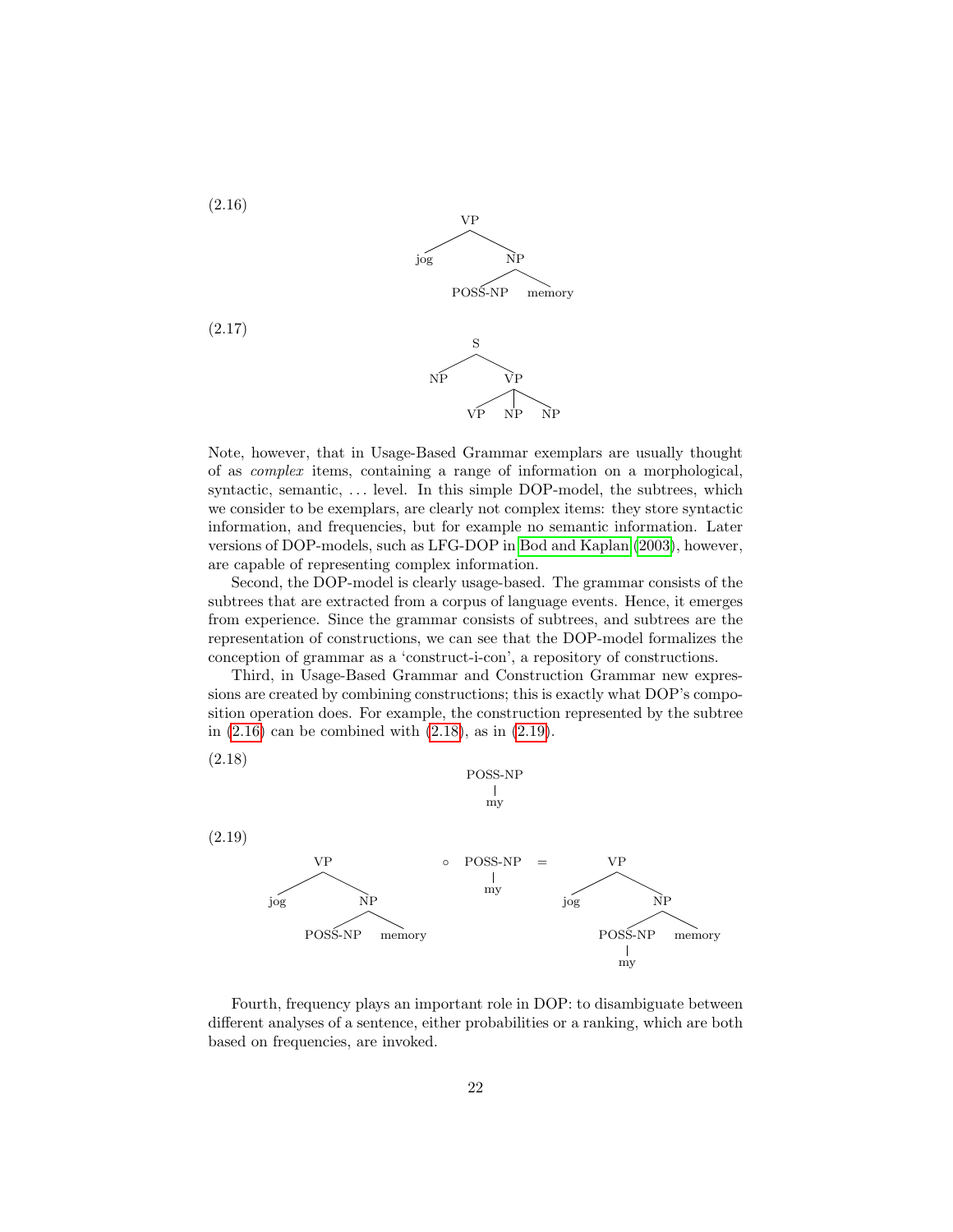(2.16)

```
        VP
       /  \
    jog    NP
          /  \
     POSS-NP  memory
```

(2.17)

```
        S
       / \
     NP   VP
         / | \
       VP  NP  NP
```

Note, however, that in Usage-Based Grammar exemplars are usually thought of as *complex* items, containing a range of information on a morphological, syntactic, semantic, ... level. In this simple DOP-model, the subtrees, which we consider to be exemplars, are clearly not complex items: they store syntactic information, and frequencies, but for example no semantic information. Later versions of DOP-models, such as LFG-DOP in Bod and Kaplan (2003), however, are capable of representing complex information.

Second, the DOP-model is clearly usage-based. The grammar consists of the subtrees that are extracted from a corpus of language events. Hence, it emerges from experience. Since the grammar consists of subtrees, and subtrees are the representation of constructions, we can see that the DOP-model formalizes the conception of grammar as a 'construct-i-con', a repository of constructions.

Third, in Usage-Based Grammar and Construction Grammar new expressions are created by combining constructions; this is exactly what DOP's composition operation does. For example, the construction represented by the subtree in (2.16) can be combined with (2.18), as in (2.19).

(2.18)

```
POSS-NP
   |
   my
```

(2.19)

```
        VP                                       VP
       /  \                                     /  \
    jog    NP          ∘   POSS-NP   =       jog    NP
          /  \                |                    /  \
     POSS-NP  memory          my             POSS-NP  memory
                                                |
                                                my
```

Fourth, frequency plays an important role in DOP: to disambiguate between different analyses of a sentence, either probabilities or a ranking, which are both based on frequencies, are invoked.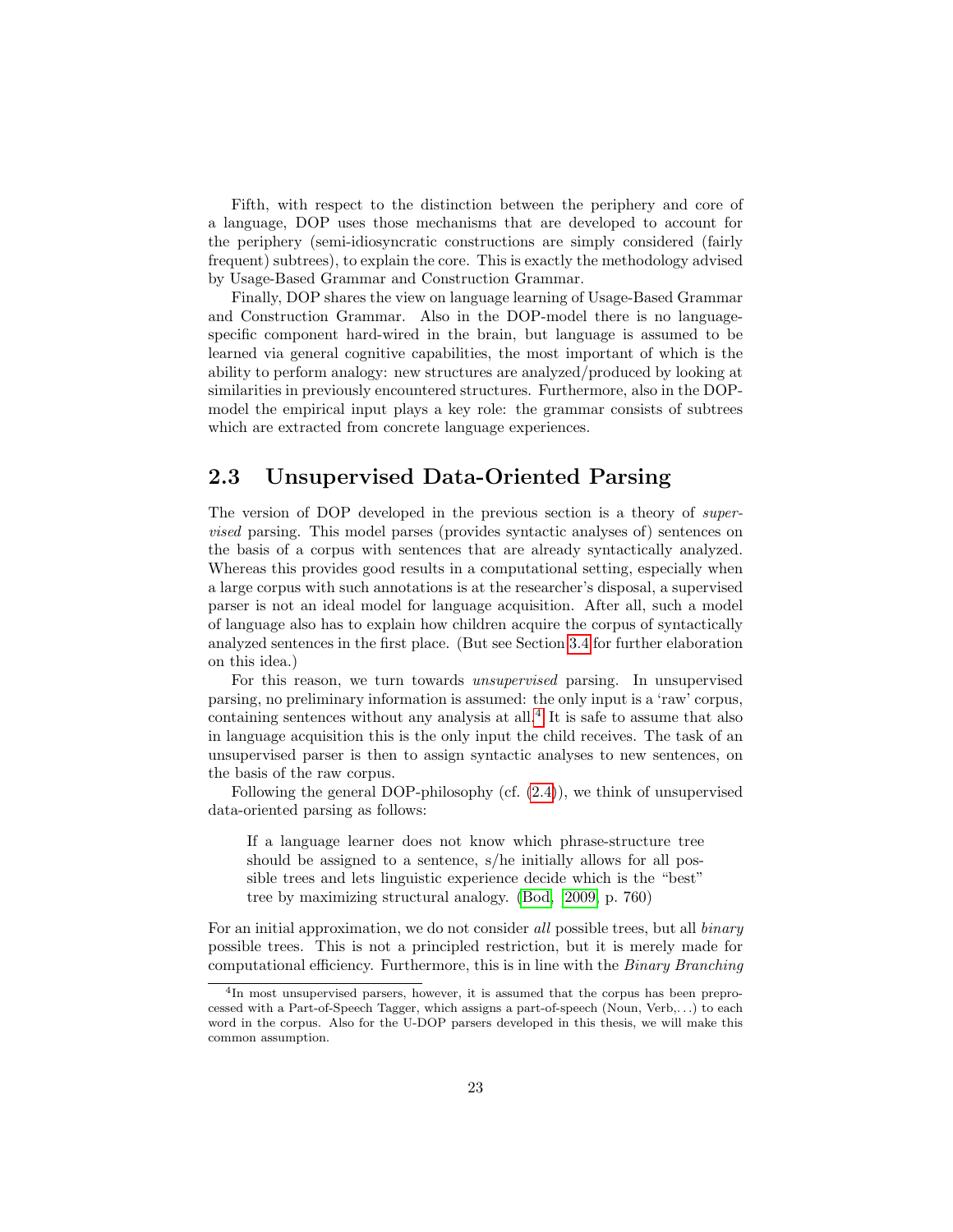Fifth, with respect to the distinction between the periphery and core of a language, DOP uses those mechanisms that are developed to account for the periphery (semi-idiosyncratic constructions are simply considered (fairly frequent) subtrees), to explain the core. This is exactly the methodology advised by Usage-Based Grammar and Construction Grammar.

Finally, DOP shares the view on language learning of Usage-Based Grammar and Construction Grammar. Also in the DOP-model there is no language-specific component hard-wired in the brain, but language is assumed to be learned via general cognitive capabilities, the most important of which is the ability to perform analogy: new structures are analyzed/produced by looking at similarities in previously encountered structures. Furthermore, also in the DOP-model the empirical input plays a key role: the grammar consists of subtrees which are extracted from concrete language experiences.

## 2.3 Unsupervised Data-Oriented Parsing

The version of DOP developed in the previous section is a theory of *supervised* parsing. This model parses (provides syntactic analyses of) sentences on the basis of a corpus with sentences that are already syntactically analyzed. Whereas this provides good results in a computational setting, especially when a large corpus with such annotations is at the researcher's disposal, a supervised parser is not an ideal model for language acquisition. After all, such a model of language also has to explain how children acquire the corpus of syntactically analyzed sentences in the first place. (But see Section 3.4 for further elaboration on this idea.)

For this reason, we turn towards *unsupervised* parsing. In unsupervised parsing, no preliminary information is assumed: the only input is a 'raw' corpus, containing sentences without any analysis at all.[4] It is safe to assume that also in language acquisition this is the only input the child receives. The task of an unsupervised parser is then to assign syntactic analyses to new sentences, on the basis of the raw corpus.

Following the general DOP-philosophy (cf. (2.4)), we think of unsupervised data-oriented parsing as follows:

> If a language learner does not know which phrase-structure tree should be assigned to a sentence, s/he initially allows for all possible trees and lets linguistic experience decide which is the "best" tree by maximizing structural analogy. (Bod, 2009, p. 760)

For an initial approximation, we do not consider *all* possible trees, but all *binary* possible trees. This is not a principled restriction, but it is merely made for computational efficiency. Furthermore, this is in line with the *Binary Branching*

[4] In most unsupervised parsers, however, it is assumed that the corpus has been preprocessed with a Part-of-Speech Tagger, which assigns a part-of-speech (Noun, Verb,...) to each word in the corpus. Also for the U-DOP parsers developed in this thesis, we will make this common assumption.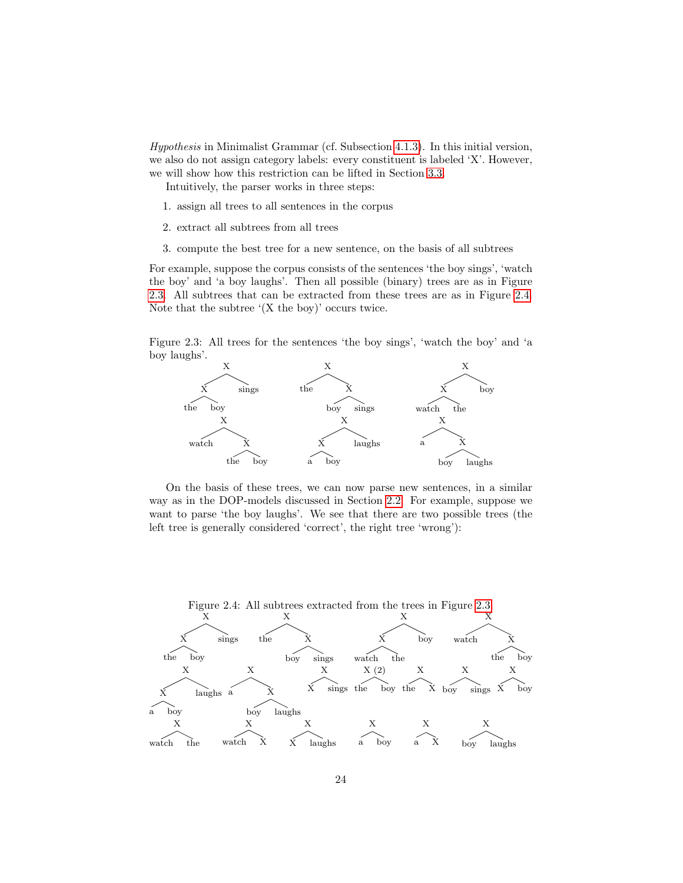*Hypothesis* in Minimalist Grammar (cf. Subsection 4.1.3). In this initial version, we also do not assign category labels: every constituent is labeled 'X'. However, we will show how this restriction can be lifted in Section 3.3.

Intuitively, the parser works in three steps:

1. assign all trees to all sentences in the corpus
2. extract all subtrees from all trees
3. compute the best tree for a new sentence, on the basis of all subtrees

For example, suppose the corpus consists of the sentences 'the boy sings', 'watch the boy' and 'a boy laughs'. Then all possible (binary) trees are as in Figure 2.3. All subtrees that can be extracted from these trees are as in Figure 2.4. Note that the subtree '(X the boy)' occurs twice.

Figure 2.3: All trees for the sentences 'the boy sings', 'watch the boy' and 'a boy laughs'.

```
(X (X the boy) sings)      (X the (X boy sings))      (X (X watch the) boy)
(X watch (X the boy))      (X (X a boy) laughs)       (X a (X boy laughs))
```

On the basis of these trees, we can now parse new sentences, in a similar way as in the DOP-models discussed in Section 2.2. For example, suppose we want to parse 'the boy laughs'. We see that there are two possible trees (the left tree is generally considered 'correct', the right tree 'wrong'):

Figure 2.4: All subtrees extracted from the trees in Figure 2.3.

```
(X (X the boy) sings)   (X the (X boy sings))   (X (X watch the) boy)   (X watch (X the boy))
(X (X a boy) laughs)   (X a (X boy laughs))   (X X sings)   (X the boy) (2)   (X the X)   (X boy sings)   (X X boy)
(X watch the)   (X watch X)   (X X laughs)   (X a boy)   (X a X)   (X boy laughs)
```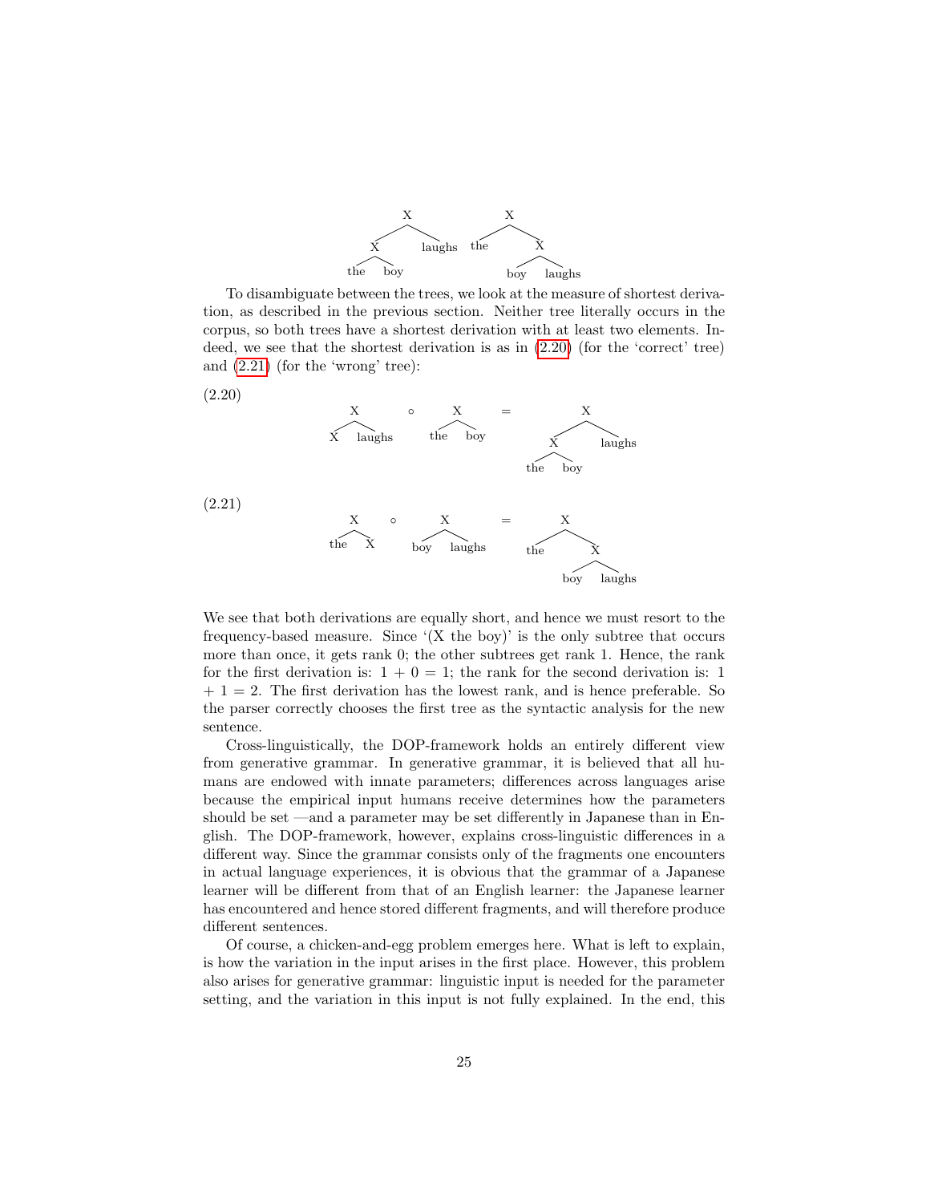$$[_X [_X \text{ the boy}] \text{ laughs}] \quad [_X \text{ the } [_X \text{ boy laughs}]]$$

To disambiguate between the trees, we look at the measure of shortest derivation, as described in the previous section. Neither tree literally occurs in the corpus, so both trees have a shortest derivation with at least two elements. Indeed, we see that the shortest derivation is as in (2.20) (for the 'correct' tree) and (2.21) (for the 'wrong' tree):

(2.20)

$$[_X\ X \text{ laughs}] \circ [_X \text{ the boy}] = [_X [_X \text{ the boy}] \text{ laughs}]$$

(2.21)

$$[_X \text{ the } X] \circ [_X \text{ boy laughs}] = [_X \text{ the } [_X \text{ boy laughs}]]$$

We see that both derivations are equally short, and hence we must resort to the frequency-based measure. Since '(X the boy)' is the only subtree that occurs more than once, it gets rank 0; the other subtrees get rank 1. Hence, the rank for the first derivation is: 1 + 0 = 1; the rank for the second derivation is: 1 + 1 = 2. The first derivation has the lowest rank, and is hence preferable. So the parser correctly chooses the first tree as the syntactic analysis for the new sentence.

Cross-linguistically, the DOP-framework holds an entirely different view from generative grammar. In generative grammar, it is believed that all humans are endowed with innate parameters; differences across languages arise because the empirical input humans receive determines how the parameters should be set —and a parameter may be set differently in Japanese than in English. The DOP-framework, however, explains cross-linguistic differences in a different way. Since the grammar consists only of the fragments one encounters in actual language experiences, it is obvious that the grammar of a Japanese learner will be different from that of an English learner: the Japanese learner has encountered and hence stored different fragments, and will therefore produce different sentences.

Of course, a chicken-and-egg problem emerges here. What is left to explain, is how the variation in the input arises in the first place. However, this problem also arises for generative grammar: linguistic input is needed for the parameter setting, and the variation in this input is not fully explained. In the end, this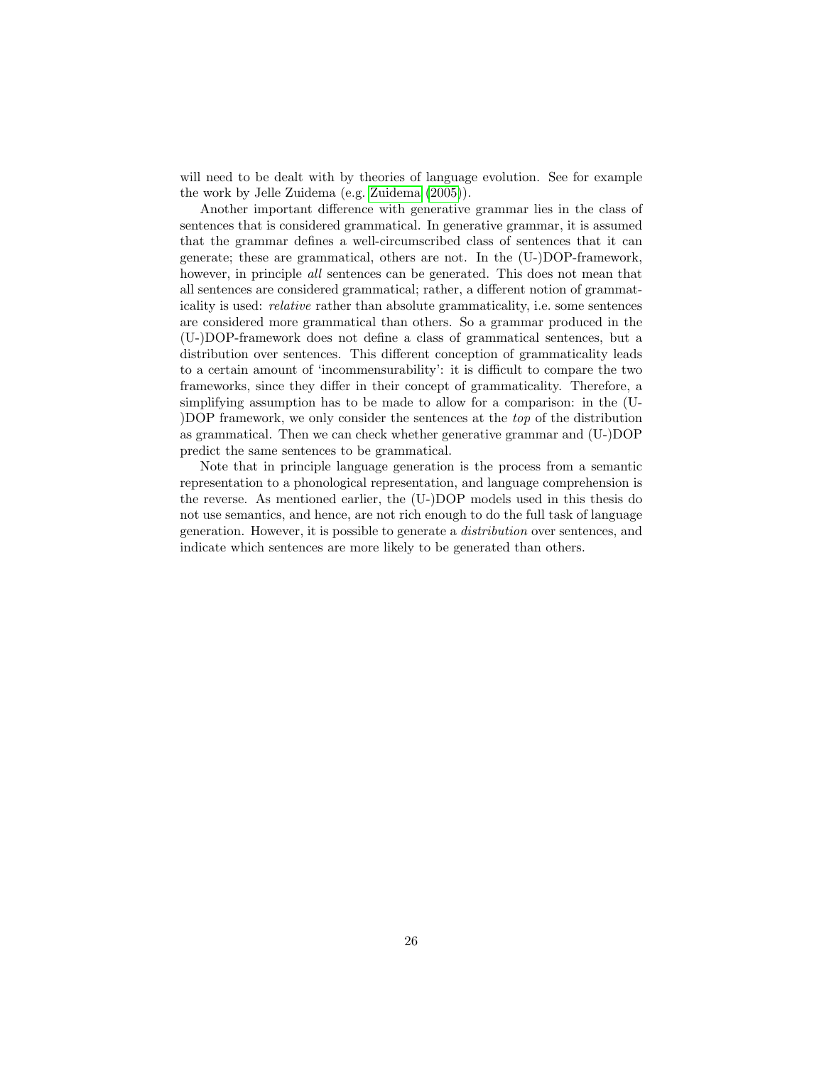will need to be dealt with by theories of language evolution. See for example the work by Jelle Zuidema (e.g. Zuidema (2005)).

Another important difference with generative grammar lies in the class of sentences that is considered grammatical. In generative grammar, it is assumed that the grammar defines a well-circumscribed class of sentences that it can generate; these are grammatical, others are not. In the (U-)DOP-framework, however, in principle *all* sentences can be generated. This does not mean that all sentences are considered grammatical; rather, a different notion of grammaticality is used: *relative* rather than absolute grammaticality, i.e. some sentences are considered more grammatical than others. So a grammar produced in the (U-)DOP-framework does not define a class of grammatical sentences, but a distribution over sentences. This different conception of grammaticality leads to a certain amount of 'incommensurability': it is difficult to compare the two frameworks, since they differ in their concept of grammaticality. Therefore, a simplifying assumption has to be made to allow for a comparison: in the (U-)DOP framework, we only consider the sentences at the *top* of the distribution as grammatical. Then we can check whether generative grammar and (U-)DOP predict the same sentences to be grammatical.

Note that in principle language generation is the process from a semantic representation to a phonological representation, and language comprehension is the reverse. As mentioned earlier, the (U-)DOP models used in this thesis do not use semantics, and hence, are not rich enough to do the full task of language generation. However, it is possible to generate a *distribution* over sentences, and indicate which sentences are more likely to be generated than others.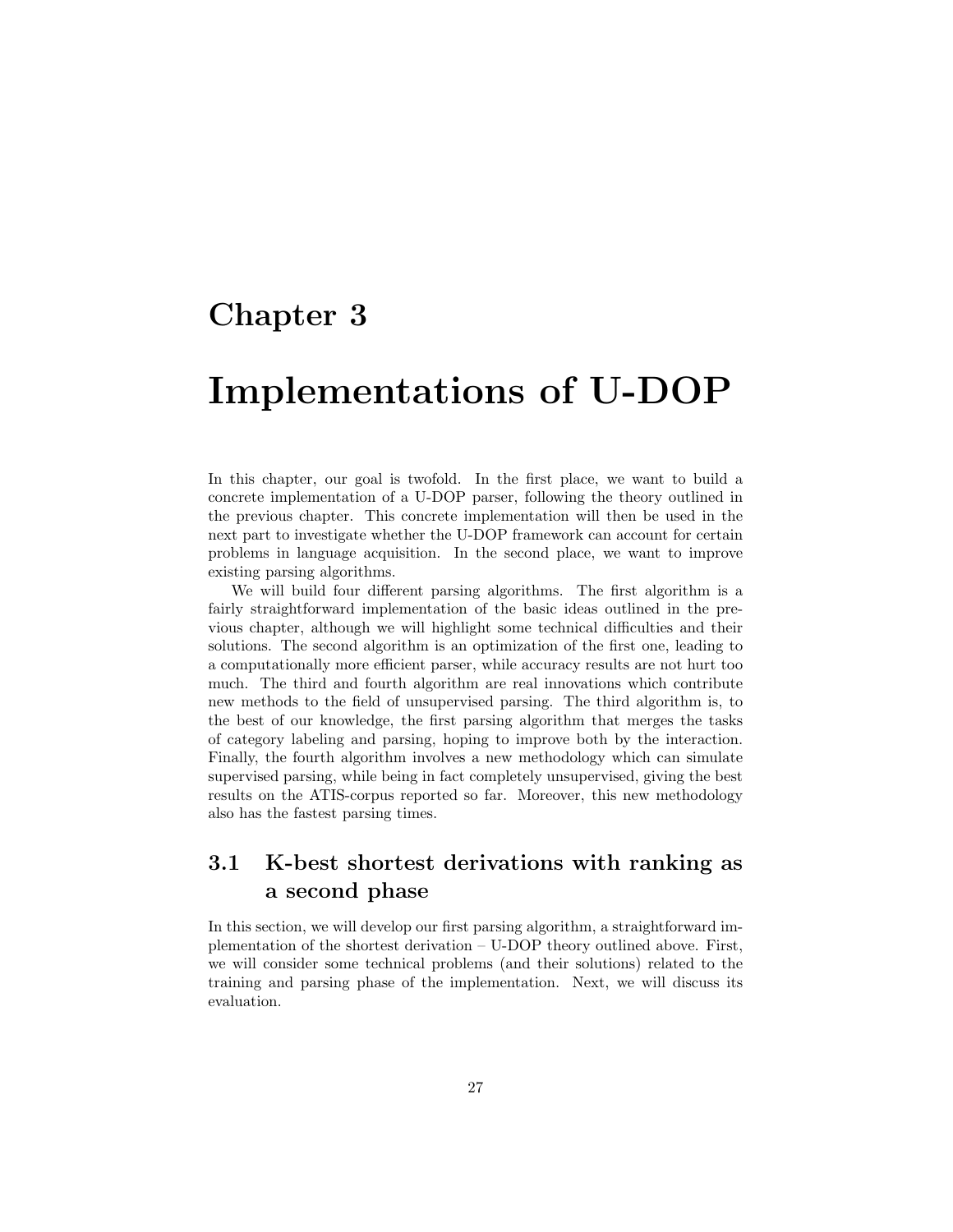# Chapter 3

# Implementations of U-DOP

In this chapter, our goal is twofold. In the first place, we want to build a concrete implementation of a U-DOP parser, following the theory outlined in the previous chapter. This concrete implementation will then be used in the next part to investigate whether the U-DOP framework can account for certain problems in language acquisition. In the second place, we want to improve existing parsing algorithms.

We will build four different parsing algorithms. The first algorithm is a fairly straightforward implementation of the basic ideas outlined in the previous chapter, although we will highlight some technical difficulties and their solutions. The second algorithm is an optimization of the first one, leading to a computationally more efficient parser, while accuracy results are not hurt too much. The third and fourth algorithm are real innovations which contribute new methods to the field of unsupervised parsing. The third algorithm is, to the best of our knowledge, the first parsing algorithm that merges the tasks of category labeling and parsing, hoping to improve both by the interaction. Finally, the fourth algorithm involves a new methodology which can simulate supervised parsing, while being in fact completely unsupervised, giving the best results on the ATIS-corpus reported so far. Moreover, this new methodology also has the fastest parsing times.

## 3.1 K-best shortest derivations with ranking as a second phase

In this section, we will develop our first parsing algorithm, a straightforward implementation of the shortest derivation – U-DOP theory outlined above. First, we will consider some technical problems (and their solutions) related to the training and parsing phase of the implementation. Next, we will discuss its evaluation.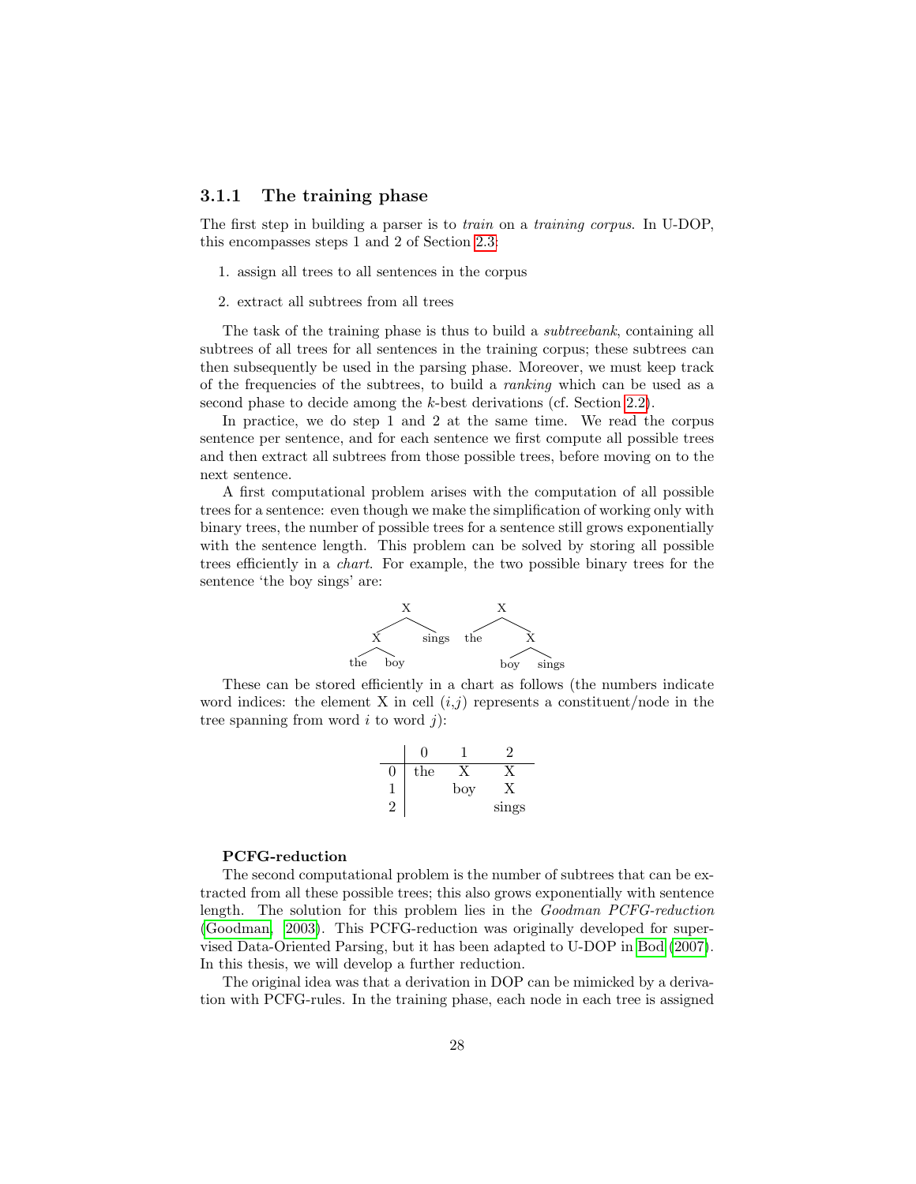### 3.1.1 The training phase

The first step in building a parser is to *train* on a *training corpus*. In U-DOP, this encompasses steps 1 and 2 of Section 2.3:

1. assign all trees to all sentences in the corpus
2. extract all subtrees from all trees

The task of the training phase is thus to build a *subtreebank*, containing all subtrees of all trees for all sentences in the training corpus; these subtrees can then subsequently be used in the parsing phase. Moreover, we must keep track of the frequencies of the subtrees, to build a *ranking* which can be used as a second phase to decide among the $k$-best derivations (cf. Section 2.2).

In practice, we do step 1 and 2 at the same time. We read the corpus sentence per sentence, and for each sentence we first compute all possible trees and then extract all subtrees from those possible trees, before moving on to the next sentence.

A first computational problem arises with the computation of all possible trees for a sentence: even though we make the simplification of working only with binary trees, the number of possible trees for a sentence still grows exponentially with the sentence length. This problem can be solved by storing all possible trees efficiently in a *chart*. For example, the two possible binary trees for the sentence 'the boy sings' are:

```
        X                 X
       / \               / \
      X   sings       the   X
     / \                   / \
  the   boy             boy   sings
```

These can be stored efficiently in a chart as follows (the numbers indicate word indices: the element X in cell $(i,j)$ represents a constituent/node in the tree spanning from word $i$ to word $j$):

| | 0 | 1 | 2 |
|---|---|---|---|
| 0 | the | X | X |
| 1 | | boy | X |
| 2 | | | sings |

**PCFG-reduction**

The second computational problem is the number of subtrees that can be extracted from all these possible trees; this also grows exponentially with sentence length. The solution for this problem lies in the *Goodman PCFG-reduction* (Goodman, 2003). This PCFG-reduction was originally developed for supervised Data-Oriented Parsing, but it has been adapted to U-DOP in Bod (2007). In this thesis, we will develop a further reduction.

The original idea was that a derivation in DOP can be mimicked by a derivation with PCFG-rules. In the training phase, each node in each tree is assigned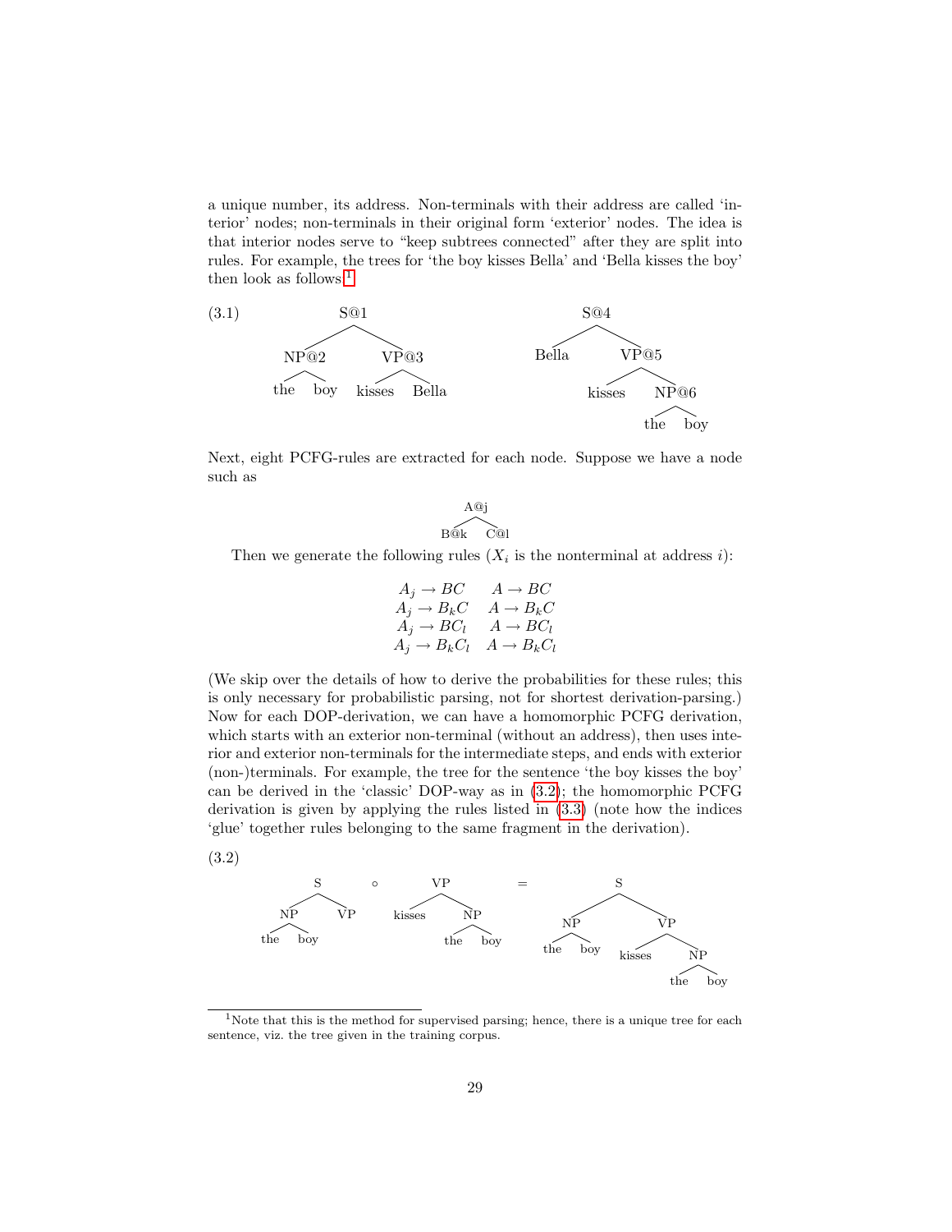a unique number, its address. Non-terminals with their address are called 'interior' nodes; non-terminals in their original form 'exterior' nodes. The idea is that interior nodes serve to "keep subtrees connected" after they are split into rules. For example, the trees for 'the boy kisses Bella' and 'Bella kisses the boy' then look as follows:[1]

(3.1)

```
            S@1                          S@4
          /     \                      /     \
      NP@2       VP@3              Bella      VP@5
     /    \     /     \                      /     \
   the    boy kisses  Bella              kisses    NP@6
                                                  /    \
                                                the    boy
```

Next, eight PCFG-rules are extracted for each node. Suppose we have a node such as

```
     A@j
    /   \
  B@k   C@l
```

Then we generate the following rules ($X_i$ is the nonterminal at address $i$):

$$
\begin{array}{ll}
A_j \rightarrow BC & A \rightarrow BC \\
A_j \rightarrow B_k C & A \rightarrow B_k C \\
A_j \rightarrow B C_l & A \rightarrow B C_l \\
A_j \rightarrow B_k C_l & A \rightarrow B_k C_l
\end{array}
$$

(We skip over the details of how to derive the probabilities for these rules; this is only necessary for probabilistic parsing, not for shortest derivation-parsing.) Now for each DOP-derivation, we can have a homomorphic PCFG derivation, which starts with an exterior non-terminal (without an address), then uses interior and exterior non-terminals for the intermediate steps, and ends with exterior (non-)terminals. For example, the tree for the sentence 'the boy kisses the boy' can be derived in the 'classic' DOP-way as in (3.2); the homomorphic PCFG derivation is given by applying the rules listed in (3.3) (note how the indices 'glue' together rules belonging to the same fragment in the derivation).

(3.2)

```
       S                VP                        S
     /   \      ∘     /    \        =          /     \
   NP     VP      kisses    NP               NP       VP
  /  \                     /  \             /  \     /   \
the  boy                 the  boy         the  boy kisses  NP
                                                          /  \
                                                        the  boy
```

[1] Note that this is the method for supervised parsing; hence, there is a unique tree for each sentence, viz. the tree given in the training corpus.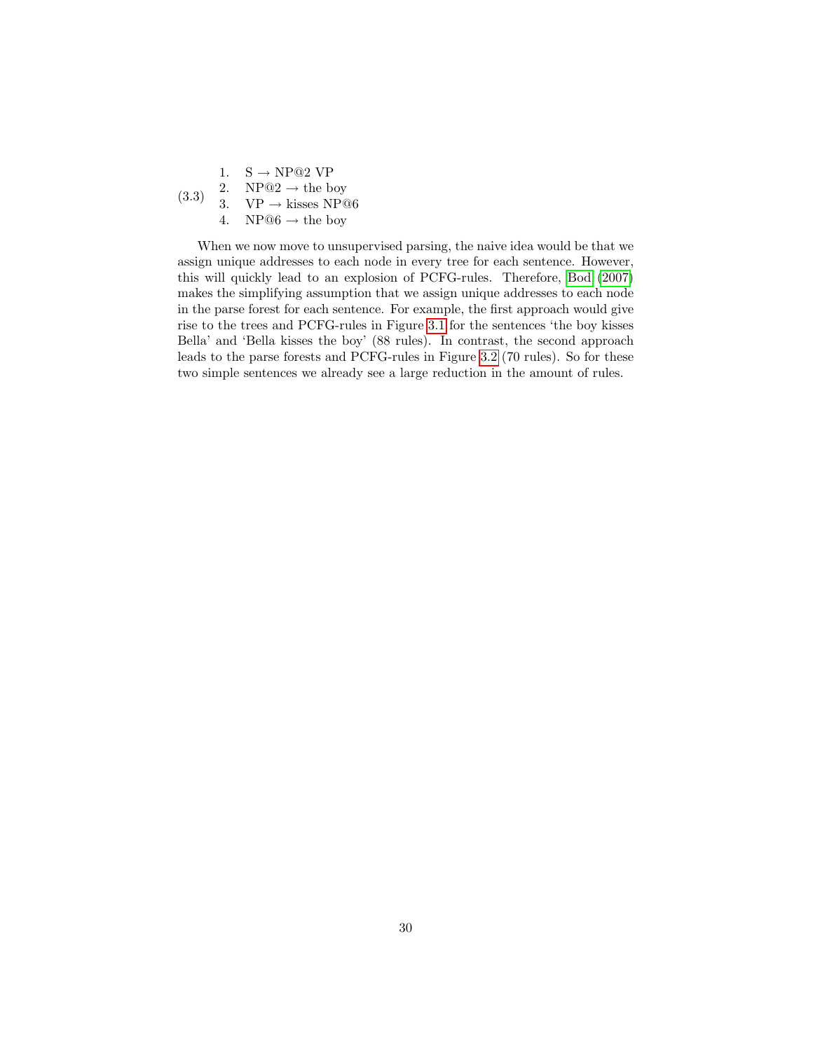(3.3)

1. S → NP@2 VP
2. NP@2 → the boy
3. VP → kisses NP@6
4. NP@6 → the boy

When we now move to unsupervised parsing, the naive idea would be that we assign unique addresses to each node in every tree for each sentence. However, this will quickly lead to an explosion of PCFG-rules. Therefore, Bod (2007) makes the simplifying assumption that we assign unique addresses to each node in the parse forest for each sentence. For example, the first approach would give rise to the trees and PCFG-rules in Figure 3.1 for the sentences 'the boy kisses Bella' and 'Bella kisses the boy' (88 rules). In contrast, the second approach leads to the parse forests and PCFG-rules in Figure 3.2 (70 rules). So for these two simple sentences we already see a large reduction in the amount of rules.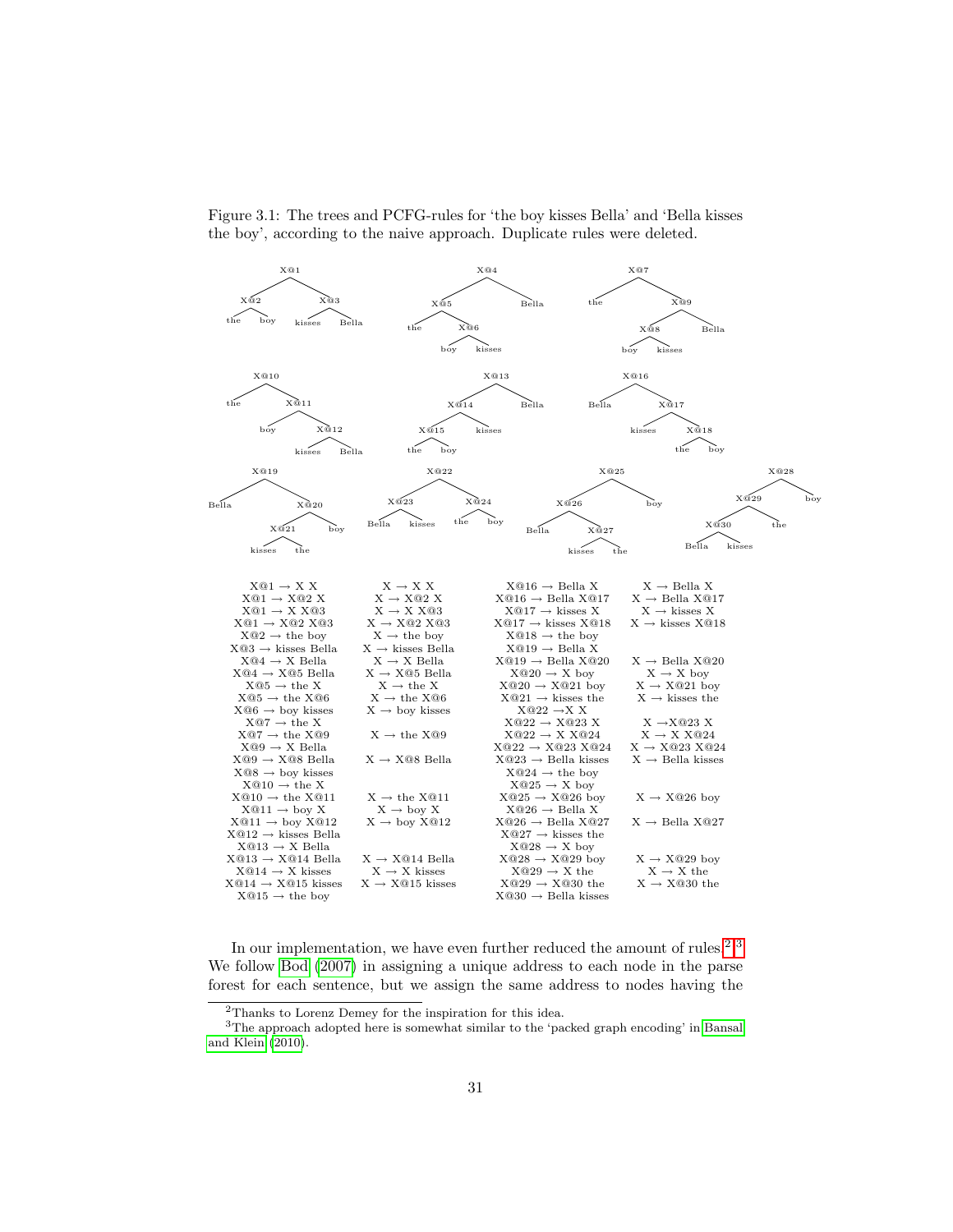Figure 3.1: The trees and PCFG-rules for 'the boy kisses Bella' and 'Bella kisses the boy', according to the naive approach. Duplicate rules were deleted.

| | | | |
|---|---|---|---|
| X@1 → X X | X → X X | X@16 → Bella X | X → Bella X |
| X@1 → X@2 X | X → X@2 X | X@16 → Bella X@17 | X → Bella X@17 |
| X@1 → X X@3 | X → X X@3 | X@17 → kisses X | X → kisses X |
| X@1 → X@2 X@3 | X → X@2 X@3 | X@17 → kisses X@18 | X → kisses X@18 |
| X@2 → the boy | X → the boy | X@18 → the boy | |
| X@3 → kisses Bella | X → kisses Bella | X@19 → Bella X | |
| X@4 → X Bella | X → X Bella | X@19 → Bella X@20 | X → Bella X@20 |
| X@4 → X@5 Bella | X → X@5 Bella | X@20 → X boy | X → X boy |
| X@5 → the X | X → the X | X@20 → X@21 boy | X → X@21 boy |
| X@5 → the X@6 | X → the X@6 | X@21 → kisses the | X → kisses the |
| X@6 → boy kisses | X → boy kisses | X@22 → X X | |
| X@7 → the X | | X@22 → X@23 X | X → X@23 X |
| X@7 → the X@9 | X → the X@9 | X@22 → X X@24 | X → X X@24 |
| X@9 → X Bella | | X@22 → X@23 X@24 | X → X@23 X@24 |
| X@9 → X@8 Bella | X → X@8 Bella | X@23 → Bella kisses | X → Bella kisses |
| X@8 → boy kisses | | X@24 → the boy | |
| X@10 → the X | | X@25 → X boy | |
| X@10 → the X@11 | X → the X@11 | X@25 → X@26 boy | X → X@26 boy |
| X@11 → boy X | X → boy X | X@26 → Bella X | |
| X@11 → boy X@12 | X → boy X@12 | X@26 → Bella X@27 | X → Bella X@27 |
| X@12 → kisses Bella | | X@27 → kisses the | |
| X@13 → X Bella | | X@28 → X boy | |
| X@13 → X@14 Bella | X → X@14 Bella | X@28 → X@29 boy | X → X@29 boy |
| X@14 → X kisses | X → X kisses | X@29 → X the | X → X the |
| X@14 → X@15 kisses | X → X@15 kisses | X@29 → X@30 the | X → X@30 the |
| X@15 → the boy | | X@30 → Bella kisses | |

In our implementation, we have even further reduced the amount of rules.[2,3] We follow Bod (2007) in assigning a unique address to each node in the parse forest for each sentence, but we assign the same address to nodes having the

[2] Thanks to Lorenz Demey for the inspiration for this idea.

[3] The approach adopted here is somewhat similar to the 'packed graph encoding' in Bansal and Klein (2010).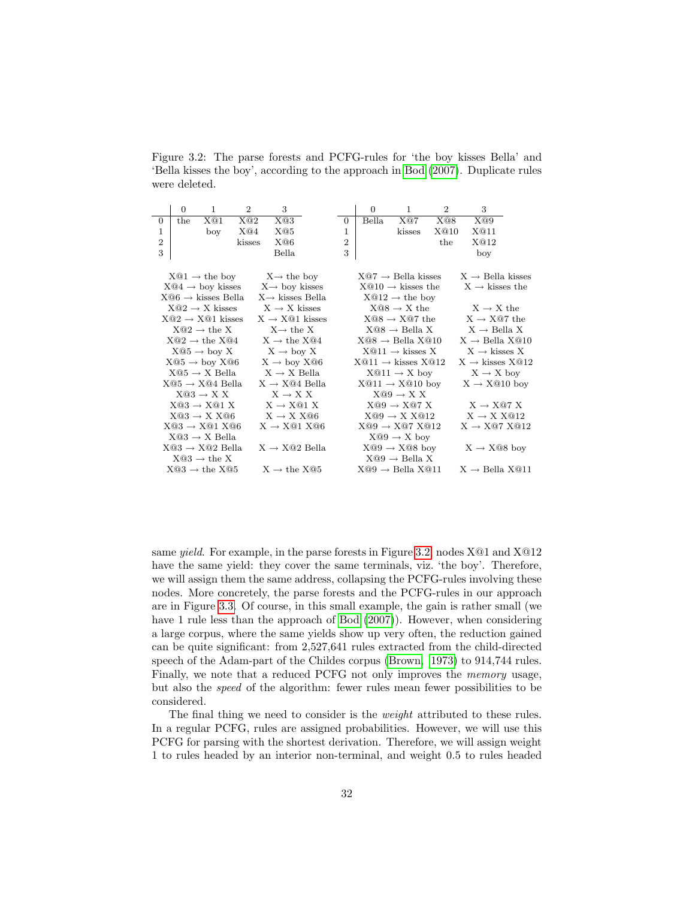Figure 3.2: The parse forests and PCFG-rules for 'the boy kisses Bella' and 'Bella kisses the boy', according to the approach in Bod (2007). Duplicate rules were deleted.

| | 0 | 1 | 2 | 3 |
|---|---|---|---|---|
| 0 | the | X@1 | X@2 | X@3 |
| 1 | | boy | X@4 | X@5 |
| 2 | | | kisses | X@6 |
| 3 | | | | Bella |

| | 0 | 1 | 2 | 3 |
|---|---|---|---|---|
| 0 | Bella | X@7 | X@8 | X@9 |
| 1 | | kisses | X@10 | X@11 |
| 2 | | | the | X@12 |
| 3 | | | | boy |

| | | | |
|---|---|---|---|
| X@1 → the boy | X→ the boy | X@7 → Bella kisses | X → Bella kisses |
| X@4 → boy kisses | X→ boy kisses | X@10 → kisses the | X → kisses the |
| X@6 → kisses Bella | X→ kisses Bella | X@12 → the boy | |
| X@2 → X kisses | X → X kisses | X@8 → X the | X → X the |
| X@2 → X@1 kisses | X → X@1 kisses | X@8 → X@7 the | X → X@7 the |
| X@2 → the X | X→ the X | X@8 → Bella X | X → Bella X |
| X@2 → the X@4 | X → the X@4 | X@8 → Bella X@10 | X → Bella X@10 |
| X@5 → boy X | X → boy X | X@11 → kisses X | X → kisses X |
| X@5 → boy X@6 | X → boy X@6 | X@11 → kisses X@12 | X → kisses X@12 |
| X@5 → X Bella | X → X Bella | X@11 → X boy | X → X boy |
| X@5 → X@4 Bella | X → X@4 Bella | X@11 → X@10 boy | X → X@10 boy |
| X@3 → X X | X → X X | X@9 → X X | |
| X@3 → X@1 X | X → X@1 X | X@9 → X@7 X | X → X@7 X |
| X@3 → X X@6 | X → X X@6 | X@9 → X X@12 | X → X X@12 |
| X@3 → X@1 X@6 | X → X@1 X@6 | X@9 → X@7 X@12 | X → X@7 X@12 |
| X@3 → X Bella | | X@9 → X boy | |
| X@3 → X@2 Bella | X → X@2 Bella | X@9 → X@8 boy | X → X@8 boy |
| X@3 → the X | | X@9 → Bella X | |
| X@3 → the X@5 | X → the X@5 | X@9 → Bella X@11 | X → Bella X@11 |

same *yield*. For example, in the parse forests in Figure 3.2, nodes X@1 and X@12 have the same yield: they cover the same terminals, viz. 'the boy'. Therefore, we will assign them the same address, collapsing the PCFG-rules involving these nodes. More concretely, the parse forests and the PCFG-rules in our approach are in Figure 3.3. Of course, in this small example, the gain is rather small (we have 1 rule less than the approach of Bod (2007)). However, when considering a large corpus, where the same yields show up very often, the reduction gained can be quite significant: from 2,527,641 rules extracted from the child-directed speech of the Adam-part of the Childes corpus (Brown, 1973) to 914,744 rules. Finally, we note that a reduced PCFG not only improves the *memory* usage, but also the *speed* of the algorithm: fewer rules mean fewer possibilities to be considered.

The final thing we need to consider is the *weight* attributed to these rules. In a regular PCFG, rules are assigned probabilities. However, we will use this PCFG for parsing with the shortest derivation. Therefore, we will assign weight 1 to rules headed by an interior non-terminal, and weight 0.5 to rules headed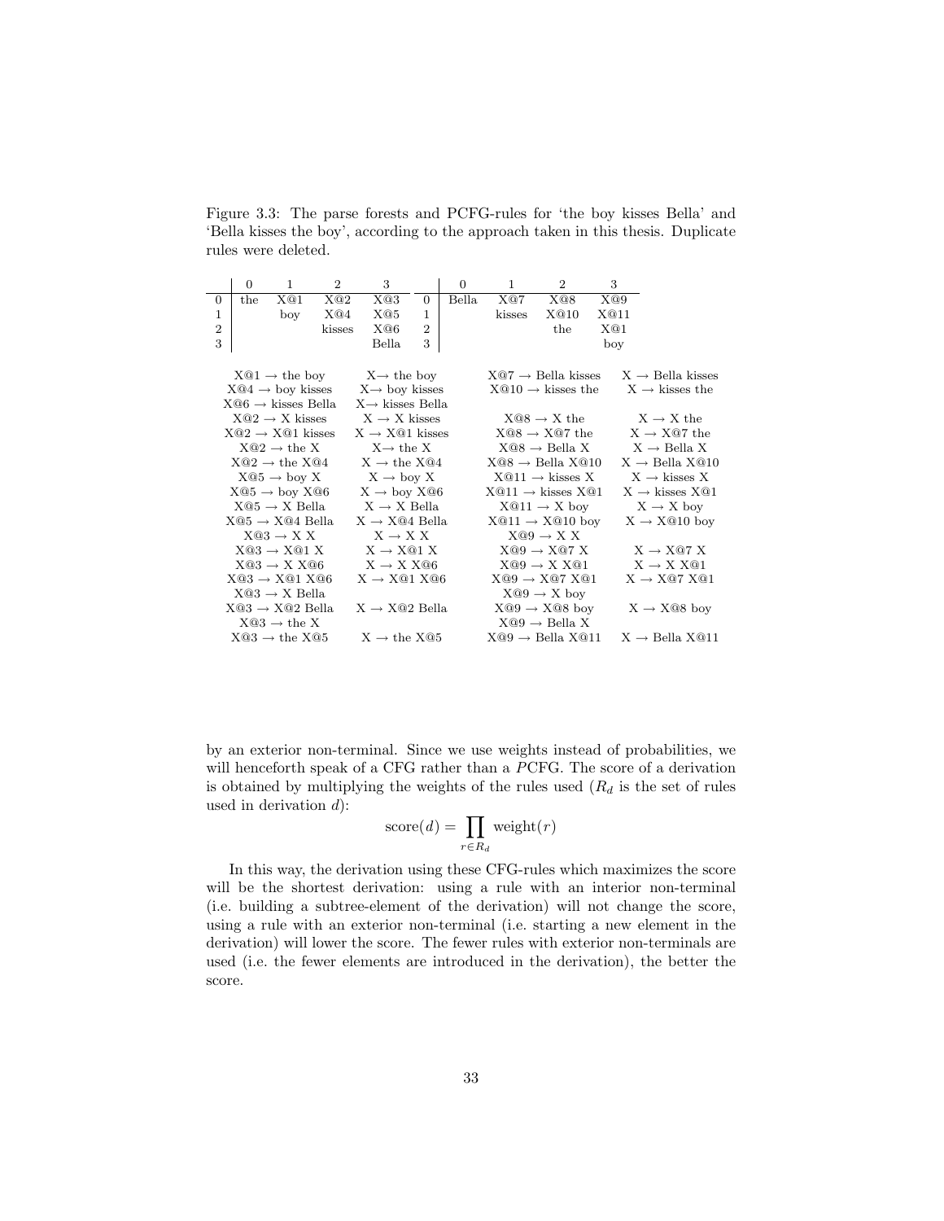Figure 3.3: The parse forests and PCFG-rules for 'the boy kisses Bella' and 'Bella kisses the boy', according to the approach taken in this thesis. Duplicate rules were deleted.

| | 0 | 1 | 2 | 3 |
|---|---|---|---|---|
| 0 | the | X@1 | X@2 | X@3 |
| 1 | | boy | X@4 | X@5 |
| 2 | | | kisses | X@6 |
| 3 | | | | Bella |

| | 0 | 1 | 2 | 3 |
|---|---|---|---|---|
| 0 | Bella | X@7 | X@8 | X@9 |
| 1 | | kisses | X@10 | X@11 |
| 2 | | | the | X@1 |
| 3 | | | | boy |

| | | | |
|---|---|---|---|
| X@1 → the boy | X→ the boy | X@7 → Bella kisses | X → Bella kisses |
| X@4 → boy kisses | X→ boy kisses | X@10 → kisses the | X → kisses the |
| X@6 → kisses Bella | X→ kisses Bella | | |
| X@2 → X kisses | X → X kisses | X@8 → X the | X → X the |
| X@2 → X@1 kisses | X → X@1 kisses | X@8 → X@7 the | X → X@7 the |
| X@2 → the X | X→ the X | X@8 → Bella X | X → Bella X |
| X@2 → the X@4 | X → the X@4 | X@8 → Bella X@10 | X → Bella X@10 |
| X@5 → boy X | X → boy X | X@11 → kisses X | X → kisses X |
| X@5 → boy X@6 | X → boy X@6 | X@11 → kisses X@1 | X → kisses X@1 |
| X@5 → X Bella | X → X Bella | X@11 → X boy | X → X boy |
| X@5 → X@4 Bella | X → X@4 Bella | X@11 → X@10 boy | X → X@10 boy |
| X@3 → X X | X → X X | X@9 → X X | |
| X@3 → X@1 X | X → X@1 X | X@9 → X@7 X | X → X@7 X |
| X@3 → X X@6 | X → X X@6 | X@9 → X X@1 | X → X X@1 |
| X@3 → X@1 X@6 | X → X@1 X@6 | X@9 → X@7 X@1 | X → X@7 X@1 |
| X@3 → X Bella | | X@9 → X boy | |
| X@3 → X@2 Bella | X → X@2 Bella | X@9 → X@8 boy | X → X@8 boy |
| X@3 → the X | | X@9 → Bella X | |
| X@3 → the X@5 | X → the X@5 | X@9 → Bella X@11 | X → Bella X@11 |

by an exterior non-terminal. Since we use weights instead of probabilities, we will henceforth speak of a CFG rather than a *P*CFG. The score of a derivation is obtained by multiplying the weights of the rules used ($R_d$ is the set of rules used in derivation $d$):

$$\text{score}(d) = \prod_{r \in R_d} \text{weight}(r)$$

In this way, the derivation using these CFG-rules which maximizes the score will be the shortest derivation: using a rule with an interior non-terminal (i.e. building a subtree-element of the derivation) will not change the score, using a rule with an exterior non-terminal (i.e. starting a new element in the derivation) will lower the score. The fewer rules with exterior non-terminals are used (i.e. the fewer elements are introduced in the derivation), the better the score.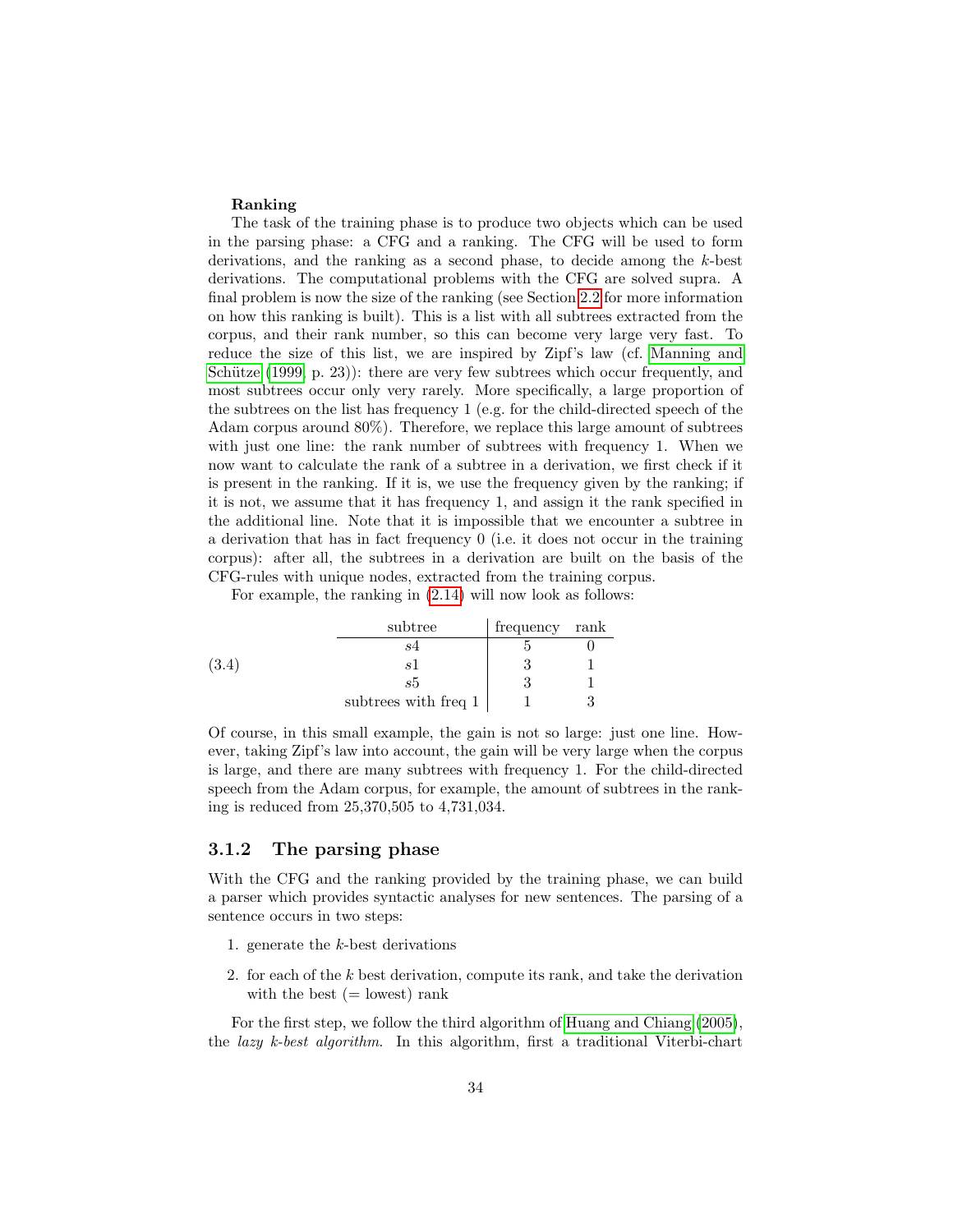**Ranking**

The task of the training phase is to produce two objects which can be used in the parsing phase: a CFG and a ranking. The CFG will be used to form derivations, and the ranking as a second phase, to decide among the $k$-best derivations. The computational problems with the CFG are solved supra. A final problem is now the size of the ranking (see Section 2.2 for more information on how this ranking is built). This is a list with all subtrees extracted from the corpus, and their rank number, so this can become very large very fast. To reduce the size of this list, we are inspired by Zipf's law (cf. Manning and Schütze (1999, p. 23)): there are very few subtrees which occur frequently, and most subtrees occur only very rarely. More specifically, a large proportion of the subtrees on the list has frequency 1 (e.g. for the child-directed speech of the Adam corpus around 80%). Therefore, we replace this large amount of subtrees with just one line: the rank number of subtrees with frequency 1. When we now want to calculate the rank of a subtree in a derivation, we first check if it is present in the ranking. If it is, we use the frequency given by the ranking; if it is not, we assume that it has frequency 1, and assign it the rank specified in the additional line. Note that it is impossible that we encounter a subtree in a derivation that has in fact frequency 0 (i.e. it does not occur in the training corpus): after all, the subtrees in a derivation are built on the basis of the CFG-rules with unique nodes, extracted from the training corpus.

For example, the ranking in (2.14) will now look as follows:

(3.4)

| subtree | frequency | rank |
|---|---|---|
| $s4$ | 5 | 0 |
| $s1$ | 3 | 1 |
| $s5$ | 3 | 1 |
| subtrees with freq 1 | 1 | 3 |

Of course, in this small example, the gain is not so large: just one line. However, taking Zipf's law into account, the gain will be very large when the corpus is large, and there are many subtrees with frequency 1. For the child-directed speech from the Adam corpus, for example, the amount of subtrees in the ranking is reduced from 25,370,505 to 4,731,034.

### 3.1.2 The parsing phase

With the CFG and the ranking provided by the training phase, we can build a parser which provides syntactic analyses for new sentences. The parsing of a sentence occurs in two steps:

1. generate the $k$-best derivations
2. for each of the $k$ best derivation, compute its rank, and take the derivation with the best (= lowest) rank

For the first step, we follow the third algorithm of Huang and Chiang (2005), the *lazy k-best algorithm*. In this algorithm, first a traditional Viterbi-chart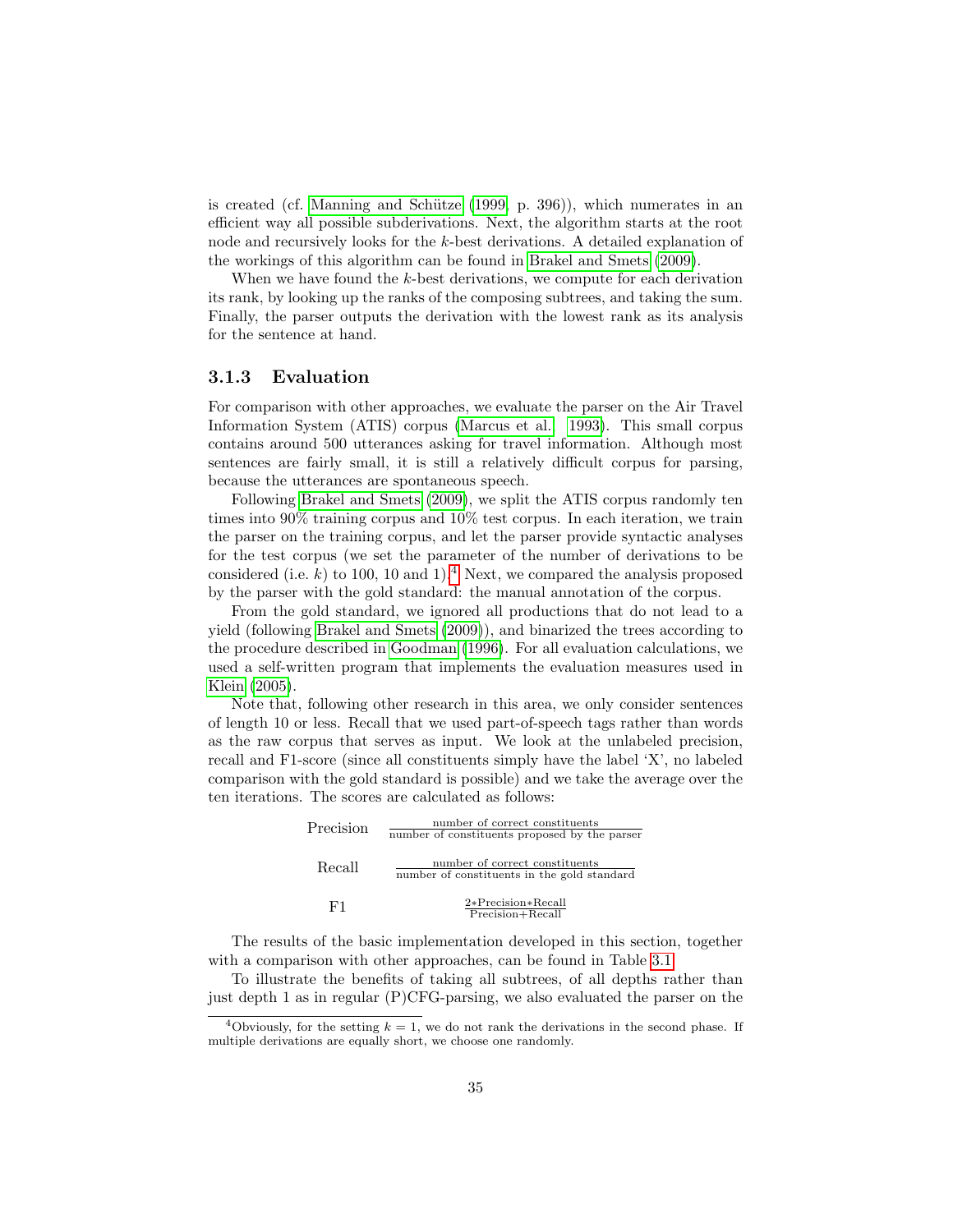is created (cf. Manning and Schütze (1999, p. 396)), which numerates in an efficient way all possible subderivations. Next, the algorithm starts at the root node and recursively looks for the $k$-best derivations. A detailed explanation of the workings of this algorithm can be found in Brakel and Smets (2009).

When we have found the $k$-best derivations, we compute for each derivation its rank, by looking up the ranks of the composing subtrees, and taking the sum. Finally, the parser outputs the derivation with the lowest rank as its analysis for the sentence at hand.

### 3.1.3 Evaluation

For comparison with other approaches, we evaluate the parser on the Air Travel Information System (ATIS) corpus (Marcus et al. 1993). This small corpus contains around 500 utterances asking for travel information. Although most sentences are fairly small, it is still a relatively difficult corpus for parsing, because the utterances are spontaneous speech.

Following Brakel and Smets (2009), we split the ATIS corpus randomly ten times into 90% training corpus and 10% test corpus. In each iteration, we train the parser on the training corpus, and let the parser provide syntactic analyses for the test corpus (we set the parameter of the number of derivations to be considered (i.e. $k$) to 100, 10 and 1).[4] Next, we compared the analysis proposed by the parser with the gold standard: the manual annotation of the corpus.

From the gold standard, we ignored all productions that do not lead to a yield (following Brakel and Smets (2009)), and binarized the trees according to the procedure described in Goodman (1996). For all evaluation calculations, we used a self-written program that implements the evaluation measures used in Klein (2005).

Note that, following other research in this area, we only consider sentences of length 10 or less. Recall that we used part-of-speech tags rather than words as the raw corpus that serves as input. We look at the unlabeled precision, recall and F1-score (since all constituents simply have the label 'X', no labeled comparison with the gold standard is possible) and we take the average over the ten iterations. The scores are calculated as follows:

$$\text{Precision} \quad \frac{\text{number of correct constituents}}{\text{number of constituents proposed by the parser}}$$

$$\text{Recall} \quad \frac{\text{number of correct constituents}}{\text{number of constituents in the gold standard}}$$

$$\text{F1} \quad \frac{2 * \text{Precision} * \text{Recall}}{\text{Precision} + \text{Recall}}$$

The results of the basic implementation developed in this section, together with a comparison with other approaches, can be found in Table 3.1.

To illustrate the benefits of taking all subtrees, of all depths rather than just depth 1 as in regular (P)CFG-parsing, we also evaluated the parser on the

[4] Obviously, for the setting $k = 1$, we do not rank the derivations in the second phase. If multiple derivations are equally short, we choose one randomly.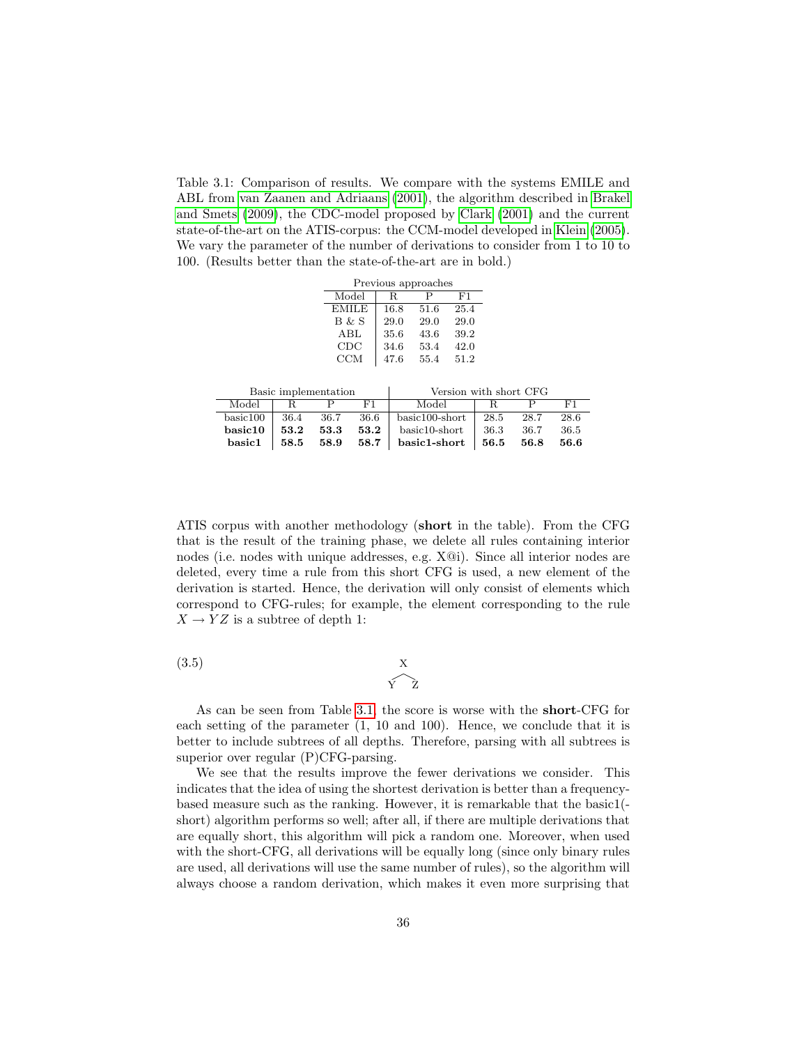Table 3.1: Comparison of results. We compare with the systems EMILE and ABL from van Zaanen and Adriaans (2001), the algorithm described in Brakel and Smets (2009), the CDC-model proposed by Clark (2001) and the current state-of-the-art on the ATIS-corpus: the CCM-model developed in Klein (2005). We vary the parameter of the number of derivations to consider from 1 to 10 to 100. (Results better than the state-of-the-art are in bold.)

| Previous approaches | | | |
|---|---|---|---|
| Model | R | P | F1 |
| EMILE | 16.8 | 51.6 | 25.4 |
| B & S | 29.0 | 29.0 | 29.0 |
| ABL | 35.6 | 43.6 | 39.2 |
| CDC | 34.6 | 53.4 | 42.0 |
| CCM | 47.6 | 55.4 | 51.2 |

| Basic implementation | | | | Version with short CFG | | | |
|---|---|---|---|---|---|---|---|
| Model | R | P | F1 | Model | R | P | F1 |
| basic100 | 36.4 | 36.7 | 36.6 | basic100-short | 28.5 | 28.7 | 28.6 |
| **basic10** | **53.2** | **53.3** | **53.2** | basic10-short | 36.3 | 36.7 | 36.5 |
| **basic1** | **58.5** | **58.9** | **58.7** | **basic1-short** | **56.5** | **56.8** | **56.6** |

ATIS corpus with another methodology (**short** in the table). From the CFG that is the result of the training phase, we delete all rules containing interior nodes (i.e. nodes with unique addresses, e.g. X@i). Since all interior nodes are deleted, every time a rule from this short CFG is used, a new element of the derivation is started. Hence, the derivation will only consist of elements which correspond to CFG-rules; for example, the element corresponding to the rule $X \rightarrow Y Z$ is a subtree of depth 1:

(3.5)

$$\begin{array}{c} X \\ / \quad \backslash \\ Y \qquad Z \end{array}$$

As can be seen from Table 3.1, the score is worse with the **short**-CFG for each setting of the parameter (1, 10 and 100). Hence, we conclude that it is better to include subtrees of all depths. Therefore, parsing with all subtrees is superior over regular (P)CFG-parsing.

We see that the results improve the fewer derivations we consider. This indicates that the idea of using the shortest derivation is better than a frequency-based measure such as the ranking. However, it is remarkable that the basic1(-short) algorithm performs so well; after all, if there are multiple derivations that are equally short, this algorithm will pick a random one. Moreover, when used with the short-CFG, all derivations will be equally long (since only binary rules are used, all derivations will use the same number of rules), so the algorithm will always choose a random derivation, which makes it even more surprising that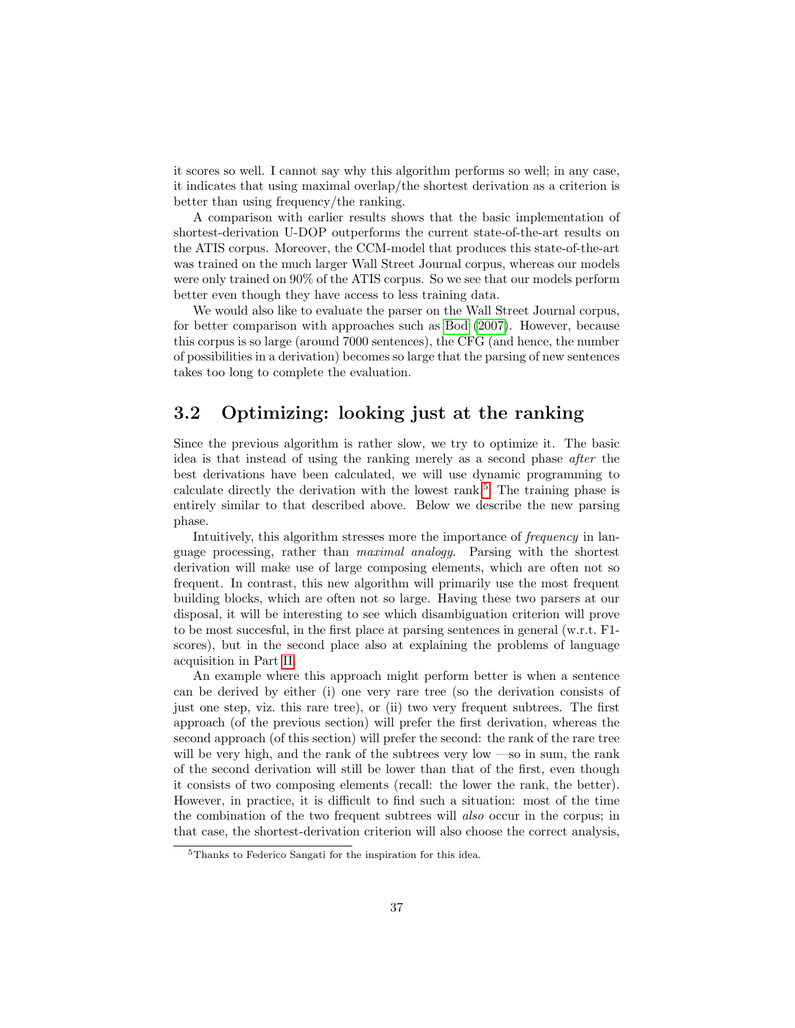it scores so well. I cannot say why this algorithm performs so well; in any case, it indicates that using maximal overlap/the shortest derivation as a criterion is better than using frequency/the ranking.

A comparison with earlier results shows that the basic implementation of shortest-derivation U-DOP outperforms the current state-of-the-art results on the ATIS corpus. Moreover, the CCM-model that produces this state-of-the-art was trained on the much larger Wall Street Journal corpus, whereas our models were only trained on 90% of the ATIS corpus. So we see that our models perform better even though they have access to less training data.

We would also like to evaluate the parser on the Wall Street Journal corpus, for better comparison with approaches such as Bod (2007). However, because this corpus is so large (around 7000 sentences), the CFG (and hence, the number of possibilities in a derivation) becomes so large that the parsing of new sentences takes too long to complete the evaluation.

## 3.2 Optimizing: looking just at the ranking

Since the previous algorithm is rather slow, we try to optimize it. The basic idea is that instead of using the ranking merely as a second phase *after* the best derivations have been calculated, we will use dynamic programming to calculate directly the derivation with the lowest rank.[5] The training phase is entirely similar to that described above. Below we describe the new parsing phase.

Intuitively, this algorithm stresses more the importance of *frequency* in language processing, rather than *maximal analogy*. Parsing with the shortest derivation will make use of large composing elements, which are often not so frequent. In contrast, this new algorithm will primarily use the most frequent building blocks, which are often not so large. Having these two parsers at our disposal, it will be interesting to see which disambiguation criterion will prove to be most succesful, in the first place at parsing sentences in general (w.r.t. F1-scores), but in the second place also at explaining the problems of language acquisition in Part II.

An example where this approach might perform better is when a sentence can be derived by either (i) one very rare tree (so the derivation consists of just one step, viz. this rare tree), or (ii) two very frequent subtrees. The first approach (of the previous section) will prefer the first derivation, whereas the second approach (of this section) will prefer the second: the rank of the rare tree will be very high, and the rank of the subtrees very low —so in sum, the rank of the second derivation will still be lower than that of the first, even though it consists of two composing elements (recall: the lower the rank, the better). However, in practice, it is difficult to find such a situation: most of the time the combination of the two frequent subtrees will *also* occur in the corpus; in that case, the shortest-derivation criterion will also choose the correct analysis,

[5] Thanks to Federico Sangati for the inspiration for this idea.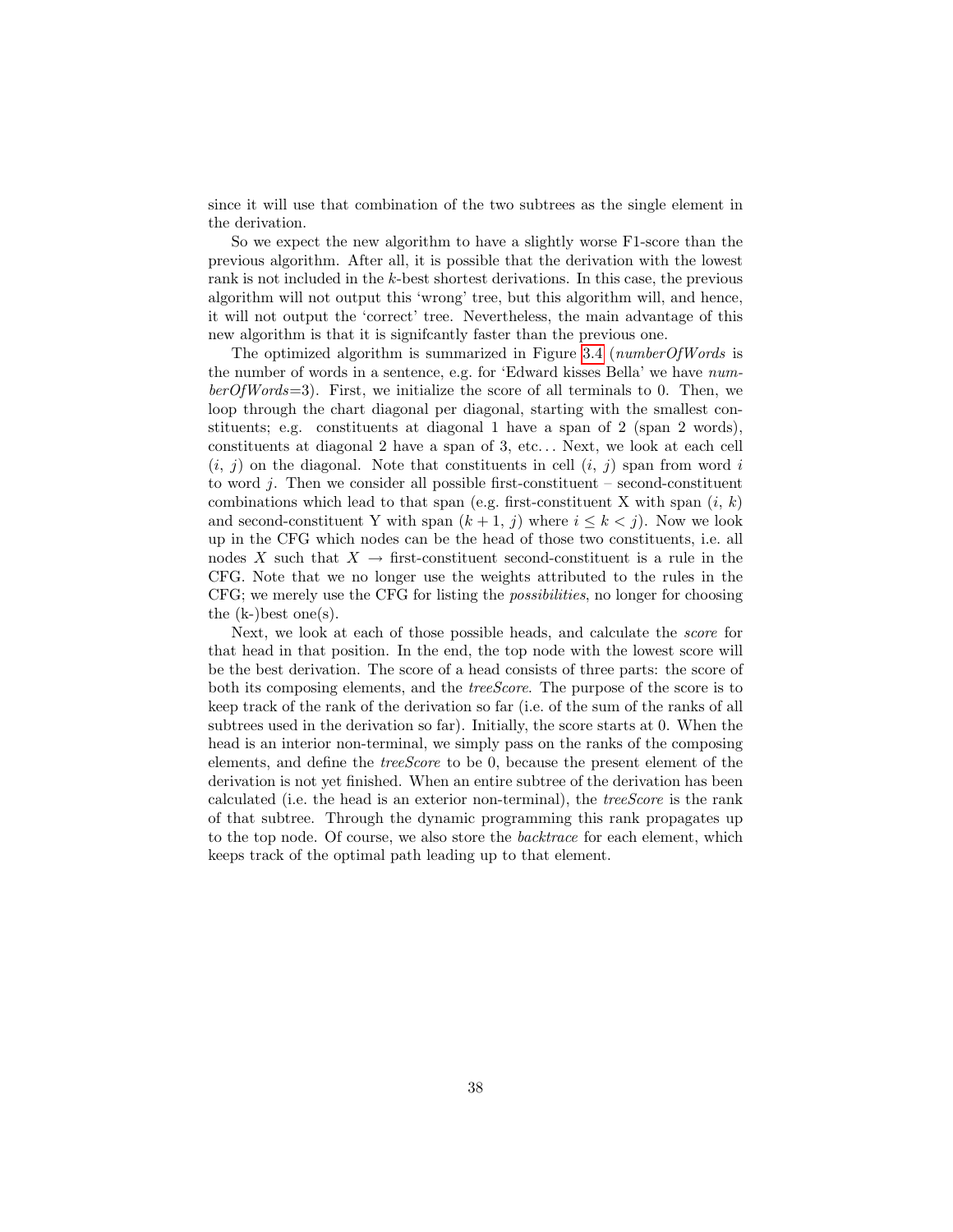since it will use that combination of the two subtrees as the single element in the derivation.

So we expect the new algorithm to have a slightly worse F1-score than the previous algorithm. After all, it is possible that the derivation with the lowest rank is not included in the $k$-best shortest derivations. In this case, the previous algorithm will not output this 'wrong' tree, but this algorithm will, and hence, it will not output the 'correct' tree. Nevertheless, the main advantage of this new algorithm is that it is signifcantly faster than the previous one.

The optimized algorithm is summarized in Figure 3.4 (*numberOfWords* is the number of words in a sentence, e.g. for 'Edward kisses Bella' we have *numberOfWords*=3). First, we initialize the score of all terminals to 0. Then, we loop through the chart diagonal per diagonal, starting with the smallest constituents; e.g. constituents at diagonal 1 have a span of 2 (span 2 words), constituents at diagonal 2 have a span of 3, etc... Next, we look at each cell $(i,\ j)$ on the diagonal. Note that constituents in cell $(i,\ j)$ span from word $i$ to word $j$. Then we consider all possible first-constituent – second-constituent combinations which lead to that span (e.g. first-constituent X with span $(i,\ k)$ and second-constituent Y with span $(k+1,\ j)$ where $i \leq k < j$). Now we look up in the CFG which nodes can be the head of those two constituents, i.e. all nodes $X$ such that $X \rightarrow$ first-constituent second-constituent is a rule in the CFG. Note that we no longer use the weights attributed to the rules in the CFG; we merely use the CFG for listing the *possibilities*, no longer for choosing the (k-)best one(s).

Next, we look at each of those possible heads, and calculate the *score* for that head in that position. In the end, the top node with the lowest score will be the best derivation. The score of a head consists of three parts: the score of both its composing elements, and the *treeScore*. The purpose of the score is to keep track of the rank of the derivation so far (i.e. of the sum of the ranks of all subtrees used in the derivation so far). Initially, the score starts at 0. When the head is an interior non-terminal, we simply pass on the ranks of the composing elements, and define the *treeScore* to be 0, because the present element of the derivation is not yet finished. When an entire subtree of the derivation has been calculated (i.e. the head is an exterior non-terminal), the *treeScore* is the rank of that subtree. Through the dynamic programming this rank propagates up to the top node. Of course, we also store the *backtrace* for each element, which keeps track of the optimal path leading up to that element.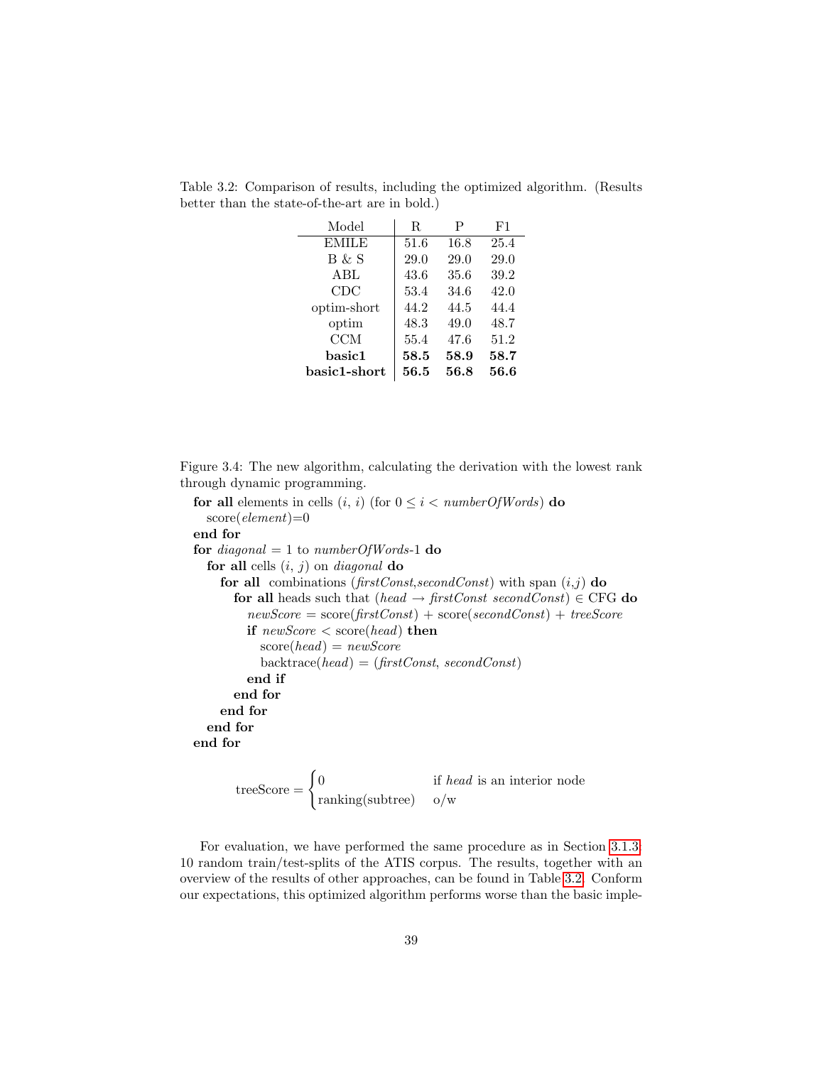Table 3.2: Comparison of results, including the optimized algorithm. (Results better than the state-of-the-art are in bold.)

| Model | R | P | F1 |
|---|---|---|---|
| EMILE | 51.6 | 16.8 | 25.4 |
| B & S | 29.0 | 29.0 | 29.0 |
| ABL | 43.6 | 35.6 | 39.2 |
| CDC | 53.4 | 34.6 | 42.0 |
| optim-short | 44.2 | 44.5 | 44.4 |
| optim | 48.3 | 49.0 | 48.7 |
| CCM | 55.4 | 47.6 | 51.2 |
| **basic1** | **58.5** | **58.9** | **58.7** |
| **basic1-short** | **56.5** | **56.8** | **56.6** |

Figure 3.4: The new algorithm, calculating the derivation with the lowest rank through dynamic programming.

**for all** elements in cells $(i, i)$ (for $0 \leq i < numberOfWords$) **do**
  score(*element*)=0
**end for**
**for** *diagonal* = 1 to *numberOfWords*-1 **do**
  **for all** cells $(i, j)$ on *diagonal* **do**
    **for all** combinations (*firstConst*,*secondConst*) with span $(i,j)$ **do**
      **for all** heads such that (*head* → *firstConst secondConst*) ∈ CFG **do**
        *newScore* = score(*firstConst*) + score(*secondConst*) + *treeScore*
        **if** *newScore* < score(*head*) **then**
          score(*head*) = *newScore*
          backtrace(*head*) = (*firstConst*, *secondConst*)
        **end if**
      **end for**
    **end for**
  **end for**
**end for**

$$\text{treeScore} = \begin{cases} 0 & \text{if } head \text{ is an interior node} \\ \text{ranking(subtree)} & \text{o/w} \end{cases}$$

For evaluation, we have performed the same procedure as in Section 3.1.3: 10 random train/test-splits of the ATIS corpus. The results, together with an overview of the results of other approaches, can be found in Table 3.2. Conform our expectations, this optimized algorithm performs worse than the basic imple-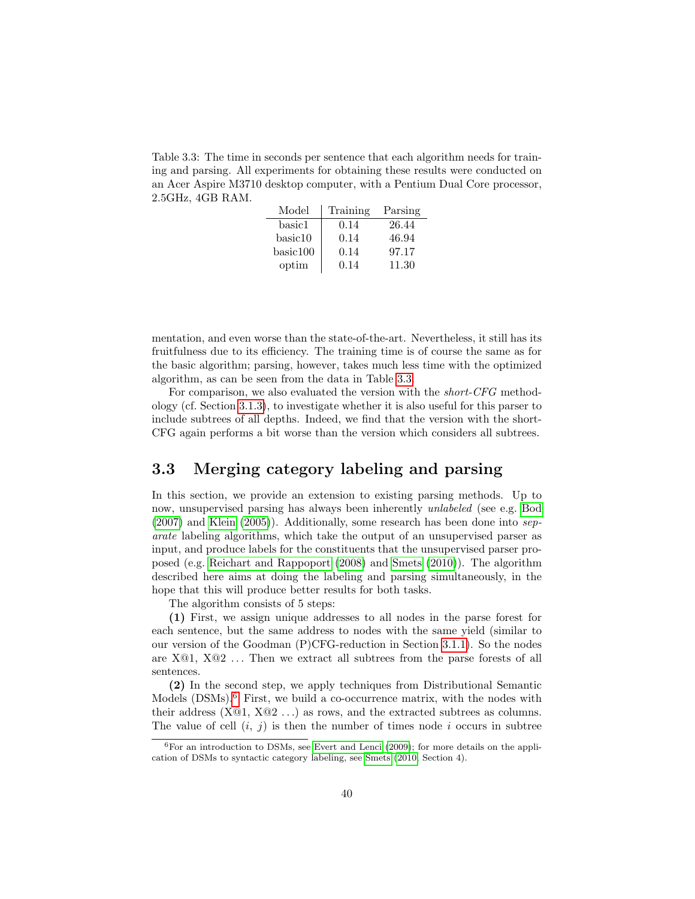Table 3.3: The time in seconds per sentence that each algorithm needs for training and parsing. All experiments for obtaining these results were conducted on an Acer Aspire M3710 desktop computer, with a Pentium Dual Core processor, 2.5GHz, 4GB RAM.

| Model | Training | Parsing |
|---|---|---|
| basic1 | 0.14 | 26.44 |
| basic10 | 0.14 | 46.94 |
| basic100 | 0.14 | 97.17 |
| optim | 0.14 | 11.30 |

mentation, and even worse than the state-of-the-art. Nevertheless, it still has its fruitfulness due to its efficiency. The training time is of course the same as for the basic algorithm; parsing, however, takes much less time with the optimized algorithm, as can be seen from the data in Table 3.3.

For comparison, we also evaluated the version with the *short-CFG* methodology (cf. Section 3.1.3), to investigate whether it is also useful for this parser to include subtrees of all depths. Indeed, we find that the version with the short-CFG again performs a bit worse than the version which considers all subtrees.

## 3.3 Merging category labeling and parsing

In this section, we provide an extension to existing parsing methods. Up to now, unsupervised parsing has always been inherently *unlabeled* (see e.g. Bod (2007) and Klein (2005)). Additionally, some research has been done into *separate* labeling algorithms, which take the output of an unsupervised parser as input, and produce labels for the constituents that the unsupervised parser proposed (e.g. Reichart and Rappoport (2008) and Smets (2010)). The algorithm described here aims at doing the labeling and parsing simultaneously, in the hope that this will produce better results for both tasks.

The algorithm consists of 5 steps:

**(1)** First, we assign unique addresses to all nodes in the parse forest for each sentence, but the same address to nodes with the same yield (similar to our version of the Goodman (P)CFG-reduction in Section 3.1.1). So the nodes are X@1, X@2 ... Then we extract all subtrees from the parse forests of all sentences.

**(2)** In the second step, we apply techniques from Distributional Semantic Models (DSMs).[6] First, we build a co-occurrence matrix, with the nodes with their address (X@1, X@2 ...) as rows, and the extracted subtrees as columns. The value of cell $(i,\ j)$ is then the number of times node $i$ occurs in subtree

[6] For an introduction to DSMs, see Evert and Lenci (2009); for more details on the application of DSMs to syntactic category labeling, see Smets (2010, Section 4).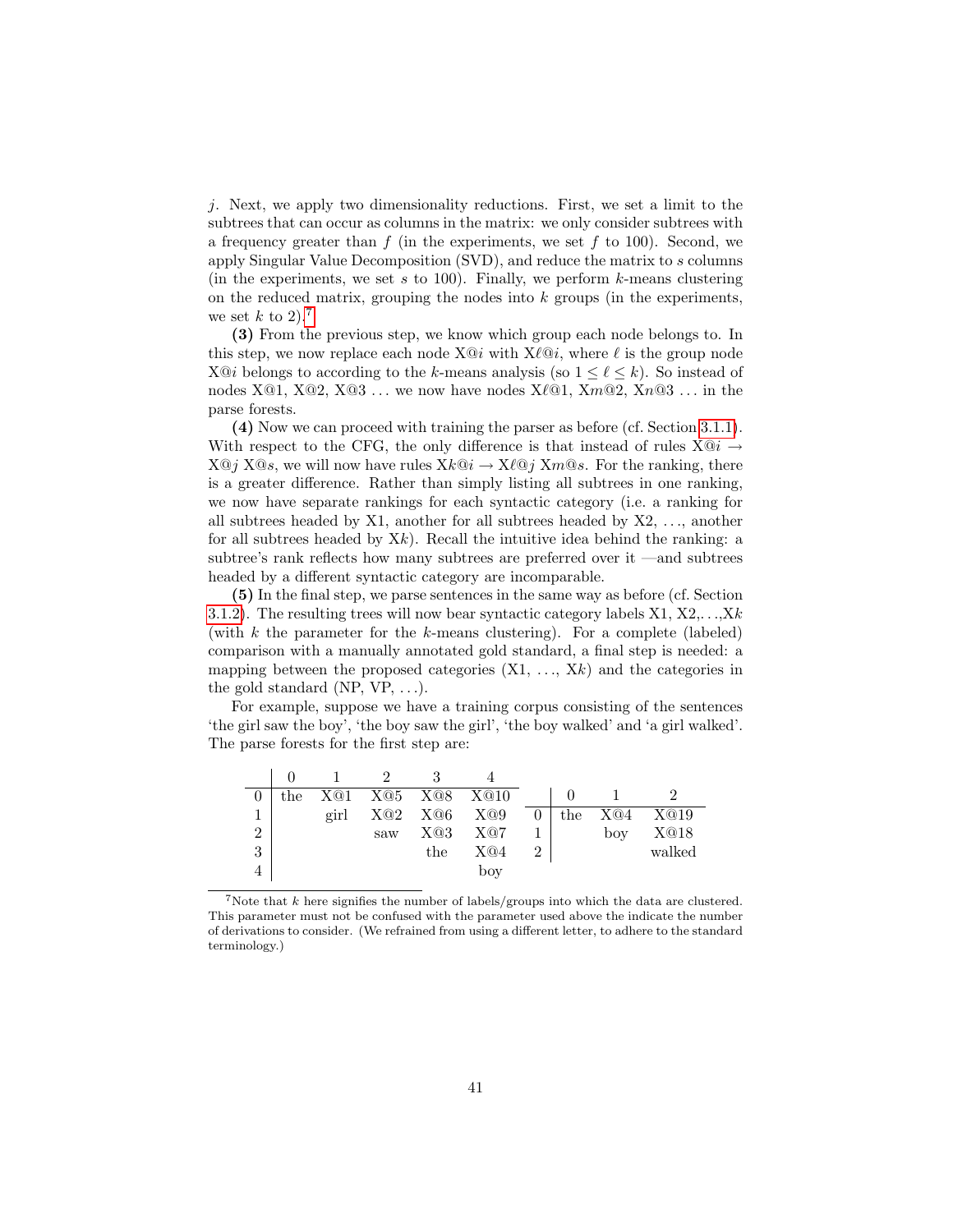$j$. Next, we apply two dimensionality reductions. First, we set a limit to the subtrees that can occur as columns in the matrix: we only consider subtrees with a frequency greater than $f$ (in the experiments, we set $f$ to 100). Second, we apply Singular Value Decomposition (SVD), and reduce the matrix to $s$ columns (in the experiments, we set $s$ to 100). Finally, we perform $k$-means clustering on the reduced matrix, grouping the nodes into $k$ groups (in the experiments, we set $k$ to 2).[7]

**(3)** From the previous step, we know which group each node belongs to. In this step, we now replace each node X@$i$ with X$\ell$@$i$, where $\ell$ is the group node X@$i$ belongs to according to the $k$-means analysis (so $1 \leq \ell \leq k$). So instead of nodes X@1, X@2, X@3 ... we now have nodes X$\ell$@1, X$m$@2, X$n$@3 ... in the parse forests.

**(4)** Now we can proceed with training the parser as before (cf. Section 3.1.1). With respect to the CFG, the only difference is that instead of rules X@$i$ → X@$j$ X@$s$, we will now have rules X$k$@$i$ → X$\ell$@$j$ X$m$@$s$. For the ranking, there is a greater difference. Rather than simply listing all subtrees in one ranking, we now have separate rankings for each syntactic category (i.e. a ranking for all subtrees headed by X1, another for all subtrees headed by X2, ..., another for all subtrees headed by X$k$). Recall the intuitive idea behind the ranking: a subtree's rank reflects how many subtrees are preferred over it —and subtrees headed by a different syntactic category are incomparable.

**(5)** In the final step, we parse sentences in the same way as before (cf. Section 3.1.2). The resulting trees will now bear syntactic category labels X1, X2,...,X$k$ (with $k$ the parameter for the $k$-means clustering). For a complete (labeled) comparison with a manually annotated gold standard, a final step is needed: a mapping between the proposed categories (X1, ..., X$k$) and the categories in the gold standard (NP, VP, ...).

For example, suppose we have a training corpus consisting of the sentences 'the girl saw the boy', 'the boy saw the girl', 'the boy walked' and 'a girl walked'. The parse forests for the first step are:

| | 0 | 1 | 2 | 3 | 4 |
|---|---|---|---|---|---|
| 0 | the | X@1 | X@5 | X@8 | X@10 |
| 1 | | girl | X@2 | X@6 | X@9 |
| 2 | | | saw | X@3 | X@7 |
| 3 | | | | the | X@4 |
| 4 | | | | | boy |

| | 0 | 1 | 2 |
|---|---|---|---|
| 0 | the | X@4 | X@19 |
| 1 | | boy | X@18 |
| 2 | | | walked |

[7] Note that $k$ here signifies the number of labels/groups into which the data are clustered. This parameter must not be confused with the parameter used above the indicate the number of derivations to consider. (We refrained from using a different letter, to adhere to the standard terminology.)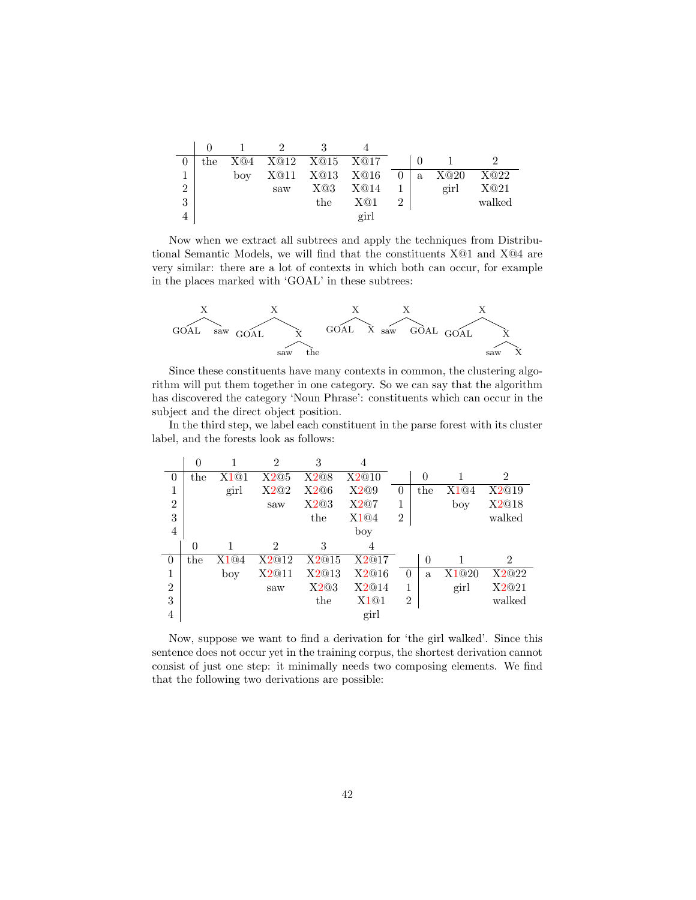|   | 0 | 1 | 2 | 3 | 4 |
|---|---|---|---|---|---|
| 0 | the | X@4 | X@12 | X@15 | X@17 |
| 1 | | boy | X@11 | X@13 | X@16 |
| 2 | | | saw | X@3 | X@14 |
| 3 | | | | the | X@1 |
| 4 | | | | | girl |

|   | 0 | 1 | 2 |
|---|---|---|---|
| 0 | a | X@20 | X@22 |
| 1 | | girl | X@21 |
| 2 | | | walked |

Now when we extract all subtrees and apply the techniques from Distributional Semantic Models, we will find that the constituents X@1 and X@4 are very similar: there are a lot of contexts in which both can occur, for example in the places marked with 'GOAL' in these subtrees:

```
   X            X              X         X           X
  / \          / \            / \       / \         / \
GOAL saw    GOAL   X       GOAL  X    saw GOAL   GOAL   X
                  / \                                  / \
                saw the                              saw  X
```

Since these constituents have many contexts in common, the clustering algorithm will put them together in one category. So we can say that the algorithm has discovered the category 'Noun Phrase': constituents which can occur in the subject and the direct object position.

In the third step, we label each constituent in the parse forest with its cluster label, and the forests look as follows:

|   | 0 | 1 | 2 | 3 | 4 |
|---|---|---|---|---|---|
| 0 | the | X1@1 | X2@5 | X2@8 | X2@10 |
| 1 | | girl | X2@2 | X2@6 | X2@9 |
| 2 | | | saw | X2@3 | X2@7 |
| 3 | | | | the | X1@4 |
| 4 | | | | | boy |

|   | 0 | 1 | 2 |
|---|---|---|---|
| 0 | the | X1@4 | X2@19 |
| 1 | | boy | X2@18 |
| 2 | | | walked |

|   | 0 | 1 | 2 | 3 | 4 |
|---|---|---|---|---|---|
| 0 | the | X1@4 | X2@12 | X2@15 | X2@17 |
| 1 | | boy | X2@11 | X2@13 | X2@16 |
| 2 | | | saw | X2@3 | X2@14 |
| 3 | | | | the | X1@1 |
| 4 | | | | | girl |

|   | 0 | 1 | 2 |
|---|---|---|---|
| 0 | a | X1@20 | X2@22 |
| 1 | | girl | X2@21 |
| 2 | | | walked |

Now, suppose we want to find a derivation for 'the girl walked'. Since this sentence does not occur yet in the training corpus, the shortest derivation cannot consist of just one step: it minimally needs two composing elements. We find that the following two derivations are possible: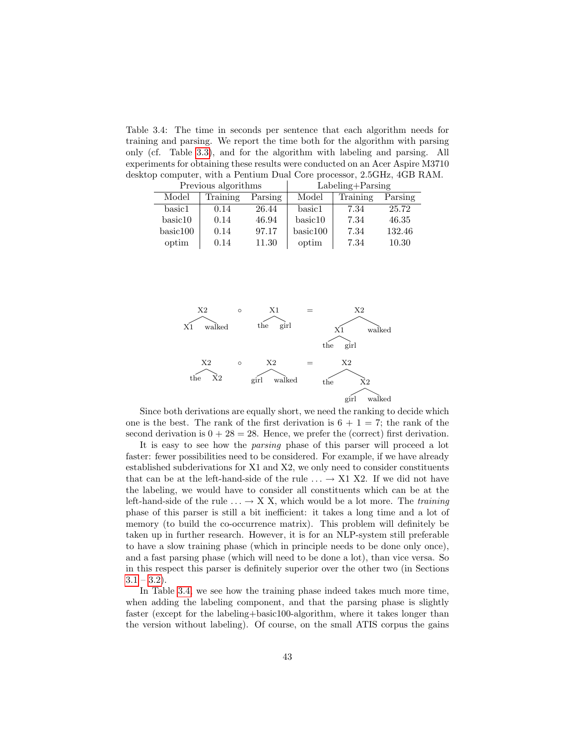Table 3.4: The time in seconds per sentence that each algorithm needs for training and parsing. We report the time both for the algorithm with parsing only (cf. Table 3.3), and for the algorithm with labeling and parsing. All experiments for obtaining these results were conducted on an Acer Aspire M3710 desktop computer, with a Pentium Dual Core processor, 2.5GHz, 4GB RAM.

| Previous algorithms | | | Labeling+Parsing | | |
|---|---|---|---|---|---|
| Model | Training | Parsing | Model | Training | Parsing |
| basic1 | 0.14 | 26.44 | basic1 | 7.34 | 25.72 |
| basic10 | 0.14 | 46.94 | basic10 | 7.34 | 46.35 |
| basic100 | 0.14 | 97.17 | basic100 | 7.34 | 132.46 |
| optim | 0.14 | 11.30 | optim | 7.34 | 10.30 |

```
     X2           ∘      X1        =          X2
    /  \                /  \                 /  \
  X1   walked        the   girl            X1   walked
                                          /  \
                                        the  girl

     X2           ∘      X2        =          X2
    /  \                /  \                 /  \
  the   X2          girl  walked          the    X2
                                                /  \
                                             girl  walked
```

Since both derivations are equally short, we need the ranking to decide which one is the best. The rank of the first derivation is $6 + 1 = 7$; the rank of the second derivation is $0 + 28 = 28$. Hence, we prefer the (correct) first derivation.

It is easy to see how the *parsing* phase of this parser will proceed a lot faster: fewer possibilities need to be considered. For example, if we have already established subderivations for X1 and X2, we only need to consider constituents that can be at the left-hand-side of the rule $\ldots \rightarrow$ X1 X2. If we did not have the labeling, we would have to consider all constituents which can be at the left-hand-side of the rule $\ldots \rightarrow$ X X, which would be a lot more. The *training* phase of this parser is still a bit inefficient: it takes a long time and a lot of memory (to build the co-occurrence matrix). This problem will definitely be taken up in further research. However, it is for an NLP-system still preferable to have a slow training phase (which in principle needs to be done only once), and a fast parsing phase (which will need to be done a lot), than vice versa. So in this respect this parser is definitely superior over the other two (in Sections 3.1 – 3.2).

In Table 3.4, we see how the training phase indeed takes much more time, when adding the labeling component, and that the parsing phase is slightly faster (except for the labeling+basic100-algorithm, where it takes longer than the version without labeling). Of course, on the small ATIS corpus the gains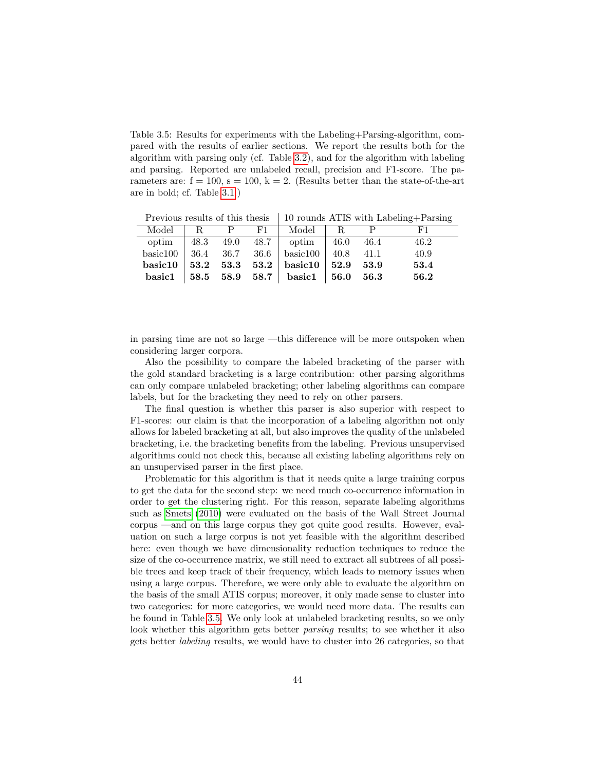Table 3.5: Results for experiments with the Labeling+Parsing-algorithm, compared with the results of earlier sections. We report the results both for the algorithm with parsing only (cf. Table 3.2), and for the algorithm with labeling and parsing. Reported are unlabeled recall, precision and F1-score. The parameters are: f = 100, s = 100, k = 2. (Results better than the state-of-the-art are in bold; cf. Table 3.1.)

| Previous results of this thesis | | | | 10 rounds ATIS with Labeling+Parsing | | | |
|---|---|---|---|---|---|---|---|
| Model | R | P | F1 | Model | R | P | F1 |
| optim | 48.3 | 49.0 | 48.7 | optim | 46.0 | 46.4 | 46.2 |
| basic100 | 36.4 | 36.7 | 36.6 | basic100 | 40.8 | 41.1 | 40.9 |
| **basic10** | **53.2** | **53.3** | **53.2** | **basic10** | **52.9** | **53.9** | **53.4** |
| **basic1** | **58.5** | **58.9** | **58.7** | **basic1** | **56.0** | **56.3** | **56.2** |

in parsing time are not so large —this difference will be more outspoken when considering larger corpora.

Also the possibility to compare the labeled bracketing of the parser with the gold standard bracketing is a large contribution: other parsing algorithms can only compare unlabeled bracketing; other labeling algorithms can compare labels, but for the bracketing they need to rely on other parsers.

The final question is whether this parser is also superior with respect to F1-scores: our claim is that the incorporation of a labeling algorithm not only allows for labeled bracketing at all, but also improves the quality of the unlabeled bracketing, i.e. the bracketing benefits from the labeling. Previous unsupervised algorithms could not check this, because all existing labeling algorithms rely on an unsupervised parser in the first place.

Problematic for this algorithm is that it needs quite a large training corpus to get the data for the second step: we need much co-occurrence information in order to get the clustering right. For this reason, separate labeling algorithms such as Smets (2010) were evaluated on the basis of the Wall Street Journal corpus —and on this large corpus they got quite good results. However, evaluation on such a large corpus is not yet feasible with the algorithm described here: even though we have dimensionality reduction techniques to reduce the size of the co-occurrence matrix, we still need to extract all subtrees of all possible trees and keep track of their frequency, which leads to memory issues when using a large corpus. Therefore, we were only able to evaluate the algorithm on the basis of the small ATIS corpus; moreover, it only made sense to cluster into two categories: for more categories, we would need more data. The results can be found in Table 3.5. We only look at unlabeled bracketing results, so we only look whether this algorithm gets better *parsing* results; to see whether it also gets better *labeling* results, we would have to cluster into 26 categories, so that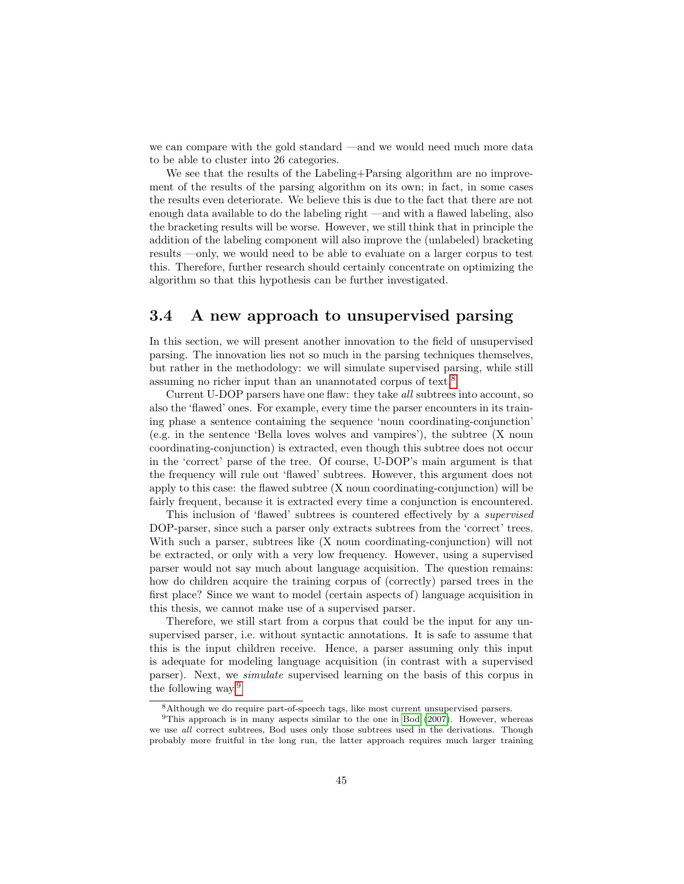we can compare with the gold standard —and we would need much more data to be able to cluster into 26 categories.

We see that the results of the Labeling+Parsing algorithm are no improvement of the results of the parsing algorithm on its own; in fact, in some cases the results even deteriorate. We believe this is due to the fact that there are not enough data available to do the labeling right —and with a flawed labeling, also the bracketing results will be worse. However, we still think that in principle the addition of the labeling component will also improve the (unlabeled) bracketing results —only, we would need to be able to evaluate on a larger corpus to test this. Therefore, further research should certainly concentrate on optimizing the algorithm so that this hypothesis can be further investigated.

## 3.4 A new approach to unsupervised parsing

In this section, we will present another innovation to the field of unsupervised parsing. The innovation lies not so much in the parsing techniques themselves, but rather in the methodology: we will simulate supervised parsing, while still assuming no richer input than an unannotated corpus of text.[8]

Current U-DOP parsers have one flaw: they take *all* subtrees into account, so also the 'flawed' ones. For example, every time the parser encounters in its training phase a sentence containing the sequence 'noun coordinating-conjunction' (e.g. in the sentence 'Bella loves wolves and vampires'), the subtree (X noun coordinating-conjunction) is extracted, even though this subtree does not occur in the 'correct' parse of the tree. Of course, U-DOP's main argument is that the frequency will rule out 'flawed' subtrees. However, this argument does not apply to this case: the flawed subtree (X noun coordinating-conjunction) will be fairly frequent, because it is extracted every time a conjunction is encountered.

This inclusion of 'flawed' subtrees is countered effectively by a *supervised* DOP-parser, since such a parser only extracts subtrees from the 'correct' trees. With such a parser, subtrees like (X noun coordinating-conjunction) will not be extracted, or only with a very low frequency. However, using a supervised parser would not say much about language acquisition. The question remains: how do children acquire the training corpus of (correctly) parsed trees in the first place? Since we want to model (certain aspects of) language acquisition in this thesis, we cannot make use of a supervised parser.

Therefore, we still start from a corpus that could be the input for any unsupervised parser, i.e. without syntactic annotations. It is safe to assume that this is the input children receive. Hence, a parser assuming only this input is adequate for modeling language acquisition (in contrast with a supervised parser). Next, we *simulate* supervised learning on the basis of this corpus in the following way:[9]

[8] Although we do require part-of-speech tags, like most current unsupervised parsers.

[9] This approach is in many aspects similar to the one in Bod (2007). However, whereas we use *all* correct subtrees, Bod uses only those subtrees used in the derivations. Though probably more fruitful in the long run, the latter approach requires much larger training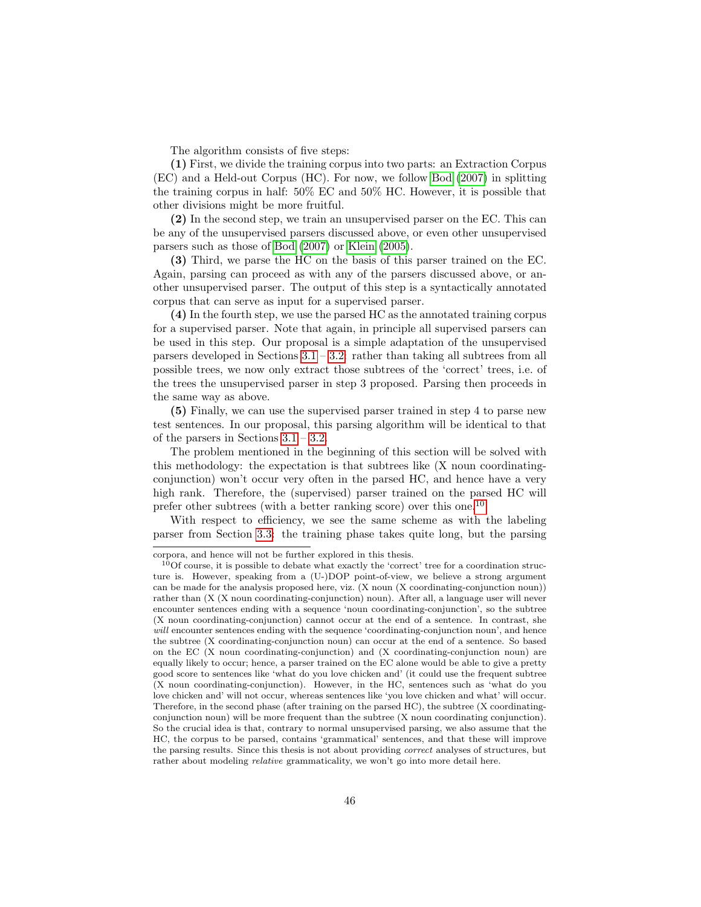The algorithm consists of five steps:

**(1)** First, we divide the training corpus into two parts: an Extraction Corpus (EC) and a Held-out Corpus (HC). For now, we follow Bod (2007) in splitting the training corpus in half: 50% EC and 50% HC. However, it is possible that other divisions might be more fruitful.

**(2)** In the second step, we train an unsupervised parser on the EC. This can be any of the unsupervised parsers discussed above, or even other unsupervised parsers such as those of Bod (2007) or Klein (2005).

**(3)** Third, we parse the HC on the basis of this parser trained on the EC. Again, parsing can proceed as with any of the parsers discussed above, or another unsupervised parser. The output of this step is a syntactically annotated corpus that can serve as input for a supervised parser.

**(4)** In the fourth step, we use the parsed HC as the annotated training corpus for a supervised parser. Note that again, in principle all supervised parsers can be used in this step. Our proposal is a simple adaptation of the unsupervised parsers developed in Sections 3.1 – 3.2: rather than taking all subtrees from all possible trees, we now only extract those subtrees of the 'correct' trees, i.e. of the trees the unsupervised parser in step 3 proposed. Parsing then proceeds in the same way as above.

**(5)** Finally, we can use the supervised parser trained in step 4 to parse new test sentences. In our proposal, this parsing algorithm will be identical to that of the parsers in Sections 3.1 – 3.2.

The problem mentioned in the beginning of this section will be solved with this methodology: the expectation is that subtrees like (X noun coordinating-conjunction) won't occur very often in the parsed HC, and hence have a very high rank. Therefore, the (supervised) parser trained on the parsed HC will prefer other subtrees (with a better ranking score) over this one.[10]

With respect to efficiency, we see the same scheme as with the labeling parser from Section 3.3: the training phase takes quite long, but the parsing

corpora, and hence will not be further explored in this thesis.

[10]Of course, it is possible to debate what exactly the 'correct' tree for a coordination structure is. However, speaking from a (U-)DOP point-of-view, we believe a strong argument can be made for the analysis proposed here, viz. (X noun (X coordinating-conjunction noun)) rather than (X (X noun coordinating-conjunction) noun). After all, a language user will never encounter sentences ending with a sequence 'noun coordinating-conjunction', so the subtree (X noun coordinating-conjunction) cannot occur at the end of a sentence. In contrast, she *will* encounter sentences ending with the sequence 'coordinating-conjunction noun', and hence the subtree (X coordinating-conjunction noun) can occur at the end of a sentence. So based on the EC (X noun coordinating-conjunction) and (X coordinating-conjunction noun) are equally likely to occur; hence, a parser trained on the EC alone would be able to give a pretty good score to sentences like 'what do you love chicken and' (it could use the frequent subtree (X noun coordinating-conjunction). However, in the HC, sentences such as 'what do you love chicken and' will not occur, whereas sentences like 'you love chicken and what' will occur. Therefore, in the second phase (after training on the parsed HC), the subtree (X coordinating-conjunction noun) will be more frequent than the subtree (X noun coordinating conjunction). So the crucial idea is that, contrary to normal unsupervised parsing, we also assume that the HC, the corpus to be parsed, contains 'grammatical' sentences, and that these will improve the parsing results. Since this thesis is not about providing *correct* analyses of structures, but rather about modeling *relative* grammaticality, we won't go into more detail here.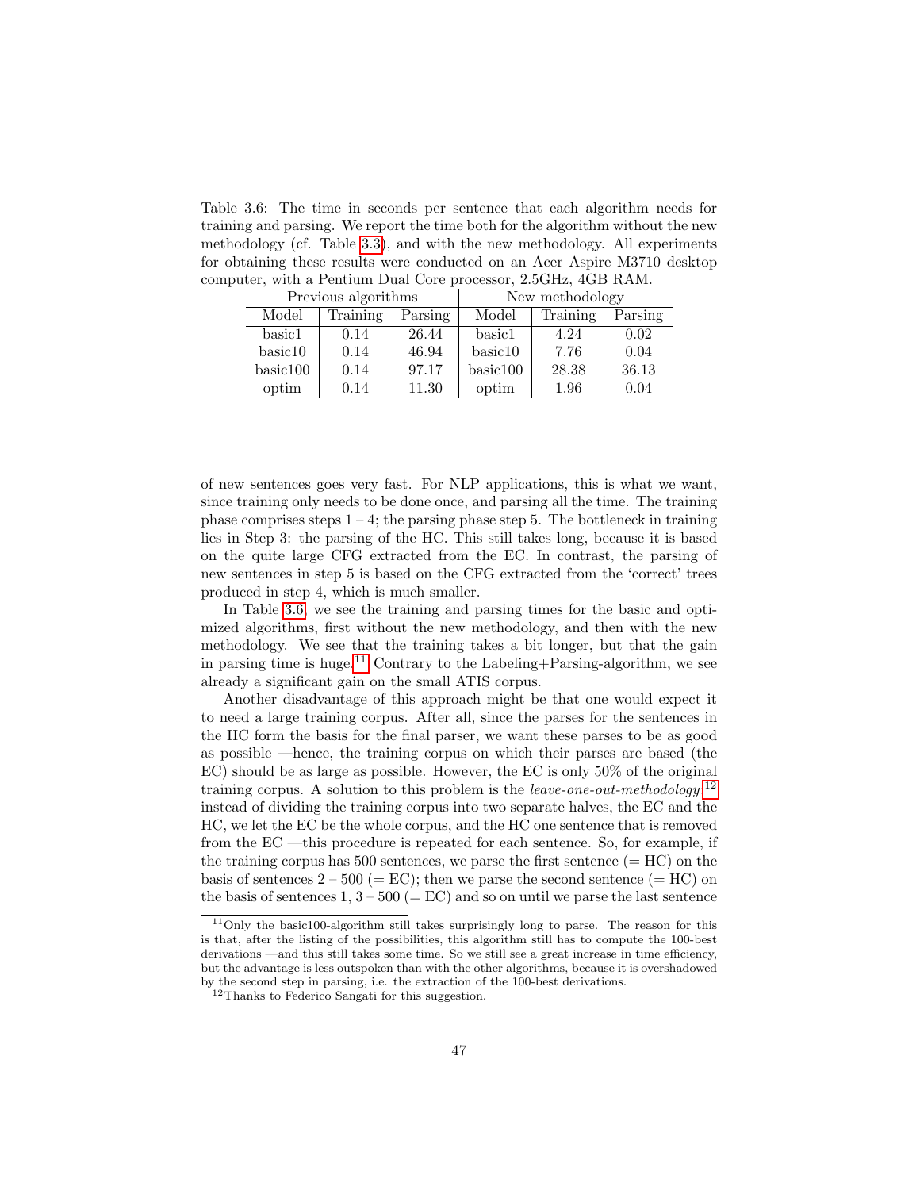Table 3.6: The time in seconds per sentence that each algorithm needs for training and parsing. We report the time both for the algorithm without the new methodology (cf. Table 3.3), and with the new methodology. All experiments for obtaining these results were conducted on an Acer Aspire M3710 desktop computer, with a Pentium Dual Core processor, 2.5GHz, 4GB RAM.

| Previous algorithms | | | New methodology | | |
|---|---|---|---|---|---|
| Model | Training | Parsing | Model | Training | Parsing |
| basic1 | 0.14 | 26.44 | basic1 | 4.24 | 0.02 |
| basic10 | 0.14 | 46.94 | basic10 | 7.76 | 0.04 |
| basic100 | 0.14 | 97.17 | basic100 | 28.38 | 36.13 |
| optim | 0.14 | 11.30 | optim | 1.96 | 0.04 |

of new sentences goes very fast. For NLP applications, this is what we want, since training only needs to be done once, and parsing all the time. The training phase comprises steps 1 – 4; the parsing phase step 5. The bottleneck in training lies in Step 3: the parsing of the HC. This still takes long, because it is based on the quite large CFG extracted from the EC. In contrast, the parsing of new sentences in step 5 is based on the CFG extracted from the 'correct' trees produced in step 4, which is much smaller.

In Table 3.6, we see the training and parsing times for the basic and optimized algorithms, first without the new methodology, and then with the new methodology. We see that the training takes a bit longer, but that the gain in parsing time is huge.[11] Contrary to the Labeling+Parsing-algorithm, we see already a significant gain on the small ATIS corpus.

Another disadvantage of this approach might be that one would expect it to need a large training corpus. After all, since the parses for the sentences in the HC form the basis for the final parser, we want these parses to be as good as possible —hence, the training corpus on which their parses are based (the EC) should be as large as possible. However, the EC is only 50% of the original training corpus. A solution to this problem is the *leave-one-out-methodology*:[12] instead of dividing the training corpus into two separate halves, the EC and the HC, we let the EC be the whole corpus, and the HC one sentence that is removed from the EC —this procedure is repeated for each sentence. So, for example, if the training corpus has 500 sentences, we parse the first sentence (= HC) on the basis of sentences 2 – 500 (= EC); then we parse the second sentence (= HC) on the basis of sentences 1, 3 – 500 (= EC) and so on until we parse the last sentence

[11] Only the basic100-algorithm still takes surprisingly long to parse. The reason for this is that, after the listing of the possibilities, this algorithm still has to compute the 100-best derivations —and this still takes some time. So we still see a great increase in time efficiency, but the advantage is less outspoken than with the other algorithms, because it is overshadowed by the second step in parsing, i.e. the extraction of the 100-best derivations.

[12] Thanks to Federico Sangati for this suggestion.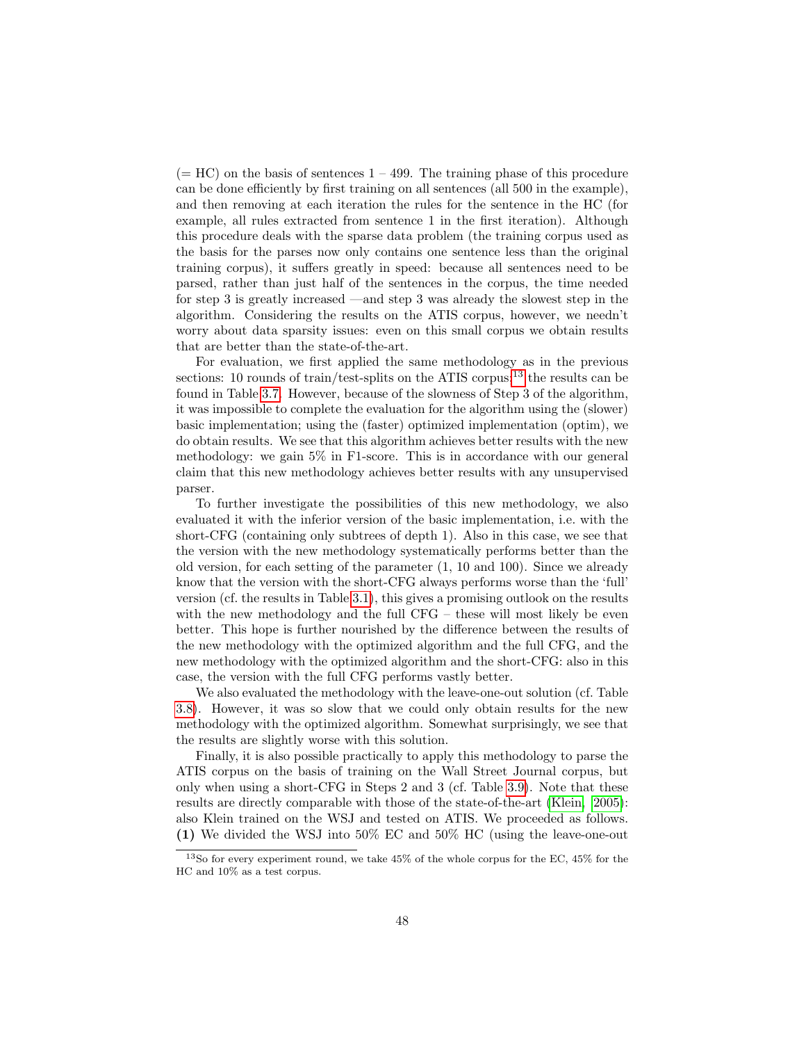(= HC) on the basis of sentences 1 – 499. The training phase of this procedure can be done efficiently by first training on all sentences (all 500 in the example), and then removing at each iteration the rules for the sentence in the HC (for example, all rules extracted from sentence 1 in the first iteration). Although this procedure deals with the sparse data problem (the training corpus used as the basis for the parses now only contains one sentence less than the original training corpus), it suffers greatly in speed: because all sentences need to be parsed, rather than just half of the sentences in the corpus, the time needed for step 3 is greatly increased —and step 3 was already the slowest step in the algorithm. Considering the results on the ATIS corpus, however, we needn't worry about data sparsity issues: even on this small corpus we obtain results that are better than the state-of-the-art.

For evaluation, we first applied the same methodology as in the previous sections: 10 rounds of train/test-splits on the ATIS corpus;[13] the results can be found in Table 3.7. However, because of the slowness of Step 3 of the algorithm, it was impossible to complete the evaluation for the algorithm using the (slower) basic implementation; using the (faster) optimized implementation (optim), we do obtain results. We see that this algorithm achieves better results with the new methodology: we gain 5% in F1-score. This is in accordance with our general claim that this new methodology achieves better results with any unsupervised parser.

To further investigate the possibilities of this new methodology, we also evaluated it with the inferior version of the basic implementation, i.e. with the short-CFG (containing only subtrees of depth 1). Also in this case, we see that the version with the new methodology systematically performs better than the old version, for each setting of the parameter (1, 10 and 100). Since we already know that the version with the short-CFG always performs worse than the 'full' version (cf. the results in Table 3.1), this gives a promising outlook on the results with the new methodology and the full CFG – these will most likely be even better. This hope is further nourished by the difference between the results of the new methodology with the optimized algorithm and the full CFG, and the new methodology with the optimized algorithm and the short-CFG: also in this case, the version with the full CFG performs vastly better.

We also evaluated the methodology with the leave-one-out solution (cf. Table 3.8). However, it was so slow that we could only obtain results for the new methodology with the optimized algorithm. Somewhat surprisingly, we see that the results are slightly worse with this solution.

Finally, it is also possible practically to apply this methodology to parse the ATIS corpus on the basis of training on the Wall Street Journal corpus, but only when using a short-CFG in Steps 2 and 3 (cf. Table 3.9). Note that these results are directly comparable with those of the state-of-the-art (Klein, 2005): also Klein trained on the WSJ and tested on ATIS. We proceeded as follows. **(1)** We divided the WSJ into 50% EC and 50% HC (using the leave-one-out

[13] So for every experiment round, we take 45% of the whole corpus for the EC, 45% for the HC and 10% as a test corpus.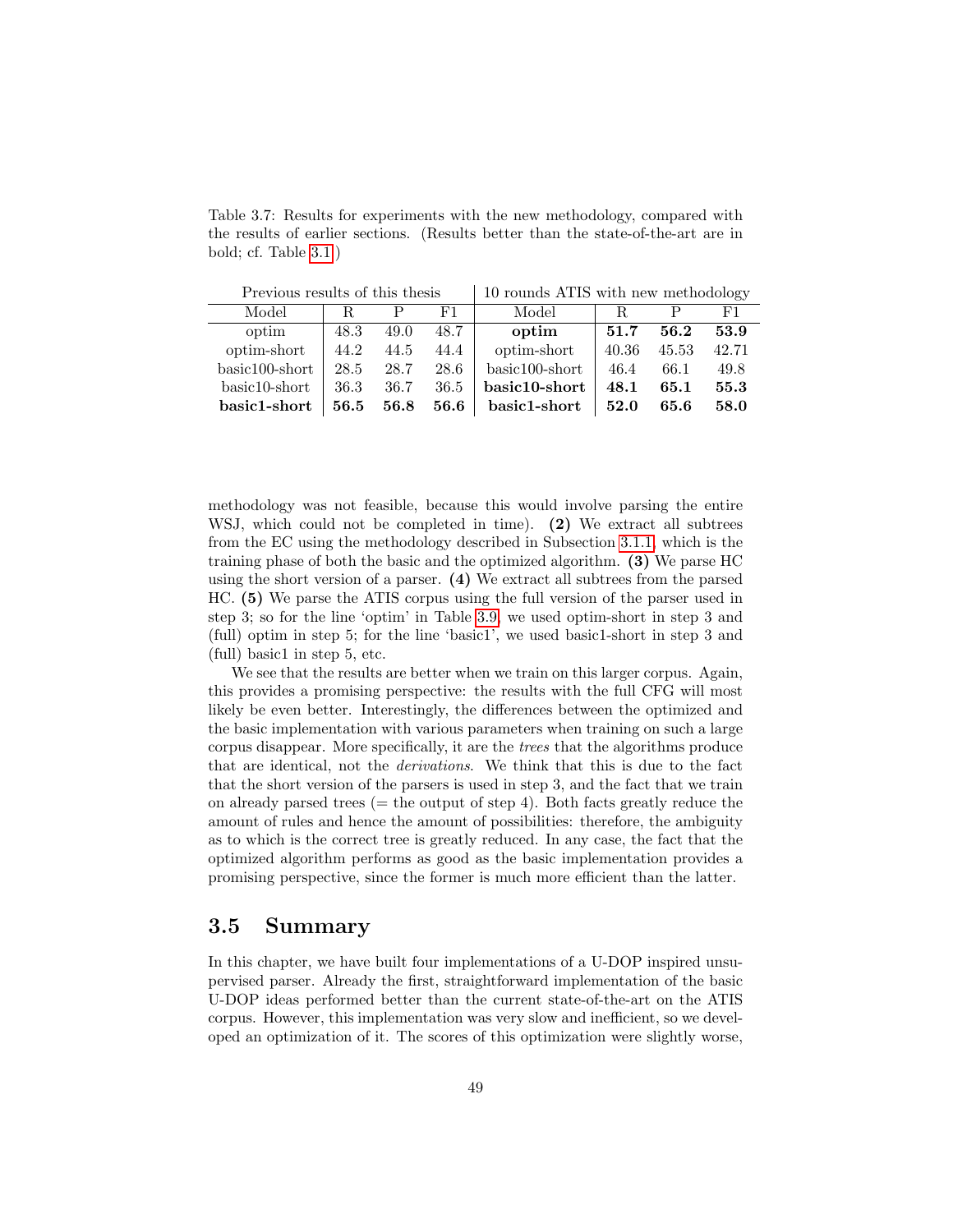Table 3.7: Results for experiments with the new methodology, compared with the results of earlier sections. (Results better than the state-of-the-art are in bold; cf. Table 3.1.)

| Previous results of this thesis | | | | 10 rounds ATIS with new methodology | | | |
|---|---|---|---|---|---|---|---|
| Model | R | P | F1 | Model | R | P | F1 |
| optim | 48.3 | 49.0 | 48.7 | **optim** | **51.7** | **56.2** | **53.9** |
| optim-short | 44.2 | 44.5 | 44.4 | optim-short | 40.36 | 45.53 | 42.71 |
| basic100-short | 28.5 | 28.7 | 28.6 | basic100-short | 46.4 | 66.1 | 49.8 |
| basic10-short | 36.3 | 36.7 | 36.5 | **basic10-short** | **48.1** | **65.1** | **55.3** |
| **basic1-short** | **56.5** | **56.8** | **56.6** | **basic1-short** | **52.0** | **65.6** | **58.0** |

methodology was not feasible, because this would involve parsing the entire WSJ, which could not be completed in time). **(2)** We extract all subtrees from the EC using the methodology described in Subsection 3.1.1, which is the training phase of both the basic and the optimized algorithm. **(3)** We parse HC using the short version of a parser. **(4)** We extract all subtrees from the parsed HC. **(5)** We parse the ATIS corpus using the full version of the parser used in step 3; so for the line 'optim' in Table 3.9, we used optim-short in step 3 and (full) optim in step 5; for the line 'basic1', we used basic1-short in step 3 and (full) basic1 in step 5, etc.

We see that the results are better when we train on this larger corpus. Again, this provides a promising perspective: the results with the full CFG will most likely be even better. Interestingly, the differences between the optimized and the basic implementation with various parameters when training on such a large corpus disappear. More specifically, it are the *trees* that the algorithms produce that are identical, not the *derivations*. We think that this is due to the fact that the short version of the parsers is used in step 3, and the fact that we train on already parsed trees (= the output of step 4). Both facts greatly reduce the amount of rules and hence the amount of possibilities: therefore, the ambiguity as to which is the correct tree is greatly reduced. In any case, the fact that the optimized algorithm performs as good as the basic implementation provides a promising perspective, since the former is much more efficient than the latter.

## 3.5 Summary

In this chapter, we have built four implementations of a U-DOP inspired unsupervised parser. Already the first, straightforward implementation of the basic U-DOP ideas performed better than the current state-of-the-art on the ATIS corpus. However, this implementation was very slow and inefficient, so we developed an optimization of it. The scores of this optimization were slightly worse,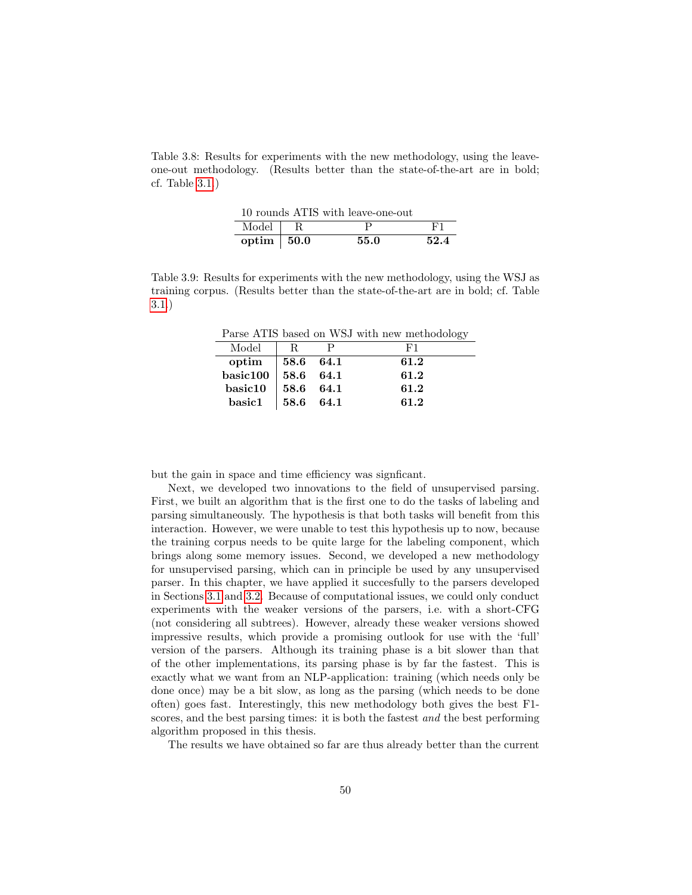Table 3.8: Results for experiments with the new methodology, using the leave-one-out methodology. (Results better than the state-of-the-art are in bold; cf. Table 3.1.)

| 10 rounds ATIS with leave-one-out | | | |
|---|---|---|---|
| Model | R | P | F1 |
| **optim** | **50.0** | **55.0** | **52.4** |

Table 3.9: Results for experiments with the new methodology, using the WSJ as training corpus. (Results better than the state-of-the-art are in bold; cf. Table 3.1.)

| Parse ATIS based on WSJ with new methodology | | | |
|---|---|---|---|
| Model | R | P | F1 |
| **optim** | **58.6** | **64.1** | **61.2** |
| **basic100** | **58.6** | **64.1** | **61.2** |
| **basic10** | **58.6** | **64.1** | **61.2** |
| **basic1** | **58.6** | **64.1** | **61.2** |

but the gain in space and time efficiency was signficant.

Next, we developed two innovations to the field of unsupervised parsing. First, we built an algorithm that is the first one to do the tasks of labeling and parsing simultaneously. The hypothesis is that both tasks will benefit from this interaction. However, we were unable to test this hypothesis up to now, because the training corpus needs to be quite large for the labeling component, which brings along some memory issues. Second, we developed a new methodology for unsupervised parsing, which can in principle be used by any unsupervised parser. In this chapter, we have applied it succesfully to the parsers developed in Sections 3.1 and 3.2. Because of computational issues, we could only conduct experiments with the weaker versions of the parsers, i.e. with a short-CFG (not considering all subtrees). However, already these weaker versions showed impressive results, which provide a promising outlook for use with the 'full' version of the parsers. Although its training phase is a bit slower than that of the other implementations, its parsing phase is by far the fastest. This is exactly what we want from an NLP-application: training (which needs only be done once) may be a bit slow, as long as the parsing (which needs to be done often) goes fast. Interestingly, this new methodology both gives the best F1-scores, and the best parsing times: it is both the fastest *and* the best performing algorithm proposed in this thesis.

The results we have obtained so far are thus already better than the current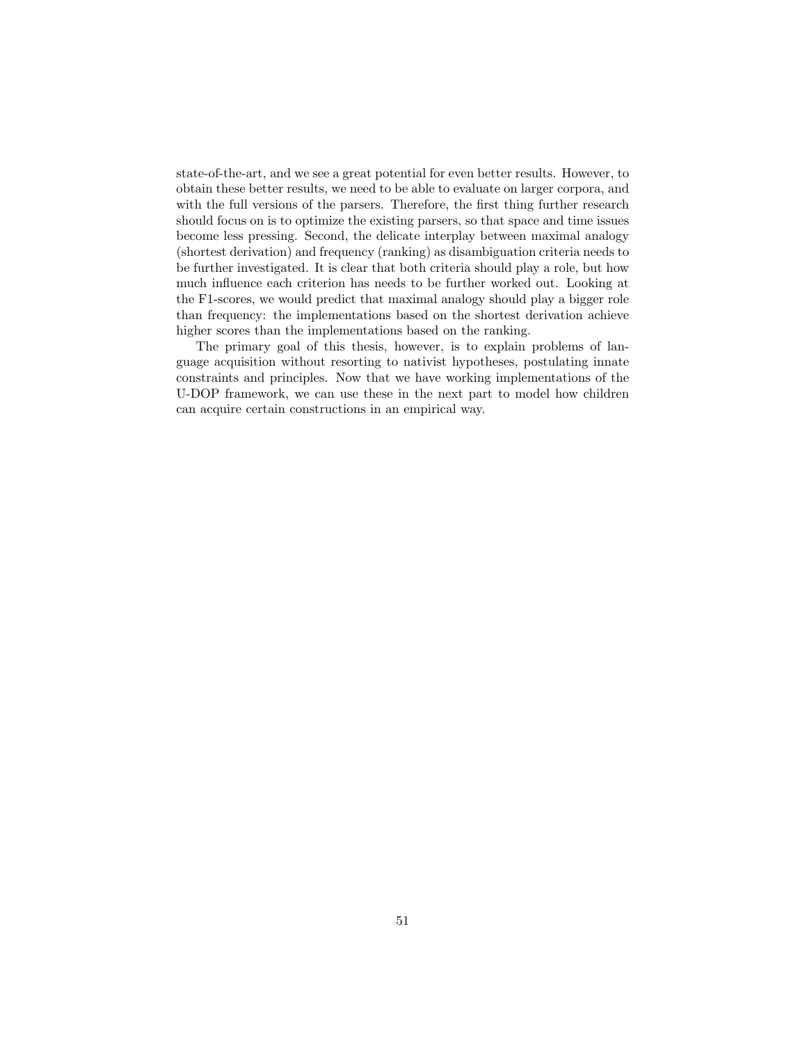state-of-the-art, and we see a great potential for even better results. However, to obtain these better results, we need to be able to evaluate on larger corpora, and with the full versions of the parsers. Therefore, the first thing further research should focus on is to optimize the existing parsers, so that space and time issues become less pressing. Second, the delicate interplay between maximal analogy (shortest derivation) and frequency (ranking) as disambiguation criteria needs to be further investigated. It is clear that both criteria should play a role, but how much influence each criterion has needs to be further worked out. Looking at the F1-scores, we would predict that maximal analogy should play a bigger role than frequency: the implementations based on the shortest derivation achieve higher scores than the implementations based on the ranking.

The primary goal of this thesis, however, is to explain problems of language acquisition without resorting to nativist hypotheses, postulating innate constraints and principles. Now that we have working implementations of the U-DOP framework, we can use these in the next part to model how children can acquire certain constructions in an empirical way.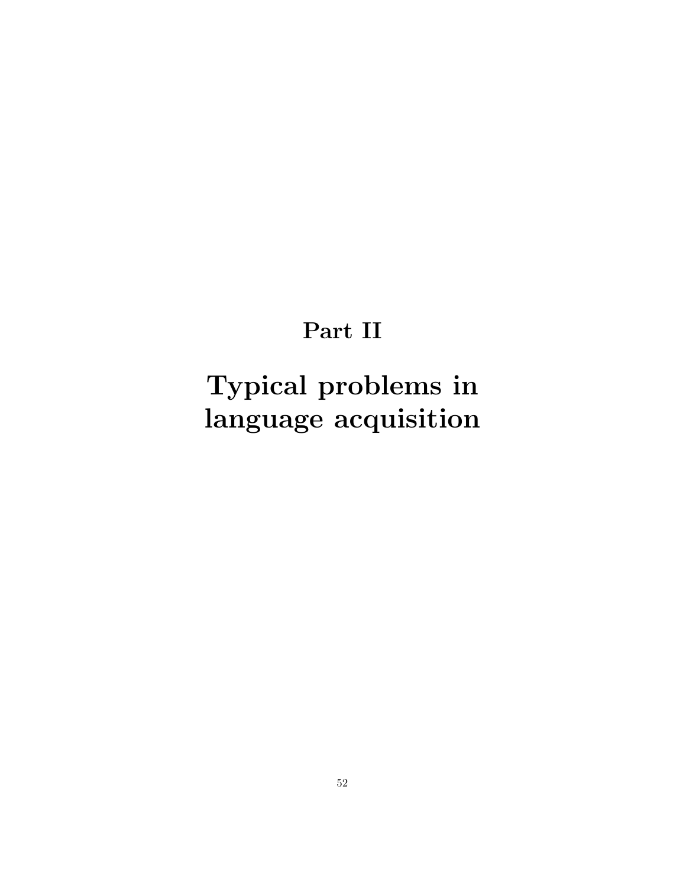# Part II

# Typical problems in language acquisition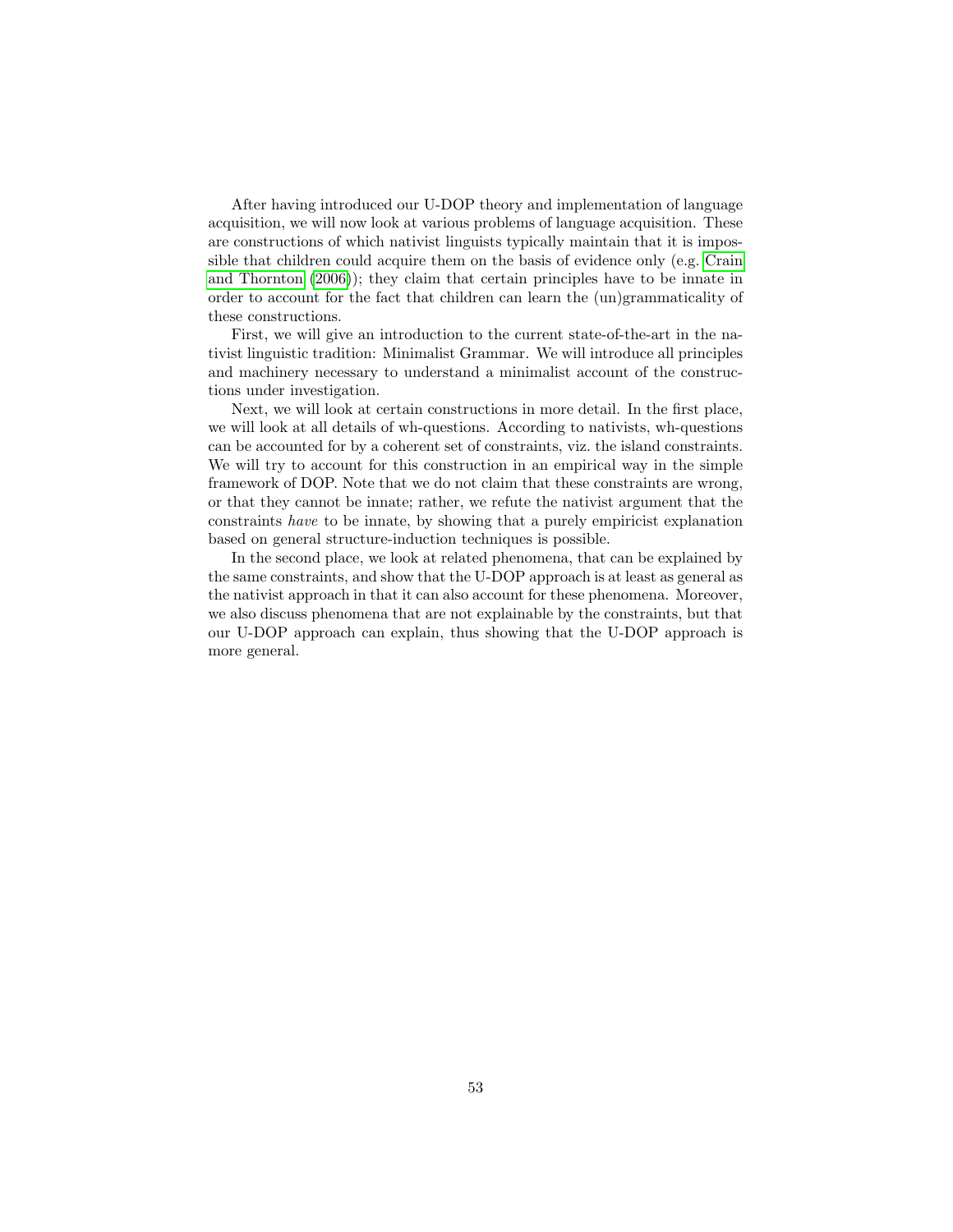After having introduced our U-DOP theory and implementation of language acquisition, we will now look at various problems of language acquisition. These are constructions of which nativist linguists typically maintain that it is impossible that children could acquire them on the basis of evidence only (e.g. Crain and Thornton (2006)); they claim that certain principles have to be innate in order to account for the fact that children can learn the (un)grammaticality of these constructions.

First, we will give an introduction to the current state-of-the-art in the nativist linguistic tradition: Minimalist Grammar. We will introduce all principles and machinery necessary to understand a minimalist account of the constructions under investigation.

Next, we will look at certain constructions in more detail. In the first place, we will look at all details of wh-questions. According to nativists, wh-questions can be accounted for by a coherent set of constraints, viz. the island constraints. We will try to account for this construction in an empirical way in the simple framework of DOP. Note that we do not claim that these constraints are wrong, or that they cannot be innate; rather, we refute the nativist argument that the constraints *have* to be innate, by showing that a purely empiricist explanation based on general structure-induction techniques is possible.

In the second place, we look at related phenomena, that can be explained by the same constraints, and show that the U-DOP approach is at least as general as the nativist approach in that it can also account for these phenomena. Moreover, we also discuss phenomena that are not explainable by the constraints, but that our U-DOP approach can explain, thus showing that the U-DOP approach is more general.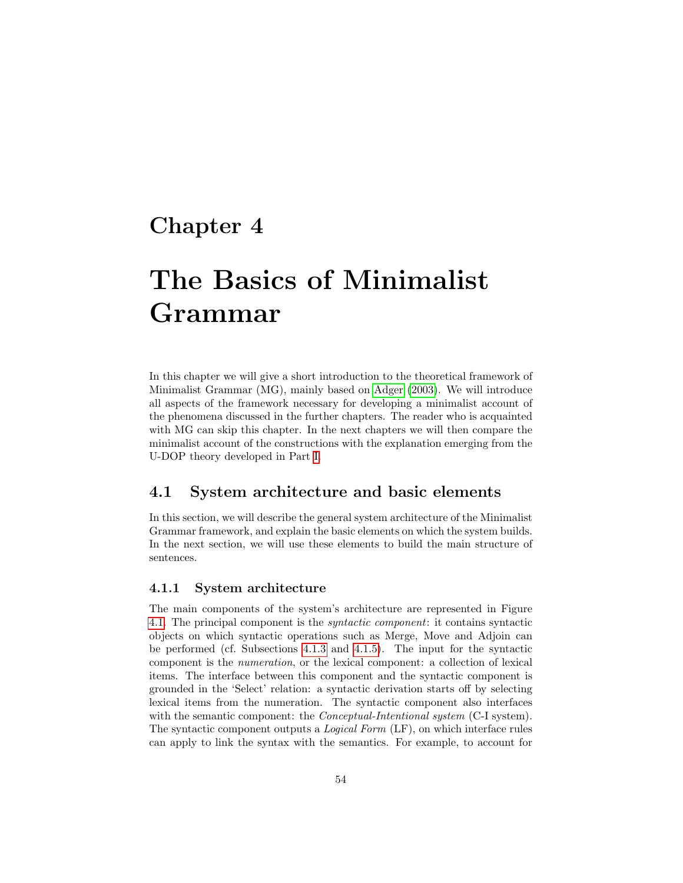# Chapter 4

# The Basics of Minimalist Grammar

In this chapter we will give a short introduction to the theoretical framework of Minimalist Grammar (MG), mainly based on Adger (2003). We will introduce all aspects of the framework necessary for developing a minimalist account of the phenomena discussed in the further chapters. The reader who is acquainted with MG can skip this chapter. In the next chapters we will then compare the minimalist account of the constructions with the explanation emerging from the U-DOP theory developed in Part I.

## 4.1 System architecture and basic elements

In this section, we will describe the general system architecture of the Minimalist Grammar framework, and explain the basic elements on which the system builds. In the next section, we will use these elements to build the main structure of sentences.

### 4.1.1 System architecture

The main components of the system's architecture are represented in Figure 4.1. The principal component is the *syntactic component*: it contains syntactic objects on which syntactic operations such as Merge, Move and Adjoin can be performed (cf. Subsections 4.1.3 and 4.1.5). The input for the syntactic component is the *numeration*, or the lexical component: a collection of lexical items. The interface between this component and the syntactic component is grounded in the 'Select' relation: a syntactic derivation starts off by selecting lexical items from the numeration. The syntactic component also interfaces with the semantic component: the *Conceptual-Intentional system* (C-I system). The syntactic component outputs a *Logical Form* (LF), on which interface rules can apply to link the syntax with the semantics. For example, to account for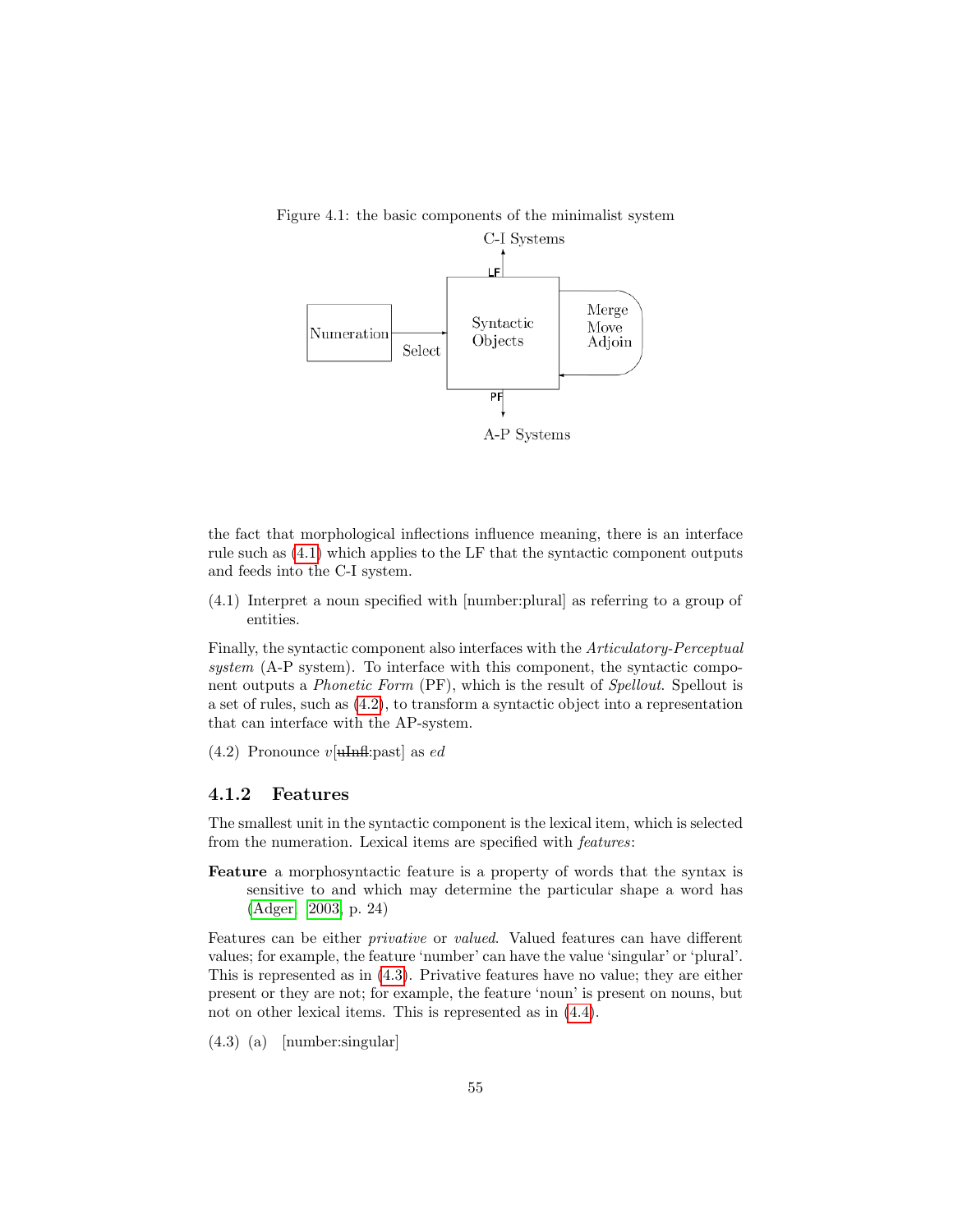Figure 4.1: the basic components of the minimalist system

the fact that morphological inflections influence meaning, there is an interface rule such as (4.1) which applies to the LF that the syntactic component outputs and feeds into the C-I system.

(4.1) Interpret a noun specified with [number:plural] as referring to a group of entities.

Finally, the syntactic component also interfaces with the *Articulatory-Perceptual system* (A-P system). To interface with this component, the syntactic component outputs a *Phonetic Form* (PF), which is the result of *Spellout*. Spellout is a set of rules, such as (4.2), to transform a syntactic object into a representation that can interface with the AP-system.

(4.2) Pronounce *v*[~~uInfl~~:past] as *ed*

### 4.1.2 Features

The smallest unit in the syntactic component is the lexical item, which is selected from the numeration. Lexical items are specified with *features*:

**Feature** a morphosyntactic feature is a property of words that the syntax is sensitive to and which may determine the particular shape a word has (Adger, 2003, p. 24)

Features can be either *privative* or *valued*. Valued features can have different values; for example, the feature 'number' can have the value 'singular' or 'plural'. This is represented as in (4.3). Privative features have no value; they are either present or they are not; for example, the feature 'noun' is present on nouns, but not on other lexical items. This is represented as in (4.4).

(4.3) (a) [number:singular]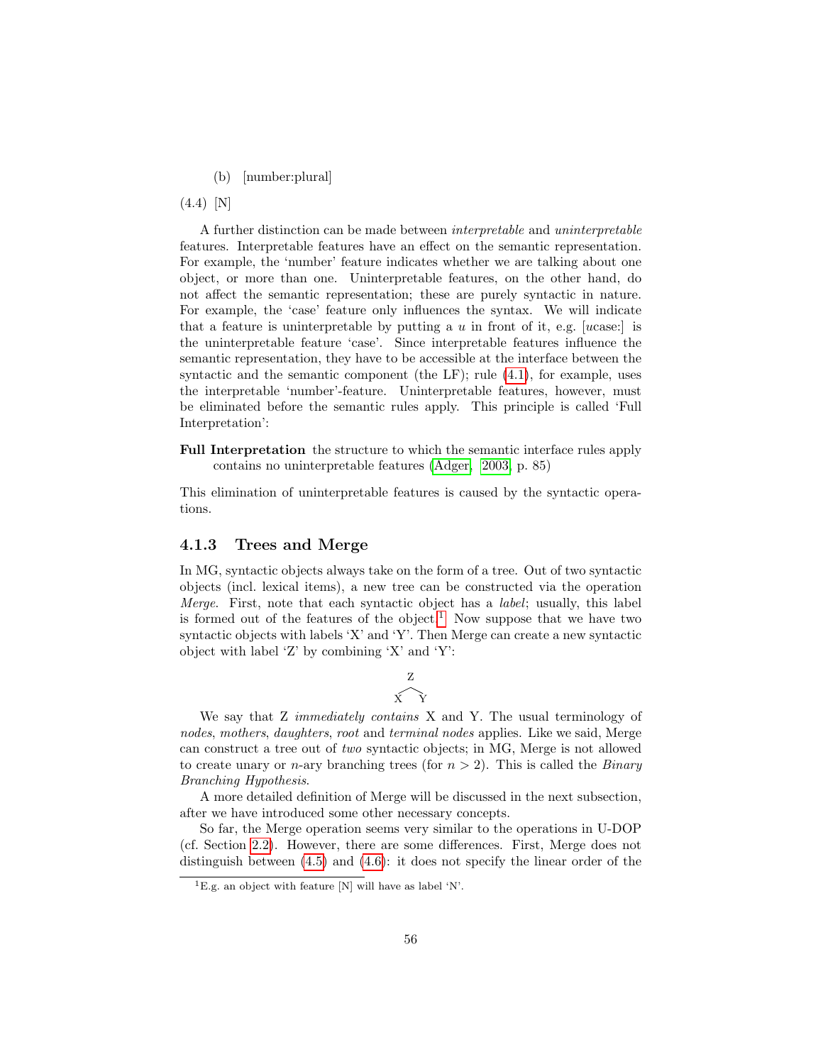(b) [number:plural]

(4.4) [N]

A further distinction can be made between *interpretable* and *uninterpretable* features. Interpretable features have an effect on the semantic representation. For example, the 'number' feature indicates whether we are talking about one object, or more than one. Uninterpretable features, on the other hand, do not affect the semantic representation; these are purely syntactic in nature. For example, the 'case' feature only influences the syntax. We will indicate that a feature is uninterpretable by putting a *u* in front of it, e.g. [*u*case:] is the uninterpretable feature 'case'. Since interpretable features influence the semantic representation, they have to be accessible at the interface between the syntactic and the semantic component (the LF); rule (4.1), for example, uses the interpretable 'number'-feature. Uninterpretable features, however, must be eliminated before the semantic rules apply. This principle is called 'Full Interpretation':

**Full Interpretation** the structure to which the semantic interface rules apply contains no uninterpretable features (Adger, 2003, p. 85)

This elimination of uninterpretable features is caused by the syntactic operations.

### 4.1.3 Trees and Merge

In MG, syntactic objects always take on the form of a tree. Out of two syntactic objects (incl. lexical items), a new tree can be constructed via the operation *Merge*. First, note that each syntactic object has a *label*; usually, this label is formed out of the features of the object.[1] Now suppose that we have two syntactic objects with labels 'X' and 'Y'. Then Merge can create a new syntactic object with label 'Z' by combining 'X' and 'Y':

```
  Z
 / \
X   Y
```

We say that Z *immediately contains* X and Y. The usual terminology of *nodes*, *mothers*, *daughters*, *root* and *terminal nodes* applies. Like we said, Merge can construct a tree out of *two* syntactic objects; in MG, Merge is not allowed to create unary or $n$-ary branching trees (for $n > 2$). This is called the *Binary Branching Hypothesis*.

A more detailed definition of Merge will be discussed in the next subsection, after we have introduced some other necessary concepts.

So far, the Merge operation seems very similar to the operations in U-DOP (cf. Section 2.2). However, there are some differences. First, Merge does not distinguish between (4.5) and (4.6): it does not specify the linear order of the

[1] E.g. an object with feature [N] will have as label 'N'.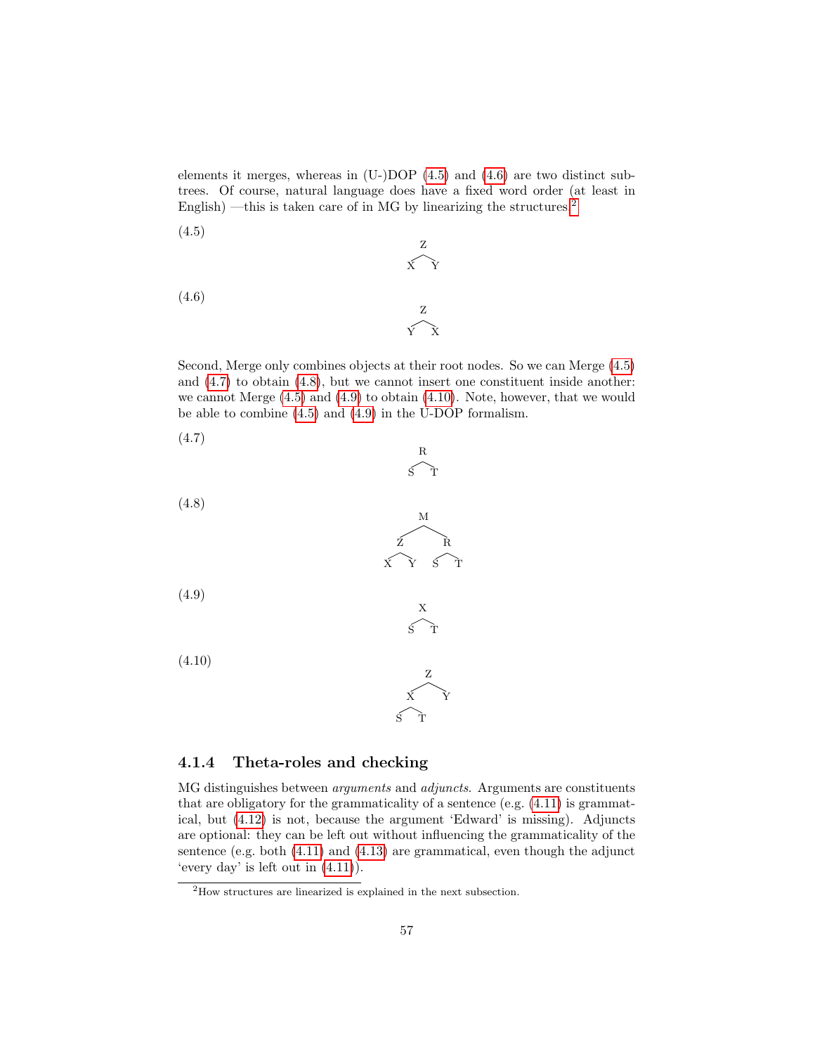elements it merges, whereas in (U-)DOP (4.5) and (4.6) are two distinct subtrees. Of course, natural language does have a fixed word order (at least in English) —this is taken care of in MG by linearizing the structures.[2]

(4.5)

```
  Z
 / \
X   Y
```

(4.6)

```
  Z
 / \
Y   X
```

Second, Merge only combines objects at their root nodes. So we can Merge (4.5) and (4.7) to obtain (4.8), but we cannot insert one constituent inside another: we cannot Merge (4.5) and (4.9) to obtain (4.10). Note, however, that we would be able to combine (4.5) and (4.9) in the U-DOP formalism.

(4.7)

```
  R
 / \
S   T
```

(4.8)

```
        M
      /   \
    Z       R
   / \     / \
  X   Y   S   T
```

(4.9)

```
  X
 / \
S   T
```

(4.10)

```
      Z
     / \
    X   Y
   / \
  S   T
```

### 4.1.4 Theta-roles and checking

MG distinguishes between *arguments* and *adjuncts*. Arguments are constituents that are obligatory for the grammaticality of a sentence (e.g. (4.11) is grammatical, but (4.12) is not, because the argument 'Edward' is missing). Adjuncts are optional: they can be left out without influencing the grammaticality of the sentence (e.g. both (4.11) and (4.13) are grammatical, even though the adjunct 'every day' is left out in (4.11)).

[2] How structures are linearized is explained in the next subsection.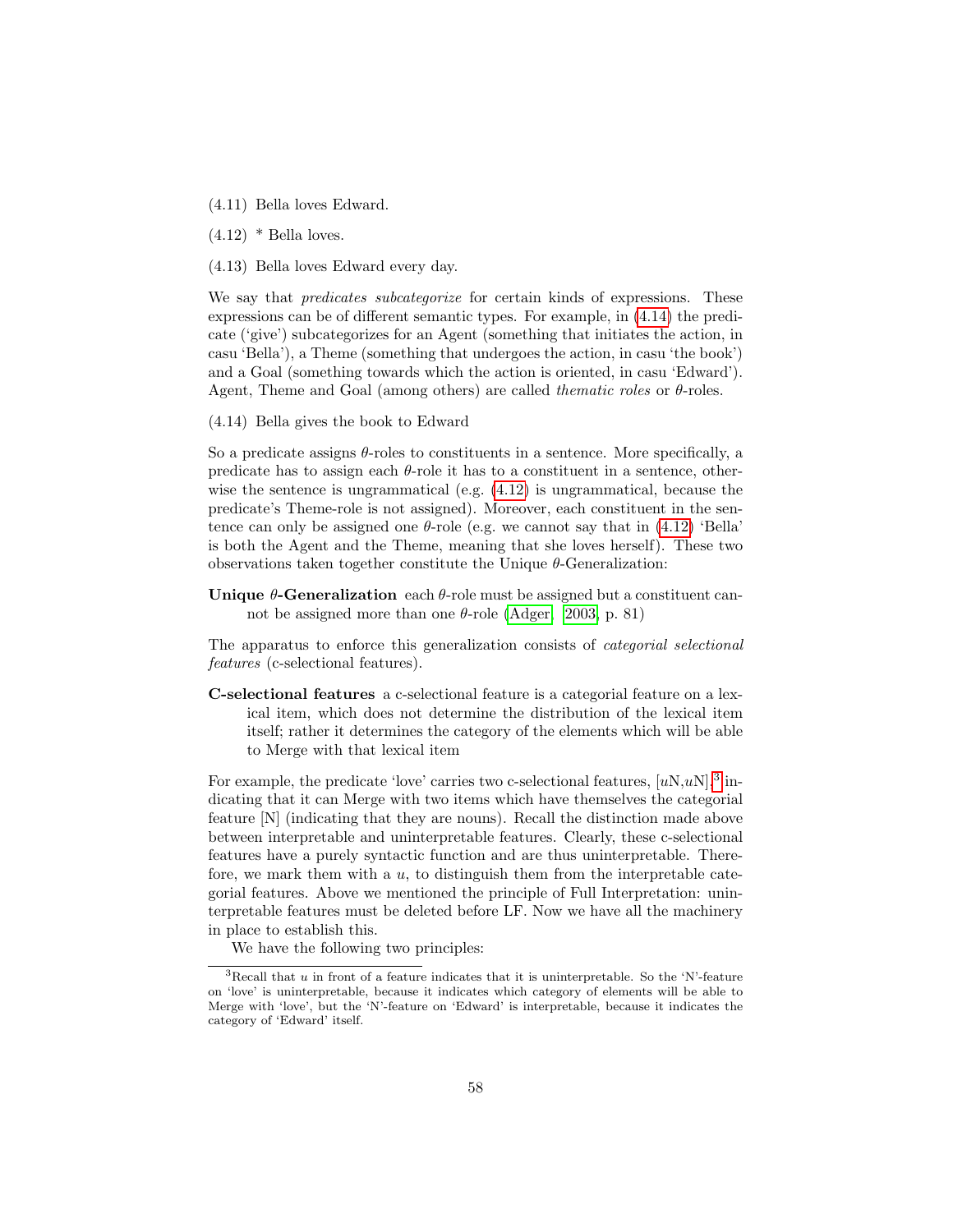(4.11) Bella loves Edward.

(4.12) * Bella loves.

(4.13) Bella loves Edward every day.

We say that *predicates subcategorize* for certain kinds of expressions. These expressions can be of different semantic types. For example, in (4.14) the predicate ('give') subcategorizes for an Agent (something that initiates the action, in casu 'Bella'), a Theme (something that undergoes the action, in casu 'the book') and a Goal (something towards which the action is oriented, in casu 'Edward'). Agent, Theme and Goal (among others) are called *thematic roles* or $\theta$-roles.

(4.14) Bella gives the book to Edward

So a predicate assigns $\theta$-roles to constituents in a sentence. More specifically, a predicate has to assign each $\theta$-role it has to a constituent in a sentence, otherwise the sentence is ungrammatical (e.g. (4.12) is ungrammatical, because the predicate's Theme-role is not assigned). Moreover, each constituent in the sentence can only be assigned one $\theta$-role (e.g. we cannot say that in (4.12) 'Bella' is both the Agent and the Theme, meaning that she loves herself). These two observations taken together constitute the Unique $\theta$-Generalization:

**Unique $\theta$-Generalization** each $\theta$-role must be assigned but a constituent cannot be assigned more than one $\theta$-role (Adger, 2003, p. 81)

The apparatus to enforce this generalization consists of *categorial selectional features* (c-selectional features).

**C-selectional features** a c-selectional feature is a categorial feature on a lexical item, which does not determine the distribution of the lexical item itself; rather it determines the category of the elements which will be able to Merge with that lexical item

For example, the predicate 'love' carries two c-selectional features, [*u*N,*u*N],[3] indicating that it can Merge with two items which have themselves the categorial feature [N] (indicating that they are nouns). Recall the distinction made above between interpretable and uninterpretable features. Clearly, these c-selectional features have a purely syntactic function and are thus uninterpretable. Therefore, we mark them with a *u*, to distinguish them from the interpretable categorial features. Above we mentioned the principle of Full Interpretation: uninterpretable features must be deleted before LF. Now we have all the machinery in place to establish this.

We have the following two principles:

---

[3] Recall that *u* in front of a feature indicates that it is uninterpretable. So the 'N'-feature on 'love' is uninterpretable, because it indicates which category of elements will be able to Merge with 'love', but the 'N'-feature on 'Edward' is interpretable, because it indicates the category of 'Edward' itself.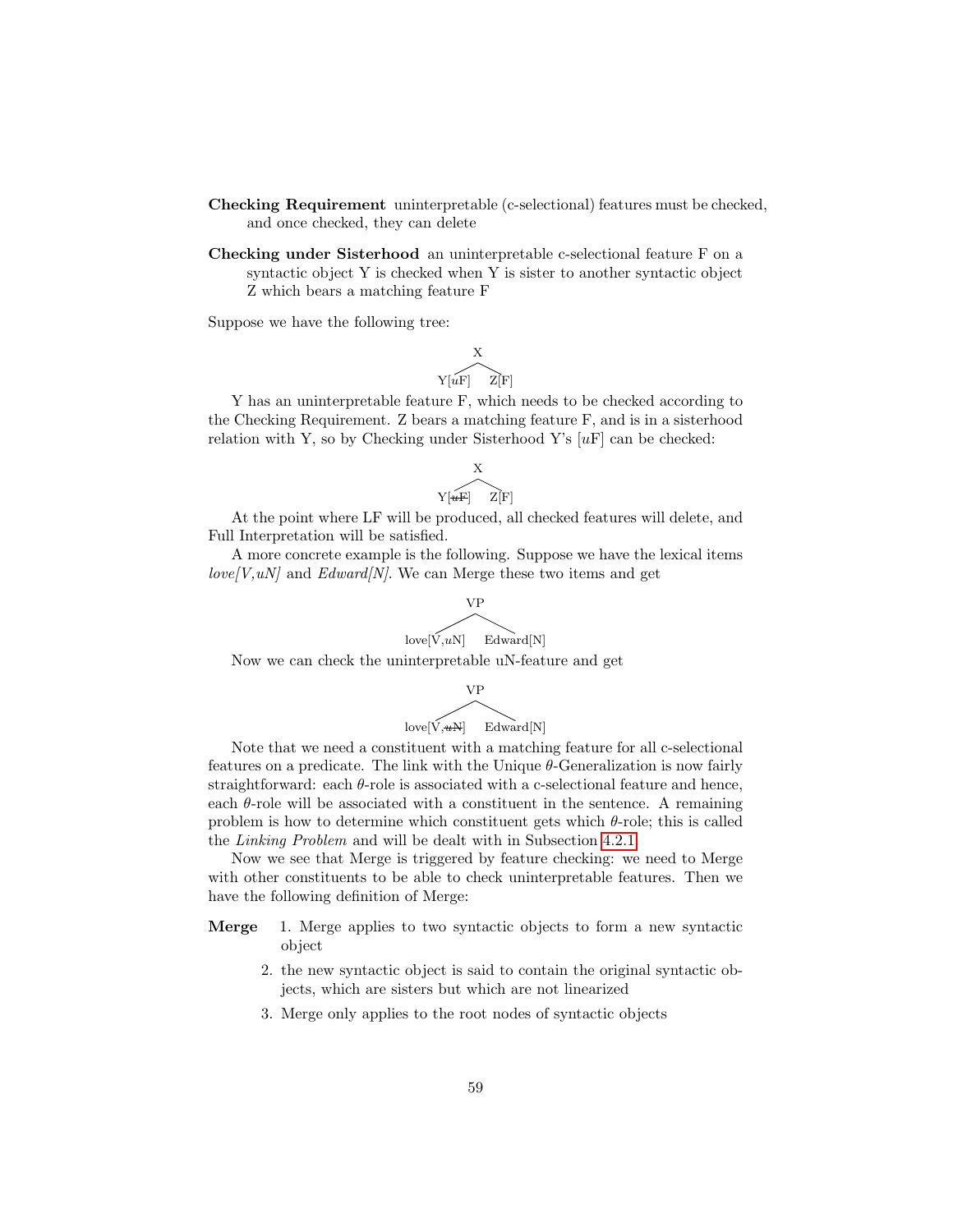**Checking Requirement** uninterpretable (c-selectional) features must be checked, and once checked, they can delete

**Checking under Sisterhood** an uninterpretable c-selectional feature F on a syntactic object Y is checked when Y is sister to another syntactic object Z which bears a matching feature F

Suppose we have the following tree:

```
      X
     / \
Y[uF]   Z[F]
```

Y has an uninterpretable feature F, which needs to be checked according to the Checking Requirement. Z bears a matching feature F, and is in a sisterhood relation with Y, so by Checking under Sisterhood Y's [*u*F] can be checked:

```
      X
     / \
Y[~~uF~~]   Z[F]
```

At the point where LF will be produced, all checked features will delete, and Full Interpretation will be satisfied.

A more concrete example is the following. Suppose we have the lexical items *love[V,uN]* and *Edward[N]*. We can Merge these two items and get

```
          VP
         /  \
love[V,uN]   Edward[N]
```

Now we can check the uninterpretable uN-feature and get

```
          VP
         /  \
love[V,~~uN~~]   Edward[N]
```

Note that we need a constituent with a matching feature for all c-selectional features on a predicate. The link with the Unique $\theta$-Generalization is now fairly straightforward: each $\theta$-role is associated with a c-selectional feature and hence, each $\theta$-role will be associated with a constituent in the sentence. A remaining problem is how to determine which constituent gets which $\theta$-role; this is called the *Linking Problem* and will be dealt with in Subsection 4.2.1

Now we see that Merge is triggered by feature checking: we need to Merge with other constituents to be able to check uninterpretable features. Then we have the following definition of Merge:

**Merge**
1. Merge applies to two syntactic objects to form a new syntactic object
2. the new syntactic object is said to contain the original syntactic objects, which are sisters but which are not linearized
3. Merge only applies to the root nodes of syntactic objects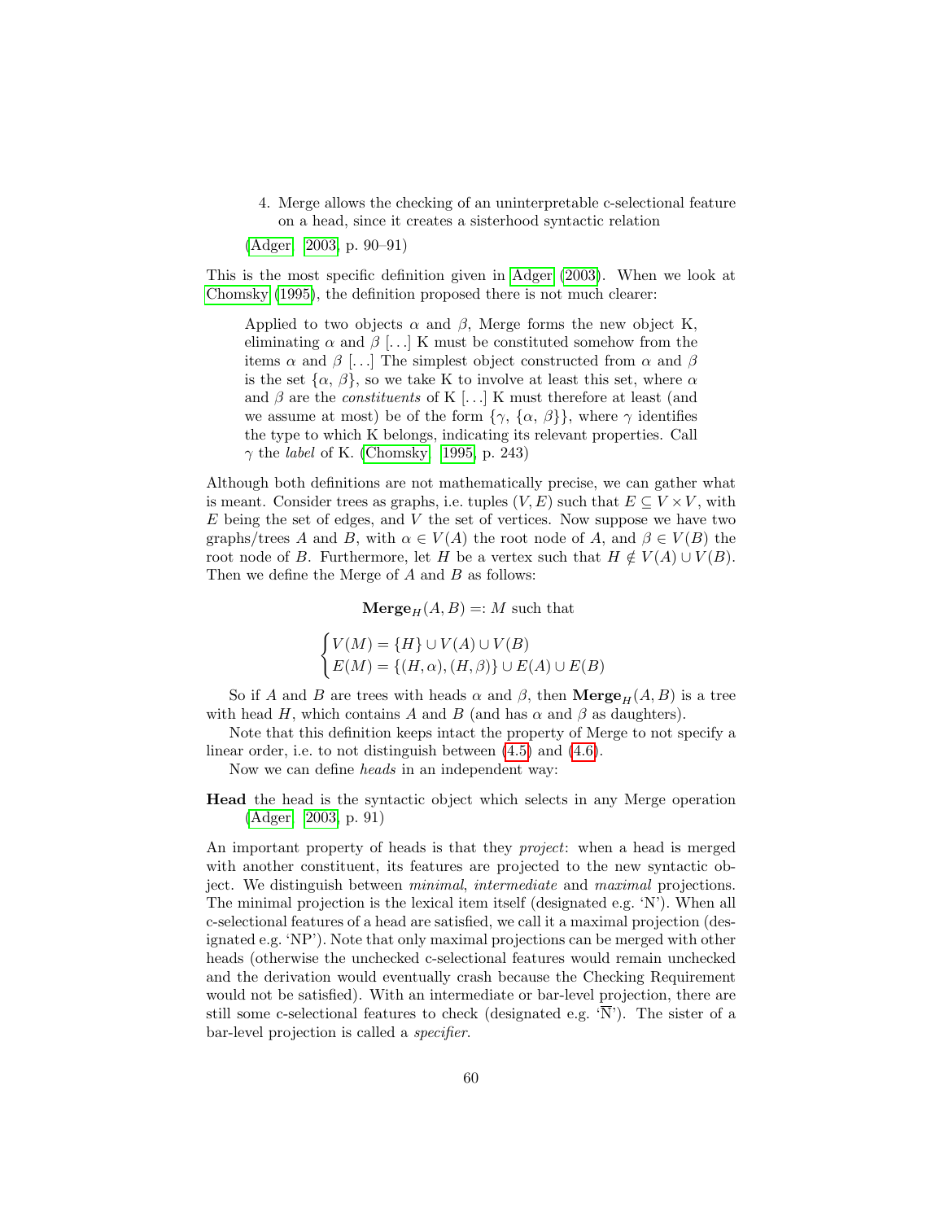4. Merge allows the checking of an uninterpretable c-selectional feature on a head, since it creates a sisterhood syntactic relation

(Adger, 2003, p. 90–91)

This is the most specific definition given in Adger (2003). When we look at Chomsky (1995), the definition proposed there is not much clearer:

> Applied to two objects $\alpha$ and $\beta$, Merge forms the new object K, eliminating $\alpha$ and $\beta$ [...] K must be constituted somehow from the items $\alpha$ and $\beta$ [...] The simplest object constructed from $\alpha$ and $\beta$ is the set $\{\alpha, \beta\}$, so we take K to involve at least this set, where $\alpha$ and $\beta$ are the *constituents* of K [...] K must therefore at least (and we assume at most) be of the form $\{\gamma, \{\alpha, \beta\}\}$, where $\gamma$ identifies the type to which K belongs, indicating its relevant properties. Call $\gamma$ the *label* of K. (Chomsky, 1995, p. 243)

Although both definitions are not mathematically precise, we can gather what is meant. Consider trees as graphs, i.e. tuples $(V, E)$ such that $E \subseteq V \times V$, with $E$ being the set of edges, and $V$ the set of vertices. Now suppose we have two graphs/trees $A$ and $B$, with $\alpha \in V(A)$ the root node of $A$, and $\beta \in V(B)$ the root node of $B$. Furthermore, let $H$ be a vertex such that $H \notin V(A) \cup V(B)$. Then we define the Merge of $A$ and $B$ as follows:

$$\mathbf{Merge}_H(A, B) =: M \text{ such that}$$

$$\begin{cases} V(M) = \{H\} \cup V(A) \cup V(B) \\ E(M) = \{(H, \alpha), (H, \beta)\} \cup E(A) \cup E(B) \end{cases}$$

So if $A$ and $B$ are trees with heads $\alpha$ and $\beta$, then $\mathbf{Merge}_H(A, B)$ is a tree with head $H$, which contains $A$ and $B$ (and has $\alpha$ and $\beta$ as daughters).

Note that this definition keeps intact the property of Merge to not specify a linear order, i.e. to not distinguish between (4.5) and (4.6).

Now we can define *heads* in an independent way:

**Head** the head is the syntactic object which selects in any Merge operation (Adger, 2003, p. 91)

An important property of heads is that they *project*: when a head is merged with another constituent, its features are projected to the new syntactic object. We distinguish between *minimal*, *intermediate* and *maximal* projections. The minimal projection is the lexical item itself (designated e.g. 'N'). When all c-selectional features of a head are satisfied, we call it a maximal projection (designated e.g. 'NP'). Note that only maximal projections can be merged with other heads (otherwise the unchecked c-selectional features would remain unchecked and the derivation would eventually crash because the Checking Requirement would not be satisfied). With an intermediate or bar-level projection, there are still some c-selectional features to check (designated e.g. '$\overline{\text{N}}$'). The sister of a bar-level projection is called a *specifier*.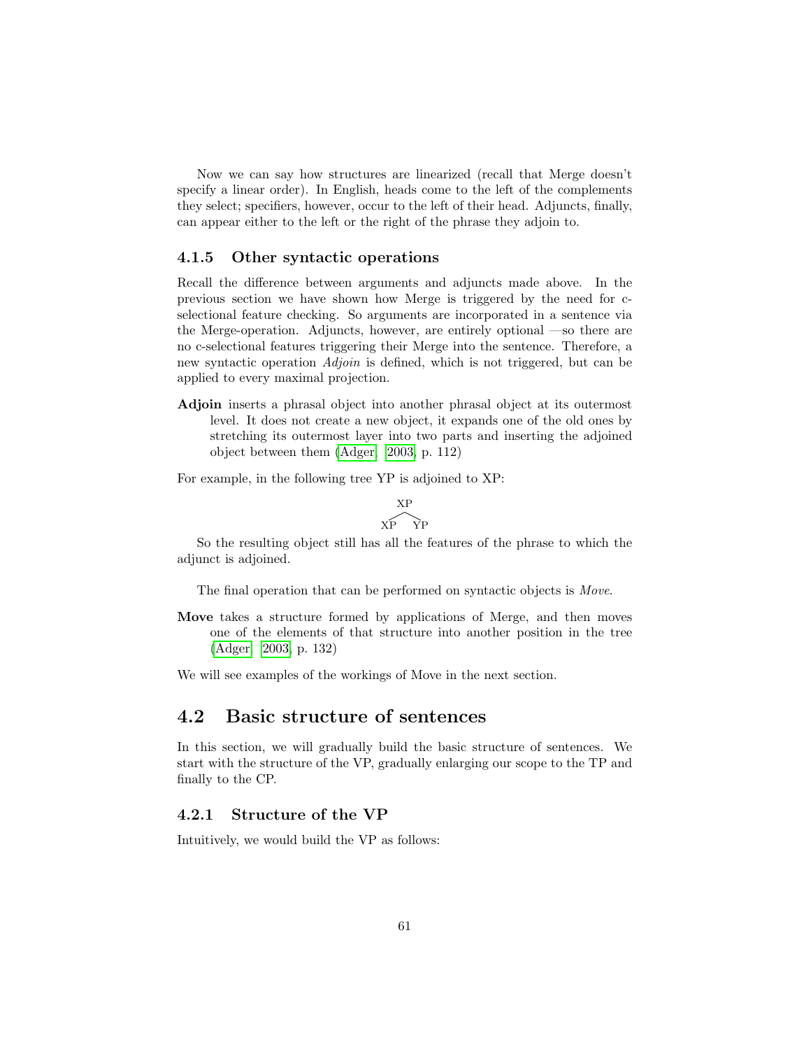Now we can say how structures are linearized (recall that Merge doesn't specify a linear order). In English, heads come to the left of the complements they select; specifiers, however, occur to the left of their head. Adjuncts, finally, can appear either to the left or the right of the phrase they adjoin to.

### 4.1.5 Other syntactic operations

Recall the difference between arguments and adjuncts made above. In the previous section we have shown how Merge is triggered by the need for c-selectional feature checking. So arguments are incorporated in a sentence via the Merge-operation. Adjuncts, however, are entirely optional —so there are no c-selectional features triggering their Merge into the sentence. Therefore, a new syntactic operation *Adjoin* is defined, which is not triggered, but can be applied to every maximal projection.

**Adjoin** inserts a phrasal object into another phrasal object at its outermost level. It does not create a new object, it expands one of the old ones by stretching its outermost layer into two parts and inserting the adjoined object between them (Adger, 2003, p. 112)

For example, in the following tree YP is adjoined to XP:

```
   XP
  /  \
XP    YP
```

So the resulting object still has all the features of the phrase to which the adjunct is adjoined.

The final operation that can be performed on syntactic objects is *Move*.

**Move** takes a structure formed by applications of Merge, and then moves one of the elements of that structure into another position in the tree (Adger, 2003, p. 132)

We will see examples of the workings of Move in the next section.

## 4.2 Basic structure of sentences

In this section, we will gradually build the basic structure of sentences. We start with the structure of the VP, gradually enlarging our scope to the TP and finally to the CP.

### 4.2.1 Structure of the VP

Intuitively, we would build the VP as follows: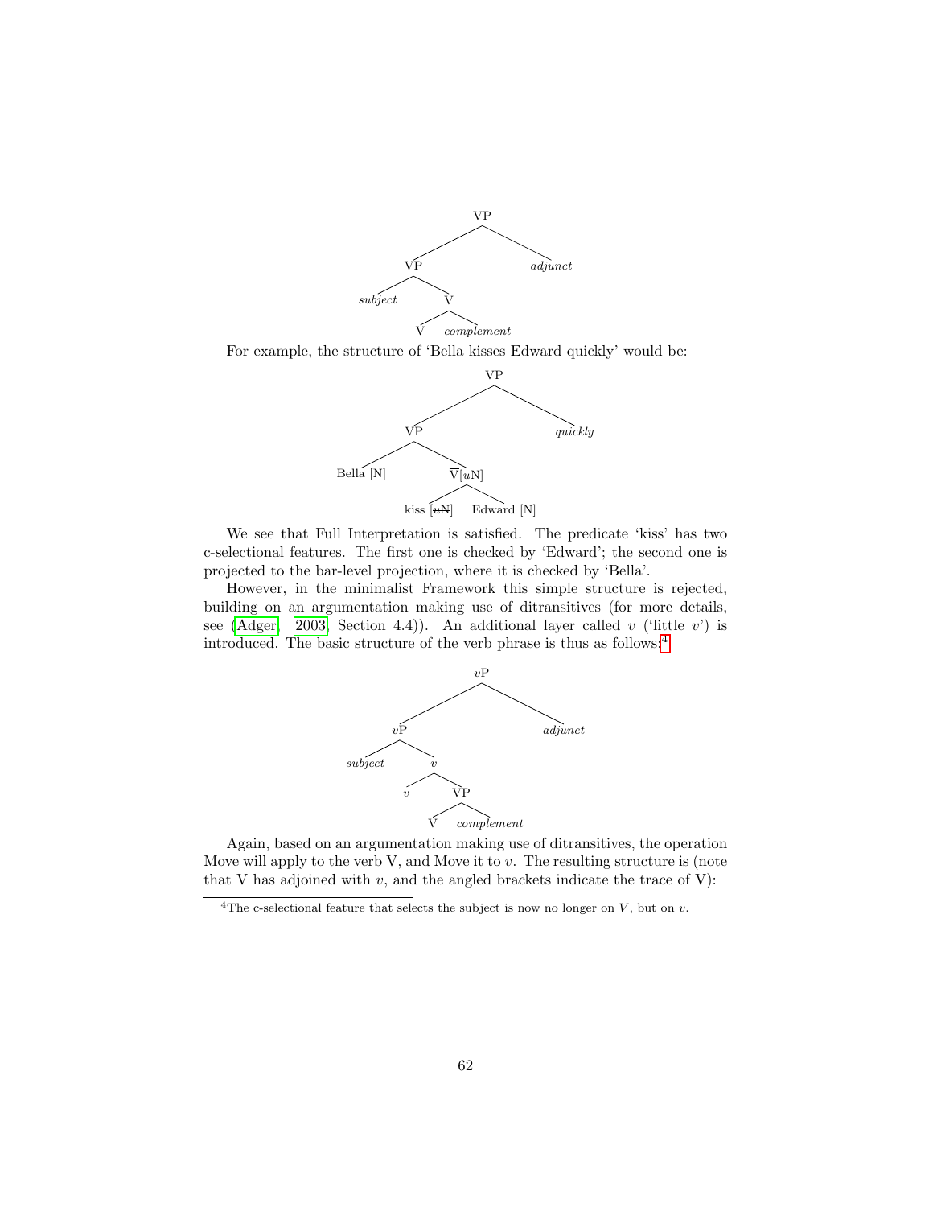```
VP
├── VP
│   ├── subject
│   └── V̄
│       ├── V
│       └── complement
└── adjunct
```

For example, the structure of 'Bella kisses Edward quickly' would be:

```
VP
├── VP
│   ├── Bella [N]
│   └── V̄[~~uN~~]
│       ├── kiss [~~uN~~]
│       └── Edward [N]
└── quickly
```

We see that Full Interpretation is satisfied. The predicate 'kiss' has two c-selectional features. The first one is checked by 'Edward'; the second one is projected to the bar-level projection, where it is checked by 'Bella'.

However, in the minimalist Framework this simple structure is rejected, building on an argumentation making use of ditransitives (for more details, see (Adger, 2003, Section 4.4)). An additional layer called $v$ ('little $v$') is introduced. The basic structure of the verb phrase is thus as follows:[4]

```
vP
├── vP
│   ├── subject
│   └── v̄
│       ├── v
│       └── VP
│           ├── V
│           └── complement
└── adjunct
```

Again, based on an argumentation making use of ditransitives, the operation Move will apply to the verb V, and Move it to $v$. The resulting structure is (note that V has adjoined with $v$, and the angled brackets indicate the trace of V):

[4] The c-selectional feature that selects the subject is now no longer on $V$, but on $v$.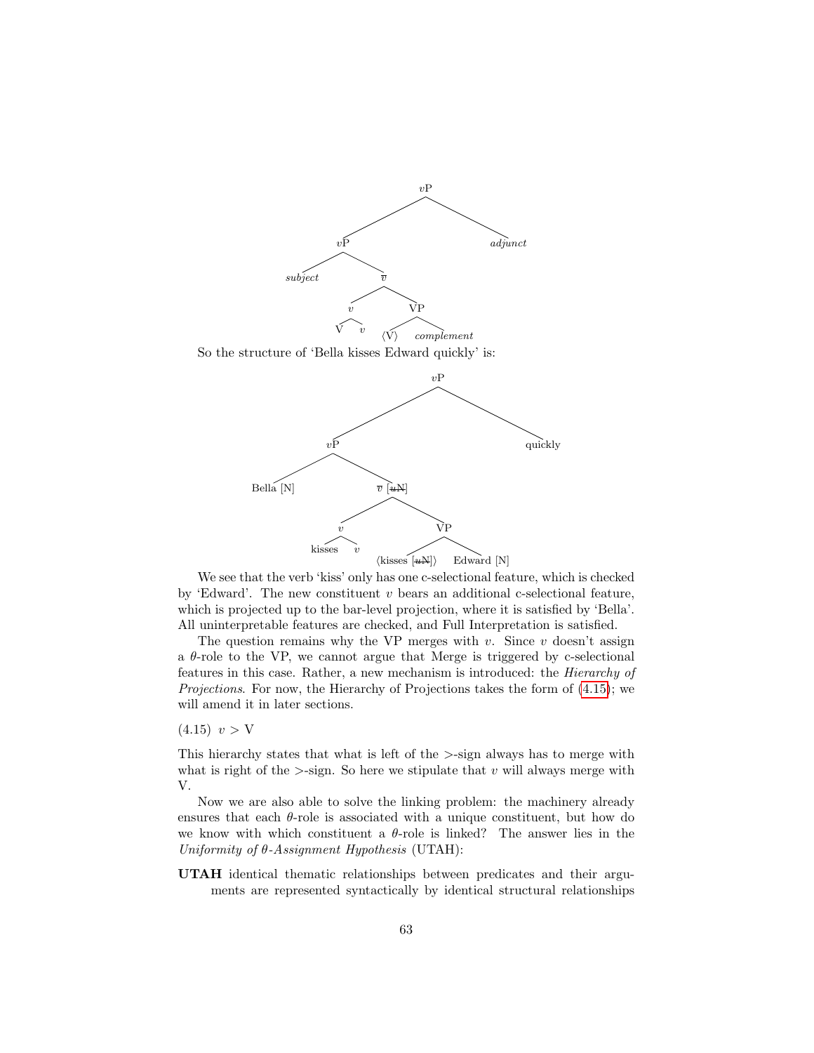```
                vP
               /  \
             vP    adjunct
            /  \
      subject   v̄
               /  \
              v    VP
             / \   /  \
            V   v ⟨V⟩  complement
```

So the structure of ‘Bella kisses Edward quickly’ is:

```
                        vP
                       /  \
                     vP    quickly
                    /  \
           Bella [N]    v̄ [~~uN~~]
                       /  \
                      v    VP
                     / \    /  \
               kisses   v ⟨kisses [~~uN~~]⟩  Edward [N]
```

We see that the verb ‘kiss’ only has one c-selectional feature, which is checked by ‘Edward’. The new constituent $v$ bears an additional c-selectional feature, which is projected up to the bar-level projection, where it is satisfied by ‘Bella’. All uninterpretable features are checked, and Full Interpretation is satisfied.

The question remains why the VP merges with $v$. Since $v$ doesn’t assign a $\theta$-role to the VP, we cannot argue that Merge is triggered by c-selectional features in this case. Rather, a new mechanism is introduced: the *Hierarchy of Projections*. For now, the Hierarchy of Projections takes the form of (4.15); we will amend it in later sections.

(4.15) $v > \text{V}$

This hierarchy states that what is left of the >-sign always has to merge with what is right of the >-sign. So here we stipulate that $v$ will always merge with V.

Now we are also able to solve the linking problem: the machinery already ensures that each $\theta$-role is associated with a unique constituent, but how do we know with which constituent a $\theta$-role is linked? The answer lies in the *Uniformity of $\theta$-Assignment Hypothesis* (UTAH):

**UTAH** identical thematic relationships between predicates and their arguments are represented syntactically by identical structural relationships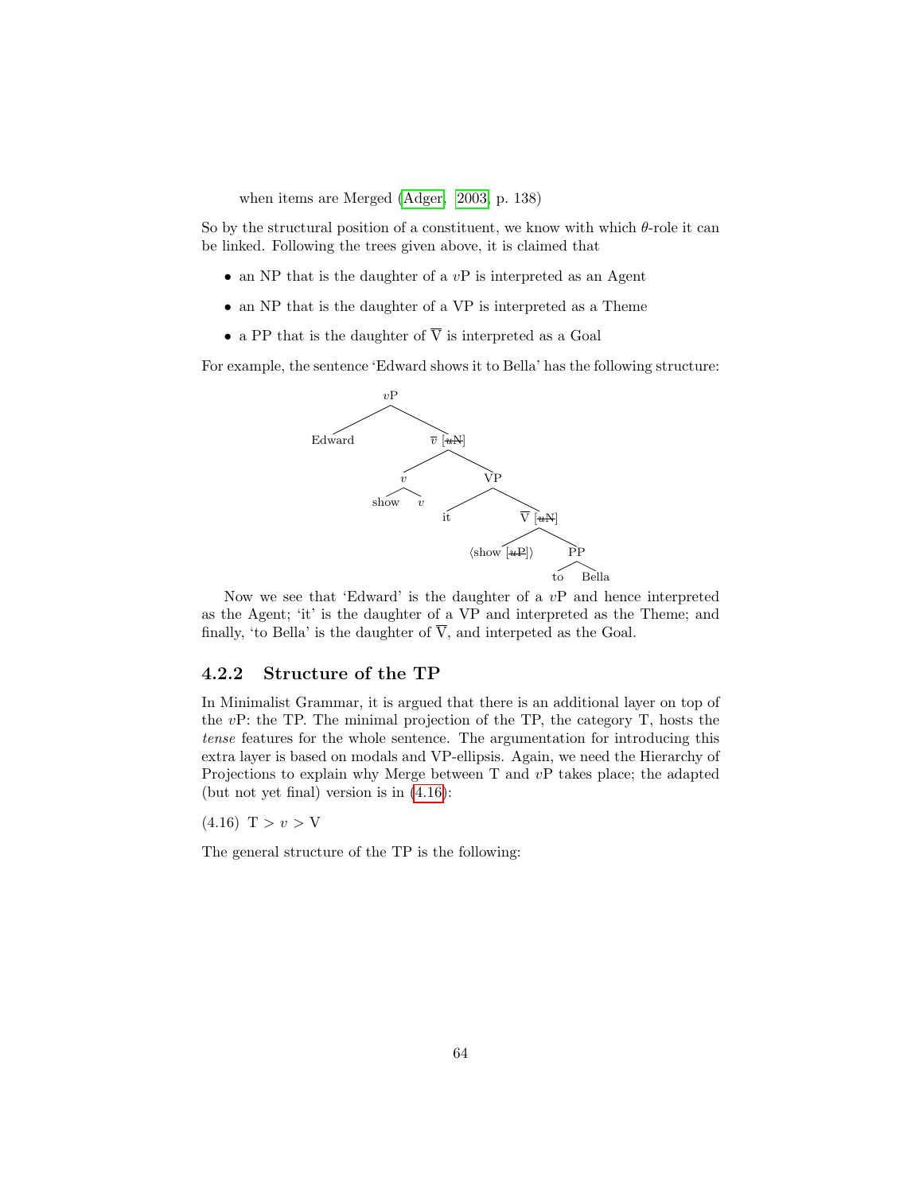when items are Merged (Adger, 2003, p. 138)

So by the structural position of a constituent, we know with which θ-role it can be linked. Following the trees given above, it is claimed that

- an NP that is the daughter of a *v*P is interpreted as an Agent
- an NP that is the daughter of a VP is interpreted as a Theme
- a PP that is the daughter of $\overline{\text{V}}$ is interpreted as a Goal

For example, the sentence 'Edward shows it to Bella' has the following structure:

```
vP
├── Edward
└── v̄ [uN (checked)]
    ├── v
    │   ├── show
    │   └── v
    └── VP
        ├── it
        └── V̄ [uN (checked)]
            ├── ⟨show [uP (checked)]⟩
            └── PP
                ├── to
                └── Bella
```

Now we see that 'Edward' is the daughter of a *v*P and hence interpreted as the Agent; 'it' is the daughter of a VP and interpreted as the Theme; and finally, 'to Bella' is the daughter of $\overline{\text{V}}$, and interpeted as the Goal.

### 4.2.2 Structure of the TP

In Minimalist Grammar, it is argued that there is an additional layer on top of the *v*P: the TP. The minimal projection of the TP, the category T, hosts the *tense* features for the whole sentence. The argumentation for introducing this extra layer is based on modals and VP-ellipsis. Again, we need the Hierarchy of Projections to explain why Merge between T and *v*P takes place; the adapted (but not yet final) version is in (4.16):

(4.16) T > *v* > V

The general structure of the TP is the following: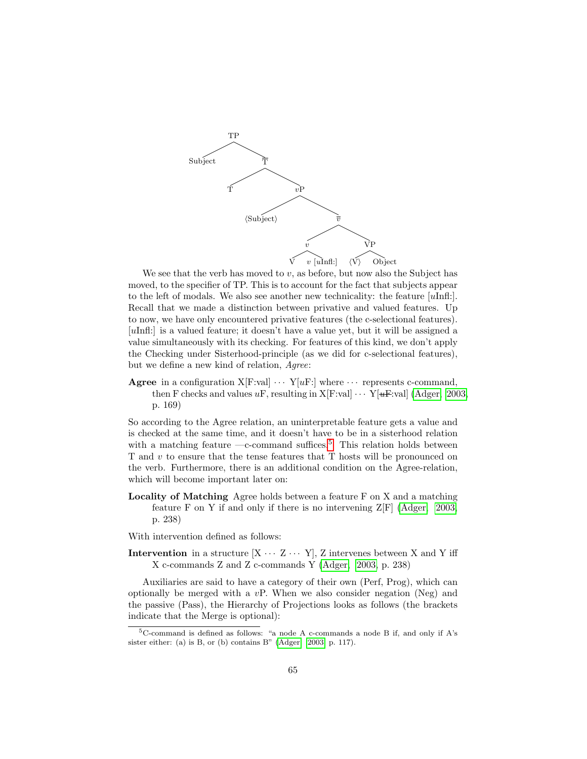```
TP
├── Subject
└── T̄
    ├── T
    └── vP
        ├── ⟨Subject⟩
        └── v̄
            ├── v
            │   ├── V
            │   └── v [uInfl:]
            └── VP
                ├── ⟨V⟩
                └── Object
```

We see that the verb has moved to *v*, as before, but now also the Subject has moved, to the specifier of TP. This is to account for the fact that subjects appear to the left of modals. We also see another new technicality: the feature [*u*Infl:]. Recall that we made a distinction between privative and valued features. Up to now, we have only encountered privative features (the c-selectional features). [*u*Infl:] is a valued feature; it doesn't have a value yet, but it will be assigned a value simultaneously with its checking. For features of this kind, we don't apply the Checking under Sisterhood-principle (as we did for c-selectional features), but we define a new kind of relation, *Agree*:

**Agree** in a configuration X[F:val] ⋯ Y[*u*F:] where ⋯ represents c-command, then F checks and values *u*F, resulting in X[F:val] ⋯ Y[~~*u*F~~:val] (Adger, 2003, p. 169)

So according to the Agree relation, an uninterpretable feature gets a value and is checked at the same time, and it doesn't have to be in a sisterhood relation with a matching feature —c-command suffices.[5] This relation holds between T and *v* to ensure that the tense features that T hosts will be pronounced on the verb. Furthermore, there is an additional condition on the Agree-relation, which will become important later on:

**Locality of Matching** Agree holds between a feature F on X and a matching feature F on Y if and only if there is no intervening Z[F] (Adger, 2003, p. 238)

With intervention defined as follows:

**Intervention** in a structure [X ⋯ Z ⋯ Y], Z intervenes between X and Y iff X c-commands Z and Z c-commands Y (Adger, 2003, p. 238)

Auxiliaries are said to have a category of their own (Perf, Prog), which can optionally be merged with a *v*P. When we also consider negation (Neg) and the passive (Pass), the Hierarchy of Projections looks as follows (the brackets indicate that the Merge is optional):

[5] C-command is defined as follows: "a node A c-commands a node B if, and only if A's sister either: (a) is B, or (b) contains B" (Adger, 2003, p. 117).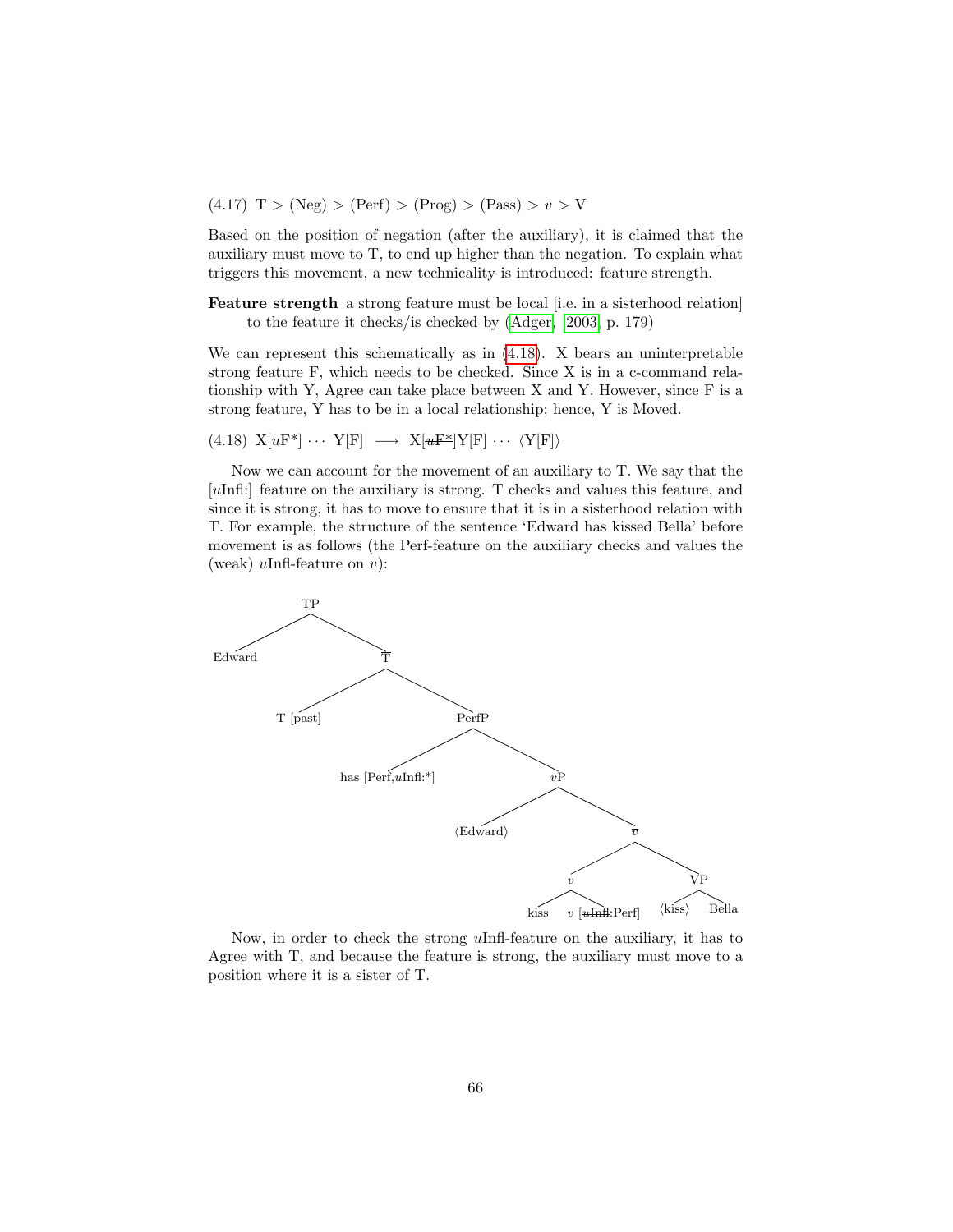(4.17) T > (Neg) > (Perf) > (Prog) > (Pass) > $v$ > V

Based on the position of negation (after the auxiliary), it is claimed that the auxiliary must move to T, to end up higher than the negation. To explain what triggers this movement, a new technicality is introduced: feature strength.

**Feature strength** a strong feature must be local [i.e. in a sisterhood relation] to the feature it checks/is checked by (Adger, 2003, p. 179)

We can represent this schematically as in (4.18). X bears an uninterpretable strong feature F, which needs to be checked. Since X is in a c-command relationship with Y, Agree can take place between X and Y. However, since F is a strong feature, Y has to be in a local relationship; hence, Y is Moved.

(4.18) X[$u$F*] ··· Y[F] ⟶ X[~~$u$F*~~]Y[F] ··· ⟨Y[F]⟩

Now we can account for the movement of an auxiliary to T. We say that the [$u$Infl:] feature on the auxiliary is strong. T checks and values this feature, and since it is strong, it has to move to ensure that it is in a sisterhood relation with T. For example, the structure of the sentence 'Edward has kissed Bella' before movement is as follows (the Perf-feature on the auxiliary checks and values the (weak) $u$Infl-feature on $v$):

```
TP
├── Edward
└── T̄
    ├── T [past]
    └── PerfP
        ├── has [Perf,uInfl:*]
        └── vP
            ├── ⟨Edward⟩
            └── v̄
                ├── v
                │   ├── kiss
                │   └── v [~~uInfl~~:Perf]
                └── VP
                    ├── ⟨kiss⟩
                    └── Bella
```

Now, in order to check the strong $u$Infl-feature on the auxiliary, it has to Agree with T, and because the feature is strong, the auxiliary must move to a position where it is a sister of T.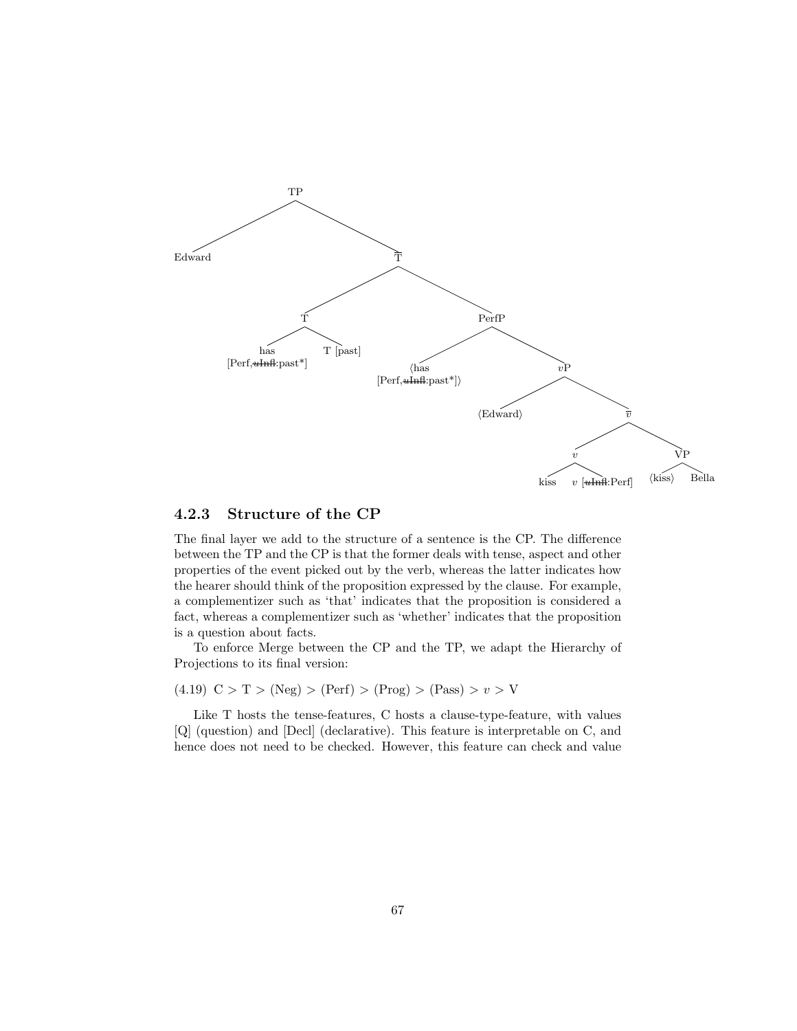```
[TP Edward
    [T̄
        [T has [Perf, ~~uInfl~~:past*]   T [past]]
        [PerfP ⟨has [Perf, ~~uInfl~~:past*]⟩
            [vP ⟨Edward⟩
                [v̄
                    [v kiss   v [~~uInfl~~:Perf]]
                    [VP ⟨kiss⟩ Bella]]]]]]
```

### 4.2.3 Structure of the CP

The final layer we add to the structure of a sentence is the CP. The difference between the TP and the CP is that the former deals with tense, aspect and other properties of the event picked out by the verb, whereas the latter indicates how the hearer should think of the proposition expressed by the clause. For example, a complementizer such as 'that' indicates that the proposition is considered a fact, whereas a complementizer such as 'whether' indicates that the proposition is a question about facts.

To enforce Merge between the CP and the TP, we adapt the Hierarchy of Projections to its final version:

(4.19) C > T > (Neg) > (Perf) > (Prog) > (Pass) > *v* > V

Like T hosts the tense-features, C hosts a clause-type-feature, with values [Q] (question) and [Decl] (declarative). This feature is interpretable on C, and hence does not need to be checked. However, this feature can check and value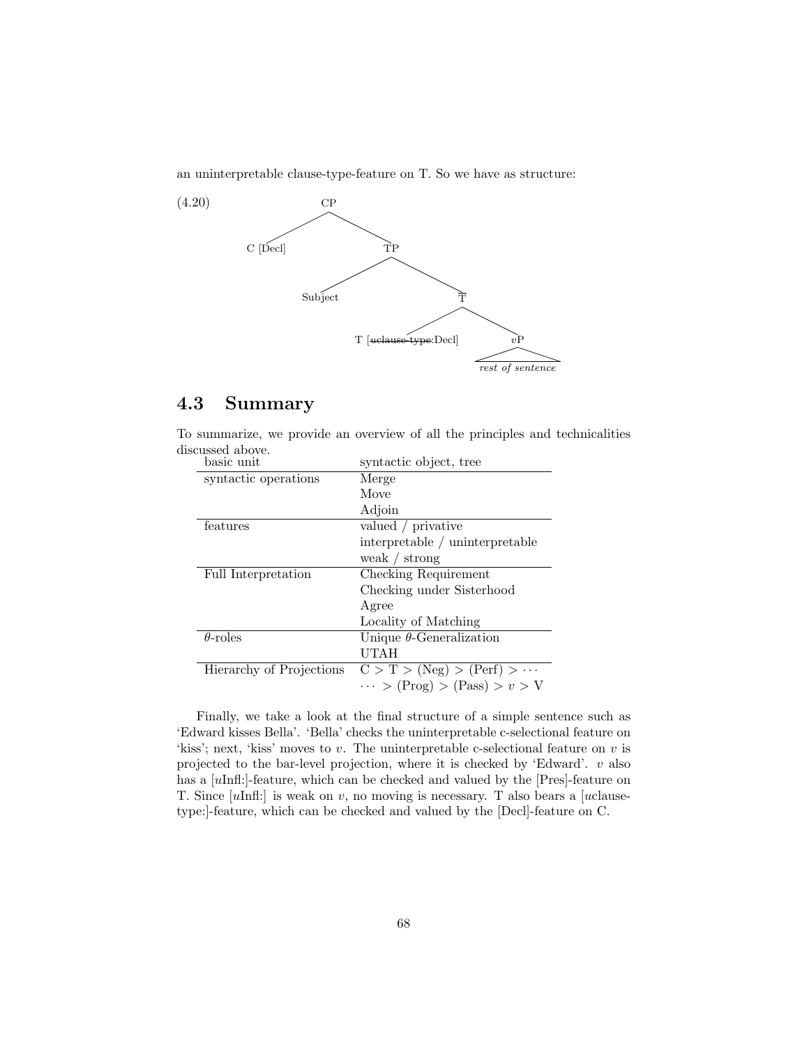an uninterpretable clause-type-feature on T. So we have as structure:

(4.20)

```
CP
├── C [Decl]
└── TP
    ├── Subject
    └── T̄
        ├── T [~~uclause-type~~:Decl]
        └── vP
            └── rest of sentence
```

## 4.3 Summary

To summarize, we provide an overview of all the principles and technicalities discussed above.

| basic unit | syntactic object, tree |
|---|---|
| syntactic operations | Merge |
| | Move |
| | Adjoin |
| features | valued / privative |
| | interpretable / uninterpretable |
| | weak / strong |
| Full Interpretation | Checking Requirement |
| | Checking under Sisterhood |
| | Agree |
| | Locality of Matching |
| $\theta$-roles | Unique $\theta$-Generalization |
| | UTAH |
| Hierarchy of Projections | C > T > (Neg) > (Perf) > $\cdots$ |
| | $\cdots$ > (Prog) > (Pass) > *v* > V |

Finally, we take a look at the final structure of a simple sentence such as 'Edward kisses Bella'. 'Bella' checks the uninterpretable c-selectional feature on 'kiss'; next, 'kiss' moves to *v*. The uninterpretable c-selectional feature on *v* is projected to the bar-level projection, where it is checked by 'Edward'. *v* also has a [*u*Infl:]-feature, which can be checked and valued by the [Pres]-feature on T. Since [*u*Infl:] is weak on *v*, no moving is necessary. T also bears a [*u*clause-type:]-feature, which can be checked and valued by the [Decl]-feature on C.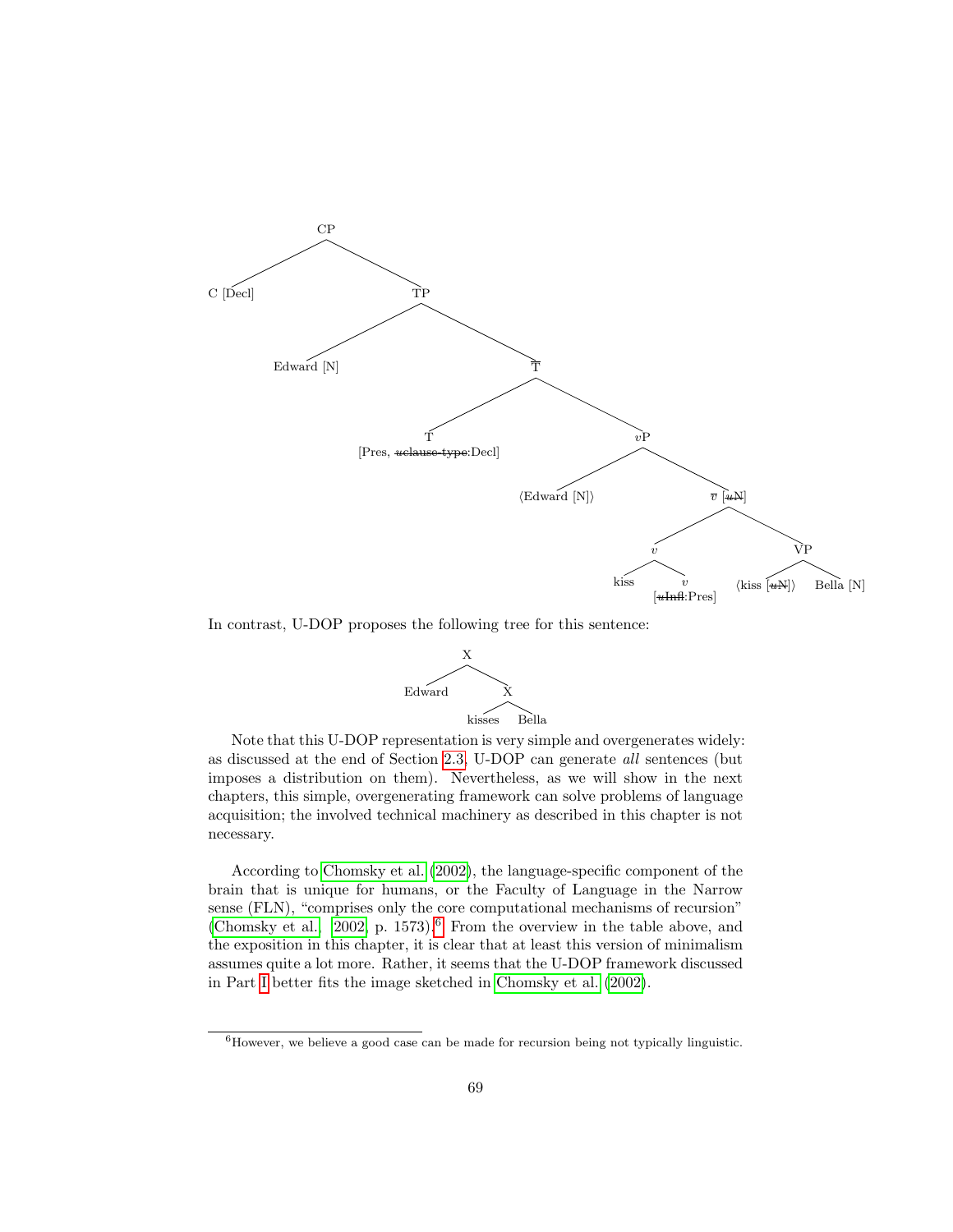```
CP
├── C [Decl]
└── TP
    ├── Edward [N]
    └── T̄
        ├── T [Pres, uclause-type:Decl]
        └── vP
            ├── ⟨Edward [N]⟩
            └── v̄ [uN]
                ├── v
                │   ├── kiss
                │   └── v [uInfl:Pres]
                └── VP
                    ├── ⟨kiss [uN]⟩
                    └── Bella [N]
```

(In the original tree the features *uclause-type*, *uN* and *uInfl* are struck through.)

In contrast, U-DOP proposes the following tree for this sentence:

```
X
├── Edward
└── X
    ├── kisses
    └── Bella
```

Note that this U-DOP representation is very simple and overgenerates widely: as discussed at the end of Section 2.3, U-DOP can generate *all* sentences (but imposes a distribution on them). Nevertheless, as we will show in the next chapters, this simple, overgenerating framework can solve problems of language acquisition; the involved technical machinery as described in this chapter is not necessary.

According to Chomsky et al. (2002), the language-specific component of the brain that is unique for humans, or the Faculty of Language in the Narrow sense (FLN), "comprises only the core computational mechanisms of recursion" (Chomsky et al., 2002, p. 1573).[6] From the overview in the table above, and the exposition in this chapter, it is clear that at least this version of minimalism assumes quite a lot more. Rather, it seems that the U-DOP framework discussed in Part I better fits the image sketched in Chomsky et al. (2002).

[6] However, we believe a good case can be made for recursion being not typically linguistic.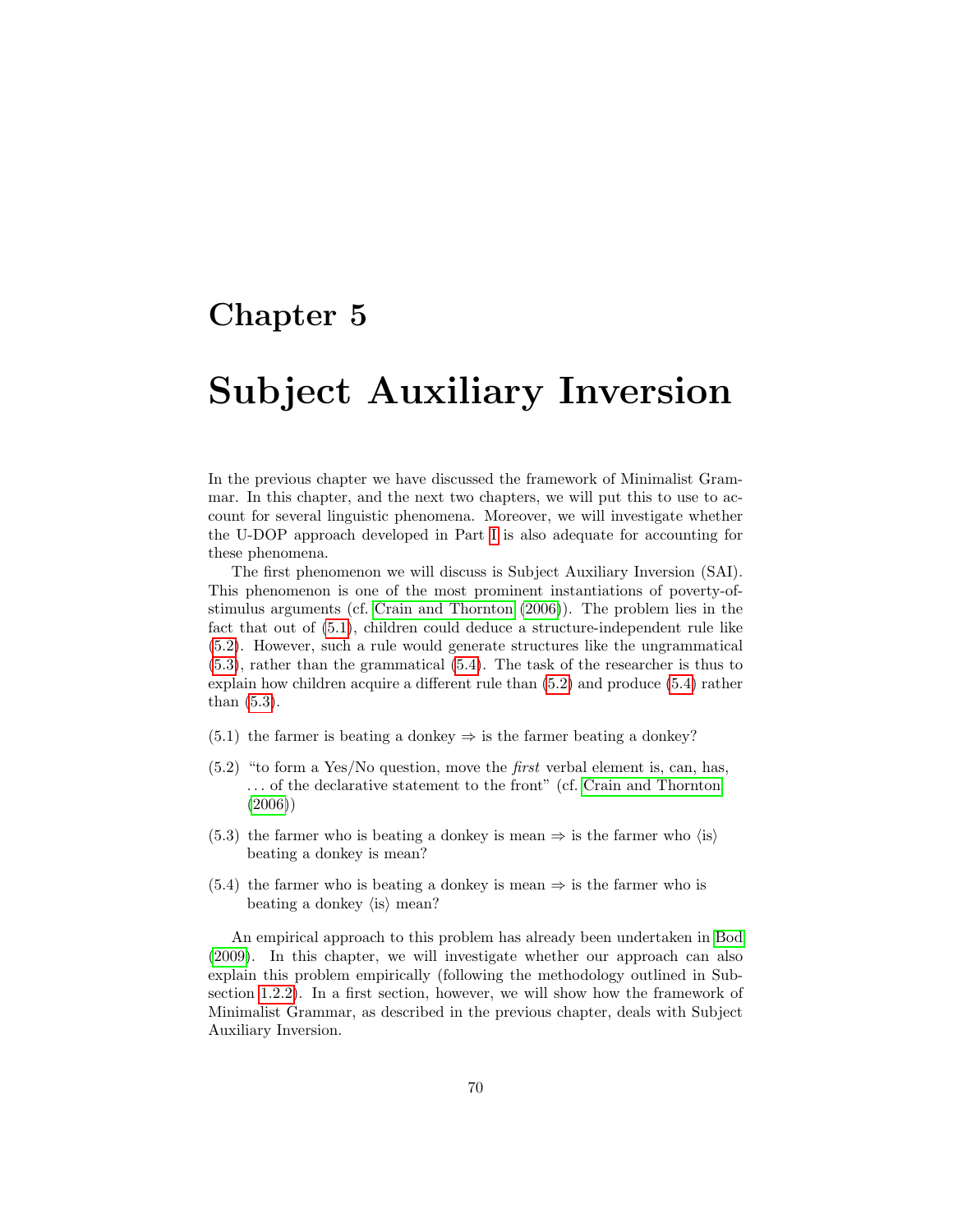# Chapter 5

# Subject Auxiliary Inversion

In the previous chapter we have discussed the framework of Minimalist Grammar. In this chapter, and the next two chapters, we will put this to use to account for several linguistic phenomena. Moreover, we will investigate whether the U-DOP approach developed in Part I is also adequate for accounting for these phenomena.

The first phenomenon we will discuss is Subject Auxiliary Inversion (SAI). This phenomenon is one of the most prominent instantiations of poverty-of-stimulus arguments (cf. Crain and Thornton (2006)). The problem lies in the fact that out of (5.1), children could deduce a structure-independent rule like (5.2). However, such a rule would generate structures like the ungrammatical (5.3), rather than the grammatical (5.4). The task of the researcher is thus to explain how children acquire a different rule than (5.2) and produce (5.4) rather than (5.3).

(5.1) the farmer is beating a donkey ⇒ is the farmer beating a donkey?

(5.2) "to form a Yes/No question, move the *first* verbal element is, can, has, ... of the declarative statement to the front" (cf. Crain and Thornton (2006))

(5.3) the farmer who is beating a donkey is mean ⇒ is the farmer who ⟨is⟩ beating a donkey is mean?

(5.4) the farmer who is beating a donkey is mean ⇒ is the farmer who is beating a donkey ⟨is⟩ mean?

An empirical approach to this problem has already been undertaken in Bod (2009). In this chapter, we will investigate whether our approach can also explain this problem empirically (following the methodology outlined in Subsection 1.2.2). In a first section, however, we will show how the framework of Minimalist Grammar, as described in the previous chapter, deals with Subject Auxiliary Inversion.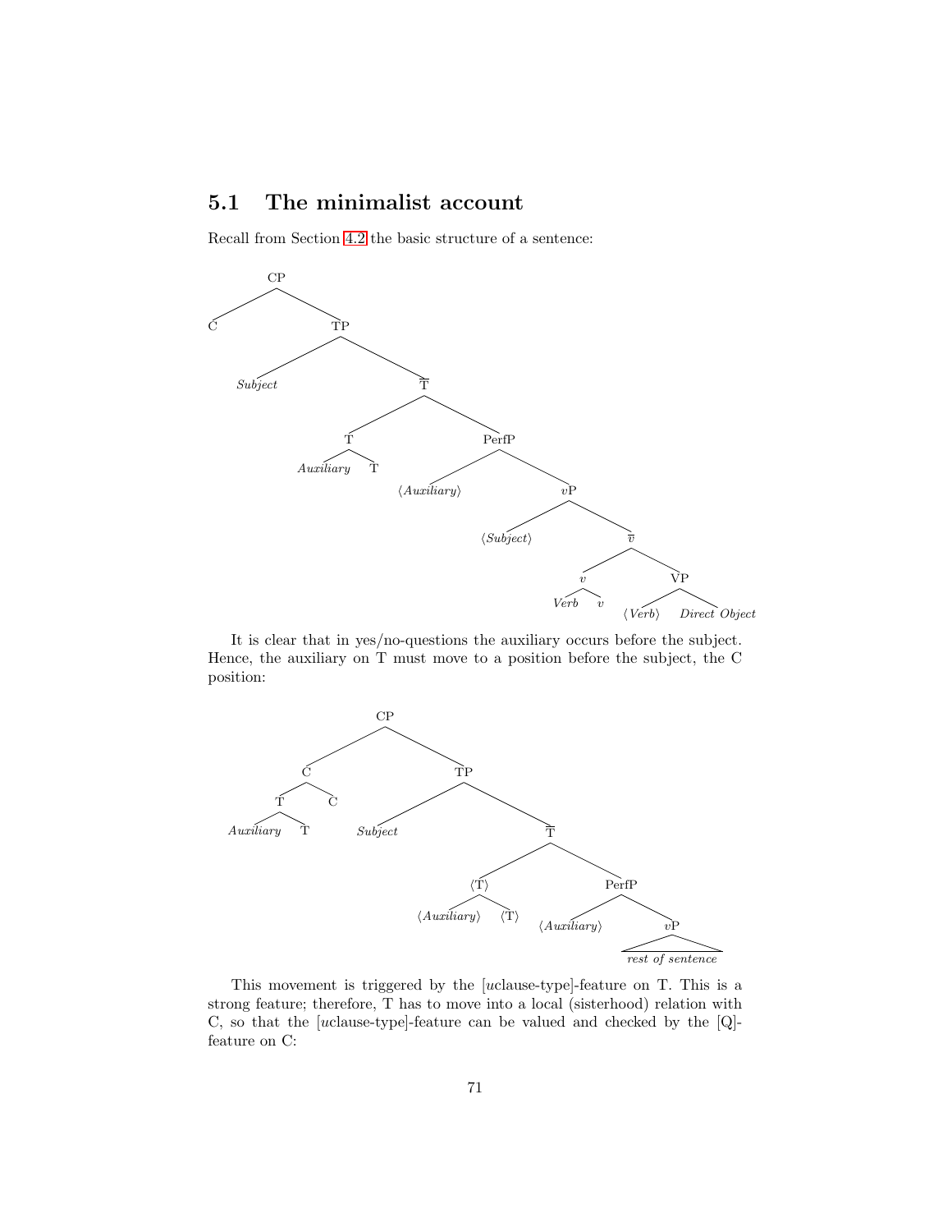## 5.1 The minimalist account

Recall from Section 4.2 the basic structure of a sentence:

```
[CP C [TP Subject [T' [T Auxiliary T] [PerfP ⟨Auxiliary⟩ [vP ⟨Subject⟩ [v' [v Verb v] [VP ⟨Verb⟩ Direct Object]]]]]]]
```

It is clear that in yes/no-questions the auxiliary occurs before the subject. Hence, the auxiliary on T must move to a position before the subject, the C position:

```
[CP [C [T Auxiliary T] C] [TP Subject [T' [⟨T⟩ ⟨Auxiliary⟩ ⟨T⟩] [PerfP ⟨Auxiliary⟩ [vP rest of sentence]]]]]
```

This movement is triggered by the [*u*clause-type]-feature on T. This is a strong feature; therefore, T has to move into a local (sisterhood) relation with C, so that the [*u*clause-type]-feature can be valued and checked by the [Q]-feature on C: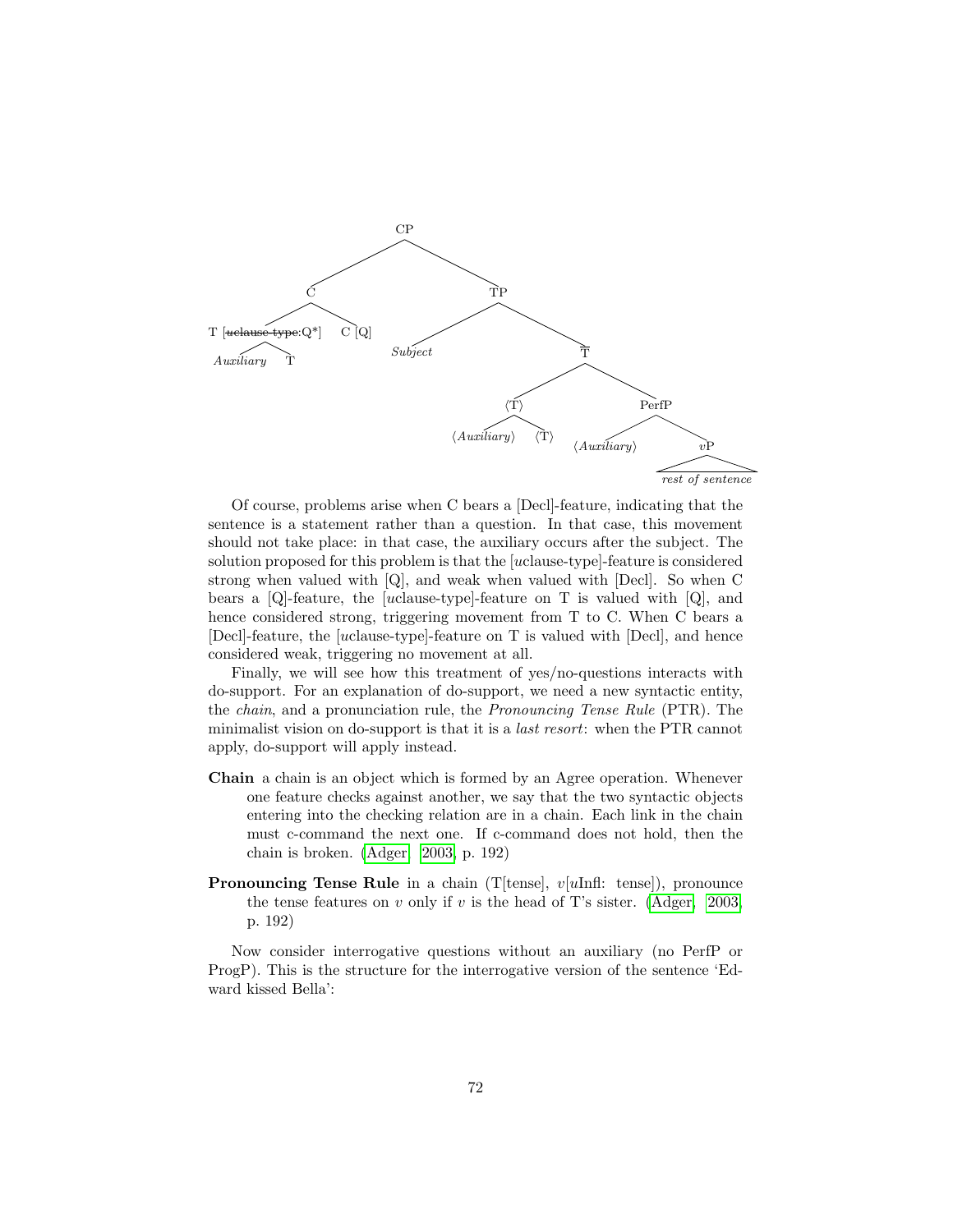```
CP
├── C
│   ├── T [~~uclause-type~~:Q*]
│   │   ├── Auxiliary
│   │   └── T
│   └── C [Q]
└── TP
    ├── Subject
    └── T̄
        ├── ⟨T⟩
        │   ├── ⟨Auxiliary⟩
        │   └── ⟨T⟩
        └── PerfP
            ├── ⟨Auxiliary⟩
            └── vP
                └── rest of sentence
```

Of course, problems arise when C bears a [Decl]-feature, indicating that the sentence is a statement rather than a question. In that case, this movement should not take place: in that case, the auxiliary occurs after the subject. The solution proposed for this problem is that the [*u*clause-type]-feature is considered strong when valued with [Q], and weak when valued with [Decl]. So when C bears a [Q]-feature, the [*u*clause-type]-feature on T is valued with [Q], and hence considered strong, triggering movement from T to C. When C bears a [Decl]-feature, the [*u*clause-type]-feature on T is valued with [Decl], and hence considered weak, triggering no movement at all.

Finally, we will see how this treatment of yes/no-questions interacts with do-support. For an explanation of do-support, we need a new syntactic entity, the *chain*, and a pronunciation rule, the *Pronouncing Tense Rule* (PTR). The minimalist vision on do-support is that it is a *last resort*: when the PTR cannot apply, do-support will apply instead.

**Chain** a chain is an object which is formed by an Agree operation. Whenever one feature checks against another, we say that the two syntactic objects entering into the checking relation are in a chain. Each link in the chain must c-command the next one. If c-command does not hold, then the chain is broken. (Adger, 2003, p. 192)

**Pronouncing Tense Rule** in a chain (T[tense], *v*[*u*Infl: tense]), pronounce the tense features on *v* only if *v* is the head of T's sister. (Adger, 2003, p. 192)

Now consider interrogative questions without an auxiliary (no PerfP or ProgP). This is the structure for the interrogative version of the sentence 'Edward kissed Bella':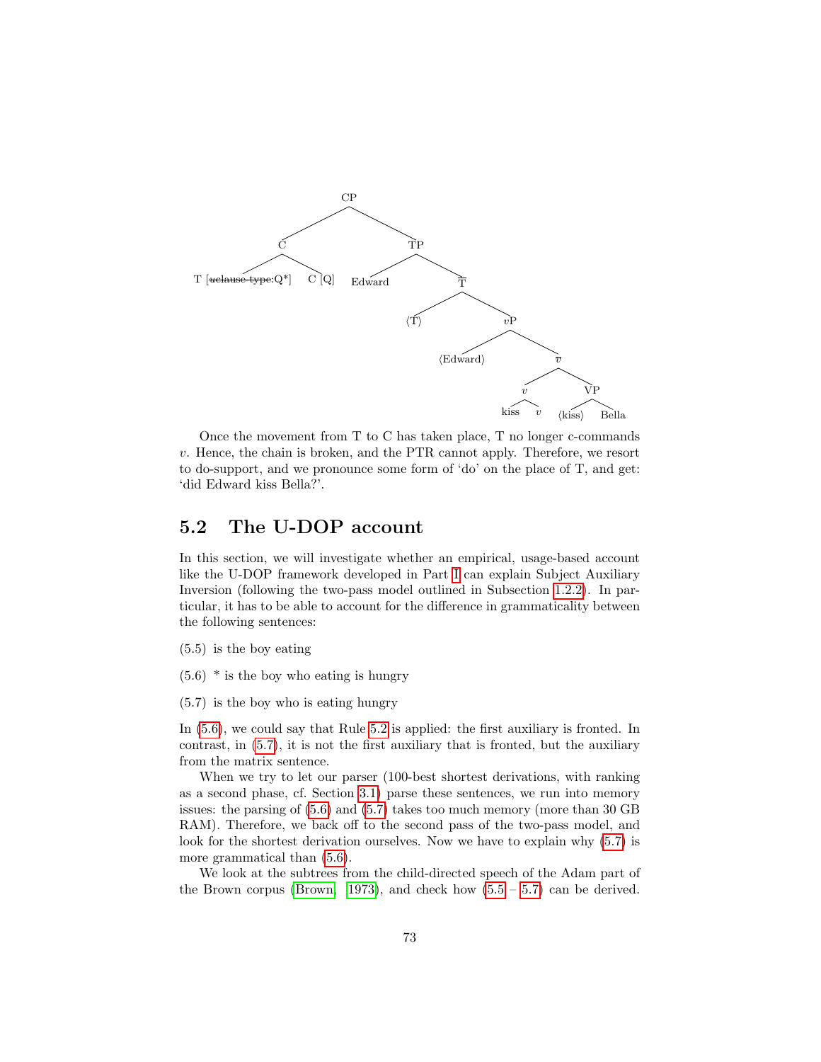```
CP
├── C
│   ├── T [~~uclause-type~~:Q*]
│   └── C [Q]
└── TP
    ├── Edward
    └── T̄
        ├── ⟨T⟩
        └── vP
            ├── ⟨Edward⟩
            └── v̄
                ├── v
                │   ├── kiss
                │   └── v
                └── VP
                    ├── ⟨kiss⟩
                    └── Bella
```

Once the movement from T to C has taken place, T no longer c-commands $v$. Hence, the chain is broken, and the PTR cannot apply. Therefore, we resort to do-support, and we pronounce some form of 'do' on the place of T, and get: 'did Edward kiss Bella?'.

## 5.2 The U-DOP account

In this section, we will investigate whether an empirical, usage-based account like the U-DOP framework developed in Part I can explain Subject Auxiliary Inversion (following the two-pass model outlined in Subsection 1.2.2). In particular, it has to be able to account for the difference in grammaticality between the following sentences:

(5.5) is the boy eating

(5.6) * is the boy who eating is hungry

(5.7) is the boy who is eating hungry

In (5.6), we could say that Rule 5.2 is applied: the first auxiliary is fronted. In contrast, in (5.7), it is not the first auxiliary that is fronted, but the auxiliary from the matrix sentence.

When we try to let our parser (100-best shortest derivations, with ranking as a second phase, cf. Section 3.1) parse these sentences, we run into memory issues: the parsing of (5.6) and (5.7) takes too much memory (more than 30 GB RAM). Therefore, we back off to the second pass of the two-pass model, and look for the shortest derivation ourselves. Now we have to explain why (5.7) is more grammatical than (5.6).

We look at the subtrees from the child-directed speech of the Adam part of the Brown corpus (Brown, 1973), and check how (5.5 – 5.7) can be derived.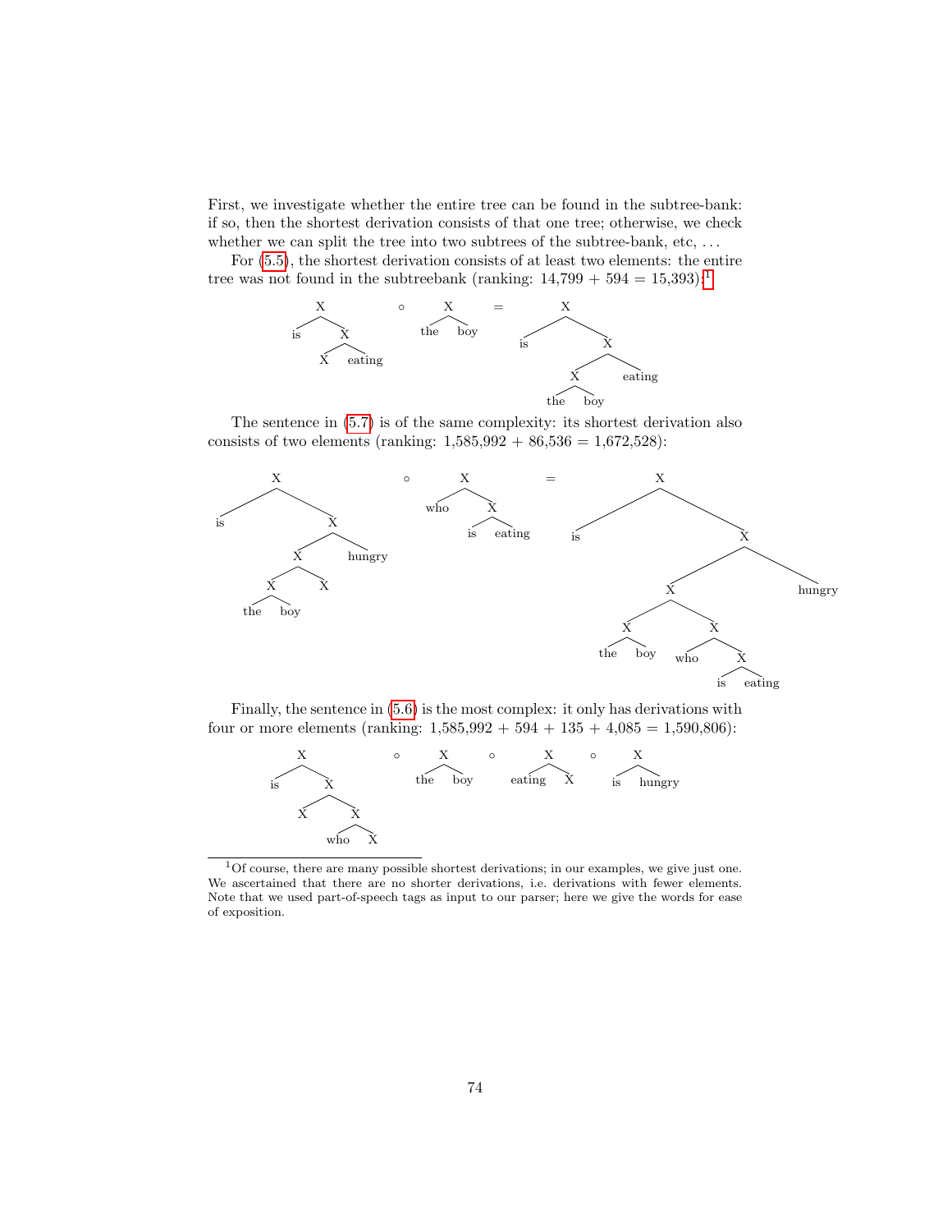First, we investigate whether the entire tree can be found in the subtree-bank: if so, then the shortest derivation consists of that one tree; otherwise, we check whether we can split the tree into two subtrees of the subtree-bank, etc, ...

For (5.5), the shortest derivation consists of at least two elements: the entire tree was not found in the subtreebank (ranking: 14,799 + 594 = 15,393):[1]

```
        X                  X                 X
       / \                / \               / \
     is   X            the   boy          is    X
         / \       ∘                 =         / \
        X   eating                            X   eating
                                             / \
                                          the   boy
```

The sentence in (5.7) is of the same complexity: its shortest derivation also consists of two elements (ranking: 1,585,992 + 86,536 = 1,672,528):

```
          X                    X                      X
         / \                  / \                    / \
       is   X               who  X                 is   X
           / \         ∘        / \       =            / \
          X   hungry          is   eating             X   hungry
         / \                                         / \
        X   X                                       X   X
       / \                                         / \  / \
    the   boy                                  the boy who X
                                                          / \
                                                        is   eating
```

Finally, the sentence in (5.6) is the most complex: it only has derivations with four or more elements (ranking: 1,585,992 + 594 + 135 + 4,085 = 1,590,806):

```
        X                 X               X              X
       / \               / \             / \            / \
     is   X      ∘    the   boy   ∘  eating  X    ∘   is   hungry
         / \
        X   X
           / \
        who   X
```

[1] Of course, there are many possible shortest derivations; in our examples, we give just one. We ascertained that there are no shorter derivations, i.e. derivations with fewer elements. Note that we used part-of-speech tags as input to our parser; here we give the words for ease of exposition.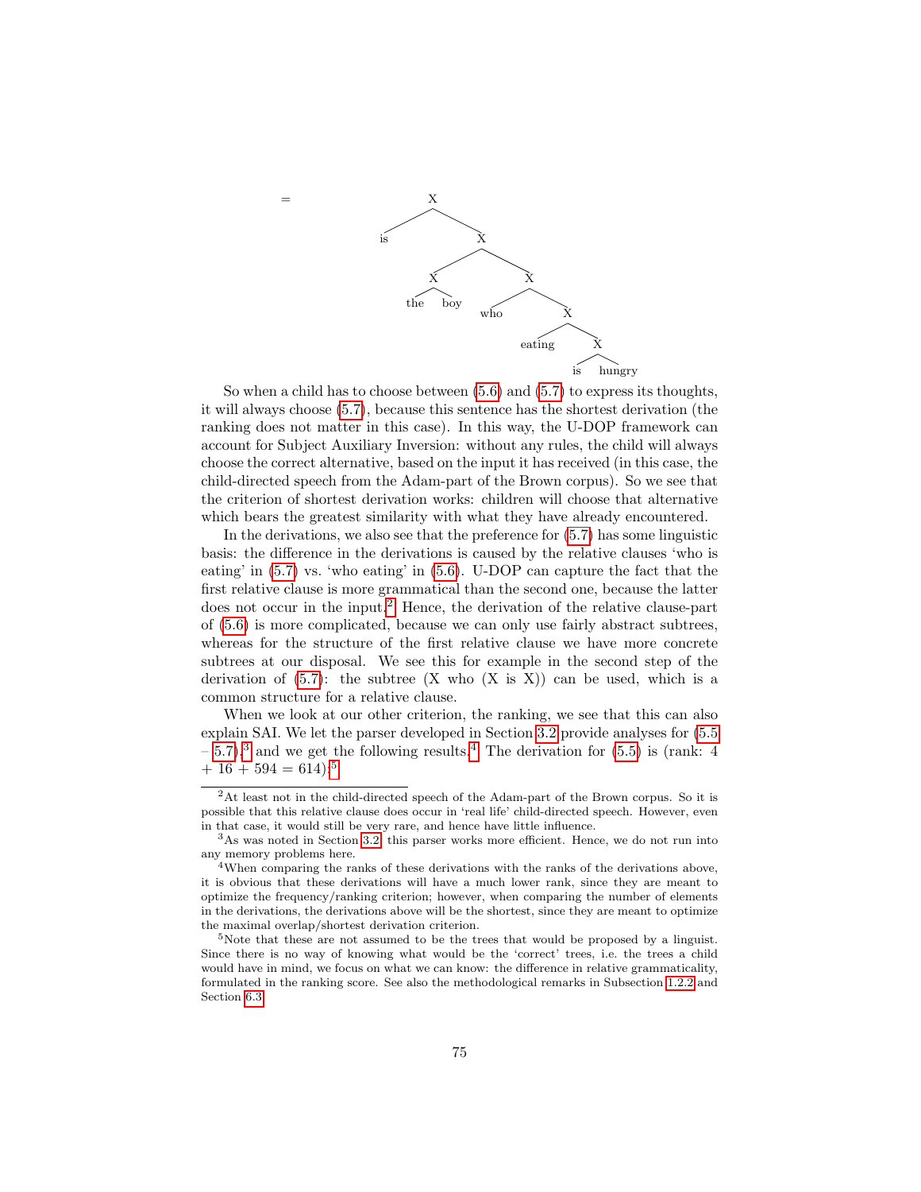=

```
X
├── is
└── X
    ├── X
    │   ├── the
    │   └── boy
    └── X
        ├── who
        └── X
            ├── eating
            └── X
                ├── is
                └── hungry
```

So when a child has to choose between (5.6) and (5.7) to express its thoughts, it will always choose (5.7), because this sentence has the shortest derivation (the ranking does not matter in this case). In this way, the U-DOP framework can account for Subject Auxiliary Inversion: without any rules, the child will always choose the correct alternative, based on the input it has received (in this case, the child-directed speech from the Adam-part of the Brown corpus). So we see that the criterion of shortest derivation works: children will choose that alternative which bears the greatest similarity with what they have already encountered.

In the derivations, we also see that the preference for (5.7) has some linguistic basis: the difference in the derivations is caused by the relative clauses 'who is eating' in (5.7) vs. 'who eating' in (5.6). U-DOP can capture the fact that the first relative clause is more grammatical than the second one, because the latter does not occur in the input.[2] Hence, the derivation of the relative clause-part of (5.6) is more complicated, because we can only use fairly abstract subtrees, whereas for the structure of the first relative clause we have more concrete subtrees at our disposal. We see this for example in the second step of the derivation of (5.7): the subtree (X who (X is X)) can be used, which is a common structure for a relative clause.

When we look at our other criterion, the ranking, we see that this can also explain SAI. We let the parser developed in Section 3.2 provide analyses for (5.5 – 5.7),[3] and we get the following results.[4] The derivation for (5.5) is (rank: 4 + 16 + 594 = 614):[5]

---

[2] At least not in the child-directed speech of the Adam-part of the Brown corpus. So it is possible that this relative clause does occur in 'real life' child-directed speech. However, even in that case, it would still be very rare, and hence have little influence.

[3] As was noted in Section 3.2, this parser works more efficient. Hence, we do not run into any memory problems here.

[4] When comparing the ranks of these derivations with the ranks of the derivations above, it is obvious that these derivations will have a much lower rank, since they are meant to optimize the frequency/ranking criterion; however, when comparing the number of elements in the derivations, the derivations above will be the shortest, since they are meant to optimize the maximal overlap/shortest derivation criterion.

[5] Note that these are not assumed to be the trees that would be proposed by a linguist. Since there is no way of knowing what would be the 'correct' trees, i.e. the trees a child would have in mind, we focus on what we can know: the difference in relative grammaticality, formulated in the ranking score. See also the methodological remarks in Subsection 1.2.2 and Section 6.3.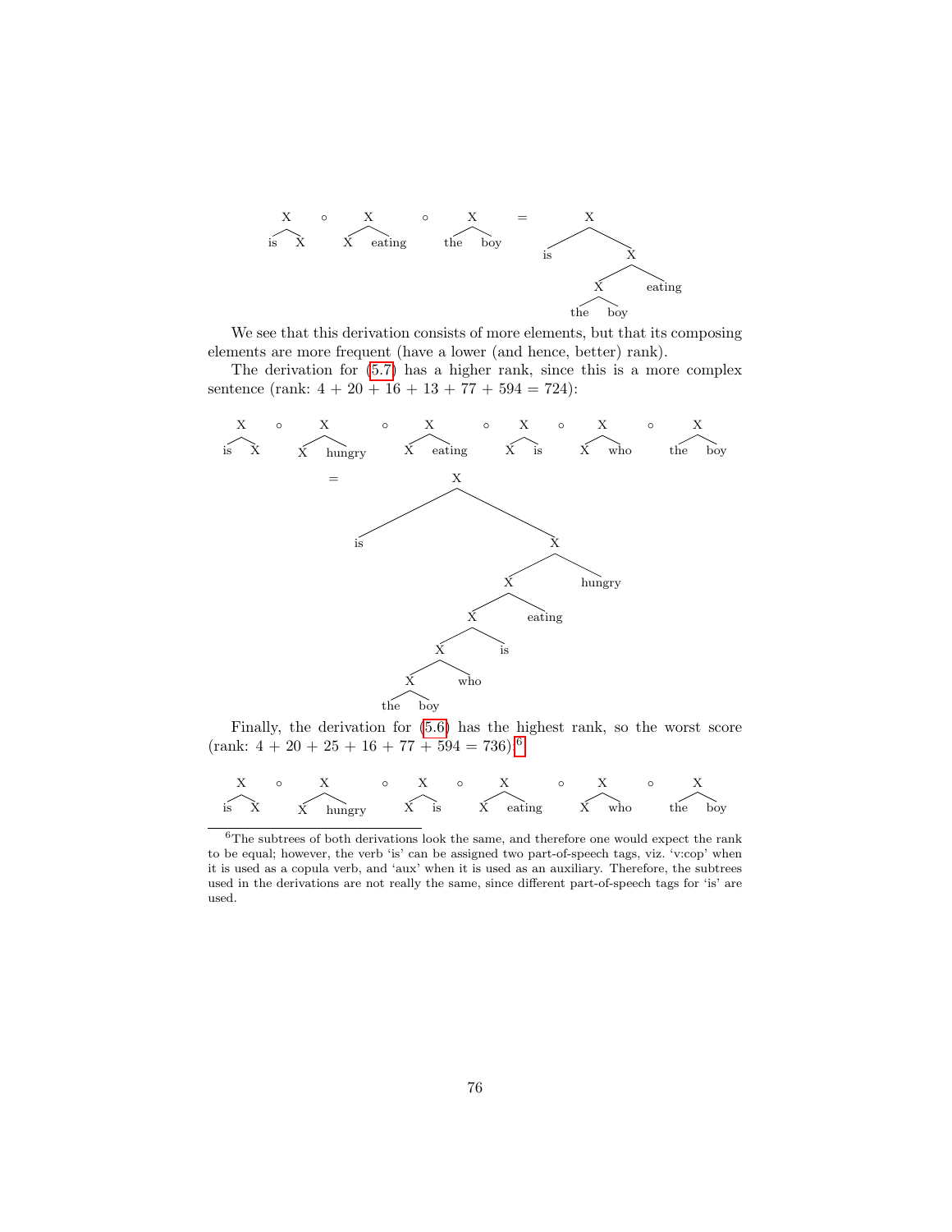```
   X      ∘     X        ∘     X      =        X
  / \          / \            / \             / \
is   X        X   eating   the   boy        is    X
                                                  / \
                                                 X   eating
                                                / \
                                             the   boy
```

We see that this derivation consists of more elements, but that its composing elements are more frequent (have a lower (and hence, better) rank).

The derivation for (5.7) has a higher rank, since this is a more complex sentence (rank: 4 + 20 + 16 + 13 + 77 + 594 = 724):

```
   X     ∘     X        ∘     X       ∘    X     ∘    X      ∘     X
  / \         / \            / \          / \        / \          / \
is   X       X   hungry     X   eating   X   is     X   who    the   boy

=              X
              / \
            is    X
                 / \
                X   hungry
               / \
              X   eating
             / \
            X   is
           / \
          X   who
         / \
      the   boy
```

Finally, the derivation for (5.6) has the highest rank, so the worst score (rank: 4 + 20 + 25 + 16 + 77 + 594 = 736).[6]

```
   X     ∘     X        ∘    X     ∘     X       ∘    X      ∘     X
  / \         / \           / \         / \          / \          / \
is   X       X   hungry    X   is      X   eating   X   who    the   boy
```

[6]The subtrees of both derivations look the same, and therefore one would expect the rank to be equal; however, the verb 'is' can be assigned two part-of-speech tags, viz. 'v:cop' when it is used as a copula verb, and 'aux' when it is used as an auxiliary. Therefore, the subtrees used in the derivations are not really the same, since different part-of-speech tags for 'is' are used.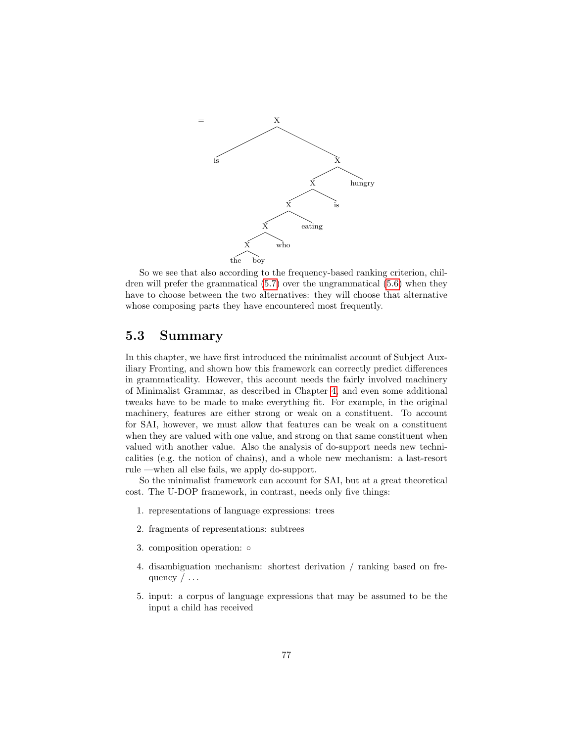```
=  [X is [X [X [X [X [X the boy] who] eating] is] hungry]]
```

So we see that also according to the frequency-based ranking criterion, children will prefer the grammatical (5.7) over the ungrammatical (5.6) when they have to choose between the two alternatives: they will choose that alternative whose composing parts they have encountered most frequently.

## 5.3 Summary

In this chapter, we have first introduced the minimalist account of Subject Auxiliary Fronting, and shown how this framework can correctly predict differences in grammaticality. However, this account needs the fairly involved machinery of Minimalist Grammar, as described in Chapter 4, and even some additional tweaks have to be made to make everything fit. For example, in the original machinery, features are either strong or weak on a constituent. To account for SAI, however, we must allow that features can be weak on a constituent when they are valued with one value, and strong on that same constituent when valued with another value. Also the analysis of do-support needs new technicalities (e.g. the notion of chains), and a whole new mechanism: a last-resort rule —when all else fails, we apply do-support.

So the minimalist framework can account for SAI, but at a great theoretical cost. The U-DOP framework, in contrast, needs only five things:

1. representations of language expressions: trees
2. fragments of representations: subtrees
3. composition operation: $\circ$
4. disambiguation mechanism: shortest derivation / ranking based on frequency / ...
5. input: a corpus of language expressions that may be assumed to be the input a child has received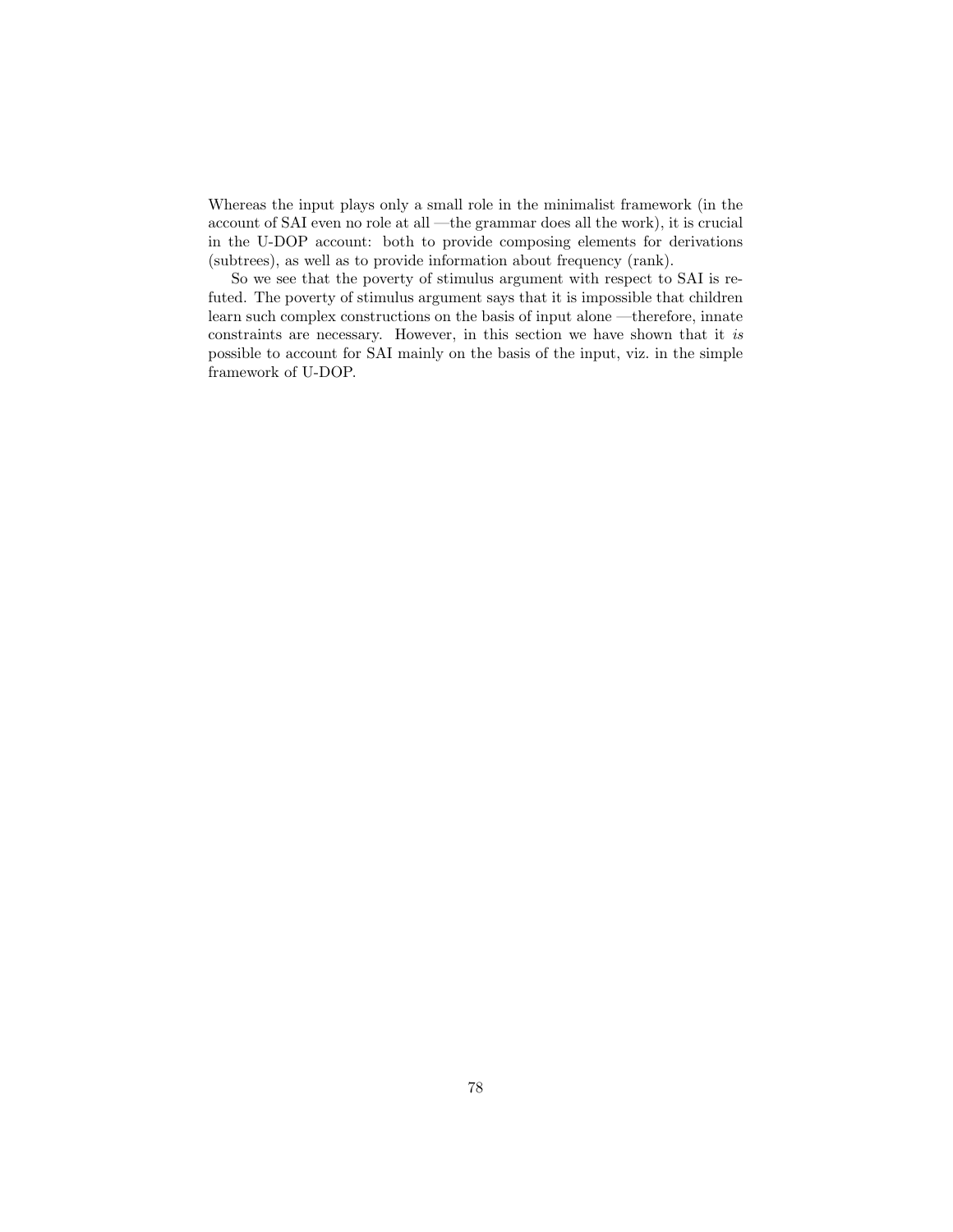Whereas the input plays only a small role in the minimalist framework (in the account of SAI even no role at all —the grammar does all the work), it is crucial in the U-DOP account: both to provide composing elements for derivations (subtrees), as well as to provide information about frequency (rank).

So we see that the poverty of stimulus argument with respect to SAI is refuted. The poverty of stimulus argument says that it is impossible that children learn such complex constructions on the basis of input alone —therefore, innate constraints are necessary. However, in this section we have shown that it *is* possible to account for SAI mainly on the basis of the input, viz. in the simple framework of U-DOP.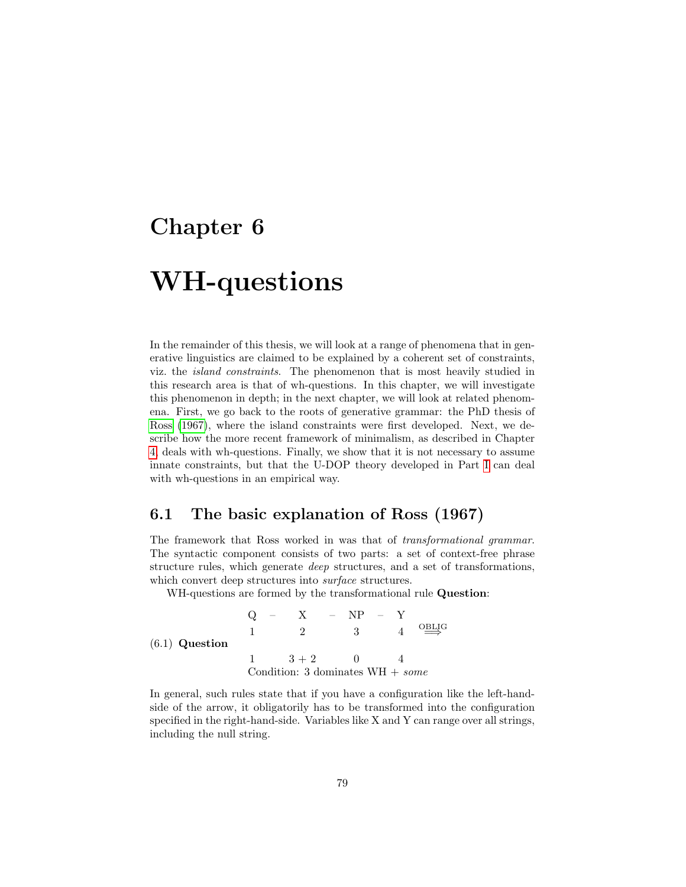# Chapter 6

# WH-questions

In the remainder of this thesis, we will look at a range of phenomena that in generative linguistics are claimed to be explained by a coherent set of constraints, viz. the *island constraints*. The phenomenon that is most heavily studied in this research area is that of wh-questions. In this chapter, we will investigate this phenomenon in depth; in the next chapter, we will look at related phenomena. First, we go back to the roots of generative grammar: the PhD thesis of Ross (1967), where the island constraints were first developed. Next, we describe how the more recent framework of minimalism, as described in Chapter 4, deals with wh-questions. Finally, we show that it is not necessary to assume innate constraints, but that the U-DOP theory developed in Part I can deal with wh-questions in an empirical way.

## 6.1 The basic explanation of Ross (1967)

The framework that Ross worked in was that of *transformational grammar*. The syntactic component consists of two parts: a set of context-free phrase structure rules, which generate *deep* structures, and a set of transformations, which convert deep structures into *surface* structures.

WH-questions are formed by the transformational rule **Question**:

(6.1) **Question**

| Q | – | X | – | NP | – | Y | |
|---|---|---|---|---|---|---|---|
| 1 | | 2 | | 3 | | 4 | $\overset{\text{OBLIG}}{\Longrightarrow}$ |
| 1 | | 3 + 2 | | 0 | | 4 | |

Condition: 3 dominates WH + *some*

In general, such rules state that if you have a configuration like the left-hand-side of the arrow, it obligatorily has to be transformed into the configuration specified in the right-hand-side. Variables like X and Y can range over all strings, including the null string.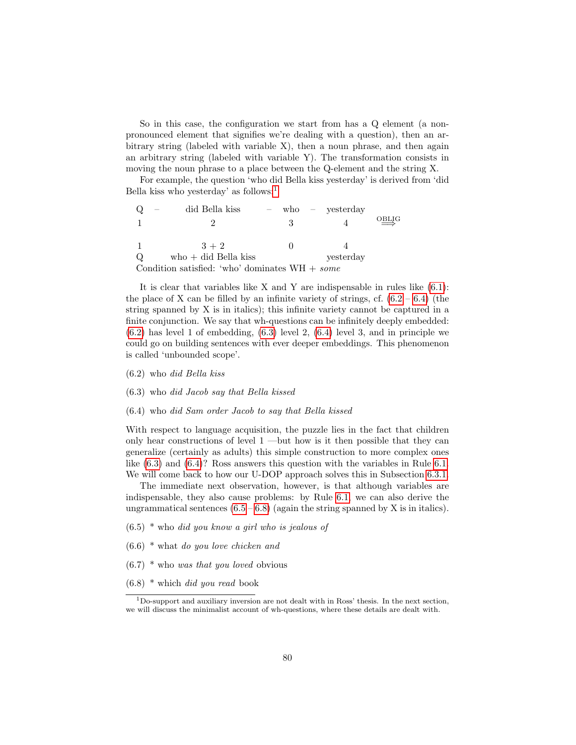So in this case, the configuration we start from has a Q element (a non-pronounced element that signifies we're dealing with a question), then an arbitrary string (labeled with variable X), then a noun phrase, and then again an arbitrary string (labeled with variable Y). The transformation consists in moving the noun phrase to a place between the Q-element and the string X.

For example, the question 'who did Bella kiss yesterday' is derived from 'did Bella kiss who yesterday' as follows:[1]

| Q | – | did Bella kiss | – | who | – | yesterday | |
|---|---|---|---|---|---|---|---|
| 1 | | 2 | | 3 | | 4 | $\overset{\text{OBLIG}}{\Longrightarrow}$ |
| | | | | | | | |
| 1 | | 3 + 2 | | 0 | | 4 | |
| Q | | who + did Bella kiss | | | | yesterday | |

Condition satisfied: 'who' dominates WH + *some*

It is clear that variables like X and Y are indispensable in rules like (6.1): the place of X can be filled by an infinite variety of strings, cf. (6.2 – 6.4) (the string spanned by X is in italics); this infinite variety cannot be captured in a finite conjunction. We say that wh-questions can be infinitely deeply embedded: (6.2) has level 1 of embedding, (6.3) level 2, (6.4) level 3, and in principle we could go on building sentences with ever deeper embeddings. This phenomenon is called 'unbounded scope'.

(6.2) who *did Bella kiss*

(6.3) who *did Jacob say that Bella kissed*

(6.4) who *did Sam order Jacob to say that Bella kissed*

With respect to language acquisition, the puzzle lies in the fact that children only hear constructions of level 1 —but how is it then possible that they can generalize (certainly as adults) this simple construction to more complex ones like (6.3) and (6.4)? Ross answers this question with the variables in Rule 6.1. We will come back to how our U-DOP approach solves this in Subsection 6.3.1.

The immediate next observation, however, is that although variables are indispensable, they also cause problems: by Rule 6.1, we can also derive the ungrammatical sentences (6.5 – 6.8) (again the string spanned by X is in italics).

(6.5) * who *did you know a girl who is jealous of*

(6.6) * what *do you love chicken and*

(6.7) * who *was that you loved* obvious

(6.8) * which *did you read* book

[1] Do-support and auxiliary inversion are not dealt with in Ross' thesis. In the next section, we will discuss the minimalist account of wh-questions, where these details are dealt with.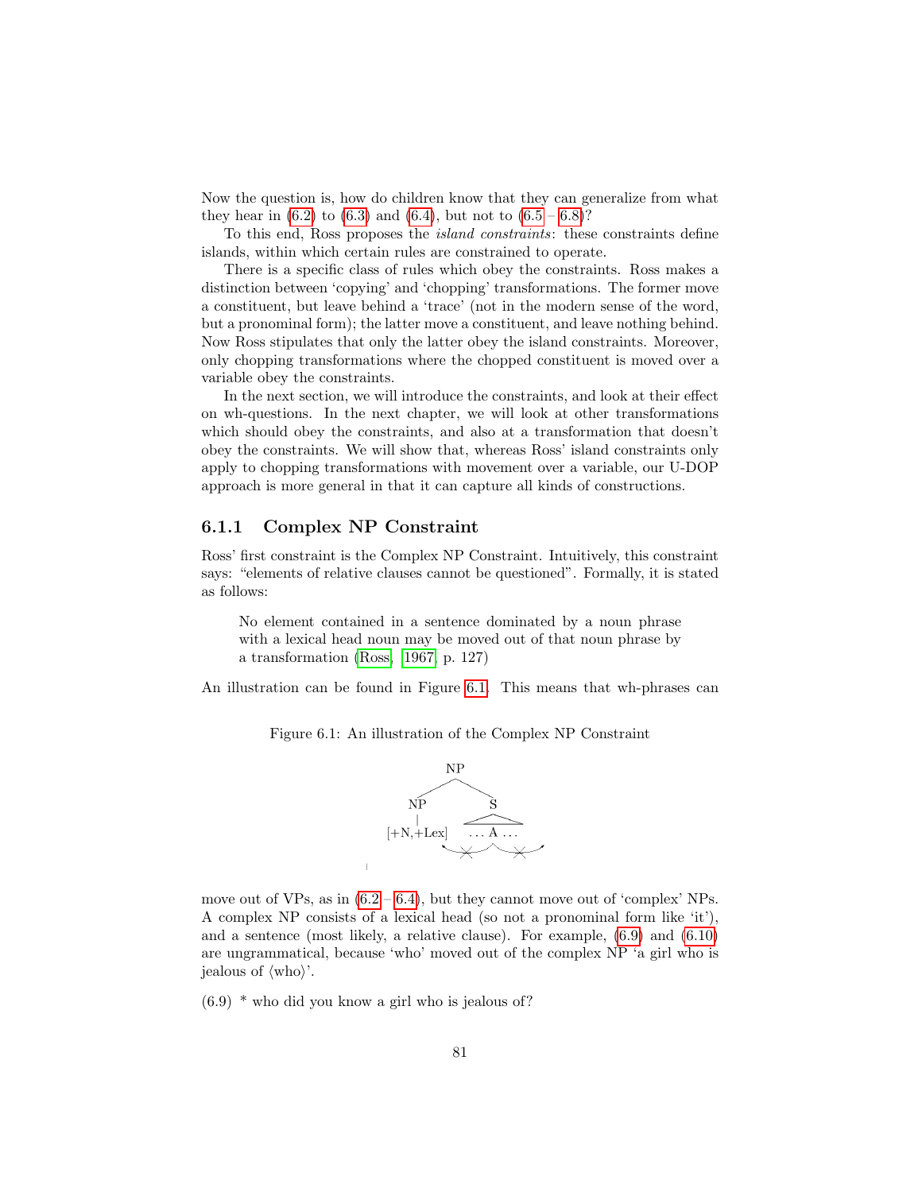Now the question is, how do children know that they can generalize from what they hear in (6.2) to (6.3) and (6.4), but not to (6.5 – 6.8)?

To this end, Ross proposes the *island constraints*: these constraints define islands, within which certain rules are constrained to operate.

There is a specific class of rules which obey the constraints. Ross makes a distinction between 'copying' and 'chopping' transformations. The former move a constituent, but leave behind a 'trace' (not in the modern sense of the word, but a pronominal form); the latter move a constituent, and leave nothing behind. Now Ross stipulates that only the latter obey the island constraints. Moreover, only chopping transformations where the chopped constituent is moved over a variable obey the constraints.

In the next section, we will introduce the constraints, and look at their effect on wh-questions. In the next chapter, we will look at other transformations which should obey the constraints, and also at a transformation that doesn't obey the constraints. We will show that, whereas Ross' island constraints only apply to chopping transformations with movement over a variable, our U-DOP approach is more general in that it can capture all kinds of constructions.

### 6.1.1 Complex NP Constraint

Ross' first constraint is the Complex NP Constraint. Intuitively, this constraint says: "elements of relative clauses cannot be questioned". Formally, it is stated as follows:

> No element contained in a sentence dominated by a noun phrase with a lexical head noun may be moved out of that noun phrase by a transformation (Ross, 1967, p. 127)

An illustration can be found in Figure 6.1. This means that wh-phrases can

Figure 6.1: An illustration of the Complex NP Constraint

```
            NP
          /    \
        NP      S
        |      /\
  [+N,+Lex]  ... A ...
```

move out of VPs, as in (6.2 – 6.4), but they cannot move out of 'complex' NPs. A complex NP consists of a lexical head (so not a pronominal form like 'it'), and a sentence (most likely, a relative clause). For example, (6.9) and (6.10) are ungrammatical, because 'who' moved out of the complex NP 'a girl who is jealous of ⟨who⟩'.

(6.9) * who did you know a girl who is jealous of?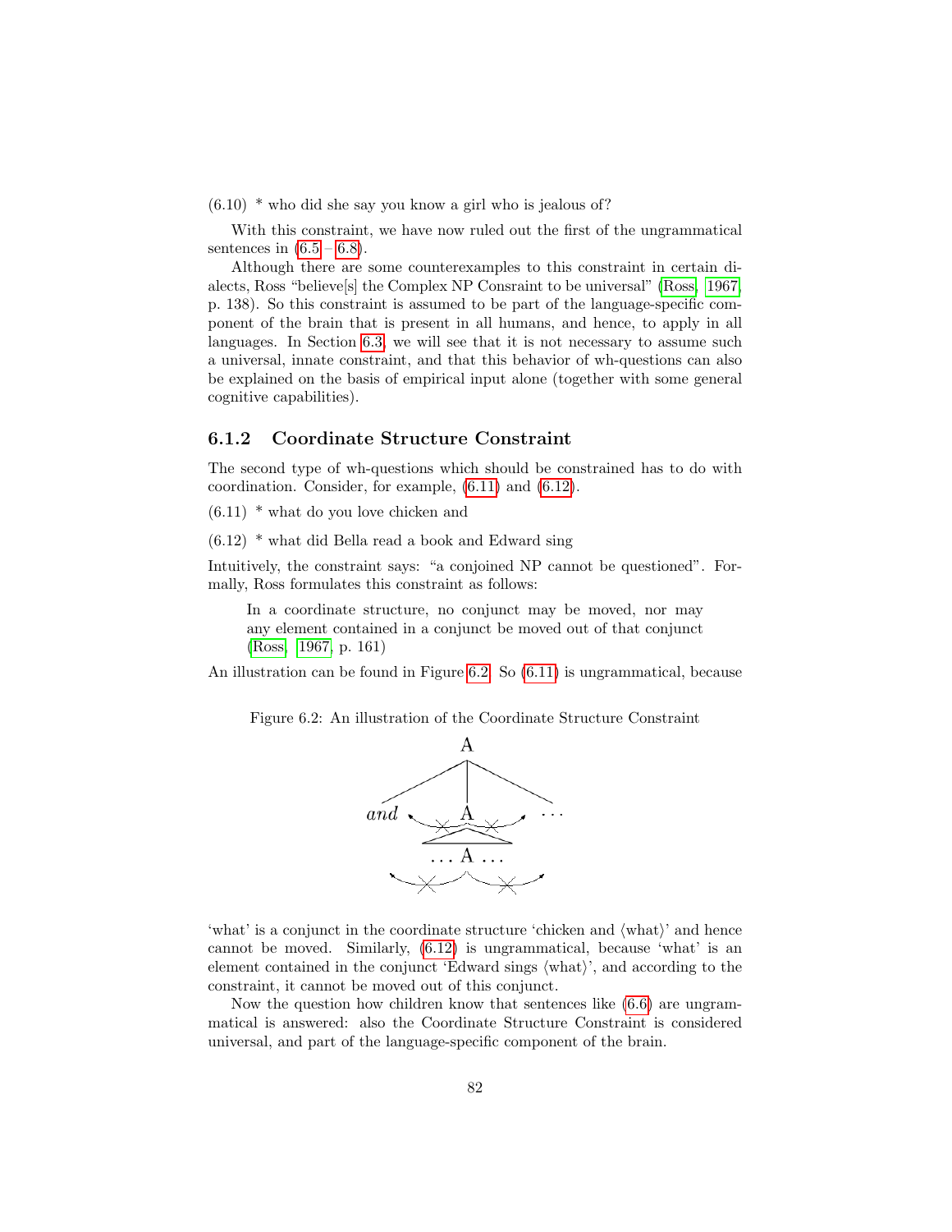(6.10) * who did she say you know a girl who is jealous of?

With this constraint, we have now ruled out the first of the ungrammatical sentences in (6.5 – 6.8).

Although there are some counterexamples to this constraint in certain dialects, Ross "believe[s] the Complex NP Consraint to be universal" (Ross, 1967, p. 138). So this constraint is assumed to be part of the language-specific component of the brain that is present in all humans, and hence, to apply in all languages. In Section 6.3, we will see that it is not necessary to assume such a universal, innate constraint, and that this behavior of wh-questions can also be explained on the basis of empirical input alone (together with some general cognitive capabilities).

### 6.1.2 Coordinate Structure Constraint

The second type of wh-questions which should be constrained has to do with coordination. Consider, for example, (6.11) and (6.12).

(6.11) * what do you love chicken and

(6.12) * what did Bella read a book and Edward sing

Intuitively, the constraint says: "a conjoined NP cannot be questioned". Formally, Ross formulates this constraint as follows:

> In a coordinate structure, no conjunct may be moved, nor may any element contained in a conjunct be moved out of that conjunct (Ross, 1967, p. 161)

An illustration can be found in Figure 6.2. So (6.11) is ungrammatical, because

Figure 6.2: An illustration of the Coordinate Structure Constraint

'what' is a conjunct in the coordinate structure 'chicken and ⟨what⟩' and hence cannot be moved. Similarly, (6.12) is ungrammatical, because 'what' is an element contained in the conjunct 'Edward sings ⟨what⟩', and according to the constraint, it cannot be moved out of this conjunct.

Now the question how children know that sentences like (6.6) are ungrammatical is answered: also the Coordinate Structure Constraint is considered universal, and part of the language-specific component of the brain.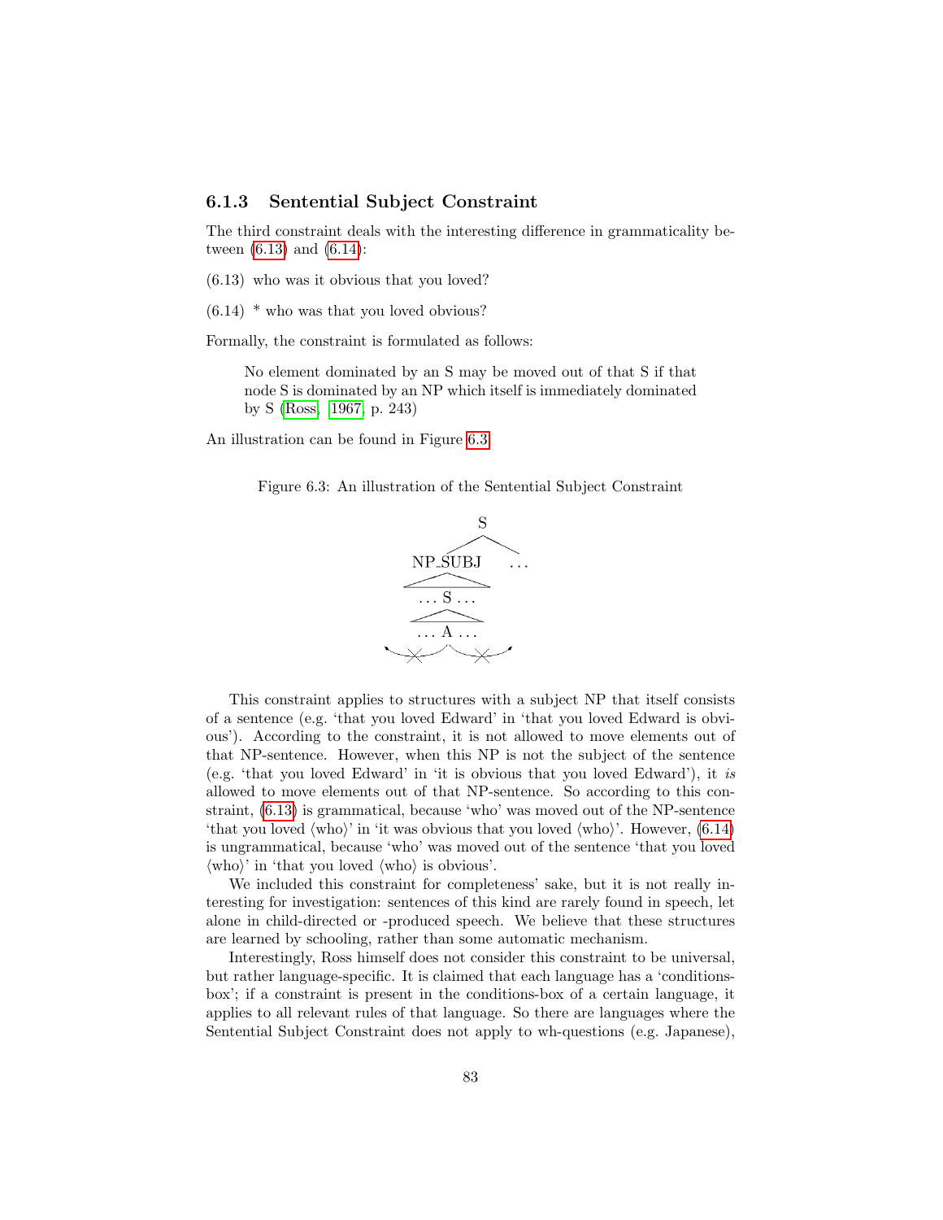### 6.1.3 Sentential Subject Constraint

The third constraint deals with the interesting difference in grammaticality between (6.13) and (6.14):

(6.13) who was it obvious that you loved?

(6.14) * who was that you loved obvious?

Formally, the constraint is formulated as follows:

> No element dominated by an S may be moved out of that S if that node S is dominated by an NP which itself is immediately dominated by S (Ross, 1967, p. 243)

An illustration can be found in Figure 6.3.

Figure 6.3: An illustration of the Sentential Subject Constraint

This constraint applies to structures with a subject NP that itself consists of a sentence (e.g. 'that you loved Edward' in 'that you loved Edward is obvious'). According to the constraint, it is not allowed to move elements out of that NP-sentence. However, when this NP is not the subject of the sentence (e.g. 'that you loved Edward' in 'it is obvious that you loved Edward'), it *is* allowed to move elements out of that NP-sentence. So according to this constraint, (6.13) is grammatical, because 'who' was moved out of the NP-sentence 'that you loved ⟨who⟩' in 'it was obvious that you loved ⟨who⟩'. However, (6.14) is ungrammatical, because 'who' was moved out of the sentence 'that you loved ⟨who⟩' in 'that you loved ⟨who⟩ is obvious'.

We included this constraint for completeness' sake, but it is not really interesting for investigation: sentences of this kind are rarely found in speech, let alone in child-directed or -produced speech. We believe that these structures are learned by schooling, rather than some automatic mechanism.

Interestingly, Ross himself does not consider this constraint to be universal, but rather language-specific. It is claimed that each language has a 'conditions-box'; if a constraint is present in the conditions-box of a certain language, it applies to all relevant rules of that language. So there are languages where the Sentential Subject Constraint does not apply to wh-questions (e.g. Japanese),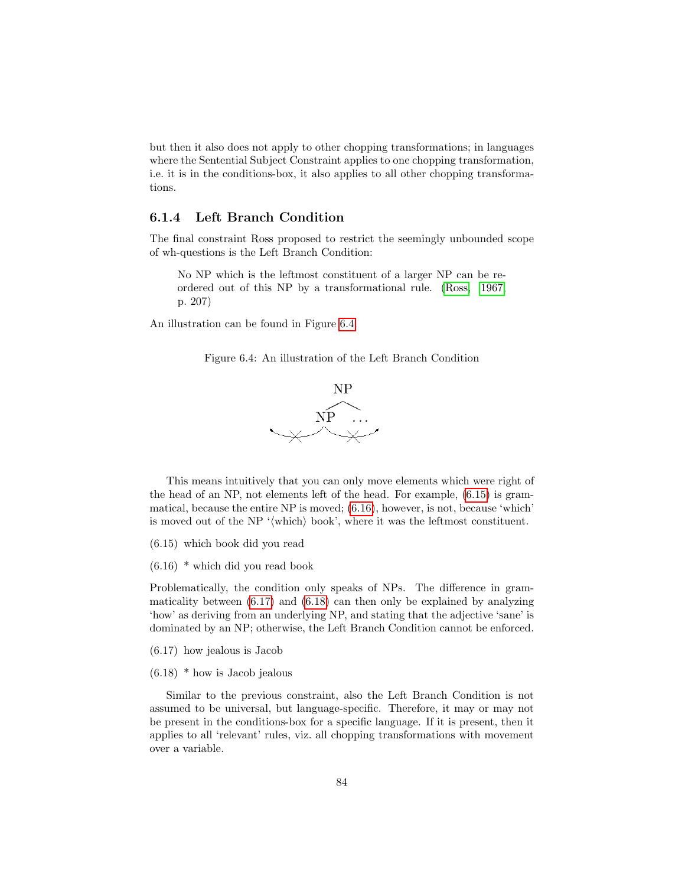but then it also does not apply to other chopping transformations; in languages where the Sentential Subject Constraint applies to one chopping transformation, i.e. it is in the conditions-box, it also applies to all other chopping transformations.

### 6.1.4 Left Branch Condition

The final constraint Ross proposed to restrict the seemingly unbounded scope of wh-questions is the Left Branch Condition:

> No NP which is the leftmost constituent of a larger NP can be reordered out of this NP by a transformational rule. (Ross, 1967, p. 207)

An illustration can be found in Figure 6.4.

Figure 6.4: An illustration of the Left Branch Condition

This means intuitively that you can only move elements which were right of the head of an NP, not elements left of the head. For example, (6.15) is grammatical, because the entire NP is moved; (6.16), however, is not, because 'which' is moved out of the NP '⟨which⟩ book', where it was the leftmost constituent.

(6.15) which book did you read

(6.16) * which did you read book

Problematically, the condition only speaks of NPs. The difference in grammaticality between (6.17) and (6.18) can then only be explained by analyzing 'how' as deriving from an underlying NP, and stating that the adjective 'sane' is dominated by an NP; otherwise, the Left Branch Condition cannot be enforced.

(6.17) how jealous is Jacob

(6.18) * how is Jacob jealous

Similar to the previous constraint, also the Left Branch Condition is not assumed to be universal, but language-specific. Therefore, it may or may not be present in the conditions-box for a specific language. If it is present, then it applies to all 'relevant' rules, viz. all chopping transformations with movement over a variable.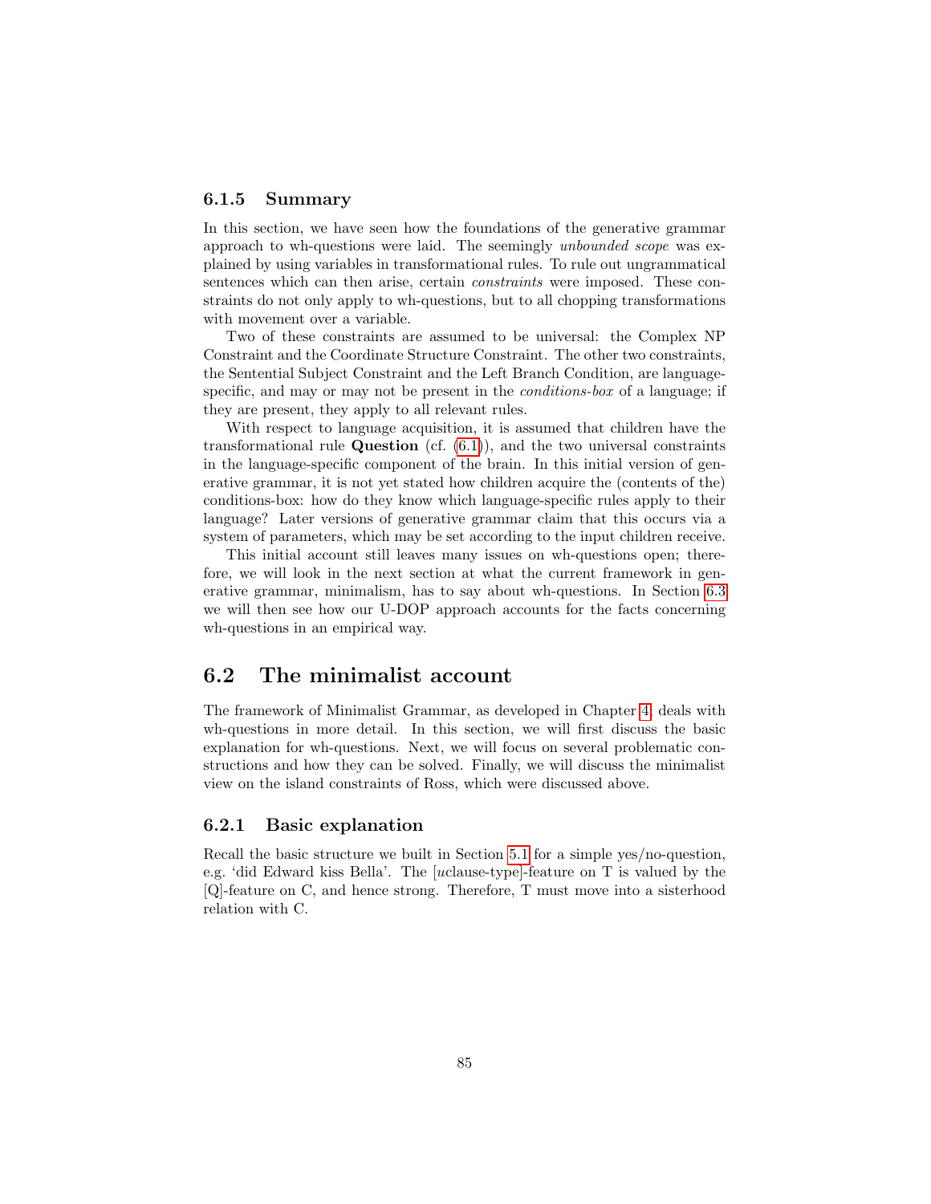### 6.1.5 Summary

In this section, we have seen how the foundations of the generative grammar approach to wh-questions were laid. The seemingly *unbounded scope* was explained by using variables in transformational rules. To rule out ungrammatical sentences which can then arise, certain *constraints* were imposed. These constraints do not only apply to wh-questions, but to all chopping transformations with movement over a variable.

Two of these constraints are assumed to be universal: the Complex NP Constraint and the Coordinate Structure Constraint. The other two constraints, the Sentential Subject Constraint and the Left Branch Condition, are language-specific, and may or may not be present in the *conditions-box* of a language; if they are present, they apply to all relevant rules.

With respect to language acquisition, it is assumed that children have the transformational rule **Question** (cf. (6.1)), and the two universal constraints in the language-specific component of the brain. In this initial version of generative grammar, it is not yet stated how children acquire the (contents of the) conditions-box: how do they know which language-specific rules apply to their language? Later versions of generative grammar claim that this occurs via a system of parameters, which may be set according to the input children receive.

This initial account still leaves many issues on wh-questions open; therefore, we will look in the next section at what the current framework in generative grammar, minimalism, has to say about wh-questions. In Section 6.3 we will then see how our U-DOP approach accounts for the facts concerning wh-questions in an empirical way.

## 6.2 The minimalist account

The framework of Minimalist Grammar, as developed in Chapter 4, deals with wh-questions in more detail. In this section, we will first discuss the basic explanation for wh-questions. Next, we will focus on several problematic constructions and how they can be solved. Finally, we will discuss the minimalist view on the island constraints of Ross, which were discussed above.

### 6.2.1 Basic explanation

Recall the basic structure we built in Section 5.1 for a simple yes/no-question, e.g. 'did Edward kiss Bella'. The [*u*clause-type]-feature on T is valued by the [Q]-feature on C, and hence strong. Therefore, T must move into a sisterhood relation with C.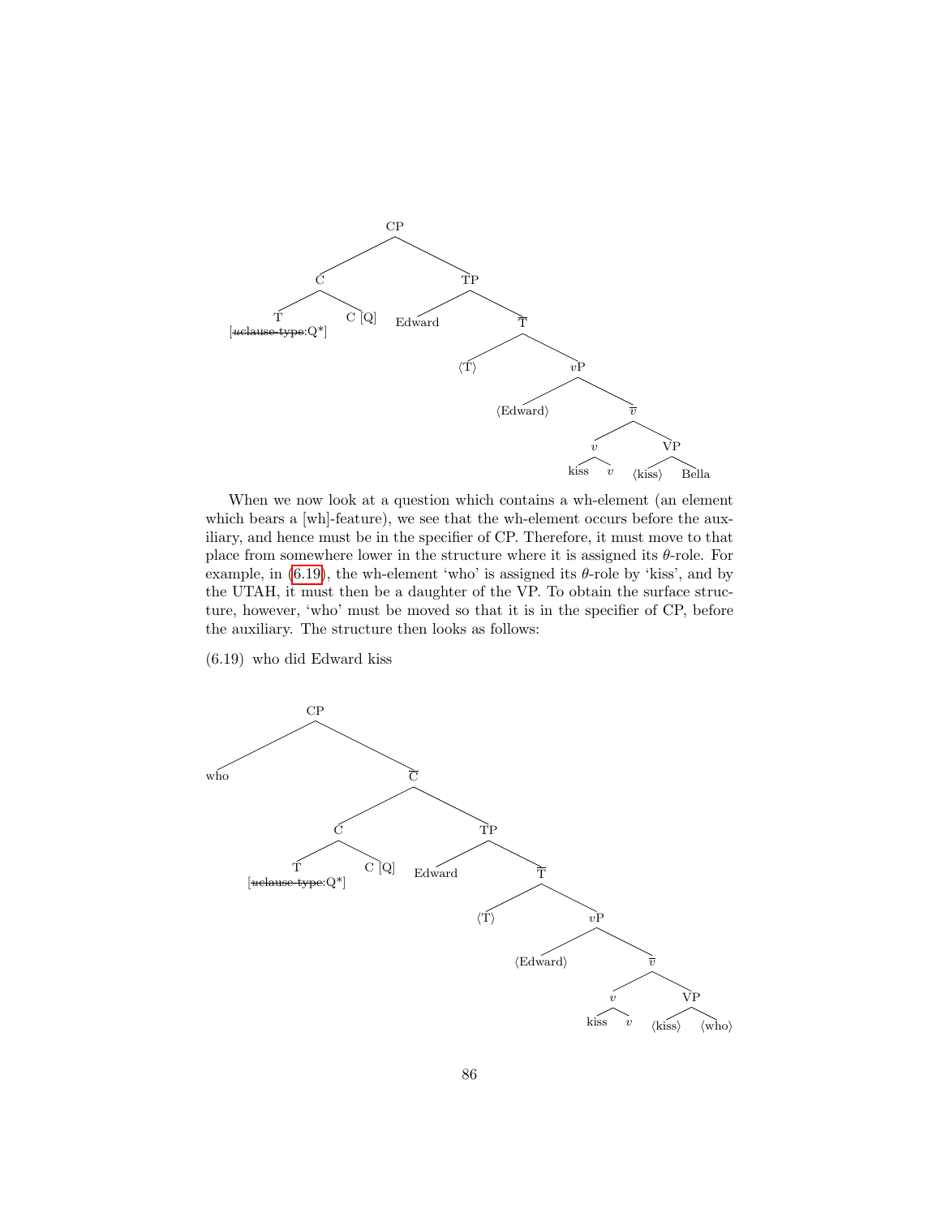```
CP
├── C
│   ├── T [~~uclause-type~~:Q*]
│   └── C [Q]
└── TP
    ├── Edward
    └── T̄
        ├── ⟨T⟩
        └── vP
            ├── ⟨Edward⟩
            └── v̄
                ├── v
                │   ├── kiss
                │   └── v
                └── VP
                    ├── ⟨kiss⟩
                    └── Bella
```

When we now look at a question which contains a wh-element (an element which bears a [wh]-feature), we see that the wh-element occurs before the auxiliary, and hence must be in the specifier of CP. Therefore, it must move to that place from somewhere lower in the structure where it is assigned its $\theta$-role. For example, in (6.19), the wh-element 'who' is assigned its $\theta$-role by 'kiss', and by the UTAH, it must then be a daughter of the VP. To obtain the surface structure, however, 'who' must be moved so that it is in the specifier of CP, before the auxiliary. The structure then looks as follows:

(6.19) who did Edward kiss

```
CP
├── who
└── C̄
    ├── C
    │   ├── T [~~uclause-type~~:Q*]
    │   └── C [Q]
    └── TP
        ├── Edward
        └── T̄
            ├── ⟨T⟩
            └── vP
                ├── ⟨Edward⟩
                └── v̄
                    ├── v
                    │   ├── kiss
                    │   └── v
                    └── VP
                        ├── ⟨kiss⟩
                        └── ⟨who⟩
```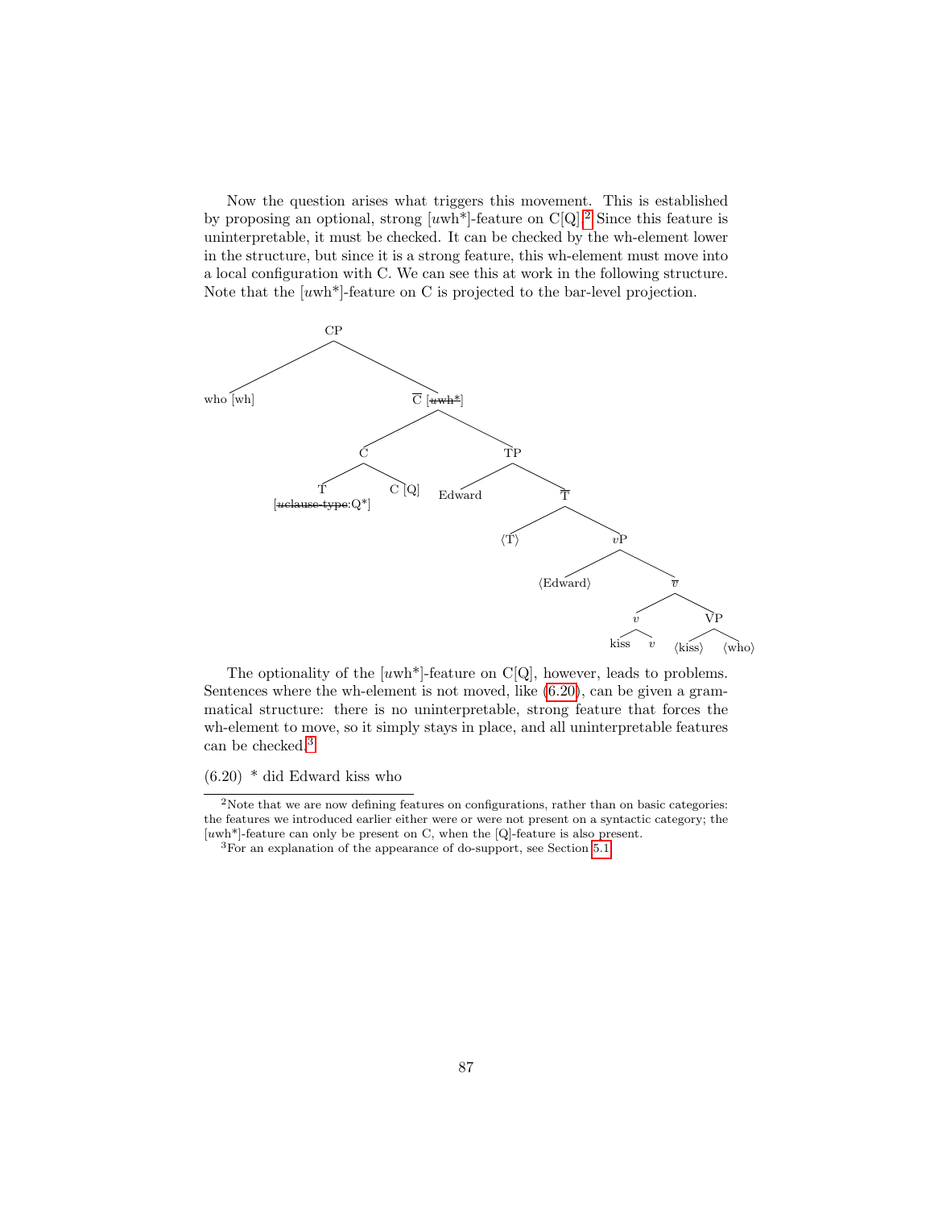Now the question arises what triggers this movement. This is established by proposing an optional, strong [*u*wh*]-feature on C[Q].[2] Since this feature is uninterpretable, it must be checked. It can be checked by the wh-element lower in the structure, but since it is a strong feature, this wh-element must move into a local configuration with C. We can see this at work in the following structure. Note that the [*u*wh*]-feature on C is projected to the bar-level projection.

```
[CP who [wh]
    [C̄ [~~uwh*~~]
        [C [T [~~uclause-type~~:Q*]] C [Q]]
        [TP Edward
            [T̄ ⟨T⟩
                [vP ⟨Edward⟩
                    [v̄ [v kiss v]
                        [VP ⟨kiss⟩ ⟨who⟩]]]]]]]
```

The optionality of the [*u*wh*]-feature on C[Q], however, leads to problems. Sentences where the wh-element is not moved, like (6.20), can be given a grammatical structure: there is no uninterpretable, strong feature that forces the wh-element to move, so it simply stays in place, and all uninterpretable features can be checked.[3]

(6.20) * did Edward kiss who

---

[2] Note that we are now defining features on configurations, rather than on basic categories: the features we introduced earlier either were or were not present on a syntactic category; the [*u*wh*]-feature can only be present on C, when the [Q]-feature is also present.

[3] For an explanation of the appearance of do-support, see Section 5.1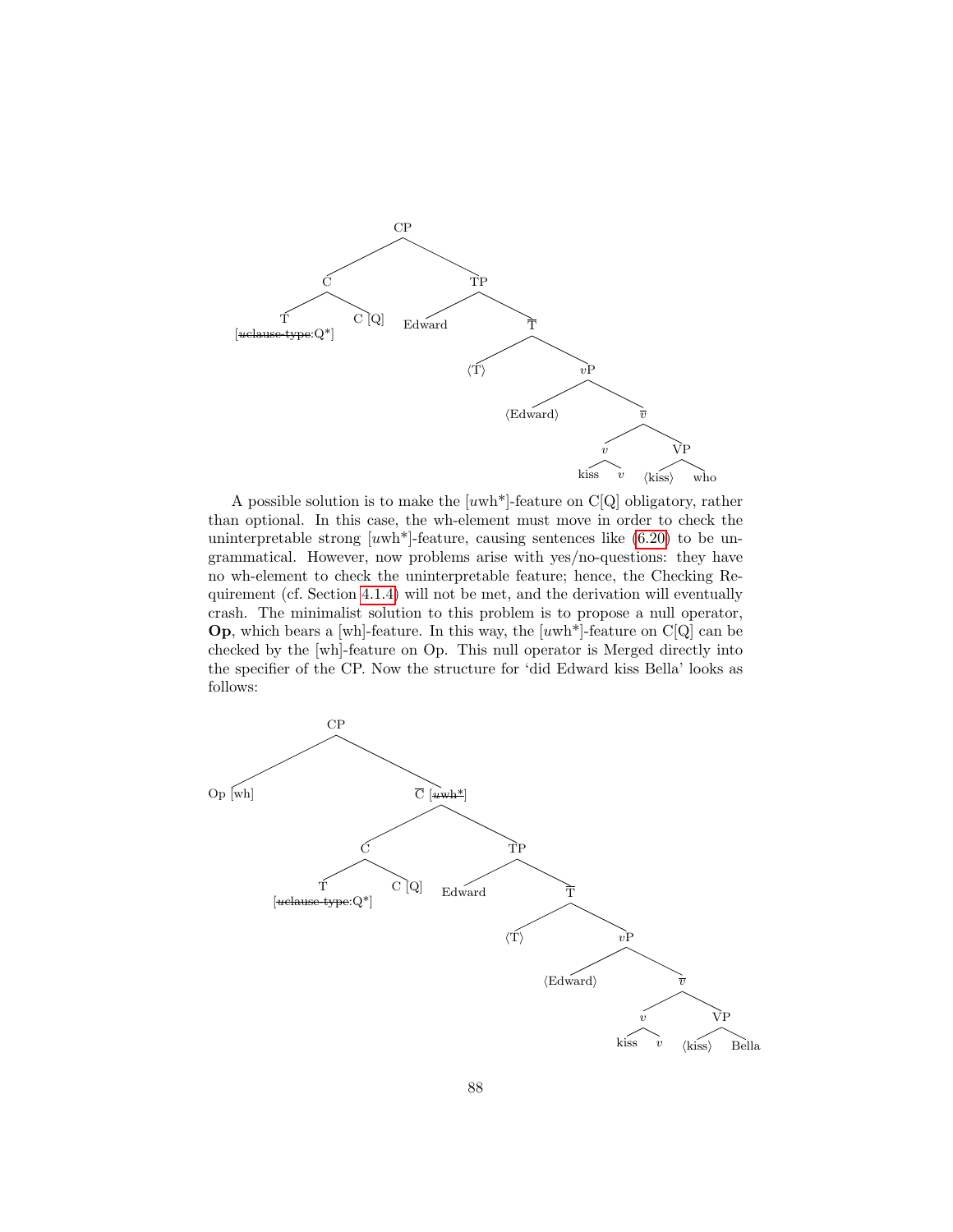```
CP
├── C
│   ├── T [~~uclause-type~~:Q*]
│   └── C [Q]
└── TP
    ├── Edward
    └── T̄
        ├── ⟨T⟩
        └── vP
            ├── ⟨Edward⟩
            └── v̄
                ├── v
                │   ├── kiss
                │   └── v
                └── VP
                    ├── ⟨kiss⟩
                    └── who
```

A possible solution is to make the [*u*wh*]-feature on C[Q] obligatory, rather than optional. In this case, the wh-element must move in order to check the uninterpretable strong [*u*wh*]-feature, causing sentences like (6.20) to be ungrammatical. However, now problems arise with yes/no-questions: they have no wh-element to check the uninterpretable feature; hence, the Checking Requirement (cf. Section 4.1.4) will not be met, and the derivation will eventually crash. The minimalist solution to this problem is to propose a null operator, **Op**, which bears a [wh]-feature. In this way, the [*u*wh*]-feature on C[Q] can be checked by the [wh]-feature on Op. This null operator is Merged directly into the specifier of the CP. Now the structure for 'did Edward kiss Bella' looks as follows:

```
CP
├── Op [wh]
└── C̄ [~~uwh*~~]
    ├── C
    │   ├── T [~~uclause-type~~:Q*]
    │   └── C [Q]
    └── TP
        ├── Edward
        └── T̄
            ├── ⟨T⟩
            └── vP
                ├── ⟨Edward⟩
                └── v̄
                    ├── v
                    │   ├── kiss
                    │   └── v
                    └── VP
                        ├── ⟨kiss⟩
                        └── Bella
```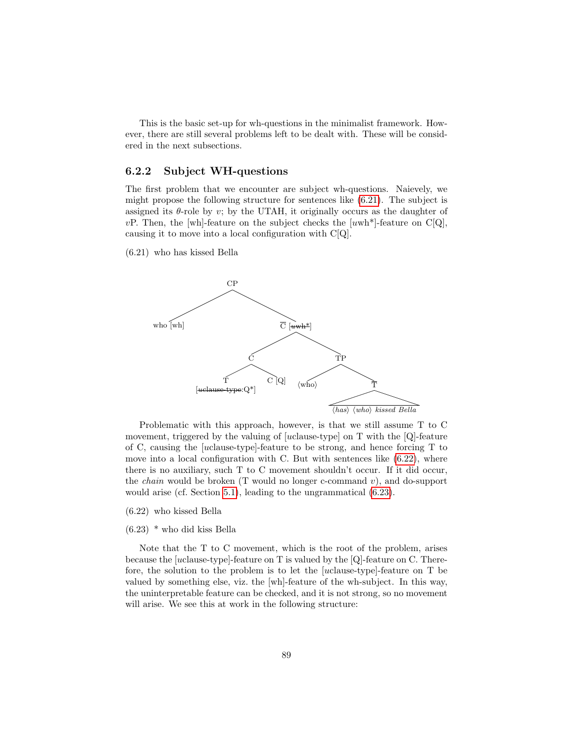This is the basic set-up for wh-questions in the minimalist framework. However, there are still several problems left to be dealt with. These will be considered in the next subsections.

### 6.2.2 Subject WH-questions

The first problem that we encounter are subject wh-questions. Naievely, we might propose the following structure for sentences like (6.21). The subject is assigned its $\theta$-role by $v$; by the UTAH, it originally occurs as the daughter of $v$P. Then, the [wh]-feature on the subject checks the [$u$wh*]-feature on C[Q], causing it to move into a local configuration with C[Q].

(6.21) who has kissed Bella

```
CP
├── who [wh]
└── C̄ [~~uwh*~~]
    ├── C
    │   ├── T [~~uclause-type~~:Q*]
    │   └── C [Q]
    └── TP
        ├── ⟨who⟩
        └── T̄
            └── ⟨has⟩ ⟨who⟩ kissed Bella
```

Problematic with this approach, however, is that we still assume T to C movement, triggered by the valuing of [$u$clause-type] on T with the [Q]-feature of C, causing the [$u$clause-type]-feature to be strong, and hence forcing T to move into a local configuration with C. But with sentences like (6.22), where there is no auxiliary, such T to C movement shouldn't occur. If it did occur, the *chain* would be broken (T would no longer c-command $v$), and do-support would arise (cf. Section 5.1), leading to the ungrammatical (6.23).

(6.22) who kissed Bella

(6.23) * who did kiss Bella

Note that the T to C movement, which is the root of the problem, arises because the [$u$clause-type]-feature on T is valued by the [Q]-feature on C. Therefore, the solution to the problem is to let the [$u$clause-type]-feature on T be valued by something else, viz. the [wh]-feature of the wh-subject. In this way, the uninterpretable feature can be checked, and it is not strong, so no movement will arise. We see this at work in the following structure: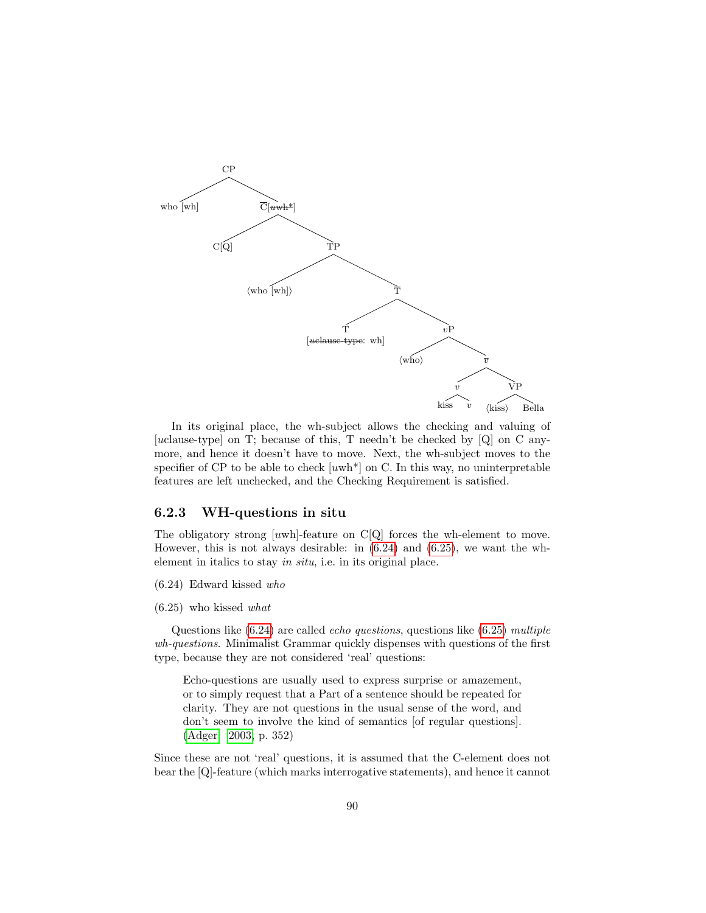```
CP
├── who [wh]
└── C̄[uwh*]   (uwh* struck through)
    ├── C[Q]
    └── TP
        ├── ⟨who [wh]⟩
        └── T̄
            ├── T [uclause-type: wh]   (uclause-type struck through)
            └── vP
                ├── ⟨who⟩
                └── v̄
                    ├── v
                    │   ├── kiss
                    │   └── v
                    └── VP
                        ├── ⟨kiss⟩
                        └── Bella
```

In its original place, the wh-subject allows the checking and valuing of [*u*clause-type] on T; because of this, T needn't be checked by [Q] on C anymore, and hence it doesn't have to move. Next, the wh-subject moves to the specifier of CP to be able to check [*u*wh*] on C. In this way, no uninterpretable features are left unchecked, and the Checking Requirement is satisfied.

### 6.2.3 WH-questions in situ

The obligatory strong [*u*wh]-feature on C[Q] forces the wh-element to move. However, this is not always desirable: in (6.24) and (6.25), we want the wh-element in italics to stay *in situ*, i.e. in its original place.

(6.24) Edward kissed *who*

(6.25) who kissed *what*

Questions like (6.24) are called *echo questions*, questions like (6.25) *multiple wh-questions*. Minimalist Grammar quickly dispenses with questions of the first type, because they are not considered 'real' questions:

> Echo-questions are usually used to express surprise or amazement, or to simply request that a Part of a sentence should be repeated for clarity. They are not questions in the usual sense of the word, and don't seem to involve the kind of semantics [of regular questions]. (Adger, 2003, p. 352)

Since these are not 'real' questions, it is assumed that the C-element does not bear the [Q]-feature (which marks interrogative statements), and hence it cannot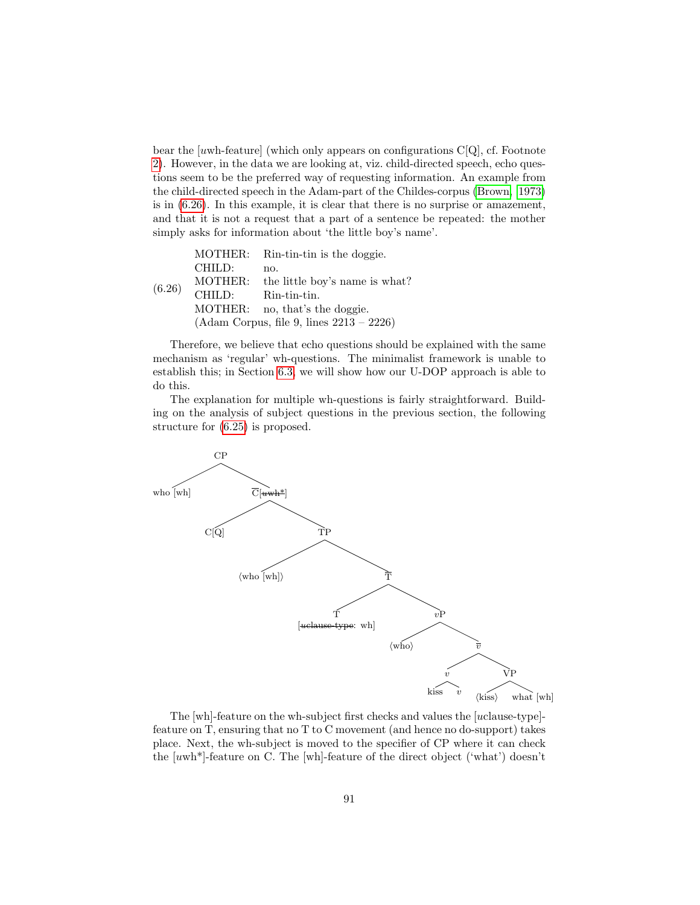bear the [*u*wh-feature] (which only appears on configurations C[Q], cf. Footnote 2). However, in the data we are looking at, viz. child-directed speech, echo questions seem to be the preferred way of requesting information. An example from the child-directed speech in the Adam-part of the Childes-corpus (Brown, 1973) is in (6.26). In this example, it is clear that there is no surprise or amazement, and that it is not a request that a part of a sentence be repeated: the mother simply asks for information about 'the little boy's name'.

(6.26)

| | |
|---|---|
| MOTHER: | Rin-tin-tin is the doggie. |
| CHILD: | no. |
| MOTHER: | the little boy's name is what? |
| CHILD: | Rin-tin-tin. |
| MOTHER: | no, that's the doggie. |

(Adam Corpus, file 9, lines 2213 – 2226)

Therefore, we believe that echo questions should be explained with the same mechanism as 'regular' wh-questions. The minimalist framework is unable to establish this; in Section 6.3, we will show how our U-DOP approach is able to do this.

The explanation for multiple wh-questions is fairly straightforward. Building on the analysis of subject questions in the previous section, the following structure for (6.25) is proposed.

```
[CP who [wh] [C̄[~~uwh*~~] C[Q] [TP ⟨who [wh]⟩ [T̄ T[~~uclause-type~~: wh] [vP ⟨who⟩ [v̄ [v kiss v] [VP ⟨kiss⟩ what [wh]]]]]]]]
```

The [wh]-feature on the wh-subject first checks and values the [*u*clause-type]-feature on T, ensuring that no T to C movement (and hence no do-support) takes place. Next, the wh-subject is moved to the specifier of CP where it can check the [*u*wh*]-feature on C. The [wh]-feature of the direct object ('what') doesn't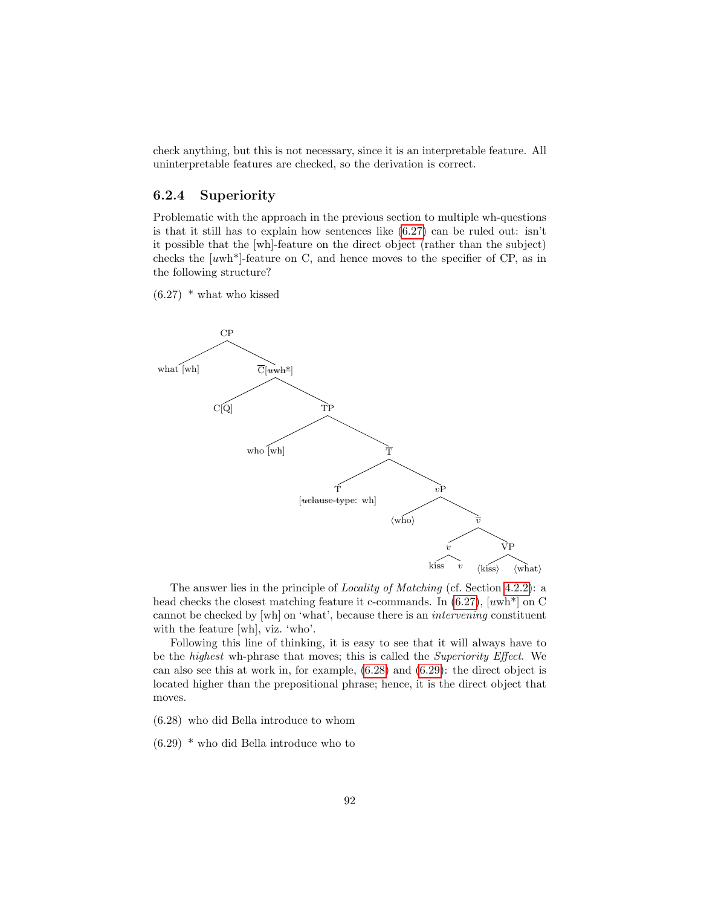check anything, but this is not necessary, since it is an interpretable feature. All uninterpretable features are checked, so the derivation is correct.

### 6.2.4 Superiority

Problematic with the approach in the previous section to multiple wh-questions is that it still has to explain how sentences like (6.27) can be ruled out: isn't it possible that the [wh]-feature on the direct object (rather than the subject) checks the [*u*wh*]-feature on C, and hence moves to the specifier of CP, as in the following structure?

(6.27) * what who kissed

```
CP
├── what [wh]
└── C̄[~~uwh*~~]
    ├── C[Q]
    └── TP
        ├── who [wh]
        └── T̄
            ├── T [~~uclause-type~~: wh]
            └── vP
                ├── ⟨who⟩
                └── v̄
                    ├── v
                    │   ├── kiss
                    │   └── v
                    └── VP
                        ├── ⟨kiss⟩
                        └── ⟨what⟩
```

The answer lies in the principle of *Locality of Matching* (cf. Section 4.2.2): a head checks the closest matching feature it c-commands. In (6.27), [*u*wh*] on C cannot be checked by [wh] on 'what', because there is an *intervening* constituent with the feature [wh], viz. 'who'.

Following this line of thinking, it is easy to see that it will always have to be the *highest* wh-phrase that moves; this is called the *Superiority Effect*. We can also see this at work in, for example, (6.28) and (6.29): the direct object is located higher than the prepositional phrase; hence, it is the direct object that moves.

(6.28) who did Bella introduce to whom

(6.29) * who did Bella introduce who to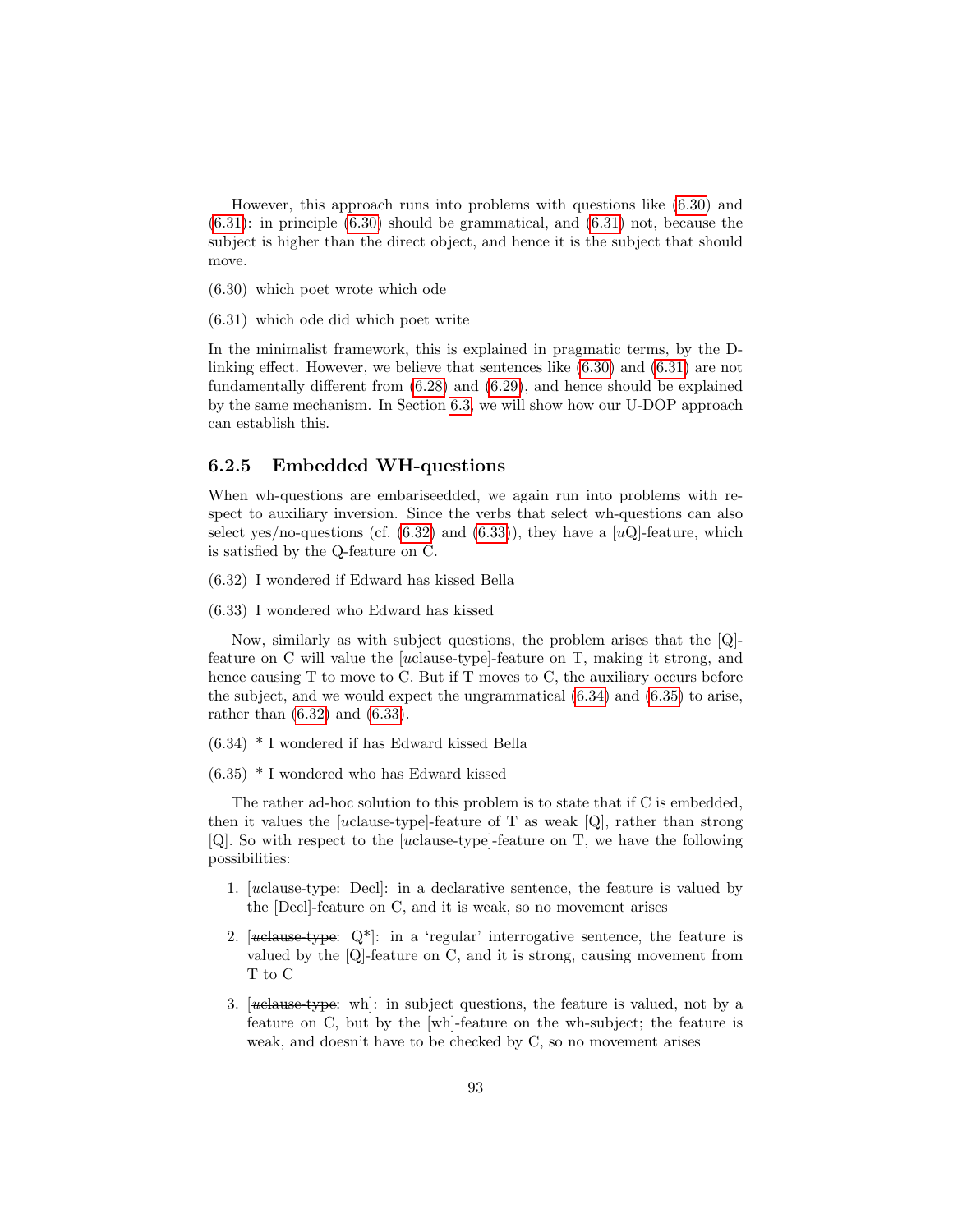However, this approach runs into problems with questions like (6.30) and (6.31): in principle (6.30) should be grammatical, and (6.31) not, because the subject is higher than the direct object, and hence it is the subject that should move.

(6.30) which poet wrote which ode

(6.31) which ode did which poet write

In the minimalist framework, this is explained in pragmatic terms, by the D-linking effect. However, we believe that sentences like (6.30) and (6.31) are not fundamentally different from (6.28) and (6.29), and hence should be explained by the same mechanism. In Section 6.3, we will show how our U-DOP approach can establish this.

### 6.2.5 Embedded WH-questions

When wh-questions are embariseedded, we again run into problems with respect to auxiliary inversion. Since the verbs that select wh-questions can also select yes/no-questions (cf. (6.32) and (6.33)), they have a [*u*Q]-feature, which is satisfied by the Q-feature on C.

(6.32) I wondered if Edward has kissed Bella

(6.33) I wondered who Edward has kissed

Now, similarly as with subject questions, the problem arises that the [Q]-feature on C will value the [*u*clause-type]-feature on T, making it strong, and hence causing T to move to C. But if T moves to C, the auxiliary occurs before the subject, and we would expect the ungrammatical (6.34) and (6.35) to arise, rather than (6.32) and (6.33).

(6.34) * I wondered if has Edward kissed Bella

(6.35) * I wondered who has Edward kissed

The rather ad-hoc solution to this problem is to state that if C is embedded, then it values the [*u*clause-type]-feature of T as weak [Q], rather than strong [Q]. So with respect to the [*u*clause-type]-feature on T, we have the following possibilities:

1. [~~*u*clause-type~~: Decl]: in a declarative sentence, the feature is valued by the [Decl]-feature on C, and it is weak, so no movement arises
2. [~~*u*clause-type~~: Q*]: in a 'regular' interrogative sentence, the feature is valued by the [Q]-feature on C, and it is strong, causing movement from T to C
3. [~~*u*clause-type~~: wh]: in subject questions, the feature is valued, not by a feature on C, but by the [wh]-feature on the wh-subject; the feature is weak, and doesn't have to be checked by C, so no movement arises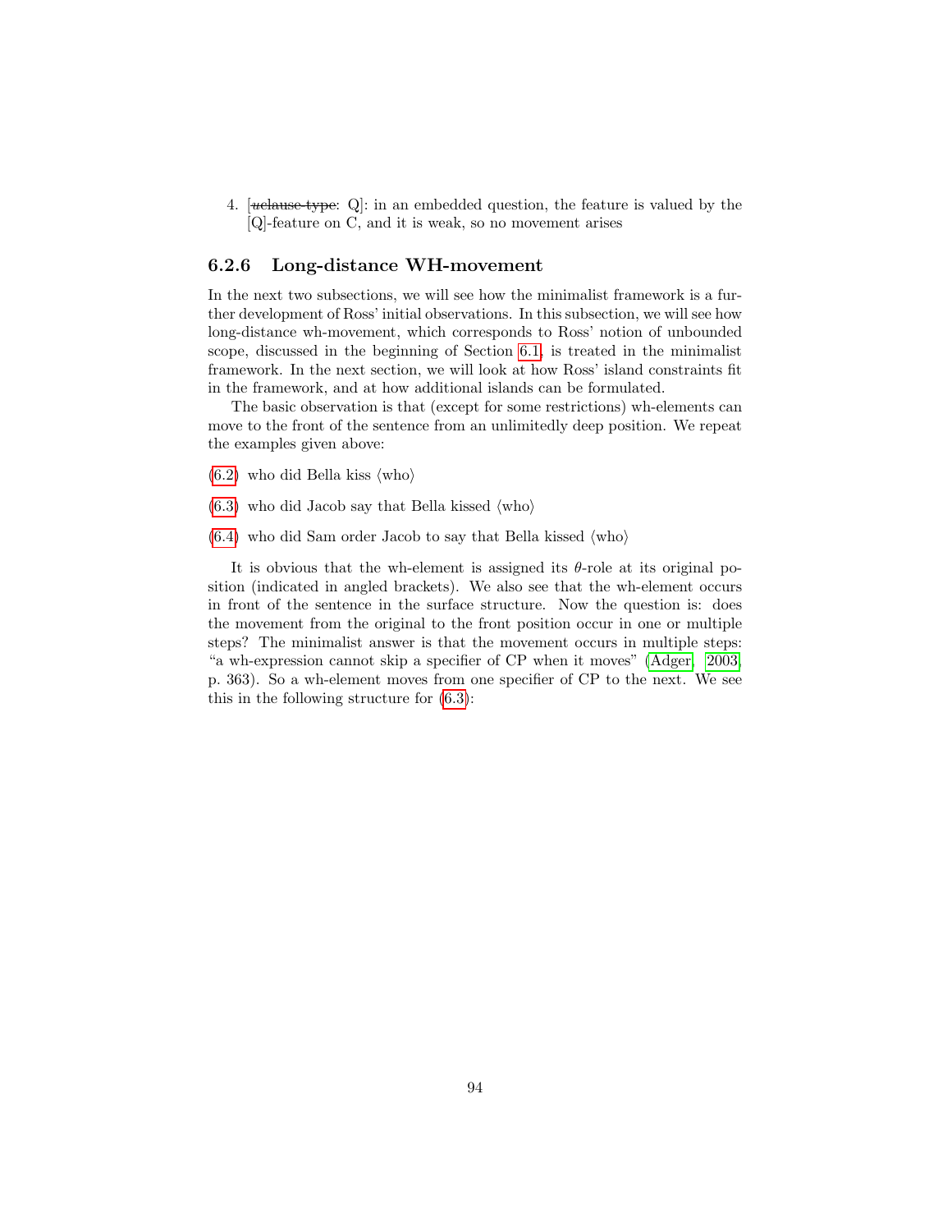4. [~~uclause-type~~: Q]: in an embedded question, the feature is valued by the [Q]-feature on C, and it is weak, so no movement arises

### 6.2.6 Long-distance WH-movement

In the next two subsections, we will see how the minimalist framework is a further development of Ross' initial observations. In this subsection, we will see how long-distance wh-movement, which corresponds to Ross' notion of unbounded scope, discussed in the beginning of Section 6.1, is treated in the minimalist framework. In the next section, we will look at how Ross' island constraints fit in the framework, and at how additional islands can be formulated.

The basic observation is that (except for some restrictions) wh-elements can move to the front of the sentence from an unlimitedly deep position. We repeat the examples given above:

(6.2) who did Bella kiss ⟨who⟩

(6.3) who did Jacob say that Bella kissed ⟨who⟩

(6.4) who did Sam order Jacob to say that Bella kissed ⟨who⟩

It is obvious that the wh-element is assigned its $\theta$-role at its original position (indicated in angled brackets). We also see that the wh-element occurs in front of the sentence in the surface structure. Now the question is: does the movement from the original to the front position occur in one or multiple steps? The minimalist answer is that the movement occurs in multiple steps: "a wh-expression cannot skip a specifier of CP when it moves" (Adger, 2003, p. 363). So a wh-element moves from one specifier of CP to the next. We see this in the following structure for (6.3):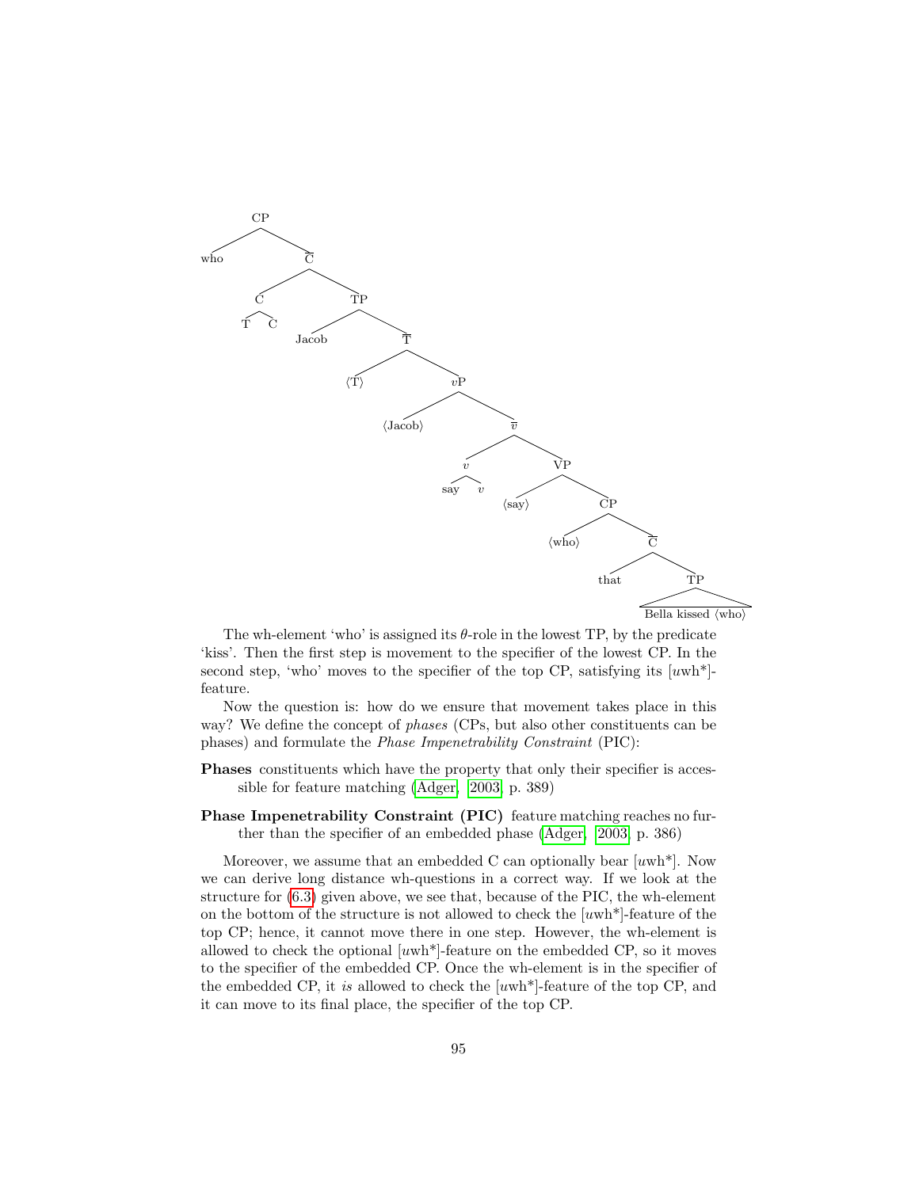```
[CP who
    [C̄ [C T C]
        [TP Jacob
            [T̄ ⟨T⟩
                [vP ⟨Jacob⟩
                    [v̄ [v say v]
                        [VP ⟨say⟩
                            [CP ⟨who⟩
                                [C̄ that
                                    [TP Bella kissed ⟨who⟩]]]]]]]]]]
```

The wh-element 'who' is assigned its $\theta$-role in the lowest TP, by the predicate 'kiss'. Then the first step is movement to the specifier of the lowest CP. In the second step, 'who' moves to the specifier of the top CP, satisfying its [*u*wh*]-feature.

Now the question is: how do we ensure that movement takes place in this way? We define the concept of *phases* (CPs, but also other constituents can be phases) and formulate the *Phase Impenetrability Constraint* (PIC):

**Phases** constituents which have the property that only their specifier is accessible for feature matching (Adger, 2003, p. 389)

**Phase Impenetrability Constraint (PIC)** feature matching reaches no further than the specifier of an embedded phase (Adger, 2003, p. 386)

Moreover, we assume that an embedded C can optionally bear [*u*wh*]. Now we can derive long distance wh-questions in a correct way. If we look at the structure for (6.3) given above, we see that, because of the PIC, the wh-element on the bottom of the structure is not allowed to check the [*u*wh*]-feature of the top CP; hence, it cannot move there in one step. However, the wh-element is allowed to check the optional [*u*wh*]-feature on the embedded CP, so it moves to the specifier of the embedded CP. Once the wh-element is in the specifier of the embedded CP, it *is* allowed to check the [*u*wh*]-feature of the top CP, and it can move to its final place, the specifier of the top CP.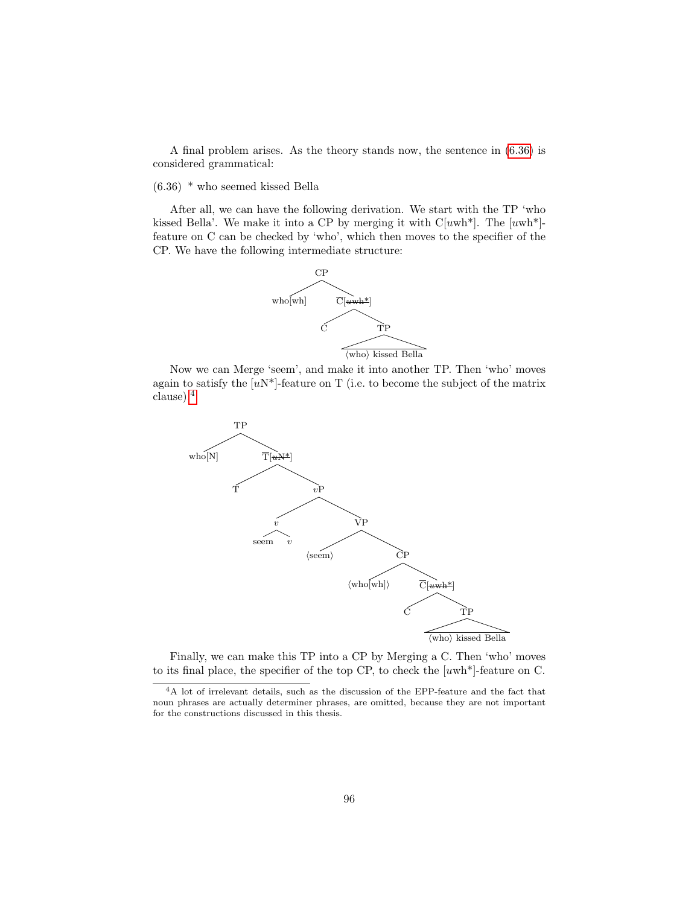A final problem arises. As the theory stands now, the sentence in (6.36) is considered grammatical:

(6.36) * who seemed kissed Bella

After all, we can have the following derivation. We start with the TP 'who kissed Bella'. We make it into a CP by merging it with C[*u*wh*]. The [*u*wh*]-feature on C can be checked by 'who', which then moves to the specifier of the CP. We have the following intermediate structure:

```
CP
├── who[wh]
└── C̄[~~uwh*~~]
    ├── C
    └── TP
        └── ⟨who⟩ kissed Bella
```

Now we can Merge 'seem', and make it into another TP. Then 'who' moves again to satisfy the [*u*N*]-feature on T (i.e. to become the subject of the matrix clause).[4]

```
TP
├── who[N]
└── T̄[~~uN*~~]
    ├── T
    └── vP
        ├── v
        │   ├── seem
        │   └── v
        └── VP
            ├── ⟨seem⟩
            └── CP
                ├── ⟨who[wh]⟩
                └── C̄[~~uwh*~~]
                    ├── C
                    └── TP
                        └── ⟨who⟩ kissed Bella
```

Finally, we can make this TP into a CP by Merging a C. Then 'who' moves to its final place, the specifier of the top CP, to check the [*u*wh*]-feature on C.

[4] A lot of irrelevant details, such as the discussion of the EPP-feature and the fact that noun phrases are actually determiner phrases, are omitted, because they are not important for the constructions discussed in this thesis.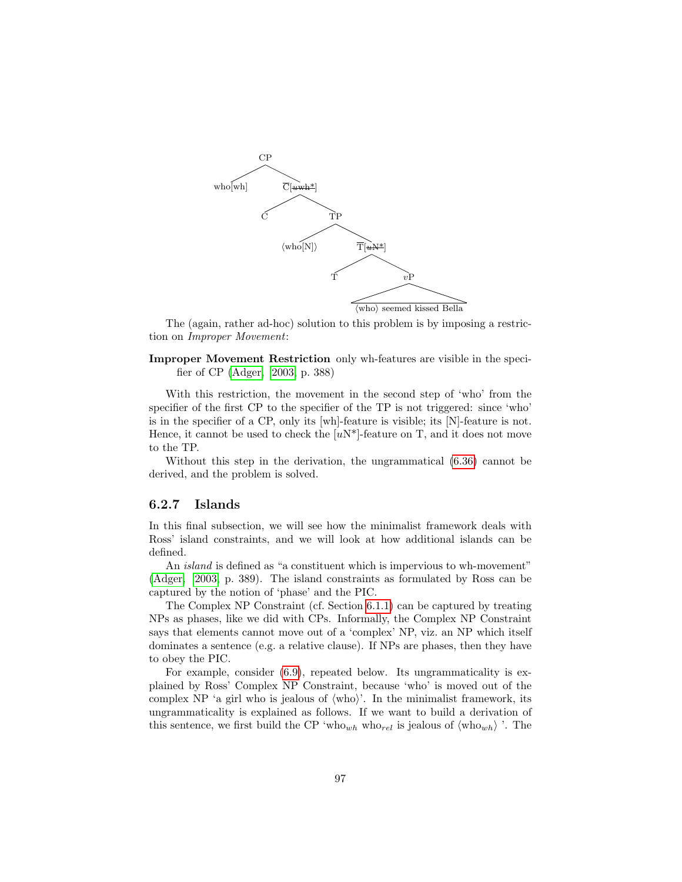```
CP
├── who[wh]
└── C̄[uwh*]  (uwh* struck through)
    ├── C
    └── TP
        ├── ⟨who[N]⟩
        └── T̄[uN*]  (uN* struck through)
            ├── T
            └── vP
                └── ⟨who⟩ seemed kissed Bella
```

The (again, rather ad-hoc) solution to this problem is by imposing a restriction on *Improper Movement*:

**Improper Movement Restriction** only wh-features are visible in the specifier of CP (Adger, 2003, p. 388)

With this restriction, the movement in the second step of 'who' from the specifier of the first CP to the specifier of the TP is not triggered: since 'who' is in the specifier of a CP, only its [wh]-feature is visible; its [N]-feature is not. Hence, it cannot be used to check the [$u$N*]-feature on T, and it does not move to the TP.

Without this step in the derivation, the ungrammatical (6.36) cannot be derived, and the problem is solved.

### 6.2.7 Islands

In this final subsection, we will see how the minimalist framework deals with Ross' island constraints, and we will look at how additional islands can be defined.

An *island* is defined as "a constituent which is impervious to wh-movement" (Adger, 2003, p. 389). The island constraints as formulated by Ross can be captured by the notion of 'phase' and the PIC.

The Complex NP Constraint (cf. Section 6.1.1) can be captured by treating NPs as phases, like we did with CPs. Informally, the Complex NP Constraint says that elements cannot move out of a 'complex' NP, viz. an NP which itself dominates a sentence (e.g. a relative clause). If NPs are phases, then they have to obey the PIC.

For example, consider (6.9), repeated below. Its ungrammaticality is explained by Ross' Complex NP Constraint, because 'who' is moved out of the complex NP 'a girl who is jealous of ⟨who⟩'. In the minimalist framework, its ungrammaticality is explained as follows. If we want to build a derivation of this sentence, we first build the CP 'who$_{wh}$ who$_{rel}$ is jealous of ⟨who$_{wh}$⟩ '. The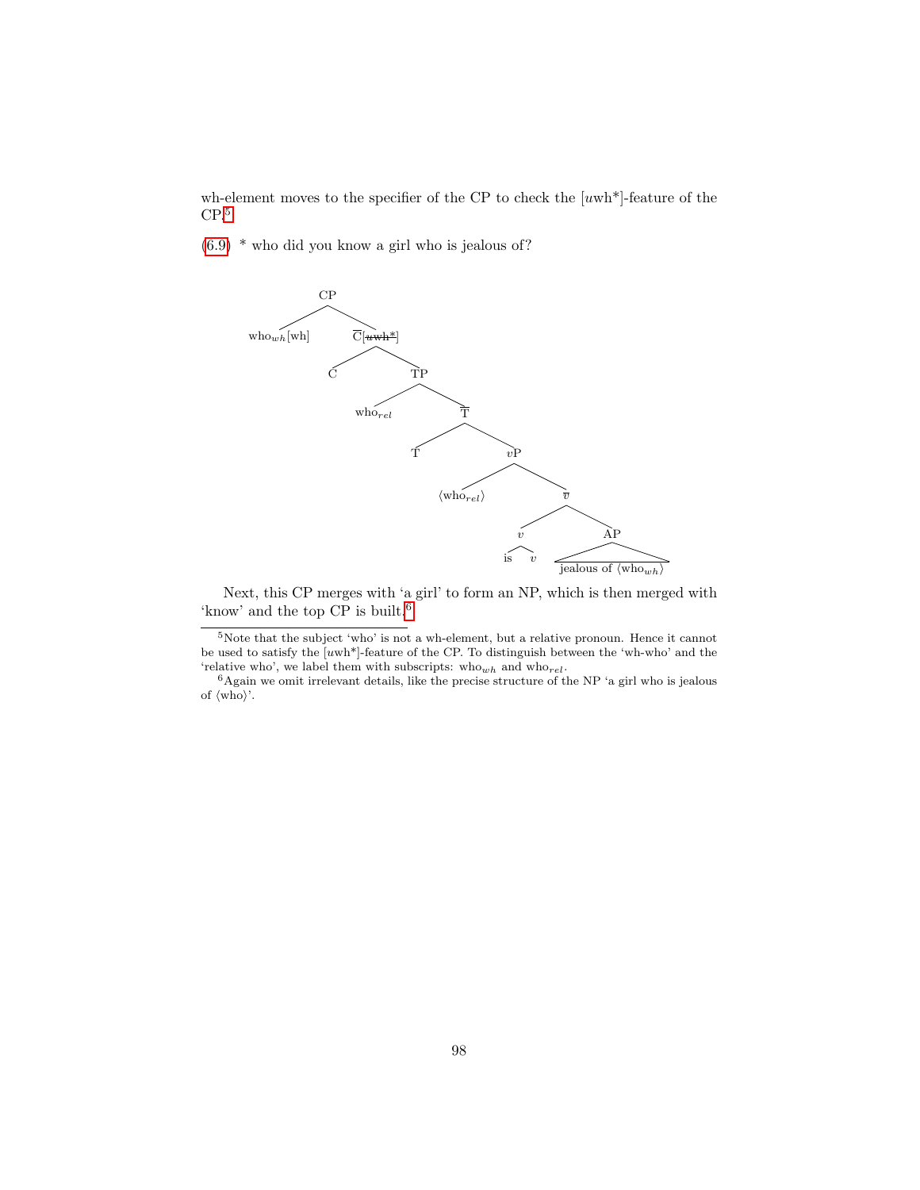wh-element moves to the specifier of the CP to check the [*u*wh*]-feature of the CP.[5]

(6.9) * who did you know a girl who is jealous of?

```
CP
├── who_wh[wh]
└── C̄[~~uwh*~~]
    ├── C
    └── TP
        ├── who_rel
        └── T̄
            ├── T
            └── vP
                ├── ⟨who_rel⟩
                └── v̄
                    ├── v
                    │   ├── is
                    │   └── v
                    └── AP
                        └── jealous of ⟨who_wh⟩
```

Next, this CP merges with 'a girl' to form an NP, which is then merged with 'know' and the top CP is built.[6]

---

[5] Note that the subject 'who' is not a wh-element, but a relative pronoun. Hence it cannot be used to satisfy the [*u*wh*]-feature of the CP. To distinguish between the 'wh-who' and the 'relative who', we label them with subscripts: $\text{who}_{wh}$ and $\text{who}_{rel}$.

[6] Again we omit irrelevant details, like the precise structure of the NP 'a girl who is jealous of ⟨who⟩'.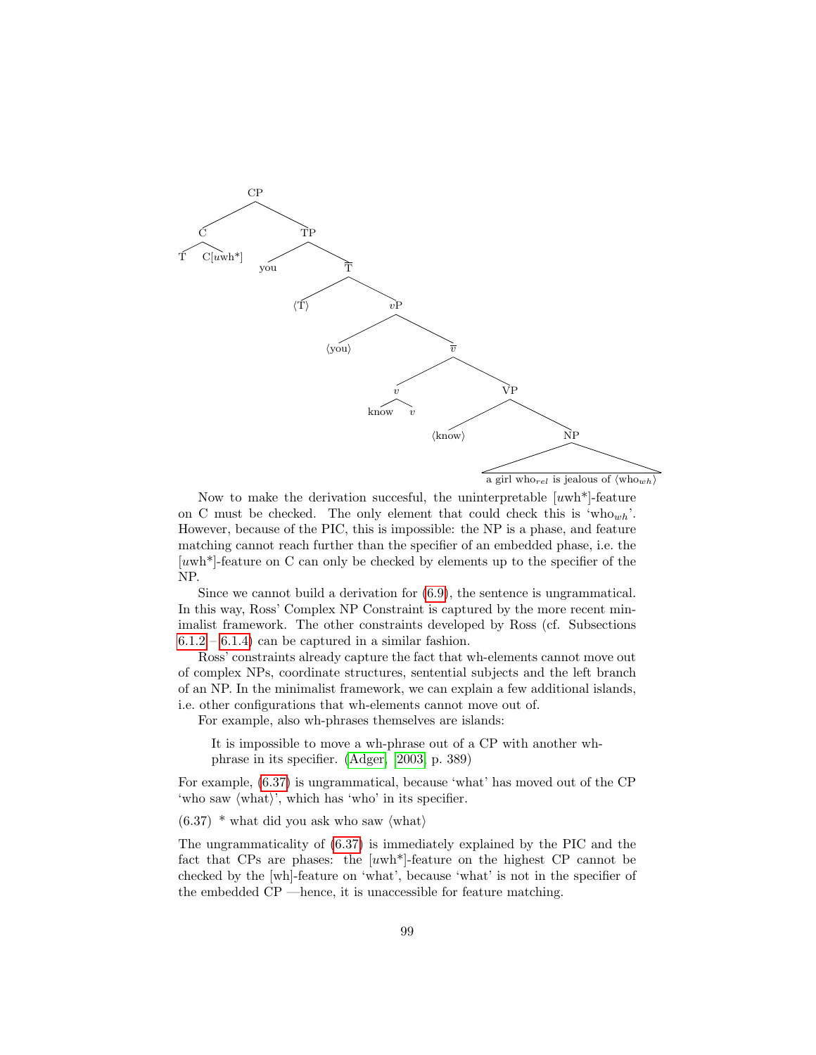```
CP
├── C
│   ├── T
│   └── C[uwh*]
└── TP
    ├── you
    └── T̄
        ├── ⟨T⟩
        └── vP
            ├── ⟨you⟩
            └── v̄
                ├── v
                │   ├── know
                │   └── v
                └── VP
                    ├── ⟨know⟩
                    └── NP
                        └── a girl who_rel is jealous of ⟨who_wh⟩
```

Now to make the derivation succesful, the uninterpretable [*u*wh*]-feature on C must be checked. The only element that could check this is 'who$_{wh}$'. However, because of the PIC, this is impossible: the NP is a phase, and feature matching cannot reach further than the specifier of an embedded phase, i.e. the [*u*wh*]-feature on C can only be checked by elements up to the specifier of the NP.

Since we cannot build a derivation for (6.9), the sentence is ungrammatical. In this way, Ross' Complex NP Constraint is captured by the more recent minimalist framework. The other constraints developed by Ross (cf. Subsections 6.1.2 – 6.1.4) can be captured in a similar fashion.

Ross' constraints already capture the fact that wh-elements cannot move out of complex NPs, coordinate structures, sentential subjects and the left branch of an NP. In the minimalist framework, we can explain a few additional islands, i.e. other configurations that wh-elements cannot move out of.

For example, also wh-phrases themselves are islands:

> It is impossible to move a wh-phrase out of a CP with another wh-phrase in its specifier. (Adger, 2003, p. 389)

For example, (6.37) is ungrammatical, because 'what' has moved out of the CP 'who saw ⟨what⟩', which has 'who' in its specifier.

(6.37) * what did you ask who saw ⟨what⟩

The ungrammaticality of (6.37) is immediately explained by the PIC and the fact that CPs are phases: the [*u*wh*]-feature on the highest CP cannot be checked by the [wh]-feature on 'what', because 'what' is not in the specifier of the embedded CP —hence, it is unaccessible for feature matching.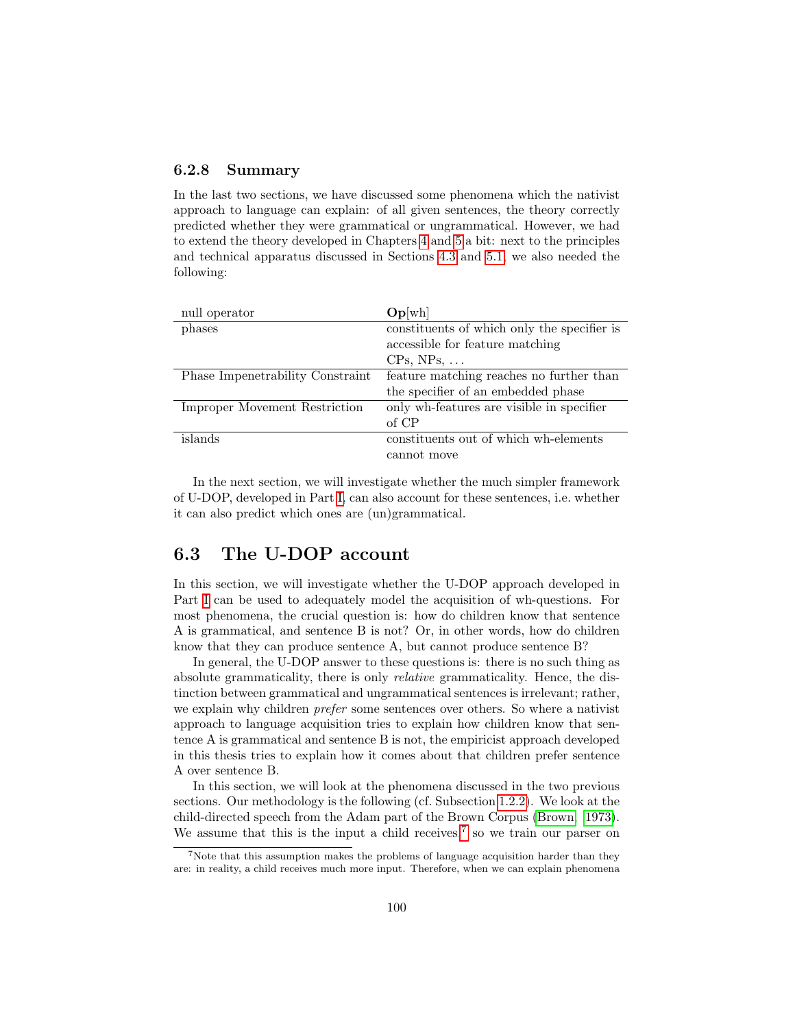### 6.2.8 Summary

In the last two sections, we have discussed some phenomena which the nativist approach to language can explain: of all given sentences, the theory correctly predicted whether they were grammatical or ungrammatical. However, we had to extend the theory developed in Chapters 4 and 5 a bit: next to the principles and technical apparatus discussed in Sections 4.3 and 5.1, we also needed the following:

| | |
|---|---|
| null operator | **Op**[wh] |
| phases | constituents of which only the specifier is accessible for feature matching CPs, NPs, ... |
| Phase Impenetrability Constraint | feature matching reaches no further than the specifier of an embedded phase |
| Improper Movement Restriction | only wh-features are visible in specifier of CP |
| islands | constituents out of which wh-elements cannot move |

In the next section, we will investigate whether the much simpler framework of U-DOP, developed in Part I, can also account for these sentences, i.e. whether it can also predict which ones are (un)grammatical.

## 6.3 The U-DOP account

In this section, we will investigate whether the U-DOP approach developed in Part I can be used to adequately model the acquisition of wh-questions. For most phenomena, the crucial question is: how do children know that sentence A is grammatical, and sentence B is not? Or, in other words, how do children know that they can produce sentence A, but cannot produce sentence B?

In general, the U-DOP answer to these questions is: there is no such thing as absolute grammaticality, there is only *relative* grammaticality. Hence, the distinction between grammatical and ungrammatical sentences is irrelevant; rather, we explain why children *prefer* some sentences over others. So where a nativist approach to language acquisition tries to explain how children know that sentence A is grammatical and sentence B is not, the empiricist approach developed in this thesis tries to explain how it comes about that children prefer sentence A over sentence B.

In this section, we will look at the phenomena discussed in the two previous sections. Our methodology is the following (cf. Subsection 1.2.2). We look at the child-directed speech from the Adam part of the Brown Corpus (Brown, 1973). We assume that this is the input a child receives,[7] so we train our parser on

[7]Note that this assumption makes the problems of language acquisition harder than they are: in reality, a child receives much more input. Therefore, when we can explain phenomena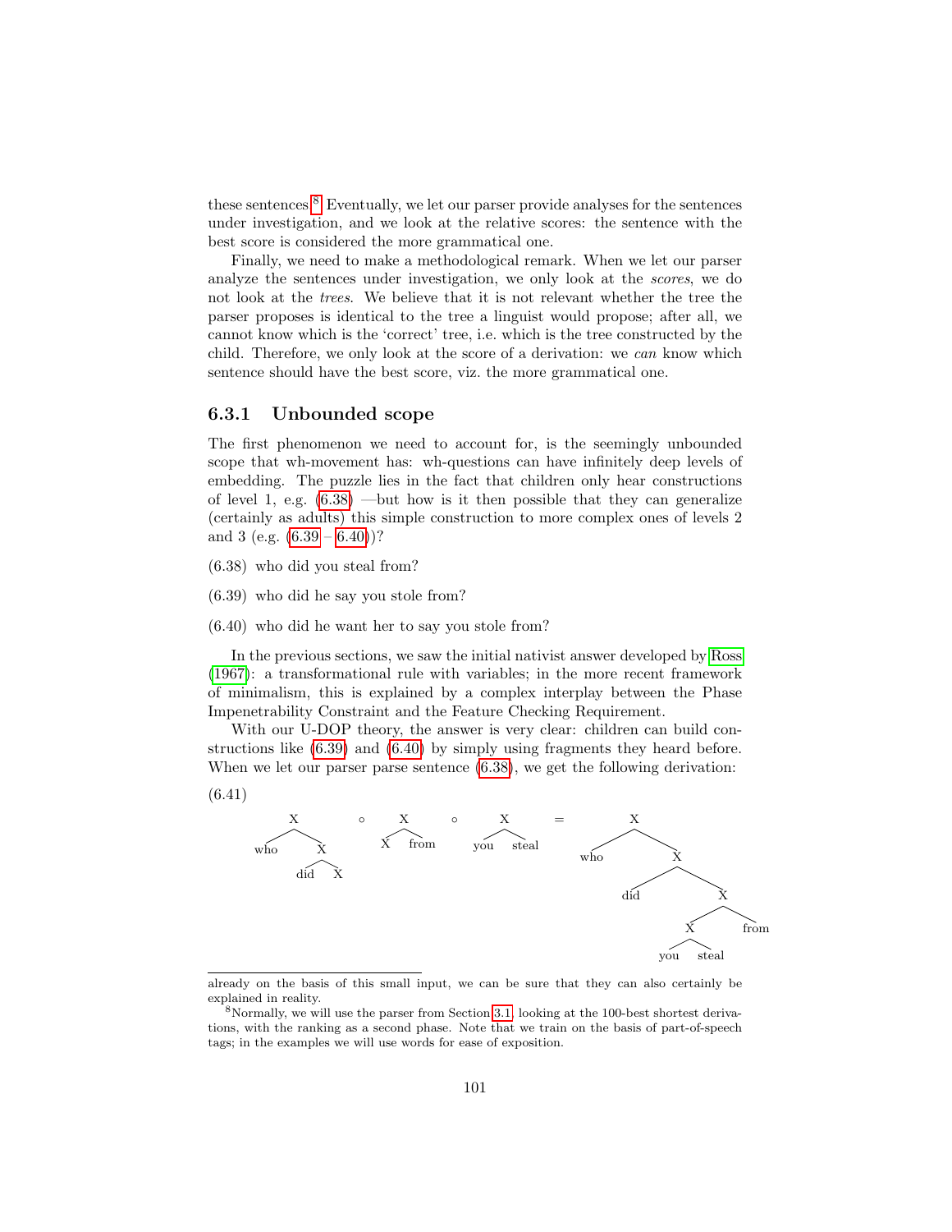these sentences.[8] Eventually, we let our parser provide analyses for the sentences under investigation, and we look at the relative scores: the sentence with the best score is considered the more grammatical one.

Finally, we need to make a methodological remark. When we let our parser analyze the sentences under investigation, we only look at the *scores*, we do not look at the *trees*. We believe that it is not relevant whether the tree the parser proposes is identical to the tree a linguist would propose; after all, we cannot know which is the 'correct' tree, i.e. which is the tree constructed by the child. Therefore, we only look at the score of a derivation: we *can* know which sentence should have the best score, viz. the more grammatical one.

### 6.3.1 Unbounded scope

The first phenomenon we need to account for, is the seemingly unbounded scope that wh-movement has: wh-questions can have infinitely deep levels of embedding. The puzzle lies in the fact that children only hear constructions of level 1, e.g. (6.38) —but how is it then possible that they can generalize (certainly as adults) this simple construction to more complex ones of levels 2 and 3 (e.g. (6.39) – (6.40))?

(6.38) who did you steal from?

(6.39) who did he say you stole from?

(6.40) who did he want her to say you stole from?

In the previous sections, we saw the initial nativist answer developed by Ross (1967): a transformational rule with variables; in the more recent framework of minimalism, this is explained by a complex interplay between the Phase Impenetrability Constraint and the Feature Checking Requirement.

With our U-DOP theory, the answer is very clear: children can build constructions like (6.39) and (6.40) by simply using fragments they heard before. When we let our parser parse sentence (6.38), we get the following derivation:

(6.41)

```
     X              X            X               X
   /   \    ∘     /   \    ∘   /   \    =      /   \
 who    X        X    from   you  steal      who    X
       / \                                        /   \
     did   X                                    did    X
                                                     /   \
                                                    X    from
                                                   / \
                                                 you  steal
```

---

already on the basis of this small input, we can be sure that they can also certainly be explained in reality.

[8] Normally, we will use the parser from Section 3.1, looking at the 100-best shortest derivations, with the ranking as a second phase. Note that we train on the basis of part-of-speech tags; in the examples we will use words for ease of exposition.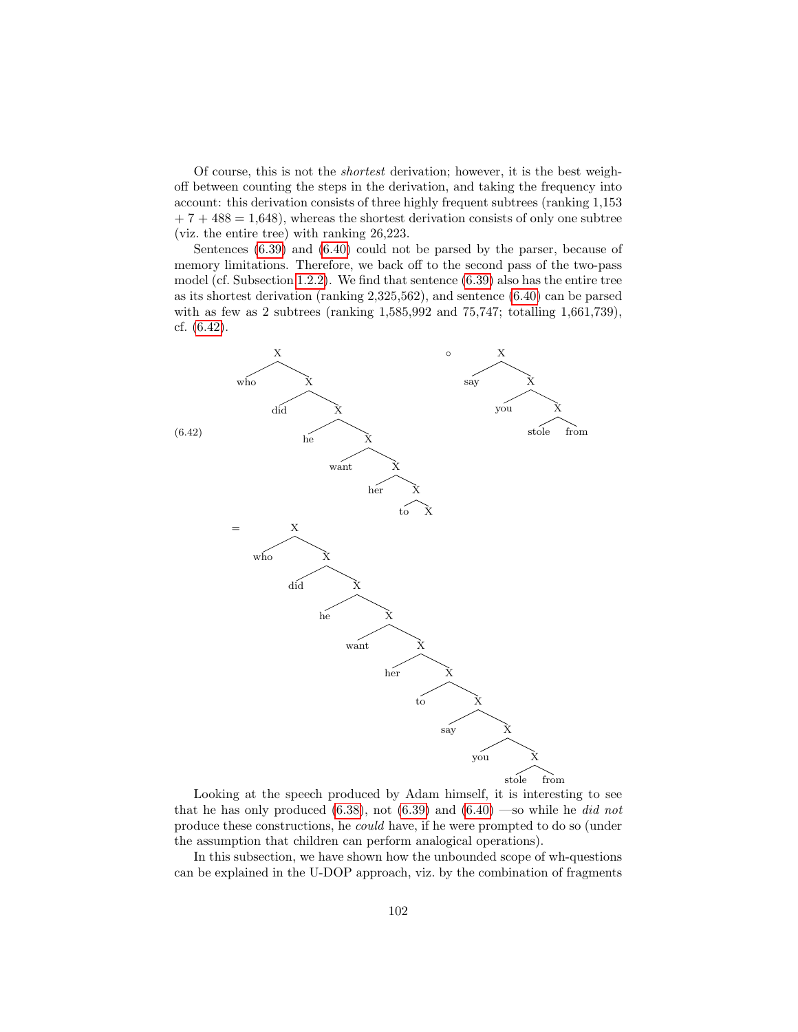Of course, this is not the *shortest* derivation; however, it is the best weigh-off between counting the steps in the derivation, and taking the frequency into account: this derivation consists of three highly frequent subtrees (ranking 1,153 + 7 + 488 = 1,648), whereas the shortest derivation consists of only one subtree (viz. the entire tree) with ranking 26,223.

Sentences (6.39) and (6.40) could not be parsed by the parser, because of memory limitations. Therefore, we back off to the second pass of the two-pass model (cf. Subsection 1.2.2). We find that sentence (6.39) also has the entire tree as its shortest derivation (ranking 2,325,562), and sentence (6.40) can be parsed with as few as 2 subtrees (ranking 1,585,992 and 75,747; totalling 1,661,739), cf. (6.42).

(6.42)

```
[X who [X did [X he [X want [X her [X to X]]]]]]
  ∘ [X say [X you [X stole from]]]
= [X who [X did [X he [X want [X her [X to [X say [X you [X stole from]]]]]]]]]
```

Looking at the speech produced by Adam himself, it is interesting to see that he has only produced (6.38), not (6.39) and (6.40) —so while he *did not* produce these constructions, he *could* have, if he were prompted to do so (under the assumption that children can perform analogical operations).

In this subsection, we have shown how the unbounded scope of wh-questions can be explained in the U-DOP approach, viz. by the combination of fragments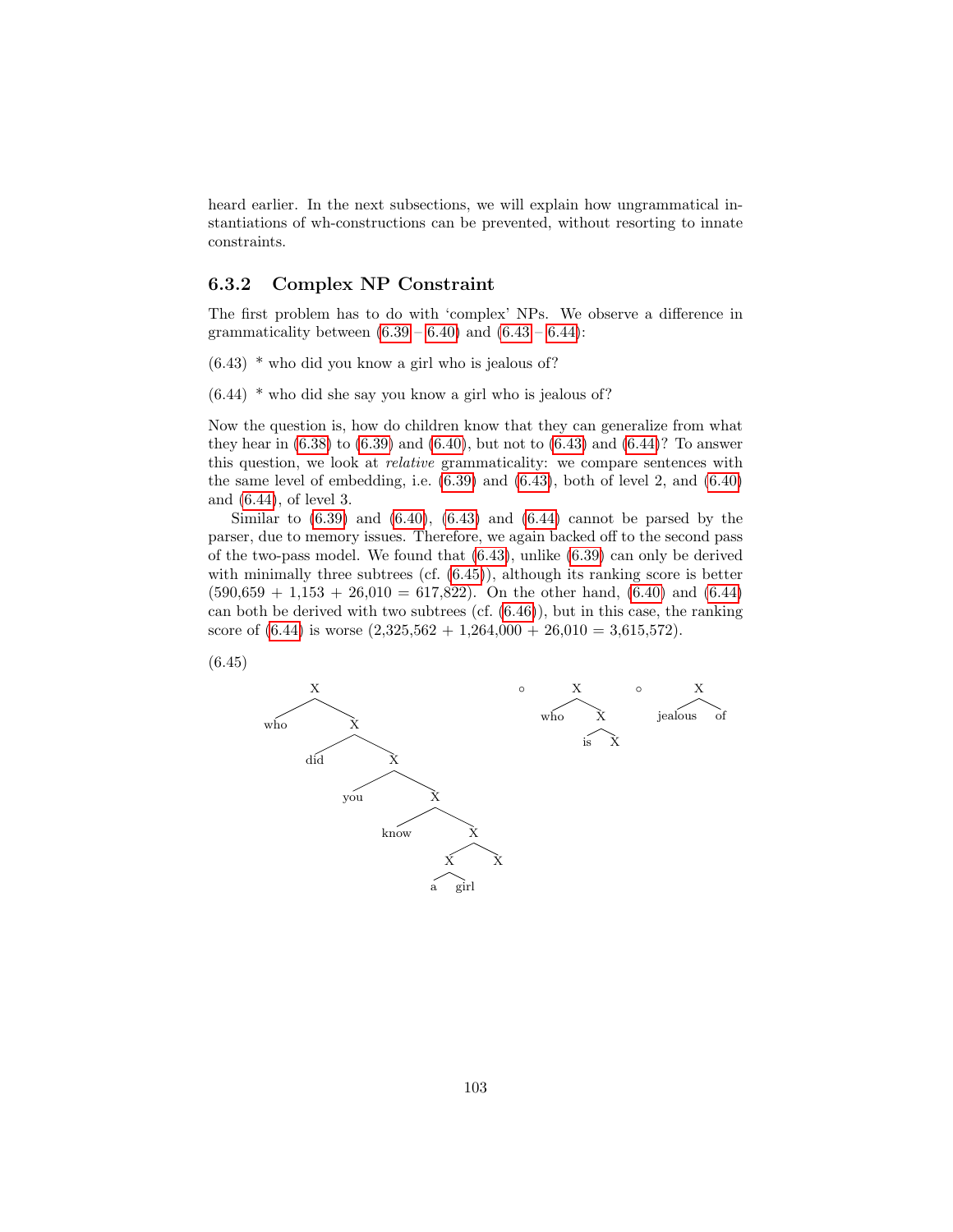heard earlier. In the next subsections, we will explain how ungrammatical instantiations of wh-constructions can be prevented, without resorting to innate constraints.

### 6.3.2 Complex NP Constraint

The first problem has to do with 'complex' NPs. We observe a difference in grammaticality between (6.39 – 6.40) and (6.43 – 6.44):

(6.43) * who did you know a girl who is jealous of?

(6.44) * who did she say you know a girl who is jealous of?

Now the question is, how do children know that they can generalize from what they hear in (6.38) to (6.39) and (6.40), but not to (6.43) and (6.44)? To answer this question, we look at *relative* grammaticality: we compare sentences with the same level of embedding, i.e. (6.39) and (6.43), both of level 2, and (6.40) and (6.44), of level 3.

Similar to (6.39) and (6.40), (6.43) and (6.44) cannot be parsed by the parser, due to memory issues. Therefore, we again backed off to the second pass of the two-pass model. We found that (6.43), unlike (6.39) can only be derived with minimally three subtrees (cf. (6.45)), although its ranking score is better (590,659 + 1,153 + 26,010 = 617,822). On the other hand, (6.40) and (6.44) can both be derived with two subtrees (cf. (6.46)), but in this case, the ranking score of (6.44) is worse (2,325,562 + 1,264,000 + 26,010 = 3,615,572).

(6.45)

```
X                                  ∘     X          ∘     X
├── who                                  ├── who          ├── jealous
└── X                                    └── X            └── of
    ├── did                                  ├── is
    └── X                                    └── X
        ├── you
        └── X
            ├── know
            └── X
                ├── X
                │   ├── a
                │   └── girl
                └── X
```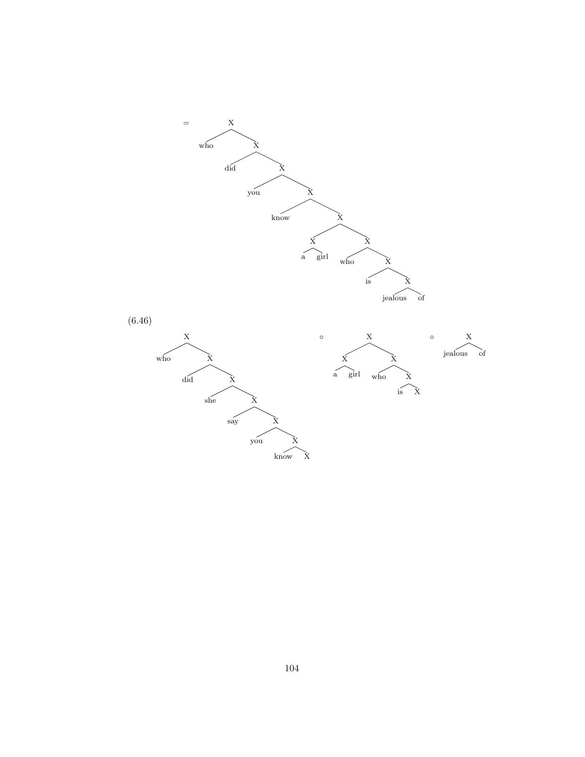```
= [X who [X did [X you [X know [X [X a girl] [X who [X is [X jealous of]]]]]]]]
```

(6.46)

```
[X who [X did [X she [X say [X you [X know X]]]]]]   ∘   [X [X a girl] [X who [X is X]]]   ∘   [X jealous of]
```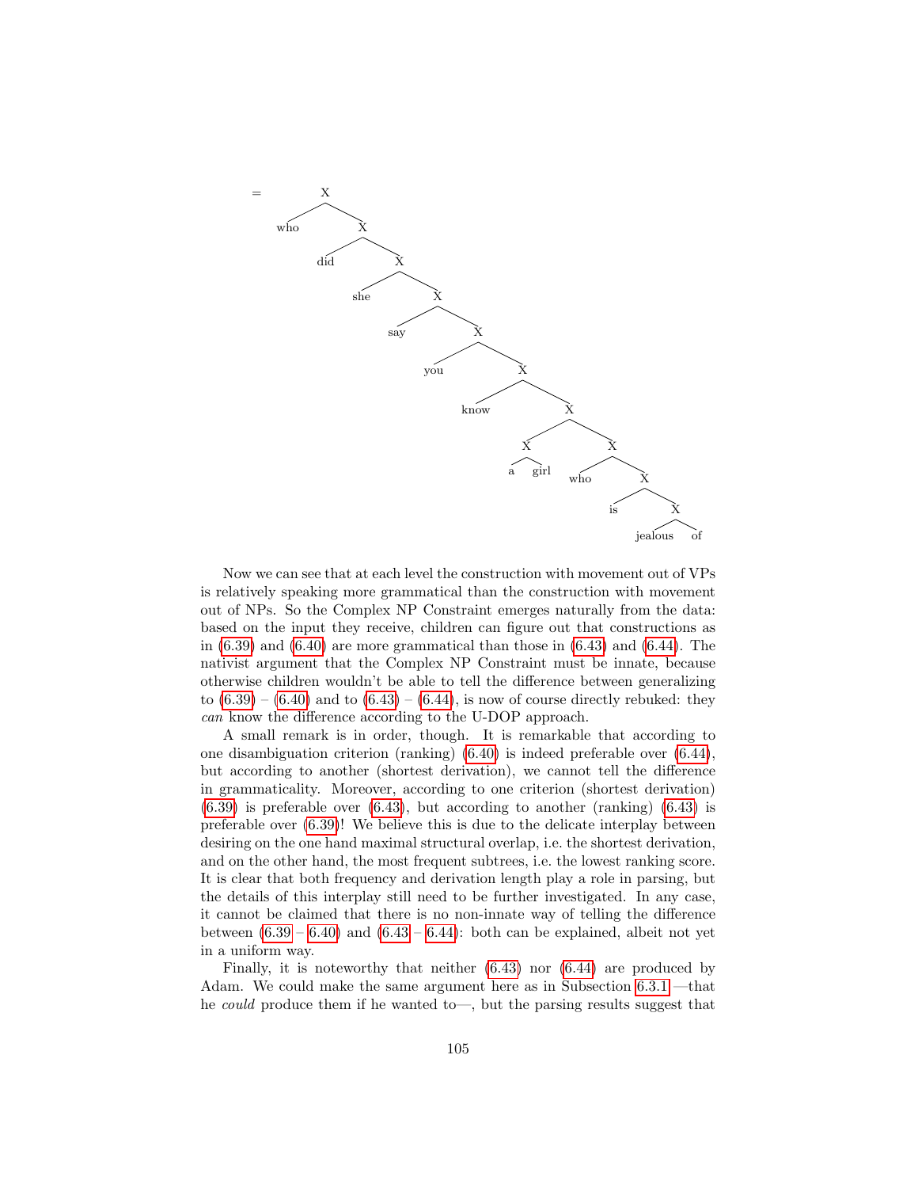```
= [X who [X did [X she [X say [X you [X know [X [X a girl] [X who [X is [X jealous of]]]]]]]]]]
```

Now we can see that at each level the construction with movement out of VPs is relatively speaking more grammatical than the construction with movement out of NPs. So the Complex NP Constraint emerges naturally from the data: based on the input they receive, children can figure out that constructions as in (6.39) and (6.40) are more grammatical than those in (6.43) and (6.44). The nativist argument that the Complex NP Constraint must be innate, because otherwise children wouldn't be able to tell the difference between generalizing to (6.39) – (6.40) and to (6.43) – (6.44), is now of course directly rebuked: they *can* know the difference according to the U-DOP approach.

A small remark is in order, though. It is remarkable that according to one disambiguation criterion (ranking) (6.40) is indeed preferable over (6.44), but according to another (shortest derivation), we cannot tell the difference in grammaticality. Moreover, according to one criterion (shortest derivation) (6.39) is preferable over (6.43), but according to another (ranking) (6.43) is preferable over (6.39)! We believe this is due to the delicate interplay between desiring on the one hand maximal structural overlap, i.e. the shortest derivation, and on the other hand, the most frequent subtrees, i.e. the lowest ranking score. It is clear that both frequency and derivation length play a role in parsing, but the details of this interplay still need to be further investigated. In any case, it cannot be claimed that there is no non-innate way of telling the difference between (6.39 – 6.40) and (6.43 – 6.44): both can be explained, albeit not yet in a uniform way.

Finally, it is noteworthy that neither (6.43) nor (6.44) are produced by Adam. We could make the same argument here as in Subsection 6.3.1 —that he *could* produce them if he wanted to—, but the parsing results suggest that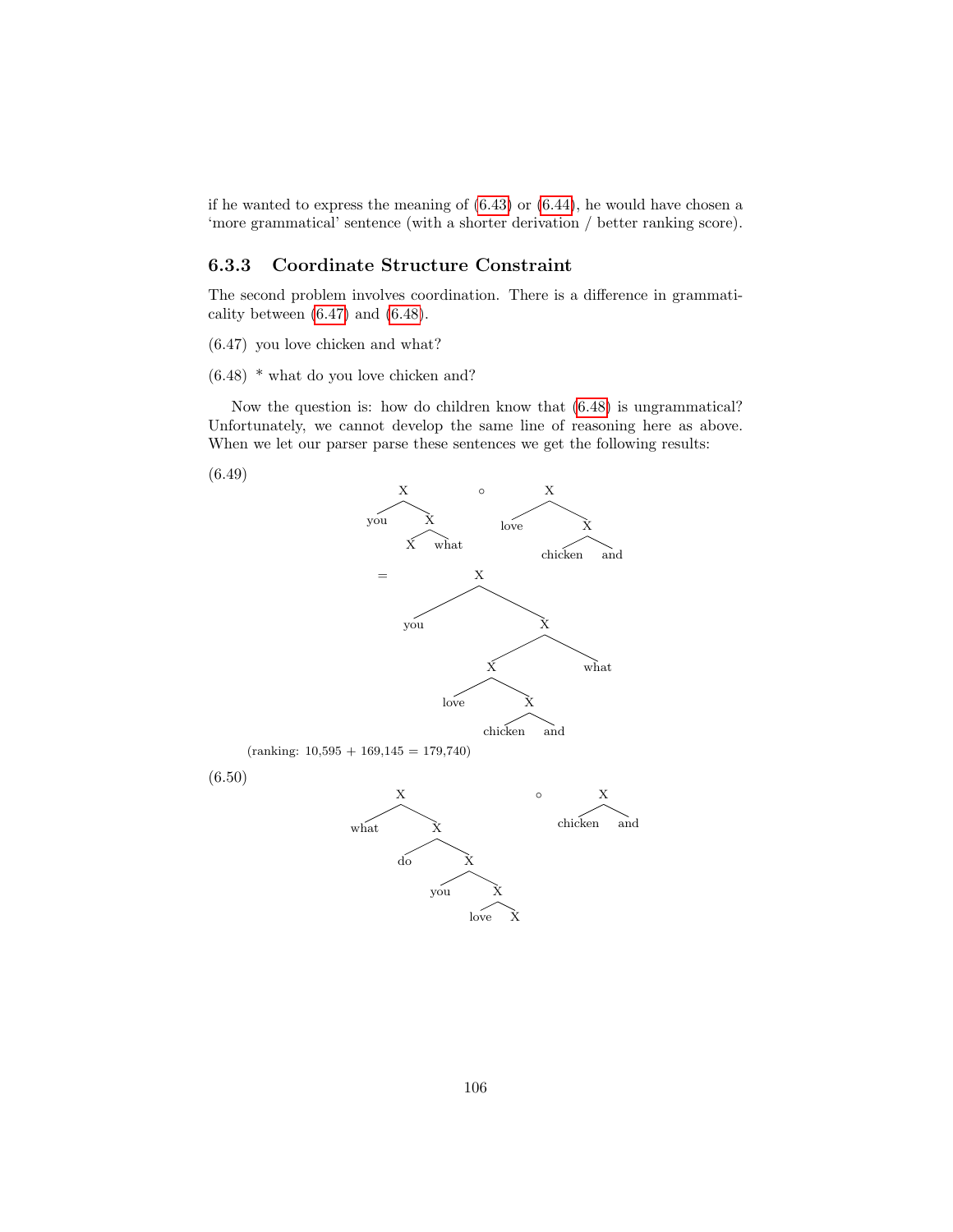if he wanted to express the meaning of (6.43) or (6.44), he would have chosen a 'more grammatical' sentence (with a shorter derivation / better ranking score).

### 6.3.3 Coordinate Structure Constraint

The second problem involves coordination. There is a difference in grammaticality between (6.47) and (6.48).

(6.47) you love chicken and what?

(6.48) * what do you love chicken and?

Now the question is: how do children know that (6.48) is ungrammatical? Unfortunately, we cannot develop the same line of reasoning here as above. When we let our parser parse these sentences we get the following results:

(6.49)

```
      X              ∘        X
     / \                     / \
   you   X                love   X
        / \                     / \
       X  what            chicken   and

=              X
              / \
           you   X
                / \
               X   what
              / \
          love   X
                / \
          chicken   and
```

(ranking: 10,595 + 169,145 = 179,740)

(6.50)

```
      X                         ∘        X
     / \                                / \
  what   X                        chicken   and
        / \
      do   X
          / \
        you   X
             / \
          love   X
```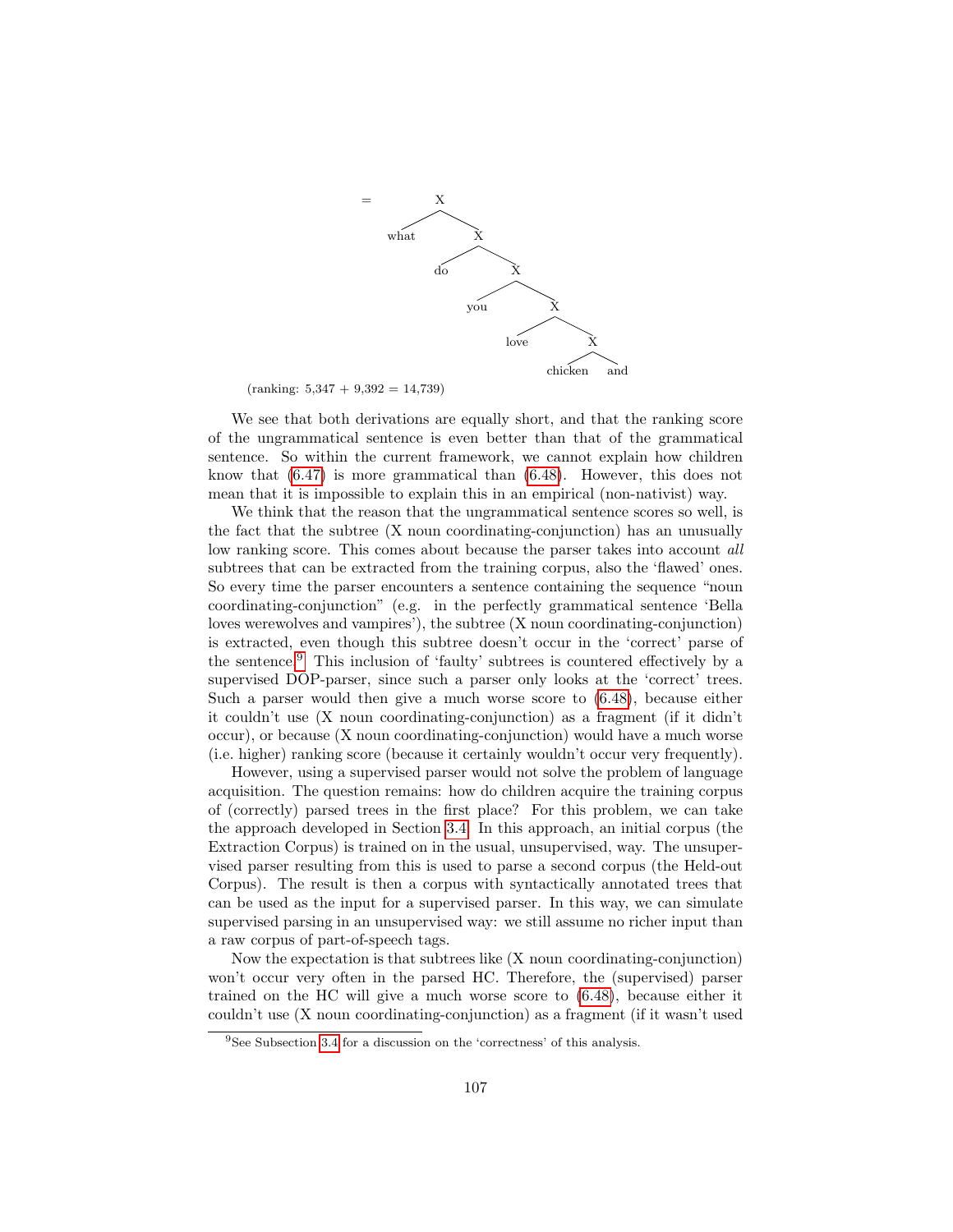= (X what (X do (X you (X love (X chicken and)))))

(ranking: 5,347 + 9,392 = 14,739)

We see that both derivations are equally short, and that the ranking score of the ungrammatical sentence is even better than that of the grammatical sentence. So within the current framework, we cannot explain how children know that (6.47) is more grammatical than (6.48). However, this does not mean that it is impossible to explain this in an empirical (non-nativist) way.

We think that the reason that the ungrammatical sentence scores so well, is the fact that the subtree (X noun coordinating-conjunction) has an unusually low ranking score. This comes about because the parser takes into account *all* subtrees that can be extracted from the training corpus, also the 'flawed' ones. So every time the parser encounters a sentence containing the sequence "noun coordinating-conjunction" (e.g. in the perfectly grammatical sentence 'Bella loves werewolves and vampires'), the subtree (X noun coordinating-conjunction) is extracted, even though this subtree doesn't occur in the 'correct' parse of the sentence.[9] This inclusion of 'faulty' subtrees is countered effectively by a supervised DOP-parser, since such a parser only looks at the 'correct' trees. Such a parser would then give a much worse score to (6.48), because either it couldn't use (X noun coordinating-conjunction) as a fragment (if it didn't occur), or because (X noun coordinating-conjunction) would have a much worse (i.e. higher) ranking score (because it certainly wouldn't occur very frequently).

However, using a supervised parser would not solve the problem of language acquisition. The question remains: how do children acquire the training corpus of (correctly) parsed trees in the first place? For this problem, we can take the approach developed in Section 3.4. In this approach, an initial corpus (the Extraction Corpus) is trained on in the usual, unsupervised, way. The unsupervised parser resulting from this is used to parse a second corpus (the Held-out Corpus). The result is then a corpus with syntactically annotated trees that can be used as the input for a supervised parser. In this way, we can simulate supervised parsing in an unsupervised way: we still assume no richer input than a raw corpus of part-of-speech tags.

Now the expectation is that subtrees like (X noun coordinating-conjunction) won't occur very often in the parsed HC. Therefore, the (supervised) parser trained on the HC will give a much worse score to (6.48), because either it couldn't use (X noun coordinating-conjunction) as a fragment (if it wasn't used

[9] See Subsection 3.4 for a discussion on the 'correctness' of this analysis.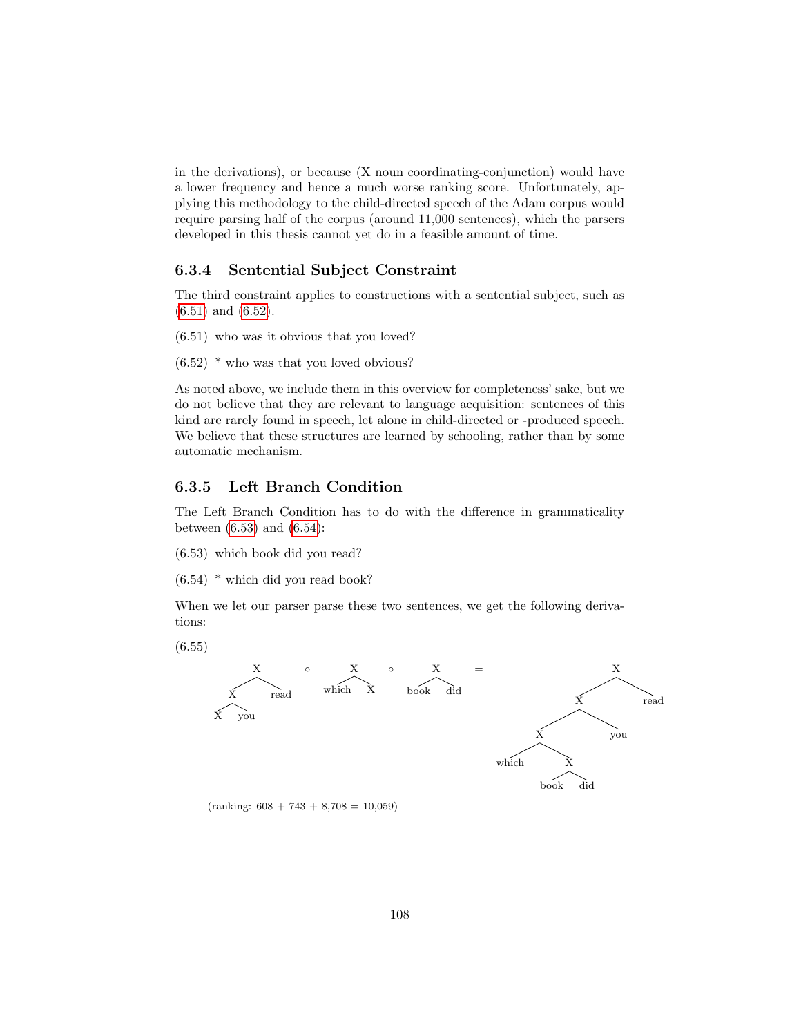in the derivations), or because (X noun coordinating-conjunction) would have a lower frequency and hence a much worse ranking score. Unfortunately, applying this methodology to the child-directed speech of the Adam corpus would require parsing half of the corpus (around 11,000 sentences), which the parsers developed in this thesis cannot yet do in a feasible amount of time.

### 6.3.4 Sentential Subject Constraint

The third constraint applies to constructions with a sentential subject, such as (6.51) and (6.52).

(6.51) who was it obvious that you loved?

(6.52) * who was that you loved obvious?

As noted above, we include them in this overview for completeness' sake, but we do not believe that they are relevant to language acquisition: sentences of this kind are rarely found in speech, let alone in child-directed or -produced speech. We believe that these structures are learned by schooling, rather than by some automatic mechanism.

### 6.3.5 Left Branch Condition

The Left Branch Condition has to do with the difference in grammaticality between (6.53) and (6.54):

(6.53) which book did you read?

(6.54) * which did you read book?

When we let our parser parse these two sentences, we get the following derivations:

(6.55)

```
        X           ∘       X        ∘      X       =              X
       / \                 / \             / \                    / \
      X   read        which   X        book   did                X   read
     / \                                                        / \
    X   you                                                    X   you
                                                              / \
                                                         which   X
                                                                / \
                                                            book   did
```

(ranking: 608 + 743 + 8,708 = 10,059)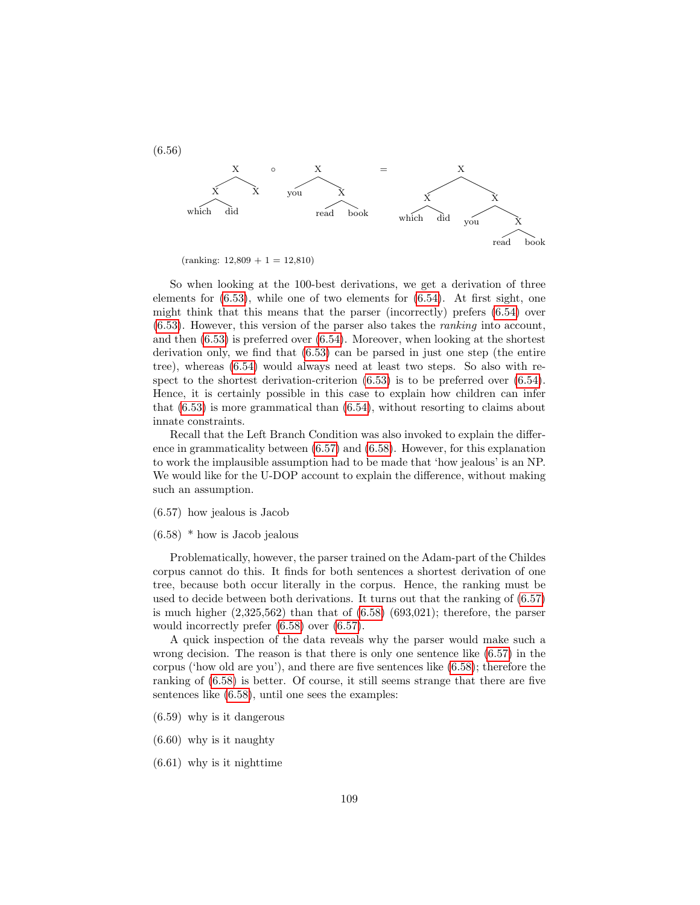(6.56)

```
        X          ∘       X              =              X
       / \                / \                          /   \
      X   X            you   X                        X     X
     / \                    / \                      / \   / \
  which did              read book              which did you  X
                                                                / \
                                                             read book
```

(ranking: 12,809 + 1 = 12,810)

So when looking at the 100-best derivations, we get a derivation of three elements for (6.53), while one of two elements for (6.54). At first sight, one might think that this means that the parser (incorrectly) prefers (6.54) over (6.53). However, this version of the parser also takes the *ranking* into account, and then (6.53) is preferred over (6.54). Moreover, when looking at the shortest derivation only, we find that (6.53) can be parsed in just one step (the entire tree), whereas (6.54) would always need at least two steps. So also with respect to the shortest derivation-criterion (6.53) is to be preferred over (6.54). Hence, it is certainly possible in this case to explain how children can infer that (6.53) is more grammatical than (6.54), without resorting to claims about innate constraints.

Recall that the Left Branch Condition was also invoked to explain the difference in grammaticality between (6.57) and (6.58). However, for this explanation to work the implausible assumption had to be made that 'how jealous' is an NP. We would like for the U-DOP account to explain the difference, without making such an assumption.

(6.57) how jealous is Jacob

(6.58) * how is Jacob jealous

Problematically, however, the parser trained on the Adam-part of the Childes corpus cannot do this. It finds for both sentences a shortest derivation of one tree, because both occur literally in the corpus. Hence, the ranking must be used to decide between both derivations. It turns out that the ranking of (6.57) is much higher (2,325,562) than that of (6.58) (693,021); therefore, the parser would incorrectly prefer (6.58) over (6.57).

A quick inspection of the data reveals why the parser would make such a wrong decision. The reason is that there is only one sentence like (6.57) in the corpus ('how old are you'), and there are five sentences like (6.58); therefore the ranking of (6.58) is better. Of course, it still seems strange that there are five sentences like (6.58), until one sees the examples:

(6.59) why is it dangerous

(6.60) why is it naughty

(6.61) why is it nighttime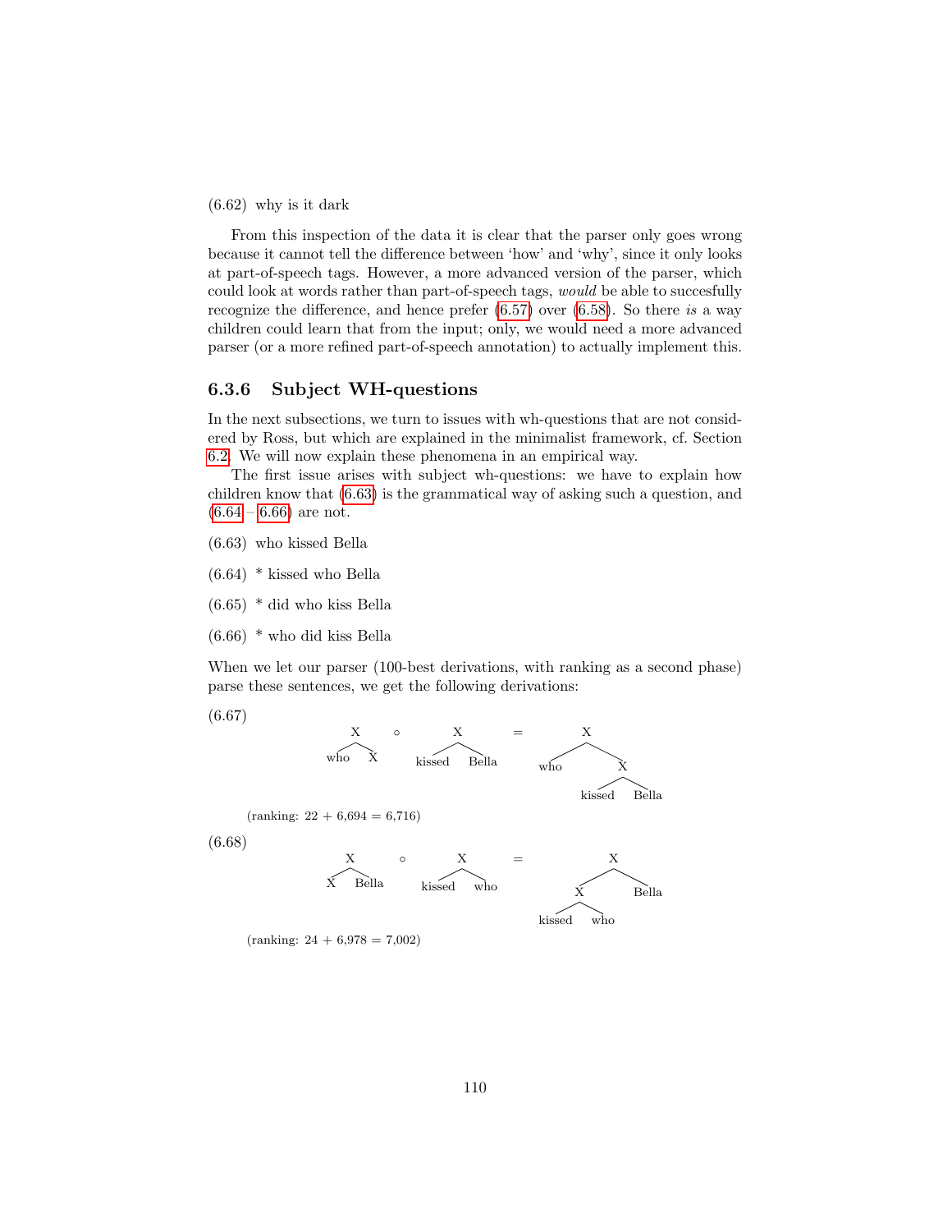(6.62) why is it dark

From this inspection of the data it is clear that the parser only goes wrong because it cannot tell the difference between 'how' and 'why', since it only looks at part-of-speech tags. However, a more advanced version of the parser, which could look at words rather than part-of-speech tags, *would* be able to succesfully recognize the difference, and hence prefer (6.57) over (6.58). So there *is* a way children could learn that from the input; only, we would need a more advanced parser (or a more refined part-of-speech annotation) to actually implement this.

### 6.3.6 Subject WH-questions

In the next subsections, we turn to issues with wh-questions that are not considered by Ross, but which are explained in the minimalist framework, cf. Section 6.2. We will now explain these phenomena in an empirical way.

The first issue arises with subject wh-questions: we have to explain how children know that (6.63) is the grammatical way of asking such a question, and (6.64 – 6.66) are not.

(6.63) who kissed Bella

(6.64) * kissed who Bella

(6.65) * did who kiss Bella

(6.66) * who did kiss Bella

When we let our parser (100-best derivations, with ranking as a second phase) parse these sentences, we get the following derivations:

(6.67)

```
    X          ∘        X          =          X
   / \                 / \                   / \
 who   X         kissed   Bella           who    X
                                                / \
                                         kissed    Bella
```

(ranking: 22 + 6,694 = 6,716)

(6.68)

```
    X          ∘        X          =          X
   / \                 / \                   / \
  X   Bella      kissed   who               X    Bella
                                           / \
                                     kissed   who
```

(ranking: 24 + 6,978 = 7,002)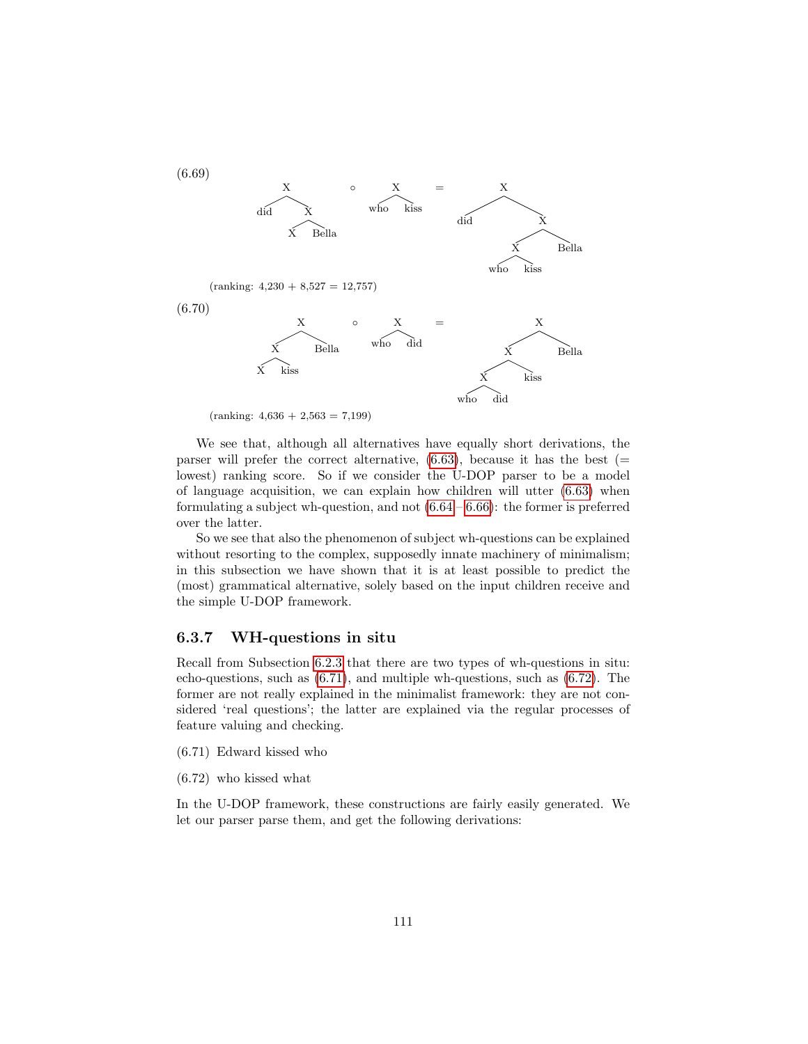(6.69)

```
        X           ∘      X        =          X
       / \                / \                 / \
    did   X            who  kiss           did   X
         / \                                    / \
        X  Bella                               X  Bella
                                              / \
                                           who  kiss
```

(ranking: 4,230 + 8,527 = 12,757)

(6.70)

```
          X         ∘      X        =           X
         / \              / \                  / \
        X  Bella       who   did              X  Bella
       / \                                   / \
      X  kiss                               X  kiss
                                           / \
                                        who   did
```

(ranking: 4,636 + 2,563 = 7,199)

We see that, although all alternatives have equally short derivations, the parser will prefer the correct alternative, (6.63), because it has the best (= lowest) ranking score. So if we consider the U-DOP parser to be a model of language acquisition, we can explain how children will utter (6.63) when formulating a subject wh-question, and not (6.64)–(6.66): the former is preferred over the latter.

So we see that also the phenomenon of subject wh-questions can be explained without resorting to the complex, supposedly innate machinery of minimalism; in this subsection we have shown that it is at least possible to predict the (most) grammatical alternative, solely based on the input children receive and the simple U-DOP framework.

### 6.3.7 WH-questions in situ

Recall from Subsection 6.2.3 that there are two types of wh-questions in situ: echo-questions, such as (6.71), and multiple wh-questions, such as (6.72). The former are not really explained in the minimalist framework: they are not considered 'real questions'; the latter are explained via the regular processes of feature valuing and checking.

(6.71) Edward kissed who

(6.72) who kissed what

In the U-DOP framework, these constructions are fairly easily generated. We let our parser parse them, and get the following derivations: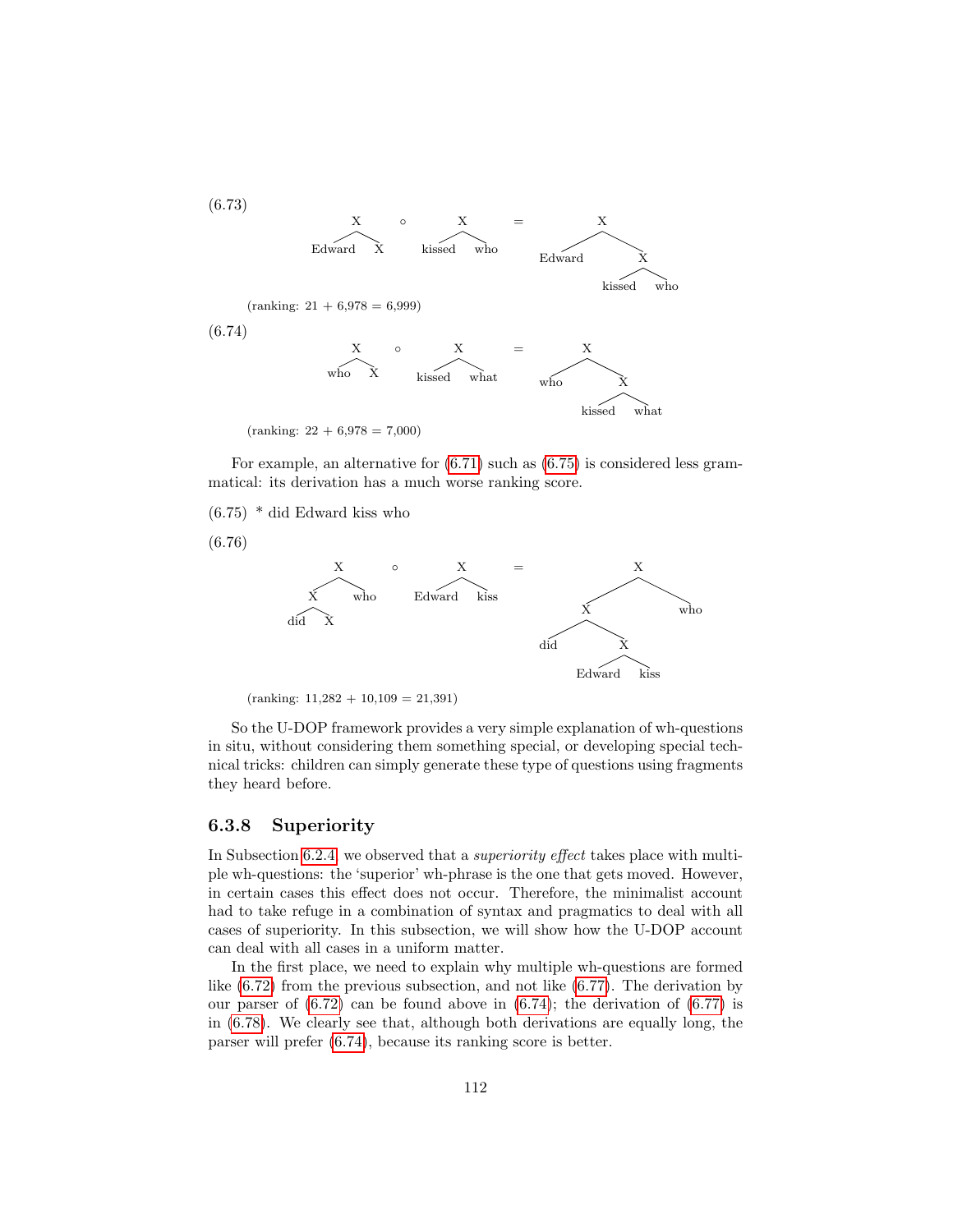(6.73)

```
        X        ∘      X          =          X
       / \             / \                   / \
  Edward  X       kissed  who           Edward   X
                                                / \
                                          kissed   who
```

(ranking: 21 + 6,978 = 6,999)

(6.74)

```
        X        ∘      X          =          X
       / \             / \                   / \
     who  X       kissed  what            who    X
                                                / \
                                          kissed   what
```

(ranking: 22 + 6,978 = 7,000)

For example, an alternative for (6.71) such as (6.75) is considered less grammatical: its derivation has a much worse ranking score.

(6.75) * did Edward kiss who

(6.76)

```
          X         ∘      X          =            X
         / \              / \                     / \
        X   who      Edward  kiss                X   who
       / \                                      / \
     did  X                                  did   X
                                                  / \
                                            Edward   kiss
```

(ranking: 11,282 + 10,109 = 21,391)

So the U-DOP framework provides a very simple explanation of wh-questions in situ, without considering them something special, or developing special technical tricks: children can simply generate these type of questions using fragments they heard before.

### 6.3.8 Superiority

In Subsection 6.2.4, we observed that a *superiority effect* takes place with multiple wh-questions: the 'superior' wh-phrase is the one that gets moved. However, in certain cases this effect does not occur. Therefore, the minimalist account had to take refuge in a combination of syntax and pragmatics to deal with all cases of superiority. In this subsection, we will show how the U-DOP account can deal with all cases in a uniform matter.

In the first place, we need to explain why multiple wh-questions are formed like (6.72) from the previous subsection, and not like (6.77). The derivation by our parser of (6.72) can be found above in (6.74); the derivation of (6.77) is in (6.78). We clearly see that, although both derivations are equally long, the parser will prefer (6.74), because its ranking score is better.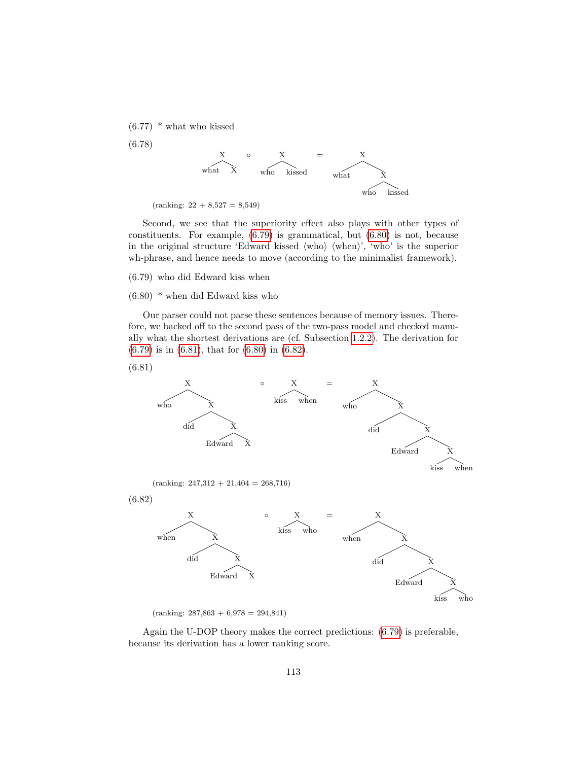(6.77) * what who kissed

(6.78)

$$[_X \text{ what } X] \circ [_X \text{ who kissed}] = [_X \text{ what } [_X \text{ who kissed}]]$$

(ranking: 22 + 8,527 = 8,549)

Second, we see that the superiority effect also plays with other types of constituents. For example, (6.79) is grammatical, but (6.80) is not, because in the original structure 'Edward kissed ⟨who⟩ ⟨when⟩', 'who' is the superior wh-phrase, and hence needs to move (according to the minimalist framework).

(6.79) who did Edward kiss when

(6.80) * when did Edward kiss who

Our parser could not parse these sentences because of memory issues. Therefore, we backed off to the second pass of the two-pass model and checked manually what the shortest derivations are (cf. Subsection 1.2.2). The derivation for (6.79) is in (6.81), that for (6.80) in (6.82).

(6.81)

$$[_X \text{ who } [_X \text{ did } [_X \text{ Edward } X]]] \circ [_X \text{ kiss when}] = [_X \text{ who } [_X \text{ did } [_X \text{ Edward } [_X \text{ kiss when}]]]]$$

(ranking: 247,312 + 21,404 = 268,716)

(6.82)

$$[_X \text{ when } [_X \text{ did } [_X \text{ Edward } X]]] \circ [_X \text{ kiss who}] = [_X \text{ when } [_X \text{ did } [_X \text{ Edward } [_X \text{ kiss who}]]]]$$

(ranking: 287,863 + 6,978 = 294,841)

Again the U-DOP theory makes the correct predictions: (6.79) is preferable, because its derivation has a lower ranking score.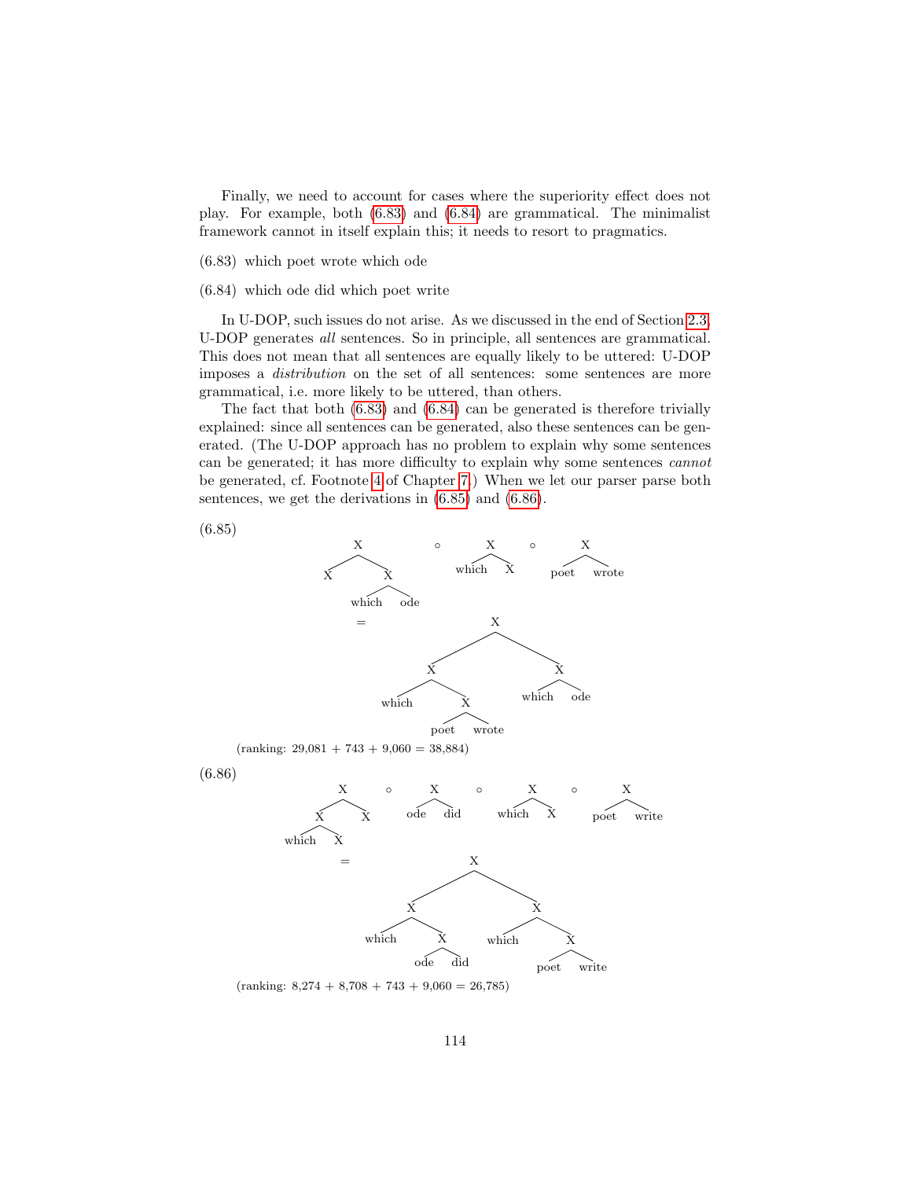Finally, we need to account for cases where the superiority effect does not play. For example, both (6.83) and (6.84) are grammatical. The minimalist framework cannot in itself explain this; it needs to resort to pragmatics.

(6.83) which poet wrote which ode

(6.84) which ode did which poet write

In U-DOP, such issues do not arise. As we discussed in the end of Section 2.3, U-DOP generates *all* sentences. So in principle, all sentences are grammatical. This does not mean that all sentences are equally likely to be uttered: U-DOP imposes a *distribution* on the set of all sentences: some sentences are more grammatical, i.e. more likely to be uttered, than others.

The fact that both (6.83) and (6.84) can be generated is therefore trivially explained: since all sentences can be generated, also these sentences can be generated. (The U-DOP approach has no problem to explain why some sentences can be generated; it has more difficulty to explain why some sentences *cannot* be generated, cf. Footnote 4 of Chapter 7.) When we let our parser parse both sentences, we get the derivations in (6.85) and (6.86).

(6.85)

[X [X] [X which ode]] ∘ [X which [X]] ∘ [X poet wrote]

= [X [X which [X poet wrote]] [X which ode]]

(ranking: 29,081 + 743 + 9,060 = 38,884)

(6.86)

[X [X which [X]] [X]] ∘ [X ode did] ∘ [X which [X]] ∘ [X poet write]

= [X [X which [X ode did]] [X which [X poet write]]]

(ranking: 8,274 + 8,708 + 743 + 9,060 = 26,785)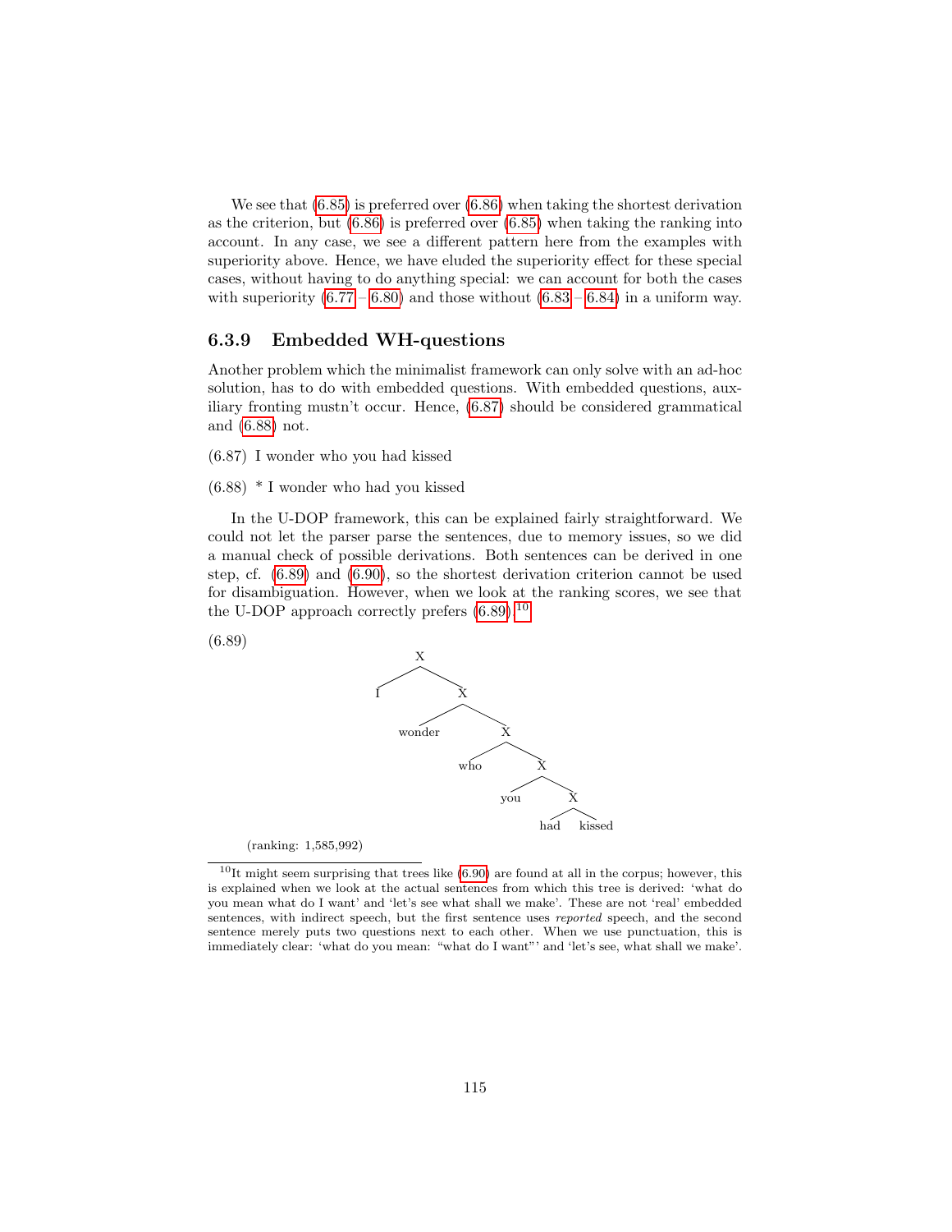We see that (6.85) is preferred over (6.86) when taking the shortest derivation as the criterion, but (6.86) is preferred over (6.85) when taking the ranking into account. In any case, we see a different pattern here from the examples with superiority above. Hence, we have eluded the superiority effect for these special cases, without having to do anything special: we can account for both the cases with superiority (6.77 – 6.80) and those without (6.83 – 6.84) in a uniform way.

### 6.3.9 Embedded WH-questions

Another problem which the minimalist framework can only solve with an ad-hoc solution, has to do with embedded questions. With embedded questions, auxiliary fronting mustn't occur. Hence, (6.87) should be considered grammatical and (6.88) not.

(6.87) I wonder who you had kissed

(6.88) * I wonder who had you kissed

In the U-DOP framework, this can be explained fairly straightforward. We could not let the parser parse the sentences, due to memory issues, so we did a manual check of possible derivations. Both sentences can be derived in one step, cf. (6.89) and (6.90), so the shortest derivation criterion cannot be used for disambiguation. However, when we look at the ranking scores, we see that the U-DOP approach correctly prefers (6.89).[10]

(6.89)

```
X
├── I
└── X
    ├── wonder
    └── X
        ├── who
        └── X
            ├── you
            └── X
                ├── had
                └── kissed
```

(ranking: 1,585,992)

[10] It might seem surprising that trees like (6.90) are found at all in the corpus; however, this is explained when we look at the actual sentences from which this tree is derived: 'what do you mean what do I want' and 'let's see what shall we make'. These are not 'real' embedded sentences, with indirect speech, but the first sentence uses *reported* speech, and the second sentence merely puts two questions next to each other. When we use punctuation, this is immediately clear: 'what do you mean: "what do I want"' and 'let's see, what shall we make'.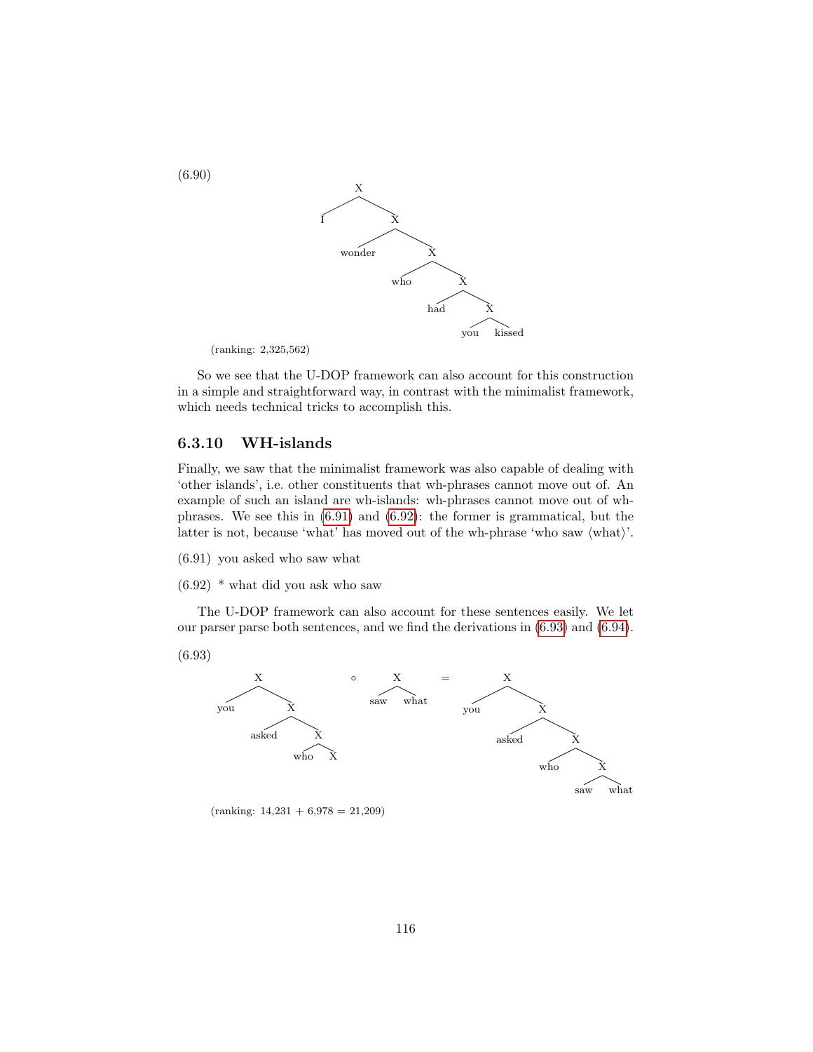(6.90)

```
X
├── I
└── X
    ├── wonder
    └── X
        ├── who
        └── X
            ├── had
            └── X
                ├── you
                └── kissed
```

(ranking: 2,325,562)

So we see that the U-DOP framework can also account for this construction in a simple and straightforward way, in contrast with the minimalist framework, which needs technical tricks to accomplish this.

### 6.3.10 WH-islands

Finally, we saw that the minimalist framework was also capable of dealing with 'other islands', i.e. other constituents that wh-phrases cannot move out of. An example of such an island are wh-islands: wh-phrases cannot move out of wh-phrases. We see this in (6.91) and (6.92): the former is grammatical, but the latter is not, because 'what' has moved out of the wh-phrase 'who saw ⟨what⟩'.

(6.91) you asked who saw what

(6.92) * what did you ask who saw

The U-DOP framework can also account for these sentences easily. We let our parser parse both sentences, and we find the derivations in (6.93) and (6.94).

(6.93)

```
X                        X               X
├── you              ∘   ├── saw    =    ├── you
└── X                    └── what        └── X
    ├── asked                                ├── asked
    └── X                                    └── X
        ├── who                                  ├── who
        └── X                                    └── X
                                                     ├── saw
                                                     └── what
```

(ranking: 14,231 + 6,978 = 21,209)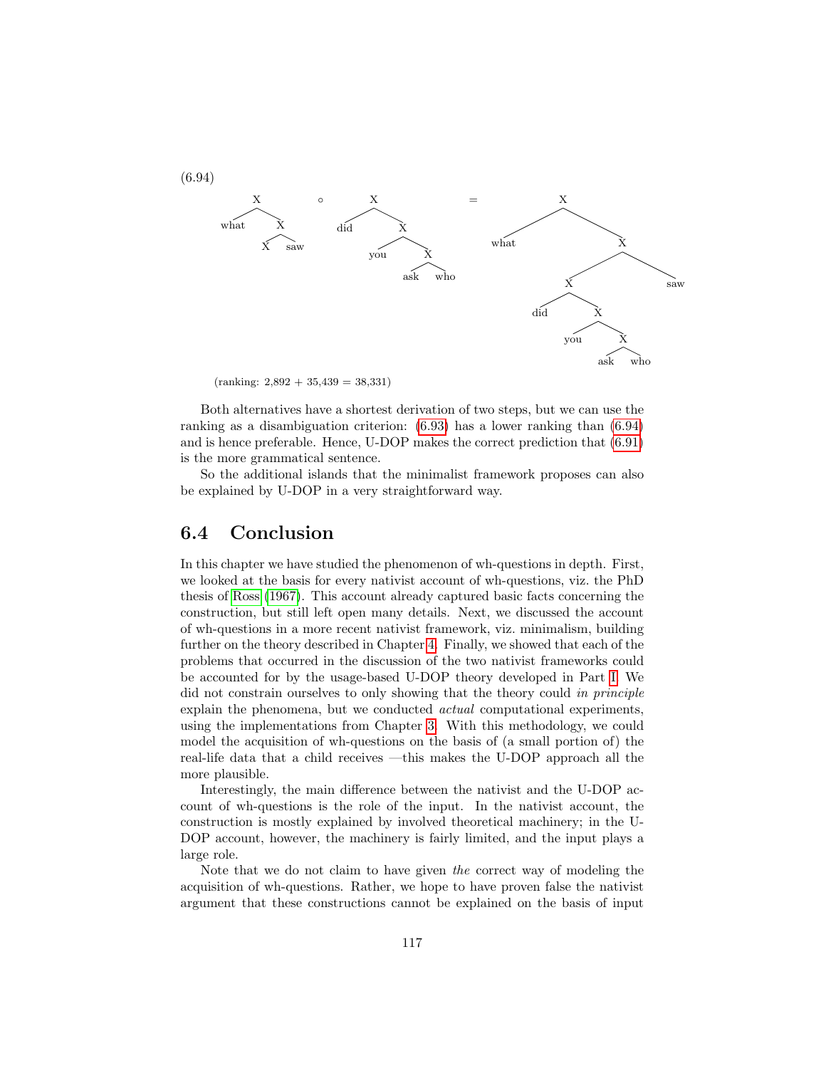(6.94)

```
      X          ∘        X                  =              X
     / \                 / \                               /   \
 what   X             did   X                          what     X
       / \                 / \                                 / \
      X   saw           you   X                               X   saw
                             / \                             / \
                          ask   who                       did   X
                                                               / \
                                                            you   X
                                                                 / \
                                                              ask   who
```

(ranking: 2,892 + 35,439 = 38,331)

Both alternatives have a shortest derivation of two steps, but we can use the ranking as a disambiguation criterion: (6.93) has a lower ranking than (6.94) and is hence preferable. Hence, U-DOP makes the correct prediction that (6.91) is the more grammatical sentence.

So the additional islands that the minimalist framework proposes can also be explained by U-DOP in a very straightforward way.

## 6.4 Conclusion

In this chapter we have studied the phenomenon of wh-questions in depth. First, we looked at the basis for every nativist account of wh-questions, viz. the PhD thesis of Ross (1967). This account already captured basic facts concerning the construction, but still left open many details. Next, we discussed the account of wh-questions in a more recent nativist framework, viz. minimalism, building further on the theory described in Chapter 4. Finally, we showed that each of the problems that occurred in the discussion of the two nativist frameworks could be accounted for by the usage-based U-DOP theory developed in Part I. We did not constrain ourselves to only showing that the theory could *in principle* explain the phenomena, but we conducted *actual* computational experiments, using the implementations from Chapter 3. With this methodology, we could model the acquisition of wh-questions on the basis of (a small portion of) the real-life data that a child receives —this makes the U-DOP approach all the more plausible.

Interestingly, the main difference between the nativist and the U-DOP account of wh-questions is the role of the input. In the nativist account, the construction is mostly explained by involved theoretical machinery; in the U-DOP account, however, the machinery is fairly limited, and the input plays a large role.

Note that we do not claim to have given *the* correct way of modeling the acquisition of wh-questions. Rather, we hope to have proven false the nativist argument that these constructions cannot be explained on the basis of input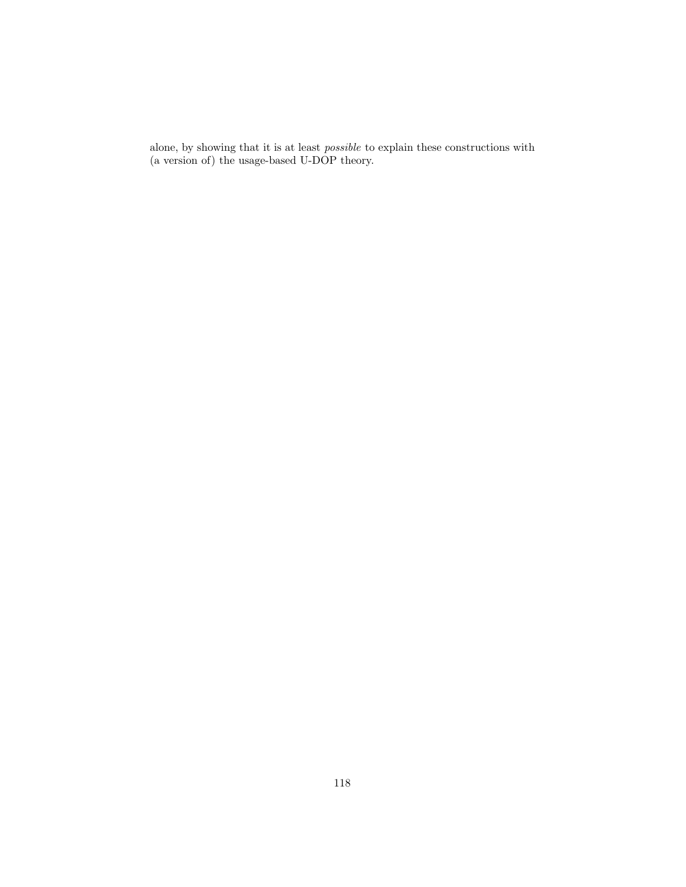alone, by showing that it is at least *possible* to explain these constructions with (a version of) the usage-based U-DOP theory.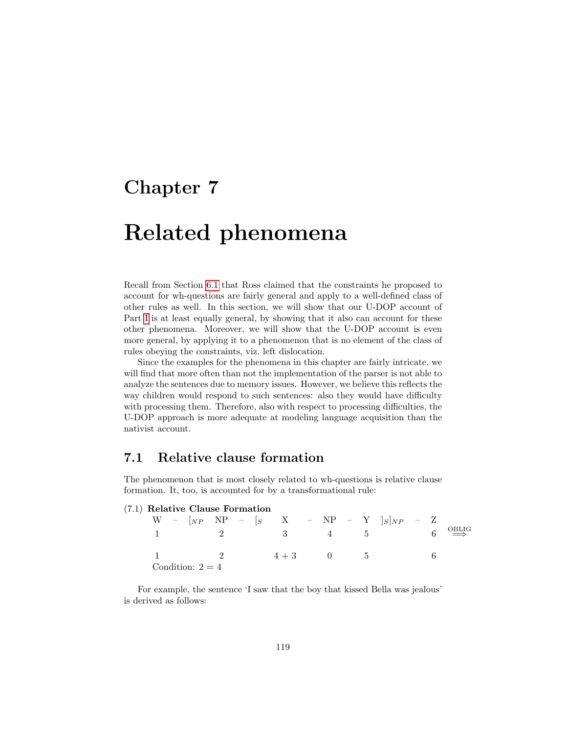# Chapter 7

# Related phenomena

Recall from Section 6.1 that Ross claimed that the constraints he proposed to account for wh-questions are fairly general and apply to a well-defined class of other rules as well. In this section, we will show that our U-DOP account of Part I is at least equally general, by showing that it also can account for these other phenomena. Moreover, we will show that the U-DOP account is even more general, by applying it to a phenomenon that is no element of the class of rules obeying the constraints, viz. left dislocation.

Since the examples for the phenomena in this chapter are fairly intricate, we will find that more often than not the implementation of the parser is not able to analyze the sentences due to memory issues. However, we believe this reflects the way children would respond to such sentences: also they would have difficulty with processing them. Therefore, also with respect to processing difficulties, the U-DOP approach is more adequate at modeling language acquisition than the nativist account.

## 7.1 Relative clause formation

The phenomenon that is most closely related to wh-questions is relative clause formation. It, too, is accounted for by a transformational rule:

(7.1) **Relative Clause Formation**

| W | – | $[_{NP}$ NP | – | $[_S$ X | – | NP | – | Y $]_S]_{NP}$ | – | Z | |
|---|---|---|---|---|---|---|---|---|---|---|---|
| 1 | | 2 | | 3 | | 4 | | 5 | | 6 | $\overset{\text{OBLIG}}{\Longrightarrow}$ |
| 1 | | 2 | | 4 + 3 | | 0 | | 5 | | 6 | |

Condition: 2 = 4

For example, the sentence 'I saw that the boy that kissed Bella was jealous' is derived as follows: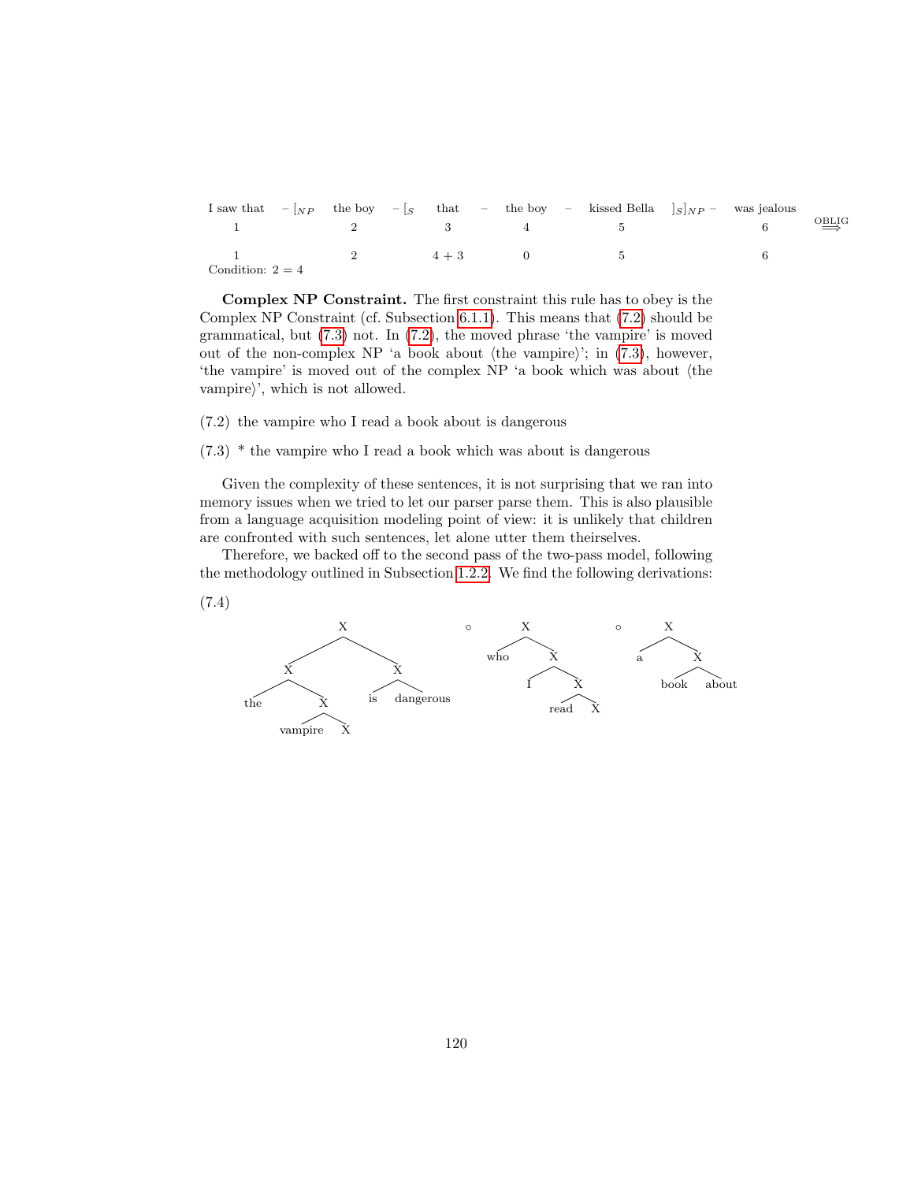| I saw that | – $[_{NP}$ | the boy | – $[_S$ | that | – | the boy | – | kissed Bella | $]_S]_{NP}$ – | was jealous | |
|---|---|---|---|---|---|---|---|---|---|---|---|
| 1 | | 2 | | 3 | | 4 | | 5 | | 6 | $\overset{\text{OBLIG}}{\Longrightarrow}$ |
| 1 | | 2 | | 4 + 3 | | 0 | | 5 | | 6 | |

Condition: 2 = 4

**Complex NP Constraint.** The first constraint this rule has to obey is the Complex NP Constraint (cf. Subsection 6.1.1). This means that (7.2) should be grammatical, but (7.3) not. In (7.2), the moved phrase 'the vampire' is moved out of the non-complex NP 'a book about ⟨the vampire⟩'; in (7.3), however, 'the vampire' is moved out of the complex NP 'a book which was about ⟨the vampire⟩', which is not allowed.

(7.2) the vampire who I read a book about is dangerous

(7.3) * the vampire who I read a book which was about is dangerous

Given the complexity of these sentences, it is not surprising that we ran into memory issues when we tried to let our parser parse them. This is also plausible from a language acquisition modeling point of view: it is unlikely that children are confronted with such sentences, let alone utter them theirselves.

Therefore, we backed off to the second pass of the two-pass model, following the methodology outlined in Subsection 1.2.2. We find the following derivations:

(7.4)

```
            X                      ∘      X             ∘     X
          /   \                         /   \               /   \
         X     X                      who    X             a     X
        / \   / \                           / \                 / \
      the  X is dangerous                  I   X             book about
          / \                                 / \
    vampire  X                             read  X
```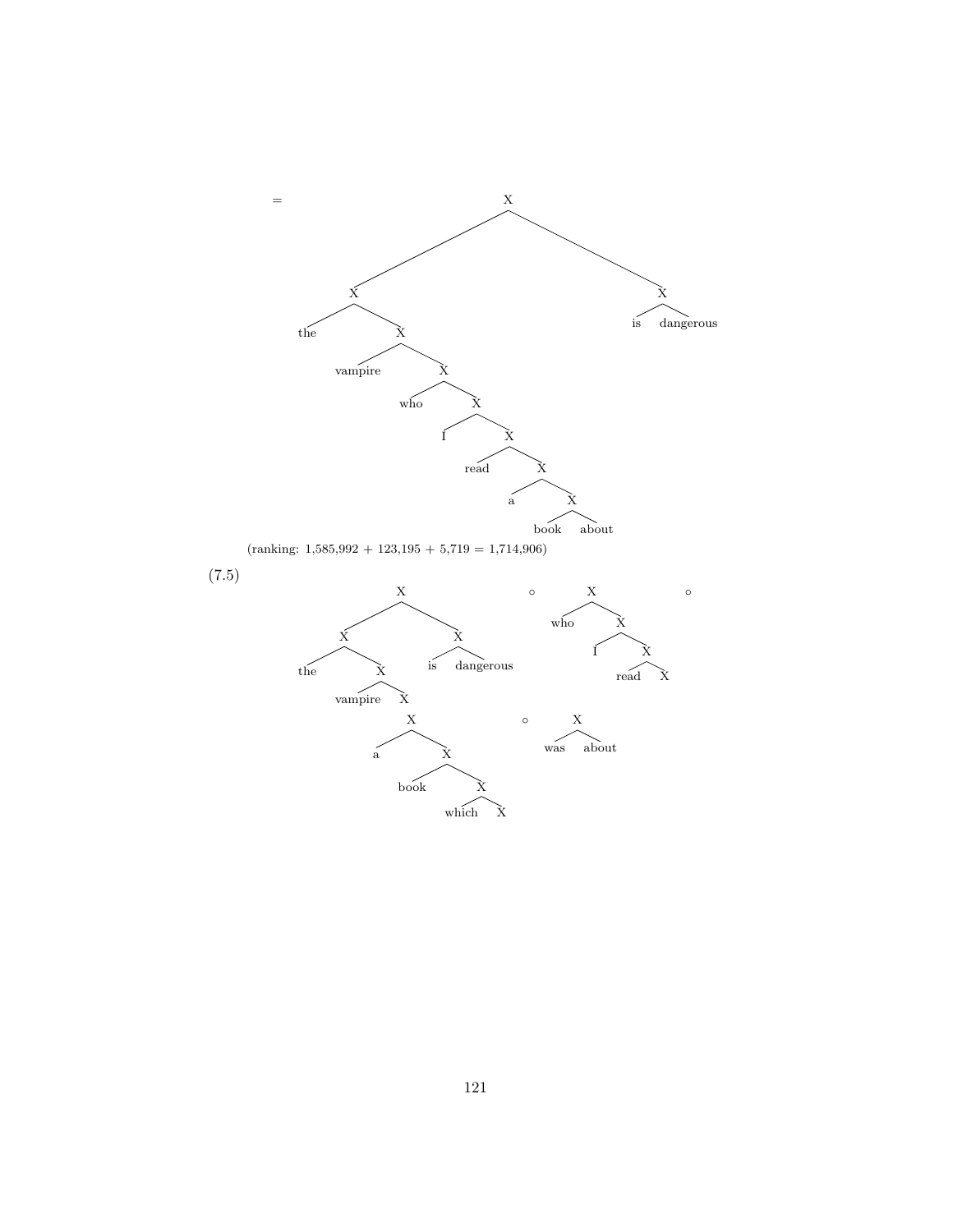= [X [X the [X vampire [X who [X I [X read [X a [X book about]]]]]]] [X is dangerous]]

(ranking: 1,585,992 + 123,195 + 5,719 = 1,714,906)

(7.5)

[X [X the [X vampire X]] [X is dangerous]] ∘ [X who [X I [X read X]]] ∘

[X a [X book [X which X]]] ∘ [X was about]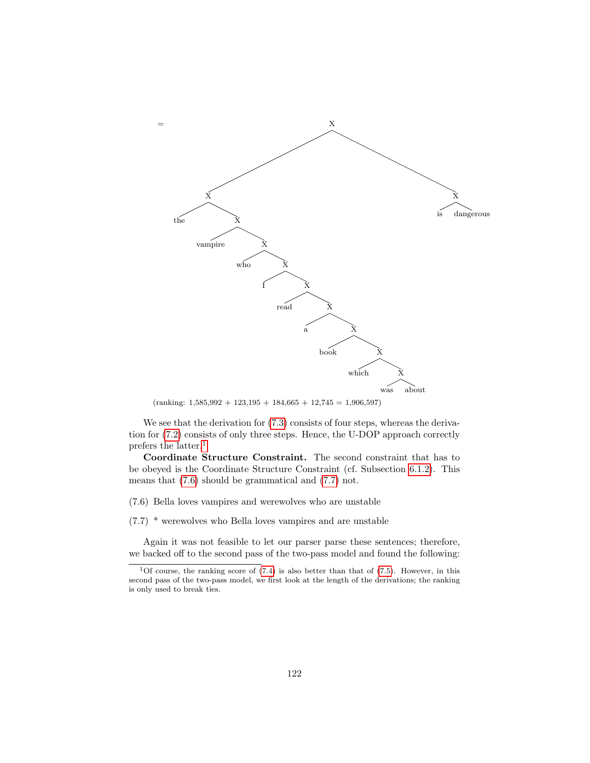```
= X
  ├── X
  │   ├── the
  │   └── X
  │       ├── vampire
  │       └── X
  │           ├── who
  │           └── X
  │               ├── I
  │               └── X
  │                   ├── read
  │                   └── X
  │                       ├── a
  │                       └── X
  │                           ├── book
  │                           └── X
  │                               ├── which
  │                               └── X
  │                                   ├── was
  │                                   └── about
  └── X
      ├── is
      └── dangerous
```

(ranking: 1,585,992 + 123,195 + 184,665 + 12,745 = 1,906,597)

We see that the derivation for (7.3) consists of four steps, whereas the derivation for (7.2) consists of only three steps. Hence, the U-DOP approach correctly prefers the latter.[1]

**Coordinate Structure Constraint.** The second constraint that has to be obeyed is the Coordinate Structure Constraint (cf. Subsection 6.1.2). This means that (7.6) should be grammatical and (7.7) not.

(7.6) Bella loves vampires and werewolves who are unstable

(7.7) * werewolves who Bella loves vampires and are unstable

Again it was not feasible to let our parser parse these sentences; therefore, we backed off to the second pass of the two-pass model and found the following:

[1] Of course, the ranking score of (7.4) is also better than that of (7.5). However, in this second pass of the two-pass model, we first look at the length of the derivations; the ranking is only used to break ties.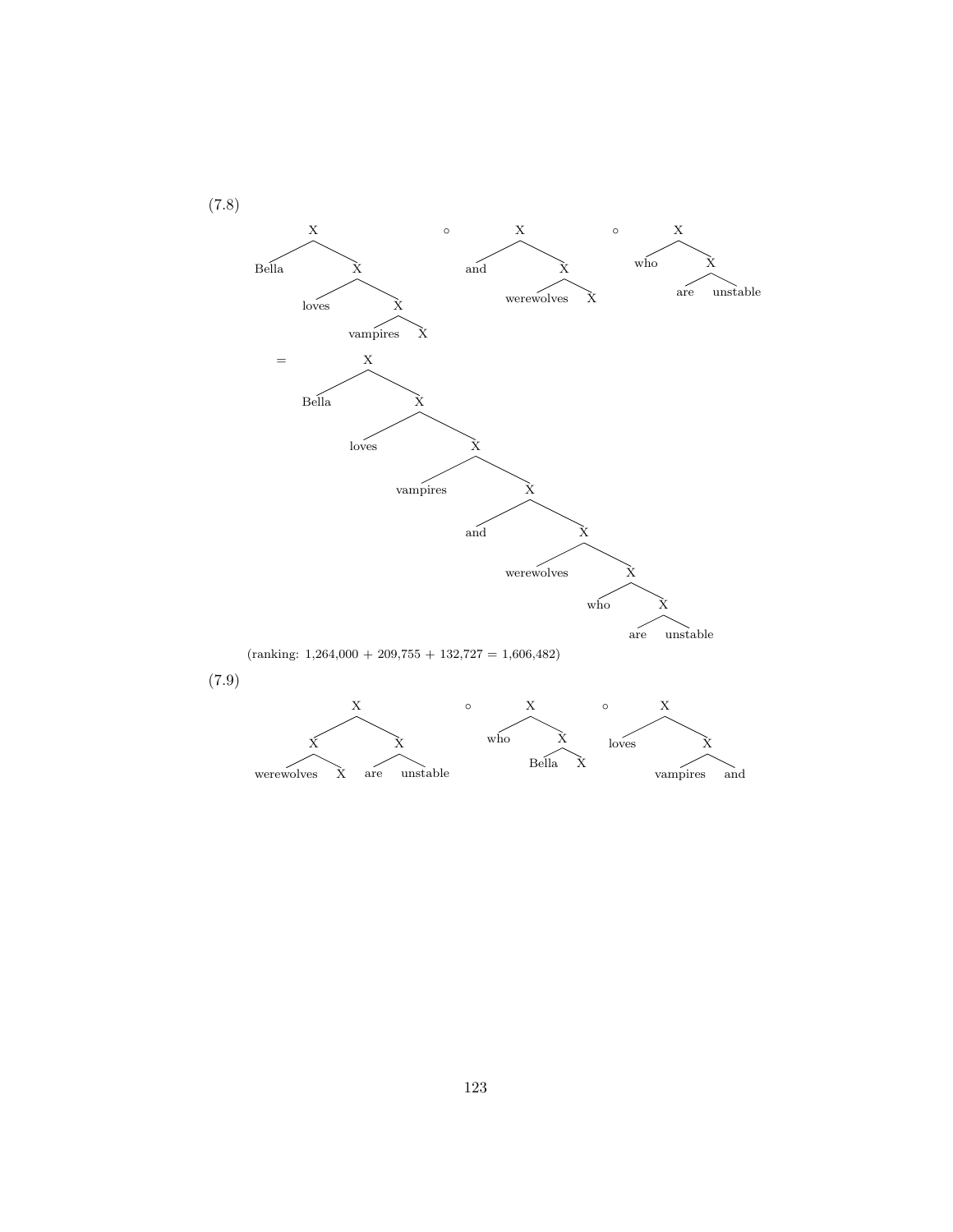(7.8)

```
[X Bella [X loves [X vampires X]]]  ∘  [X and [X werewolves X]]  ∘  [X who [X are unstable]]

=  [X Bella [X loves [X vampires [X and [X werewolves [X who [X are unstable]]]]]]]
```

(ranking: 1,264,000 + 209,755 + 132,727 = 1,606,482)

(7.9)

```
[X [X werewolves X] [X are unstable]]  ∘  [X who [X Bella X]]  ∘  [X loves [X vampires and]]
```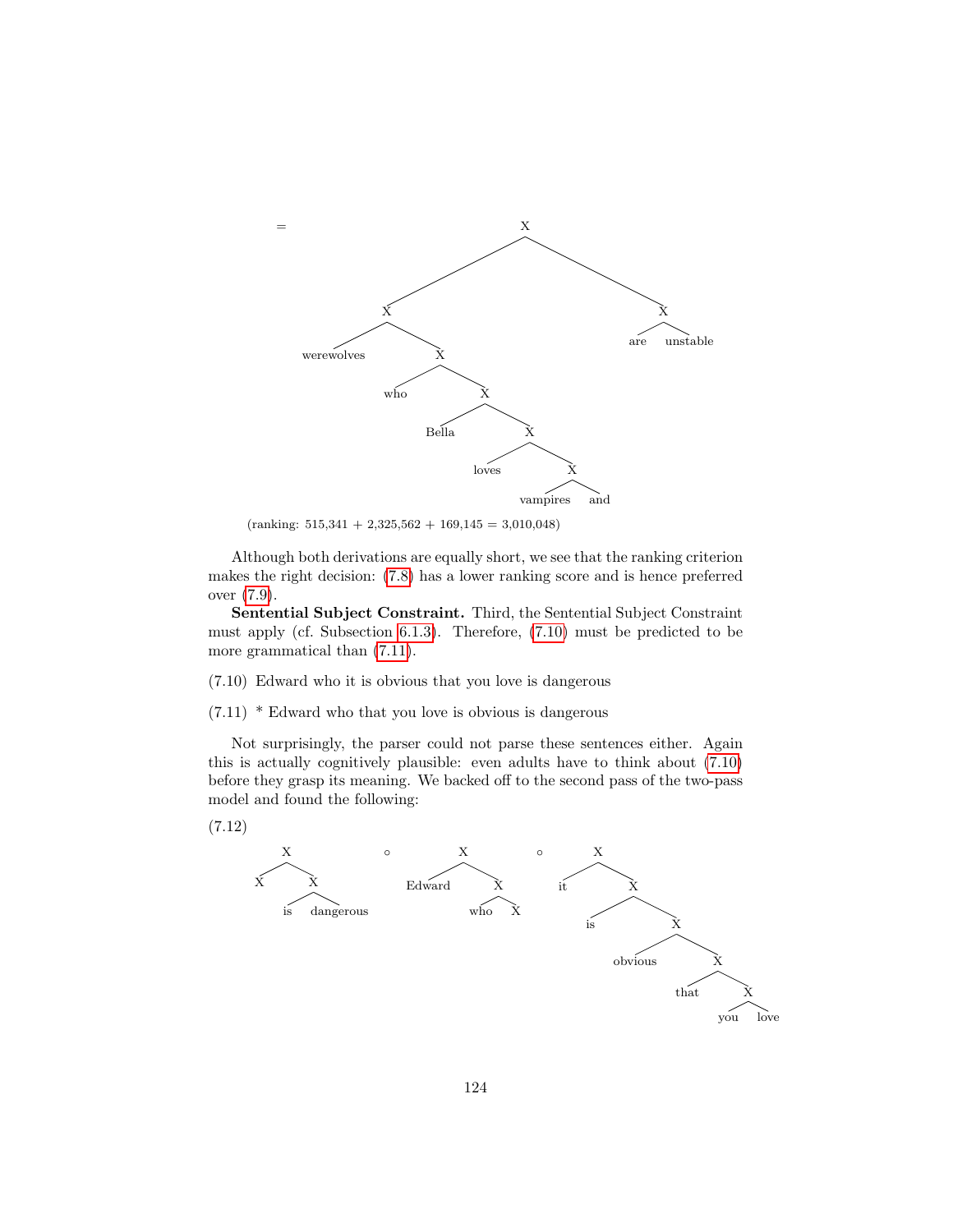=

```
                    X
           /                \
          X                  X
        /    \             /   \
 werewolves   X          are  unstable
            /   \
          who    X
               /   \
           Bella    X
                  /   \
               loves   X
                     /   \
               vampires  and
```

(ranking: 515,341 + 2,325,562 + 169,145 = 3,010,048)

Although both derivations are equally short, we see that the ranking criterion makes the right decision: (7.8) has a lower ranking score and is hence preferred over (7.9).

**Sentential Subject Constraint.** Third, the Sentential Subject Constraint must apply (cf. Subsection 6.1.3). Therefore, (7.10) must be predicted to be more grammatical than (7.11).

(7.10) Edward who it is obvious that you love is dangerous

(7.11) * Edward who that you love is obvious is dangerous

Not surprisingly, the parser could not parse these sentences either. Again this is actually cognitively plausible: even adults have to think about (7.10) before they grasp its meaning. We backed off to the second pass of the two-pass model and found the following:

(7.12)

```
      X              ∘         X            ∘      X
    /   \                    /   \               /   \
   X     X              Edward    X            it     X
       /   \                    /   \               /   \
      is  dangerous           who    X            is     X
                                                       /   \
                                                 obvious    X
                                                          /   \
                                                       that    X
                                                             /   \
                                                           you   love
```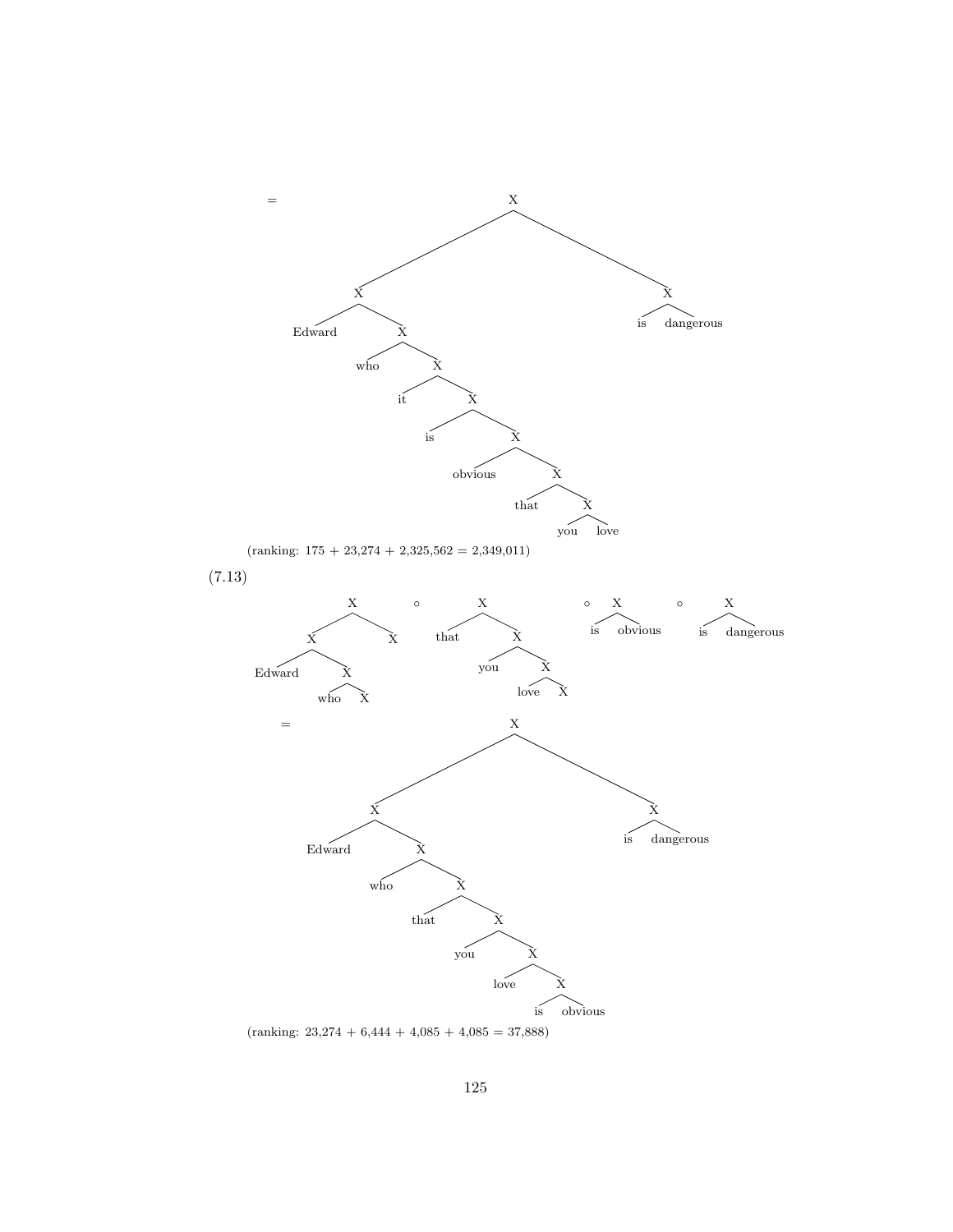=

```
                    X
           /                 \
          X                   X
        /   \               /   \
   Edward    X            is   dangerous
           /   \
         who    X
              /   \
            it     X
                 /   \
               is     X
                    /   \
               obvious   X
                       /   \
                    that    X
                          /   \
                        you   love
```

(ranking: 175 + 23,274 + 2,325,562 = 2,349,011)

(7.13)

```
            X              ∘       X           ∘    X          ∘    X
          /   \                  /   \            /   \            /   \
         X     X             that     X         is   obvious     is   dangerous
       /   \                        /   \
   Edward   X                     you    X
          /   \                        /   \
        who    X                    love    X
```

=

```
                    X
           /                 \
          X                   X
        /   \               /   \
   Edward    X            is   dangerous
           /   \
         who    X
              /   \
           that    X
                 /   \
               you    X
                    /   \
                 love    X
                       /   \
                     is   obvious
```

(ranking: 23,274 + 6,444 + 4,085 + 4,085 = 37,888)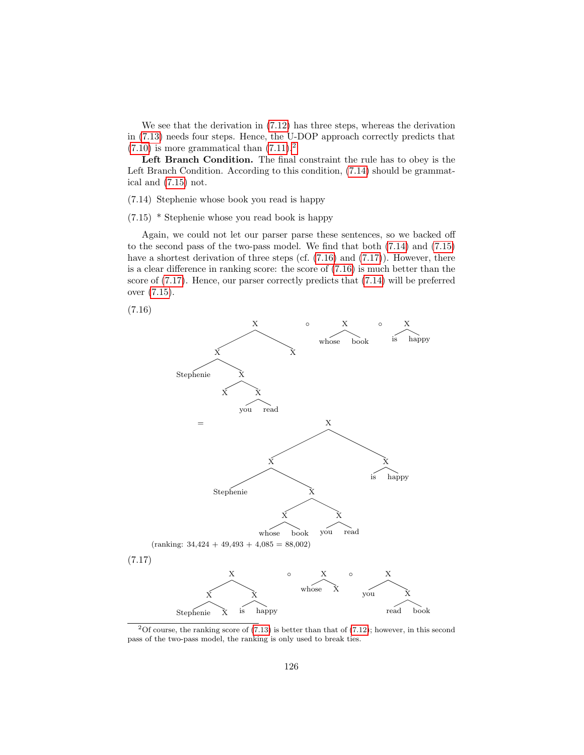We see that the derivation in (7.12) has three steps, whereas the derivation in (7.13) needs four steps. Hence, the U-DOP approach correctly predicts that (7.10) is more grammatical than (7.11).[2]

**Left Branch Condition.** The final constraint the rule has to obey is the Left Branch Condition. According to this condition, (7.14) should be grammatical and (7.15) not.

(7.14) Stephenie whose book you read is happy

(7.15) * Stephenie whose you read book is happy

Again, we could not let our parser parse these sentences, so we backed off to the second pass of the two-pass model. We find that both (7.14) and (7.15) have a shortest derivation of three steps (cf. (7.16) and (7.17)). However, there is a clear difference in ranking score: the score of (7.16) is much better than the score of (7.17). Hence, our parser correctly predicts that (7.14) will be preferred over (7.15).

(7.16)

```
[X [X Stephenie [X X [X you read]]] X] ∘ [X whose book] ∘ [X is happy]
= [X [X Stephenie [X [X whose book] [X you read]]] [X is happy]]
```

(ranking: 34,424 + 49,493 + 4,085 = 88,002)

(7.17)

```
[X [X Stephenie X] [X is happy]] ∘ [X whose X] ∘ [X you [X read book]]
```

[2] Of course, the ranking score of (7.13) is better than that of (7.12); however, in this second pass of the two-pass model, the ranking is only used to break ties.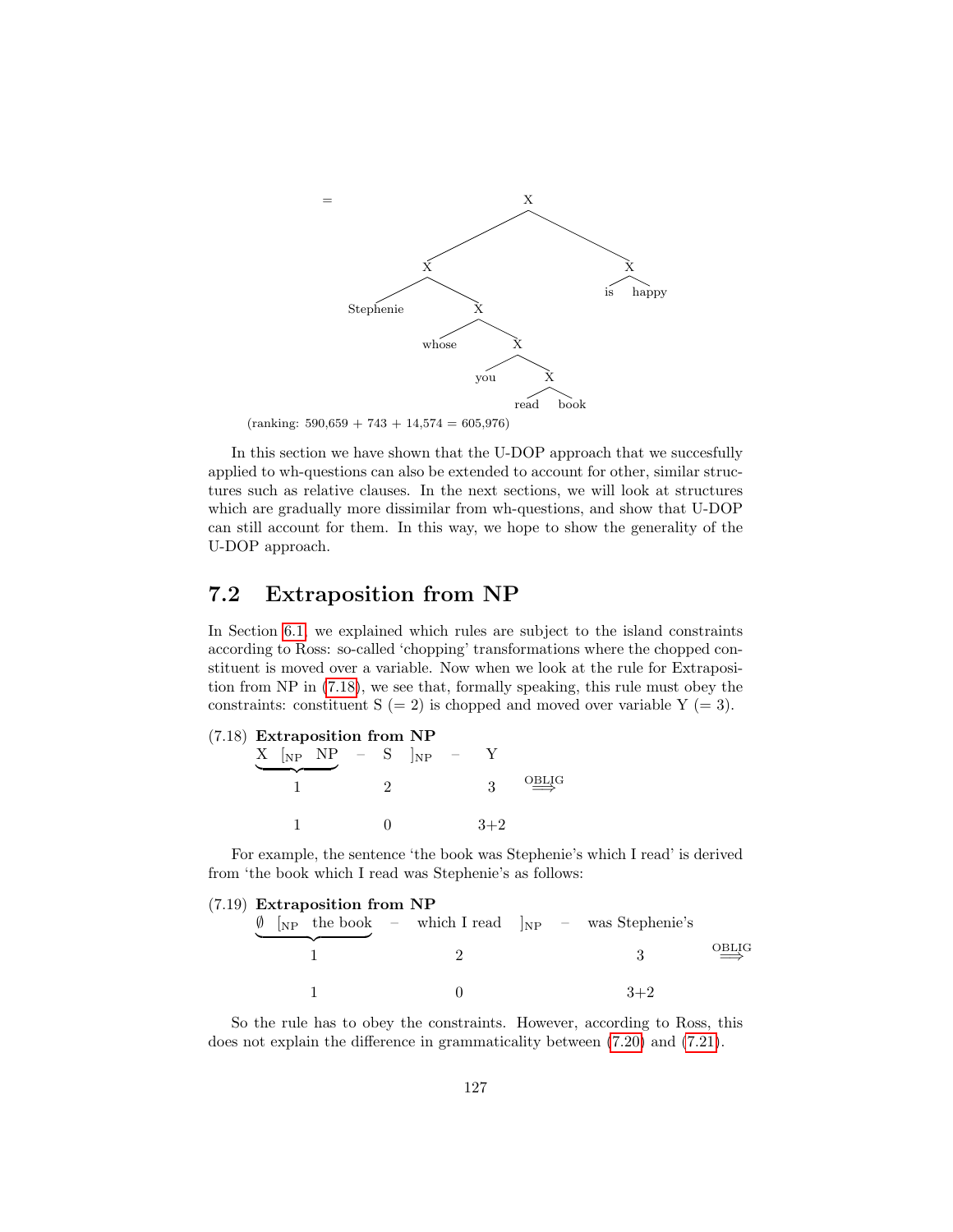=

```
                X
        ________|________
       X                 X
   ____|____           __|__
Stephenie   X         is   happy
        ____|____
     whose       X
             ____|____
           you        X
                    __|__
                  read   book
```

(ranking: 590,659 + 743 + 14,574 = 605,976)

In this section we have shown that the U-DOP approach that we succesfully applied to wh-questions can also be extended to account for other, similar structures such as relative clauses. In the next sections, we will look at structures which are gradually more dissimilar from wh-questions, and show that U-DOP can still account for them. In this way, we hope to show the generality of the U-DOP approach.

## 7.2 Extraposition from NP

In Section 6.1, we explained which rules are subject to the island constraints according to Ross: so-called 'chopping' transformations where the chopped constituent is moved over a variable. Now when we look at the rule for Extraposition from NP in (7.18), we see that, formally speaking, this rule must obey the constraints: constituent S (= 2) is chopped and moved over variable Y (= 3).

(7.18) **Extraposition from NP**

$$\underbrace{\text{X } [_{\text{NP}} \text{ NP}}_{1} \quad - \quad \underset{2}{\text{S}} \quad ]_{\text{NP}} \quad - \quad \underset{3}{\text{Y}} \quad \overset{\text{OBLIG}}{\Longrightarrow}$$

$$1 \qquad\qquad 0 \qquad\qquad 3{+}2$$

For example, the sentence 'the book was Stephenie's which I read' is derived from 'the book which I read was Stephenie's as follows:

(7.19) **Extraposition from NP**

$$\underbrace{\emptyset \ [_{\text{NP}} \text{ the book}}_{1} \quad - \quad \underset{2}{\text{which I read}} \quad ]_{\text{NP}} \quad - \quad \underset{3}{\text{was Stephenie's}} \quad \overset{\text{OBLIG}}{\Longrightarrow}$$

$$1 \qquad\qquad 0 \qquad\qquad 3{+}2$$

So the rule has to obey the constraints. However, according to Ross, this does not explain the difference in grammaticality between (7.20) and (7.21).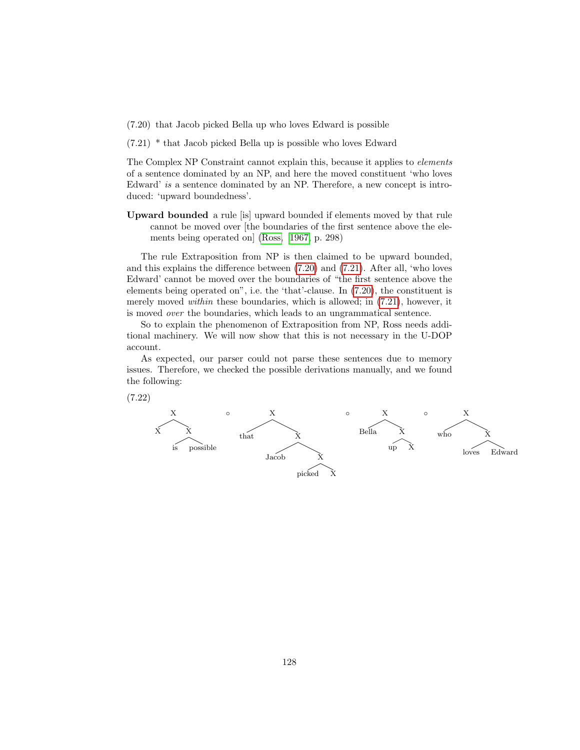(7.20) that Jacob picked Bella up who loves Edward is possible

(7.21) * that Jacob picked Bella up is possible who loves Edward

The Complex NP Constraint cannot explain this, because it applies to *elements* of a sentence dominated by an NP, and here the moved constituent 'who loves Edward' *is* a sentence dominated by an NP. Therefore, a new concept is introduced: 'upward boundedness'.

**Upward bounded** a rule [is] upward bounded if elements moved by that rule cannot be moved over [the boundaries of the first sentence above the elements being operated on] (Ross, 1967, p. 298)

The rule Extraposition from NP is then claimed to be upward bounded, and this explains the difference between (7.20) and (7.21). After all, 'who loves Edward' cannot be moved over the boundaries of "the first sentence above the elements being operated on", i.e. the 'that'-clause. In (7.20), the constituent is merely moved *within* these boundaries, which is allowed; in (7.21), however, it is moved *over* the boundaries, which leads to an ungrammatical sentence.

So to explain the phenomenon of Extraposition from NP, Ross needs additional machinery. We will now show that this is not necessary in the U-DOP account.

As expected, our parser could not parse these sentences due to memory issues. Therefore, we checked the possible derivations manually, and we found the following:

(7.22)

```
[X X [X is possible]] ∘ [X that [X Jacob [X picked X]]] ∘ [X Bella [X up X]] ∘ [X who [X loves Edward]]
```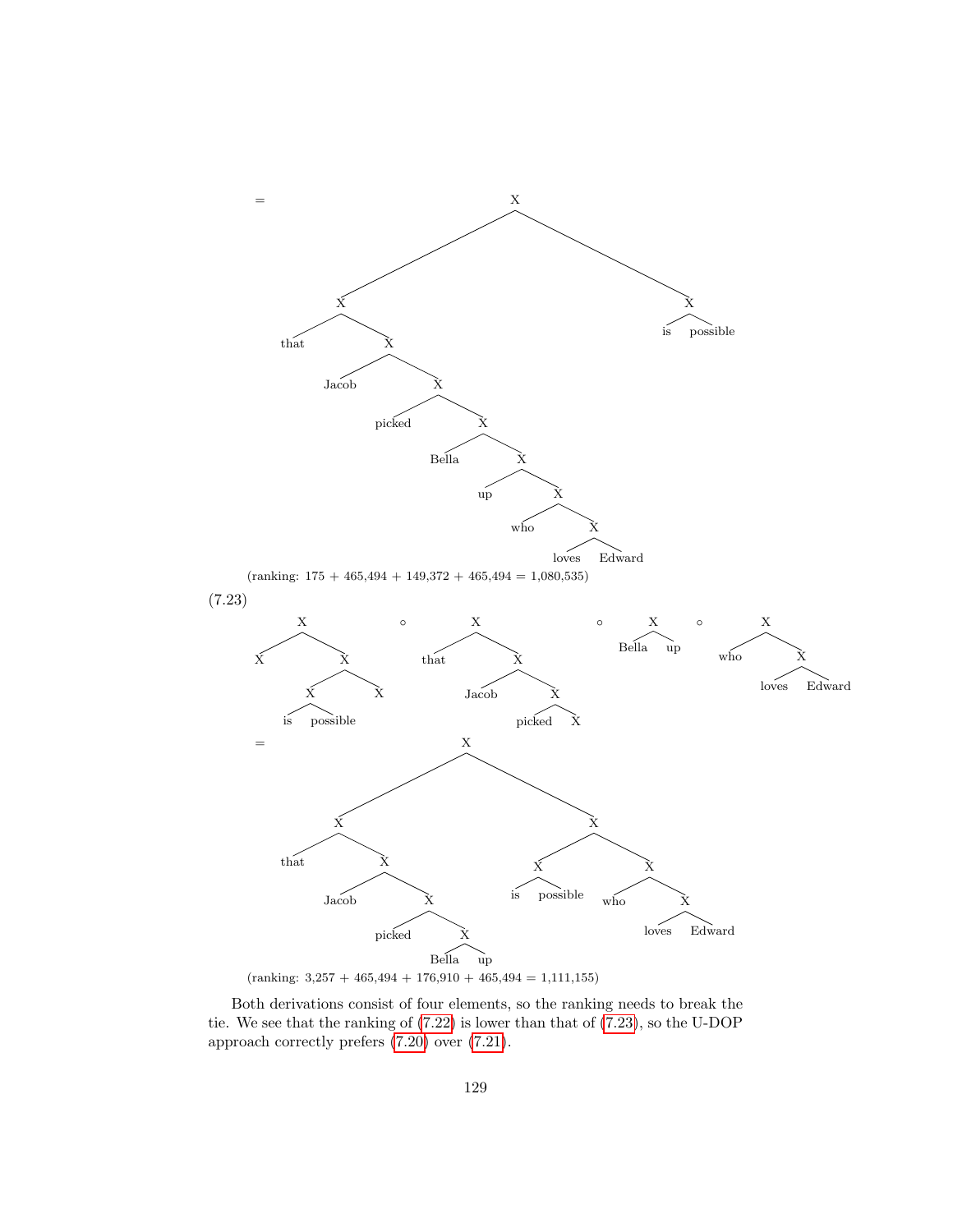= [X [X that [X Jacob [X picked [X Bella [X up [X who [X loves Edward]]]]]]] [X is possible]]

(ranking: 175 + 465,494 + 149,372 + 465,494 = 1,080,535)

(7.23)

[X X [X [X is possible] X]] ∘ [X that [X Jacob [X picked X]]] ∘ [X Bella up] ∘ [X who [X loves Edward]]

= [X [X that [X Jacob [X picked [X Bella up]]]] [X [X is possible] [X who [X loves Edward]]]]

(ranking: 3,257 + 465,494 + 176,910 + 465,494 = 1,111,155)

Both derivations consist of four elements, so the ranking needs to break the tie. We see that the ranking of (7.22) is lower than that of (7.23), so the U-DOP approach correctly prefers (7.20) over (7.21).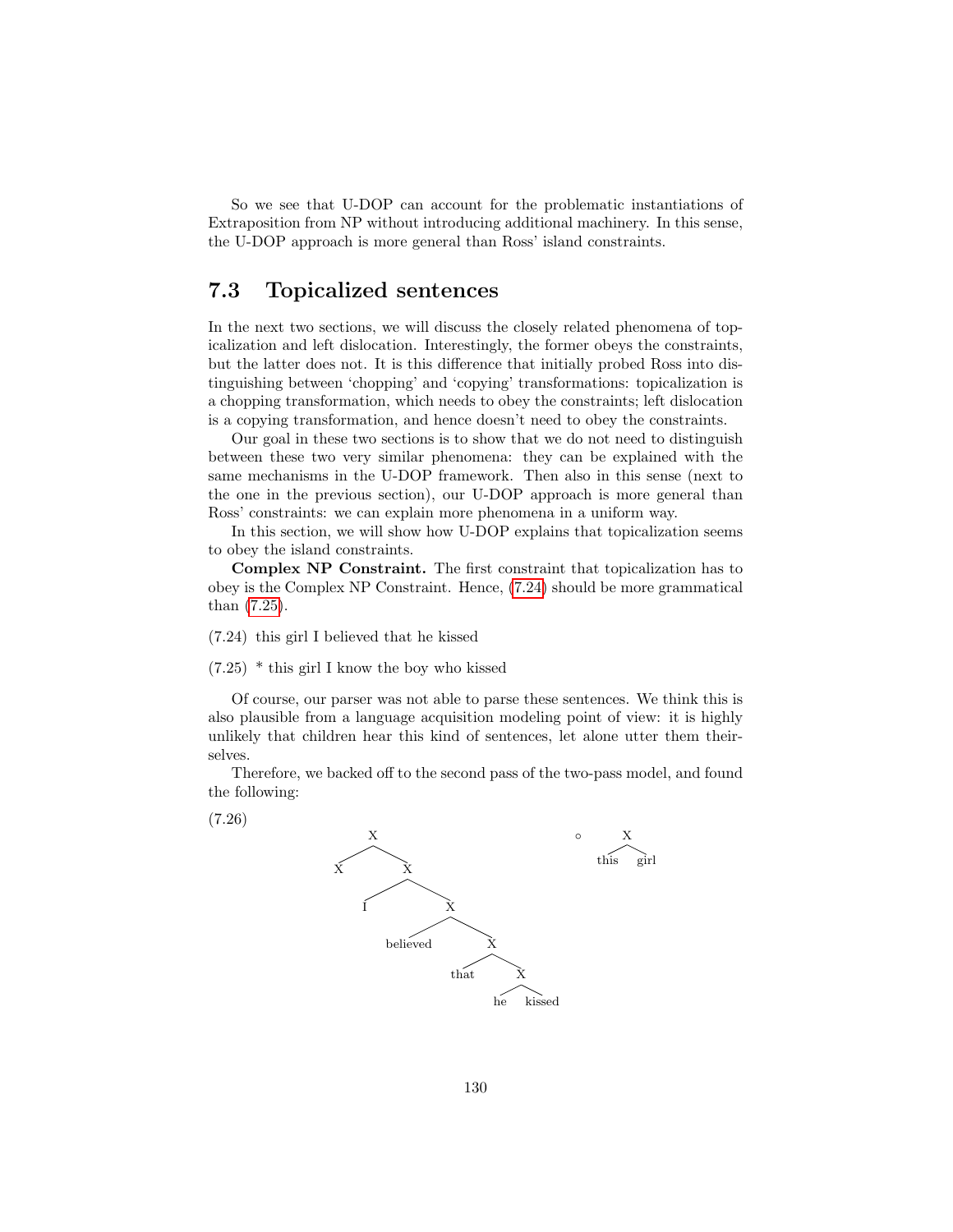So we see that U-DOP can account for the problematic instantiations of Extraposition from NP without introducing additional machinery. In this sense, the U-DOP approach is more general than Ross' island constraints.

## 7.3 Topicalized sentences

In the next two sections, we will discuss the closely related phenomena of topicalization and left dislocation. Interestingly, the former obeys the constraints, but the latter does not. It is this difference that initially probed Ross into distinguishing between 'chopping' and 'copying' transformations: topicalization is a chopping transformation, which needs to obey the constraints; left dislocation is a copying transformation, and hence doesn't need to obey the constraints.

Our goal in these two sections is to show that we do not need to distinguish between these two very similar phenomena: they can be explained with the same mechanisms in the U-DOP framework. Then also in this sense (next to the one in the previous section), our U-DOP approach is more general than Ross' constraints: we can explain more phenomena in a uniform way.

In this section, we will show how U-DOP explains that topicalization seems to obey the island constraints.

**Complex NP Constraint.** The first constraint that topicalization has to obey is the Complex NP Constraint. Hence, (7.24) should be more grammatical than (7.25).

(7.24) this girl I believed that he kissed

(7.25) * this girl I know the boy who kissed

Of course, our parser was not able to parse these sentences. We think this is also plausible from a language acquisition modeling point of view: it is highly unlikely that children hear this kind of sentences, let alone utter them theirselves.

Therefore, we backed off to the second pass of the two-pass model, and found the following:

(7.26)

```
[X [X ] [X I [X believed [X that [X he kissed]]]]]   ∘   [X this girl]
```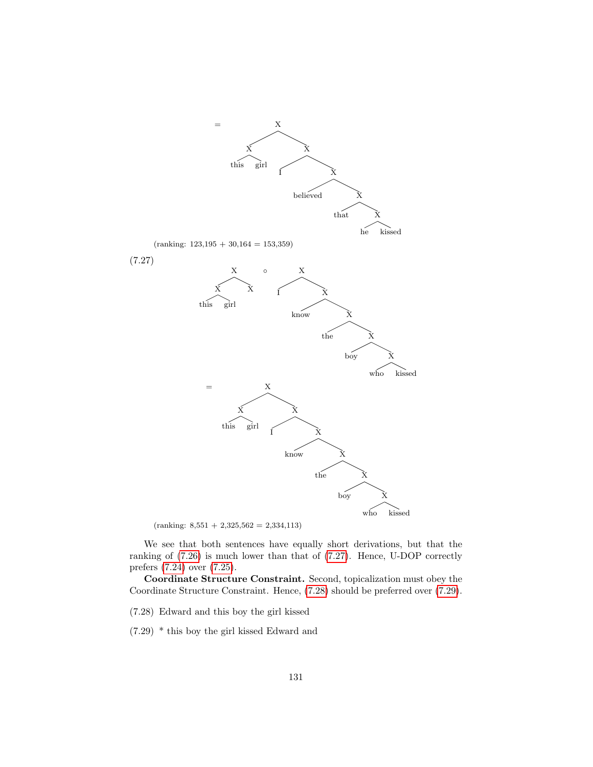=

```
            X
         /     \
        X       X
       / \     / \
    this girl I   X
                 / \
          believed  X
                   / \
                that  X
                     / \
                    he kissed
```

(ranking: 123,195 + 30,164 = 153,359)

(7.27)

```
       X        ∘        X
      / \               / \
     X   X             I   X
    / \                   / \
 this girl             know  X
                            / \
                          the  X
                              / \
                            boy  X
                                / \
                              who kissed
```

=

```
            X
         /     \
        X       X
       / \     / \
    this girl I   X
                 / \
              know  X
                   / \
                 the  X
                     / \
                   boy  X
                       / \
                     who kissed
```

(ranking: 8,551 + 2,325,562 = 2,334,113)

We see that both sentences have equally short derivations, but that the ranking of (7.26) is much lower than that of (7.27). Hence, U-DOP correctly prefers (7.24) over (7.25).

**Coordinate Structure Constraint.** Second, topicalization must obey the Coordinate Structure Constraint. Hence, (7.28) should be preferred over (7.29).

(7.28) Edward and this boy the girl kissed

(7.29) * this boy the girl kissed Edward and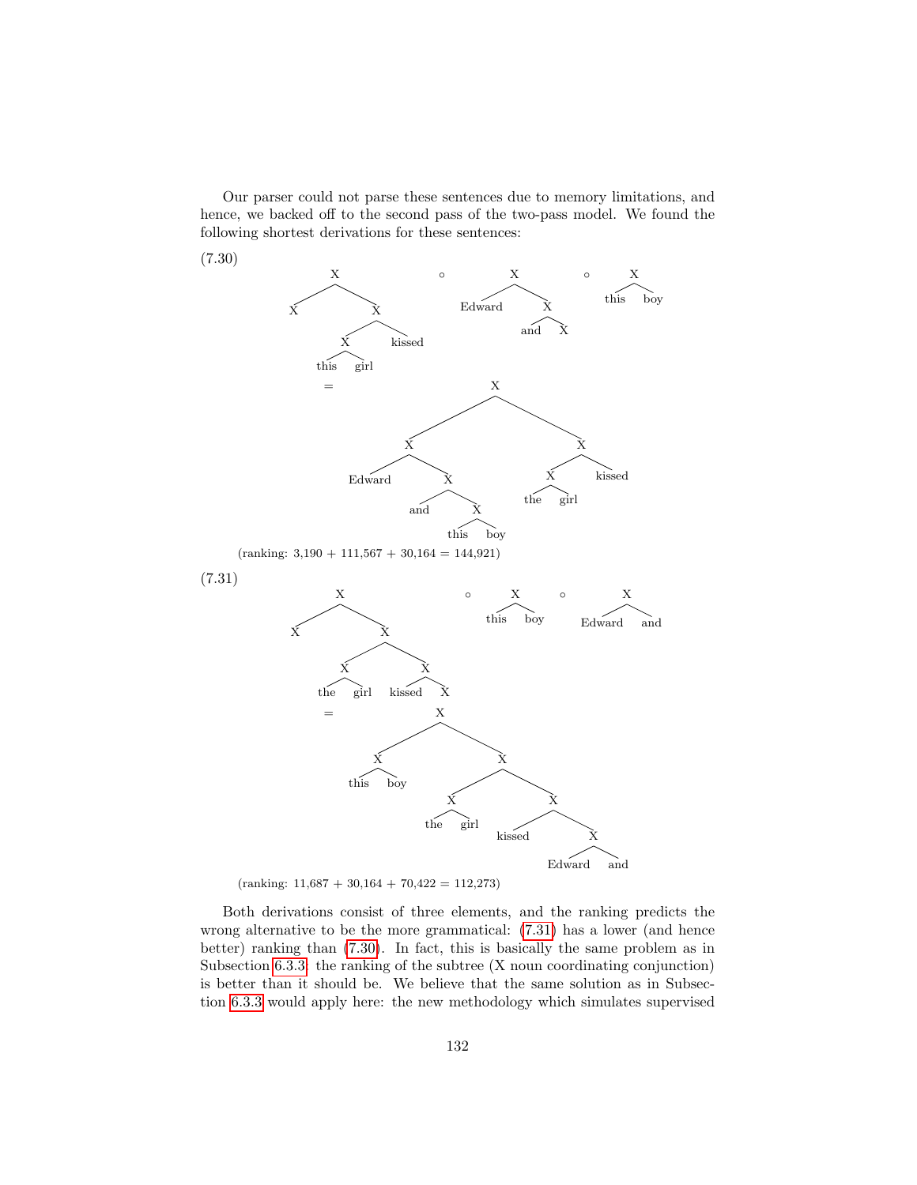Our parser could not parse these sentences due to memory limitations, and hence, we backed off to the second pass of the two-pass model. We found the following shortest derivations for these sentences:

(7.30)

```
        X                        X                 X
       / \           ∘          / \        ∘      / \
      X   X                Edward  X            this boy
         / \                      / \
        X   kissed              and  X
       / \
    this girl

=                    X
                   /   \
                  X     X
                 / \   / \
           Edward   X X   kissed
                   / \ / \
                and  X the girl
                    / \
                 this boy
```

(ranking: 3,190 + 111,567 + 30,164 = 144,921)

(7.31)

```
        X                       X               X
       / \           ∘         / \      ∘      / \
      X   X                 this boy      Edward and
         / \
        X   X
       / \ / \
    the girl kissed X

=                X
               /   \
              X     X
             / \   / \
          this boy X   X
                  / \  / \
               the girl kissed X
                               / \
                          Edward and
```

(ranking: 11,687 + 30,164 + 70,422 = 112,273)

Both derivations consist of three elements, and the ranking predicts the wrong alternative to be the more grammatical: (7.31) has a lower (and hence better) ranking than (7.30). In fact, this is basically the same problem as in Subsection 6.3.3: the ranking of the subtree (X noun coordinating conjunction) is better than it should be. We believe that the same solution as in Subsection 6.3.3 would apply here: the new methodology which simulates supervised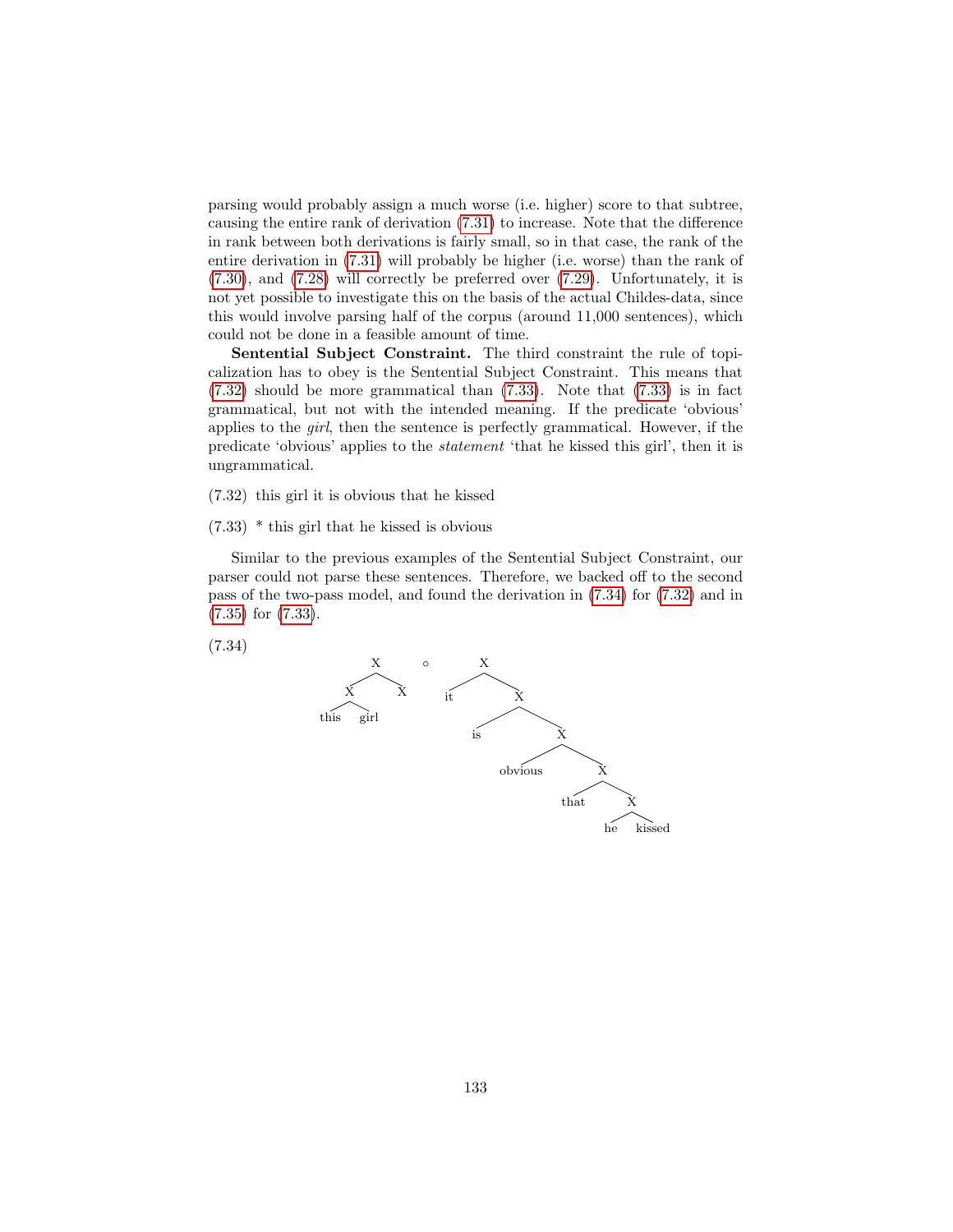parsing would probably assign a much worse (i.e. higher) score to that subtree, causing the entire rank of derivation (7.31) to increase. Note that the difference in rank between both derivations is fairly small, so in that case, the rank of the entire derivation in (7.31) will probably be higher (i.e. worse) than the rank of (7.30), and (7.28) will correctly be preferred over (7.29). Unfortunately, it is not yet possible to investigate this on the basis of the actual Childes-data, since this would involve parsing half of the corpus (around 11,000 sentences), which could not be done in a feasible amount of time.

**Sentential Subject Constraint.** The third constraint the rule of topicalization has to obey is the Sentential Subject Constraint. This means that (7.32) should be more grammatical than (7.33). Note that (7.33) is in fact grammatical, but not with the intended meaning. If the predicate 'obvious' applies to the *girl*, then the sentence is perfectly grammatical. However, if the predicate 'obvious' applies to the *statement* 'that he kissed this girl', then it is ungrammatical.

(7.32) this girl it is obvious that he kissed

(7.33) * this girl that he kissed is obvious

Similar to the previous examples of the Sentential Subject Constraint, our parser could not parse these sentences. Therefore, we backed off to the second pass of the two-pass model, and found the derivation in (7.34) for (7.32) and in (7.35) for (7.33).

(7.34)

```
        X          ∘      X
       / \               / \
      X   X            it   X
     / \                   / \
  this  girl             is   X
                             / \
                      obvious   X
                               / \
                           that   X
                                 / \
                               he   kissed
```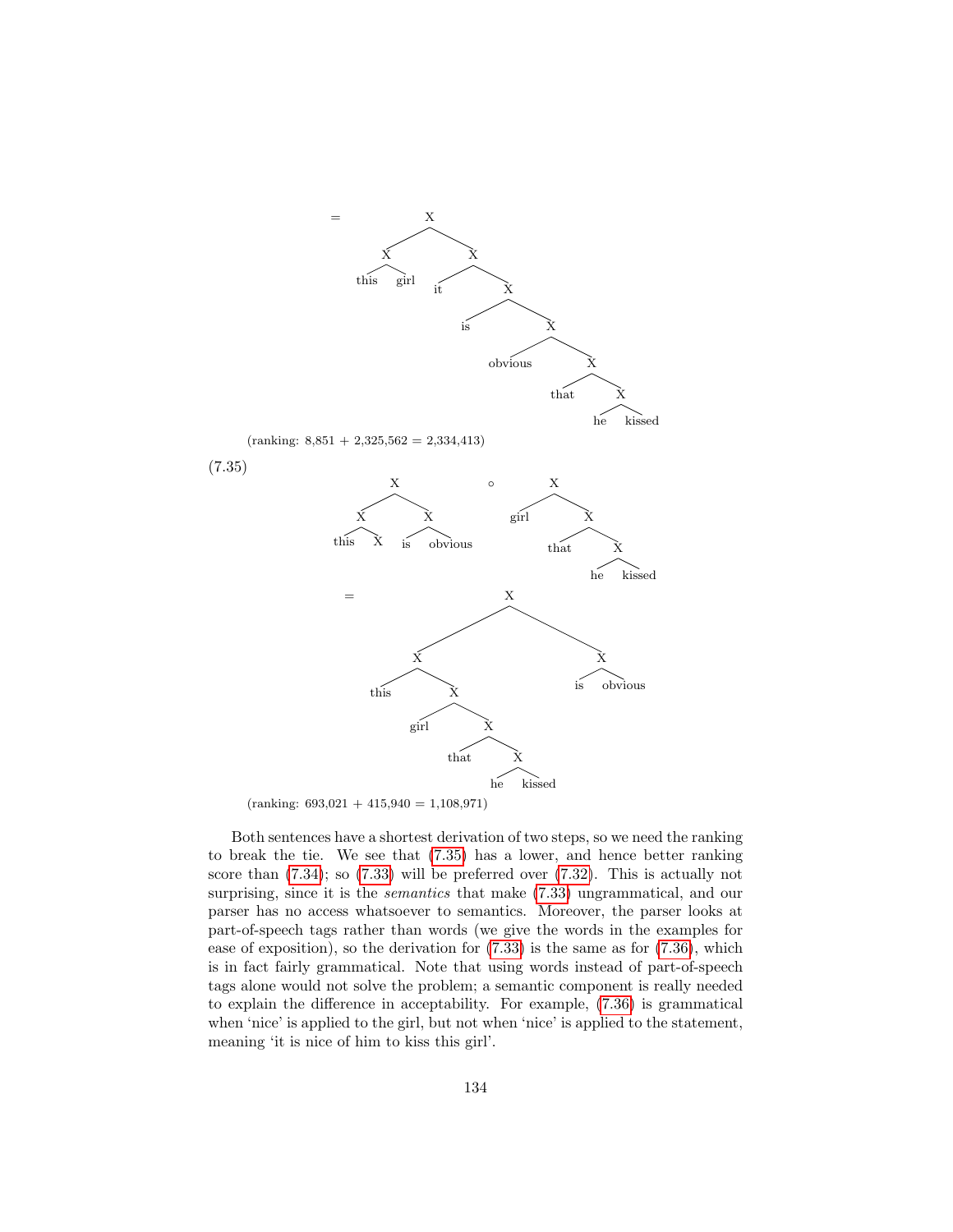```
=           X
          /   \
         X     X
        / \   / \
     this girl it  X
                  / \
                 is  X
                    / \
              obvious  X
                      / \
                   that  X
                        / \
                       he kissed
```

(ranking: 8,851 + 2,325,562 = 2,334,413)

(7.35)

```
        X                      X
      /   \                   / \
     X     X              girl   X
    / \   / \                   / \
 this  X is obvious         that   X
                                  / \
                                 he kissed
```

$\circ$

```
=                 X
              /       \
             X         X
            / \       / \
        this   X     is obvious
              / \
          girl   X
                / \
            that   X
                  / \
                 he kissed
```

(ranking: 693,021 + 415,940 = 1,108,971)

Both sentences have a shortest derivation of two steps, so we need the ranking to break the tie. We see that (7.35) has a lower, and hence better ranking score than (7.34); so (7.33) will be preferred over (7.32). This is actually not surprising, since it is the *semantics* that make (7.33) ungrammatical, and our parser has no access whatsoever to semantics. Moreover, the parser looks at part-of-speech tags rather than words (we give the words in the examples for ease of exposition), so the derivation for (7.33) is the same as for (7.36), which is in fact fairly grammatical. Note that using words instead of part-of-speech tags alone would not solve the problem; a semantic component is really needed to explain the difference in acceptability. For example, (7.36) is grammatical when 'nice' is applied to the girl, but not when 'nice' is applied to the statement, meaning 'it is nice of him to kiss this girl'.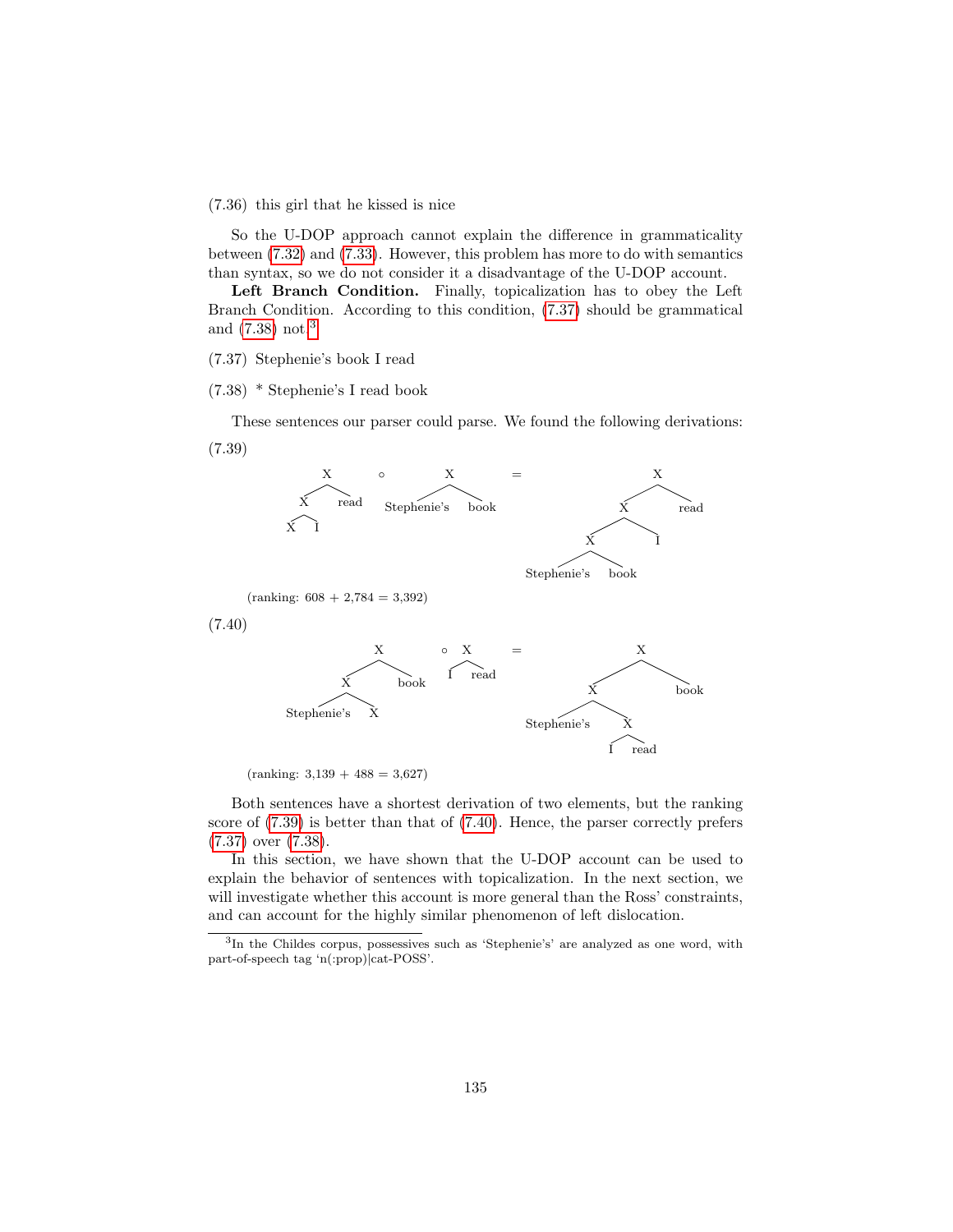(7.36) this girl that he kissed is nice

So the U-DOP approach cannot explain the difference in grammaticality between (7.32) and (7.33). However, this problem has more to do with semantics than syntax, so we do not consider it a disadvantage of the U-DOP account.

**Left Branch Condition.** Finally, topicalization has to obey the Left Branch Condition. According to this condition, (7.37) should be grammatical and (7.38) not.[3]

(7.37) Stephenie's book I read

(7.38) * Stephenie's I read book

These sentences our parser could parse. We found the following derivations:

(7.39)

```
        X                      X                       X
       / \          o         / \           =         / \
      X   read       Stephenie's book                X   read
     / \                                            / \
    X   I                                          X   I
                                                  / \
                                         Stephenie's book
```

(ranking: 608 + 2,784 = 3,392)

(7.40)

```
             X            X                          X
            / \     o    / \         =              / \
           X   book     I   read                   X   book
          / \                                     / \
Stephenie's  X                           Stephenie's  X
                                                     / \
                                                    I   read
```

(ranking: 3,139 + 488 = 3,627)

Both sentences have a shortest derivation of two elements, but the ranking score of (7.39) is better than that of (7.40). Hence, the parser correctly prefers (7.37) over (7.38).

In this section, we have shown that the U-DOP account can be used to explain the behavior of sentences with topicalization. In the next section, we will investigate whether this account is more general than the Ross' constraints, and can account for the highly similar phenomenon of left dislocation.

[3] In the Childes corpus, possessives such as 'Stephenie's' are analyzed as one word, with part-of-speech tag 'n(:prop)|cat-POSS'.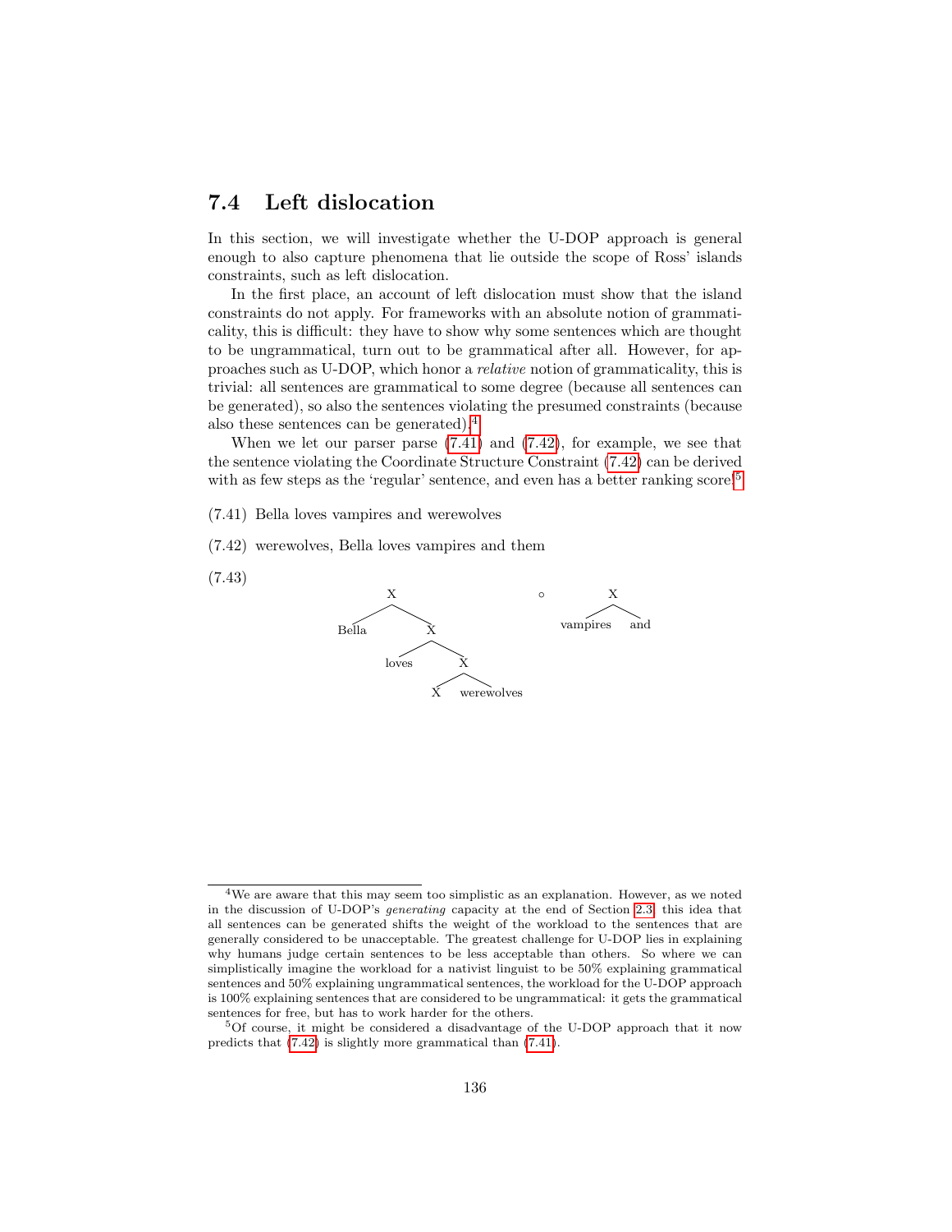## 7.4 Left dislocation

In this section, we will investigate whether the U-DOP approach is general enough to also capture phenomena that lie outside the scope of Ross' islands constraints, such as left dislocation.

In the first place, an account of left dislocation must show that the island constraints do not apply. For frameworks with an absolute notion of grammaticality, this is difficult: they have to show why some sentences which are thought to be ungrammatical, turn out to be grammatical after all. However, for approaches such as U-DOP, which honor a *relative* notion of grammaticality, this is trivial: all sentences are grammatical to some degree (because all sentences can be generated), so also the sentences violating the presumed constraints (because also these sentences can be generated).[4]

When we let our parser parse (7.41) and (7.42), for example, we see that the sentence violating the Coordinate Structure Constraint (7.42) can be derived with as few steps as the 'regular' sentence, and even has a better ranking score.[5]

(7.41) Bella loves vampires and werewolves

(7.42) werewolves, Bella loves vampires and them

(7.43)

```
[X Bella [X loves [X X werewolves]]]  ∘  [X vampires and]
```

---

[4]We are aware that this may seem too simplistic as an explanation. However, as we noted in the discussion of U-DOP's *generating* capacity at the end of Section 2.3, this idea that all sentences can be generated shifts the weight of the workload to the sentences that are generally considered to be unacceptable. The greatest challenge for U-DOP lies in explaining why humans judge certain sentences to be less acceptable than others. So where we can simplistically imagine the workload for a nativist linguist to be 50% explaining grammatical sentences and 50% explaining ungrammatical sentences, the workload for the U-DOP approach is 100% explaining sentences that are considered to be ungrammatical: it gets the grammatical sentences for free, but has to work harder for the others.

[5]Of course, it might be considered a disadvantage of the U-DOP approach that it now predicts that (7.42) is slightly more grammatical than (7.41).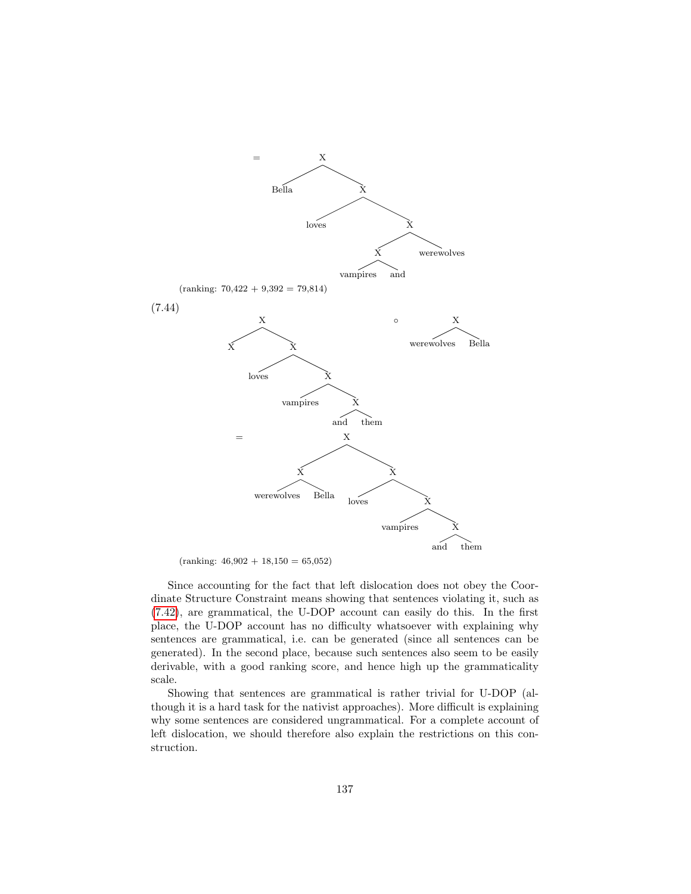= [X Bella [X loves [X [X vampires and] werewolves]]]

(ranking: 70,422 + 9,392 = 79,814)

(7.44)

[X X [X loves [X vampires [X and them]]]] ∘ [X werewolves Bella]

= [X [X werewolves Bella] [X loves [X vampires [X and them]]]]

(ranking: 46,902 + 18,150 = 65,052)

Since accounting for the fact that left dislocation does not obey the Coordinate Structure Constraint means showing that sentences violating it, such as (7.42), are grammatical, the U-DOP account can easily do this. In the first place, the U-DOP account has no difficulty whatsoever with explaining why sentences are grammatical, i.e. can be generated (since all sentences can be generated). In the second place, because such sentences also seem to be easily derivable, with a good ranking score, and hence high up the grammaticality scale.

Showing that sentences are grammatical is rather trivial for U-DOP (although it is a hard task for the nativist approaches). More difficult is explaining why some sentences are considered ungrammatical. For a complete account of left dislocation, we should therefore also explain the restrictions on this construction.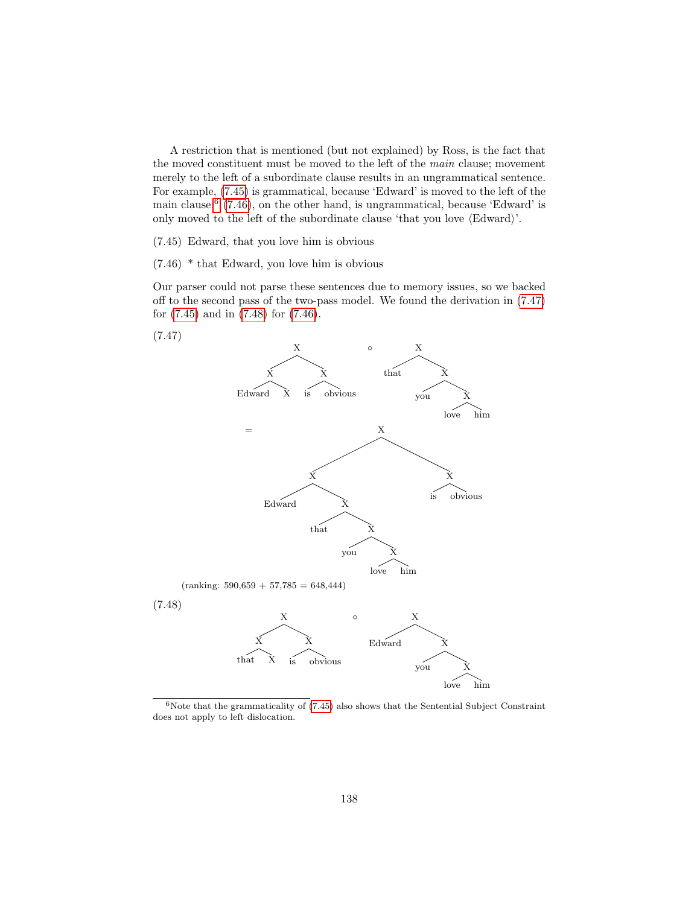A restriction that is mentioned (but not explained) by Ross, is the fact that the moved constituent must be moved to the left of the *main* clause; movement merely to the left of a subordinate clause results in an ungrammatical sentence. For example, (7.45) is grammatical, because 'Edward' is moved to the left of the main clause;[6] (7.46), on the other hand, is ungrammatical, because 'Edward' is only moved to the left of the subordinate clause 'that you love ⟨Edward⟩'.

(7.45) Edward, that you love him is obvious

(7.46) * that Edward, you love him is obvious

Our parser could not parse these sentences due to memory issues, so we backed off to the second pass of the two-pass model. We found the derivation in (7.47) for (7.45) and in (7.48) for (7.46).

(7.47)

```
[X [X Edward X] [X is obvious]]  ∘  [X that [X you [X love him]]]

= [X [X Edward [X that [X you [X love him]]]] [X is obvious]]
```

(ranking: 590,659 + 57,785 = 648,444)

(7.48)

```
[X [X that X] [X is obvious]]  ∘  [X Edward [X you [X love him]]]
```

[6] Note that the grammaticality of (7.45) also shows that the Sentential Subject Constraint does not apply to left dislocation.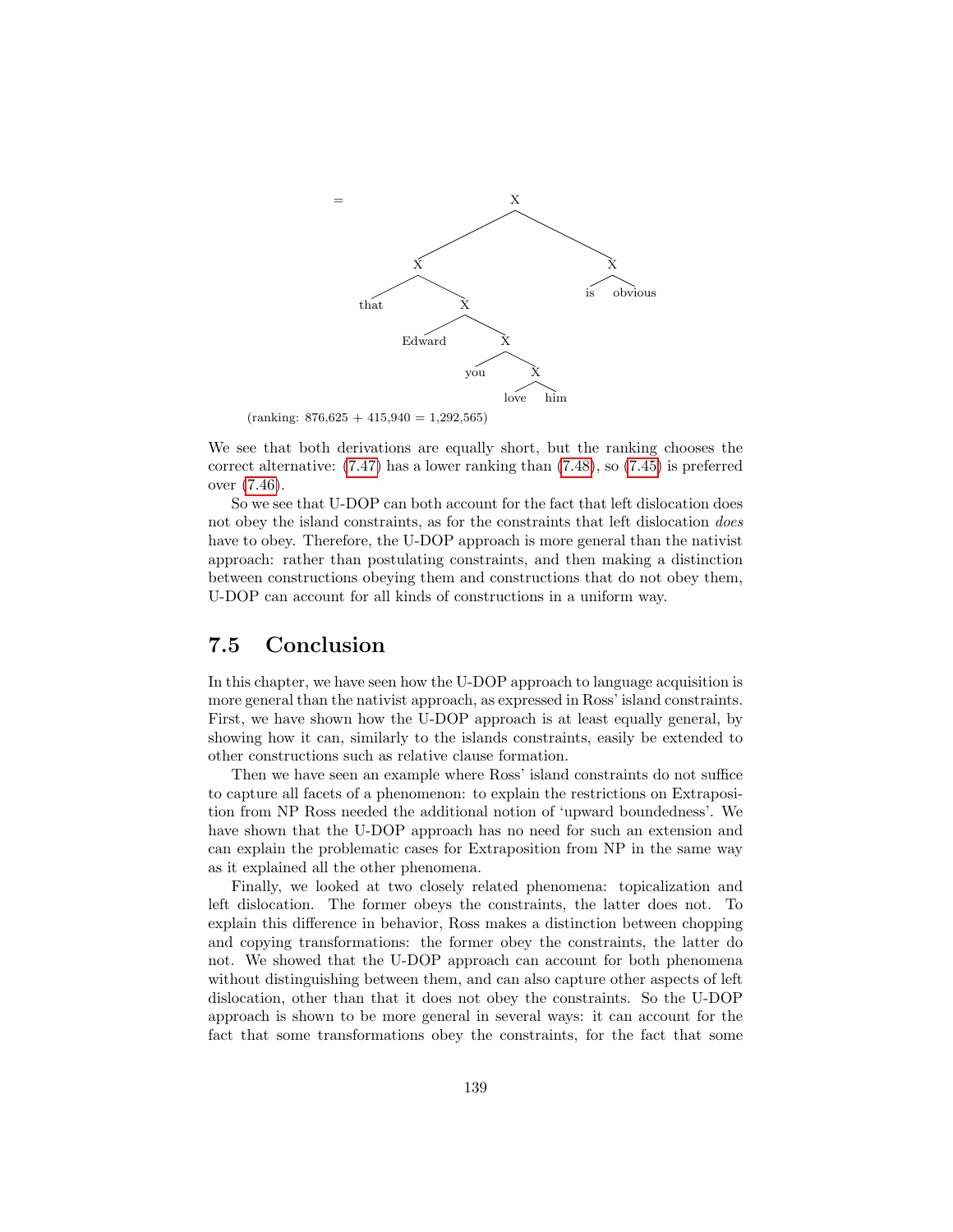= [X [X that [X Edward [X you [X love him]]]] [X is obvious]]

(ranking: 876,625 + 415,940 = 1,292,565)

We see that both derivations are equally short, but the ranking chooses the correct alternative: (7.47) has a lower ranking than (7.48), so (7.45) is preferred over (7.46).

So we see that U-DOP can both account for the fact that left dislocation does not obey the island constraints, as for the constraints that left dislocation *does* have to obey. Therefore, the U-DOP approach is more general than the nativist approach: rather than postulating constraints, and then making a distinction between constructions obeying them and constructions that do not obey them, U-DOP can account for all kinds of constructions in a uniform way.

## 7.5 Conclusion

In this chapter, we have seen how the U-DOP approach to language acquisition is more general than the nativist approach, as expressed in Ross' island constraints. First, we have shown how the U-DOP approach is at least equally general, by showing how it can, similarly to the islands constraints, easily be extended to other constructions such as relative clause formation.

Then we have seen an example where Ross' island constraints do not suffice to capture all facets of a phenomenon: to explain the restrictions on Extraposition from NP Ross needed the additional notion of 'upward boundedness'. We have shown that the U-DOP approach has no need for such an extension and can explain the problematic cases for Extraposition from NP in the same way as it explained all the other phenomena.

Finally, we looked at two closely related phenomena: topicalization and left dislocation. The former obeys the constraints, the latter does not. To explain this difference in behavior, Ross makes a distinction between chopping and copying transformations: the former obey the constraints, the latter do not. We showed that the U-DOP approach can account for both phenomena without distinguishing between them, and can also capture other aspects of left dislocation, other than that it does not obey the constraints. So the U-DOP approach is shown to be more general in several ways: it can account for the fact that some transformations obey the constraints, for the fact that some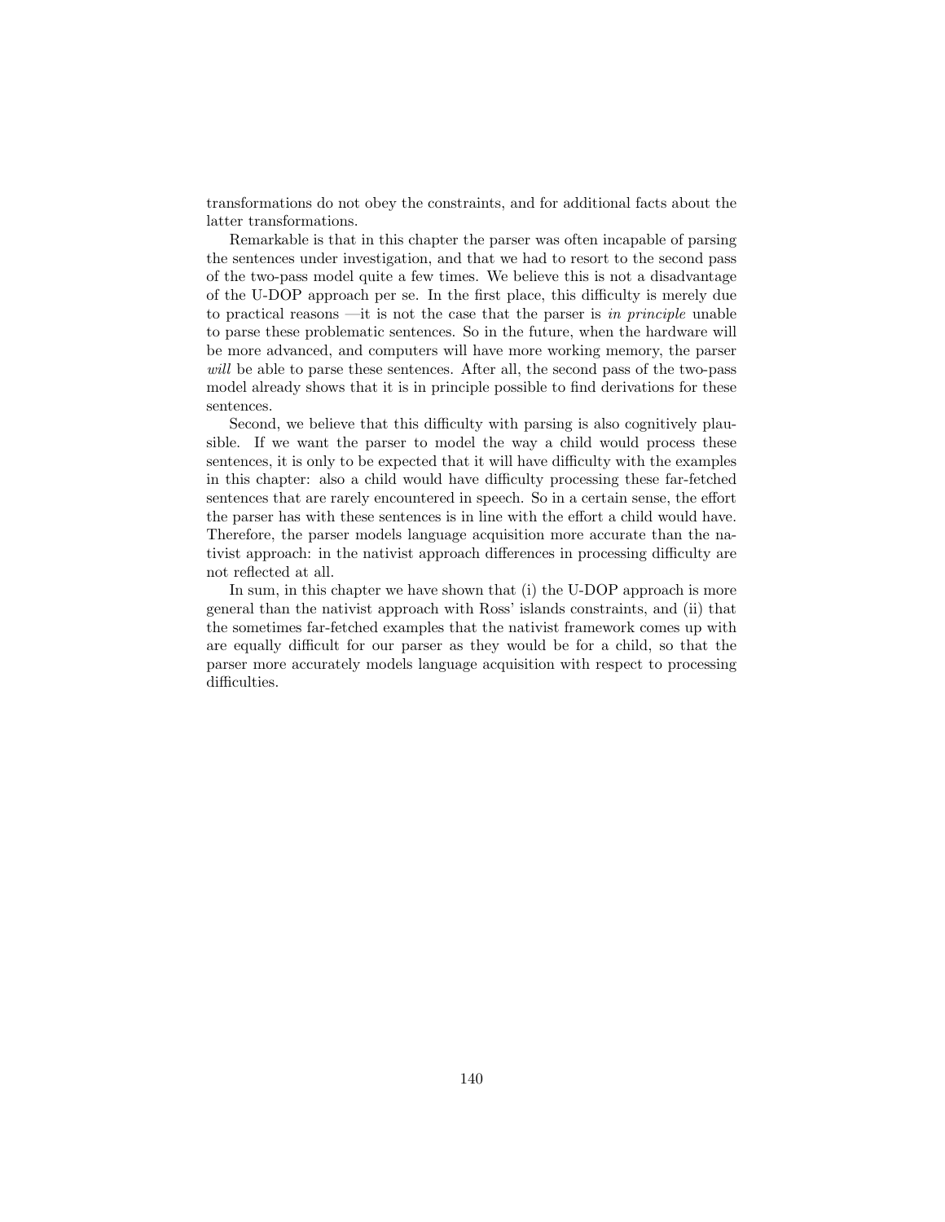transformations do not obey the constraints, and for additional facts about the latter transformations.

Remarkable is that in this chapter the parser was often incapable of parsing the sentences under investigation, and that we had to resort to the second pass of the two-pass model quite a few times. We believe this is not a disadvantage of the U-DOP approach per se. In the first place, this difficulty is merely due to practical reasons —it is not the case that the parser is *in principle* unable to parse these problematic sentences. So in the future, when the hardware will be more advanced, and computers will have more working memory, the parser *will* be able to parse these sentences. After all, the second pass of the two-pass model already shows that it is in principle possible to find derivations for these sentences.

Second, we believe that this difficulty with parsing is also cognitively plausible. If we want the parser to model the way a child would process these sentences, it is only to be expected that it will have difficulty with the examples in this chapter: also a child would have difficulty processing these far-fetched sentences that are rarely encountered in speech. So in a certain sense, the effort the parser has with these sentences is in line with the effort a child would have. Therefore, the parser models language acquisition more accurate than the nativist approach: in the nativist approach differences in processing difficulty are not reflected at all.

In sum, in this chapter we have shown that (i) the U-DOP approach is more general than the nativist approach with Ross' islands constraints, and (ii) that the sometimes far-fetched examples that the nativist framework comes up with are equally difficult for our parser as they would be for a child, so that the parser more accurately models language acquisition with respect to processing difficulties.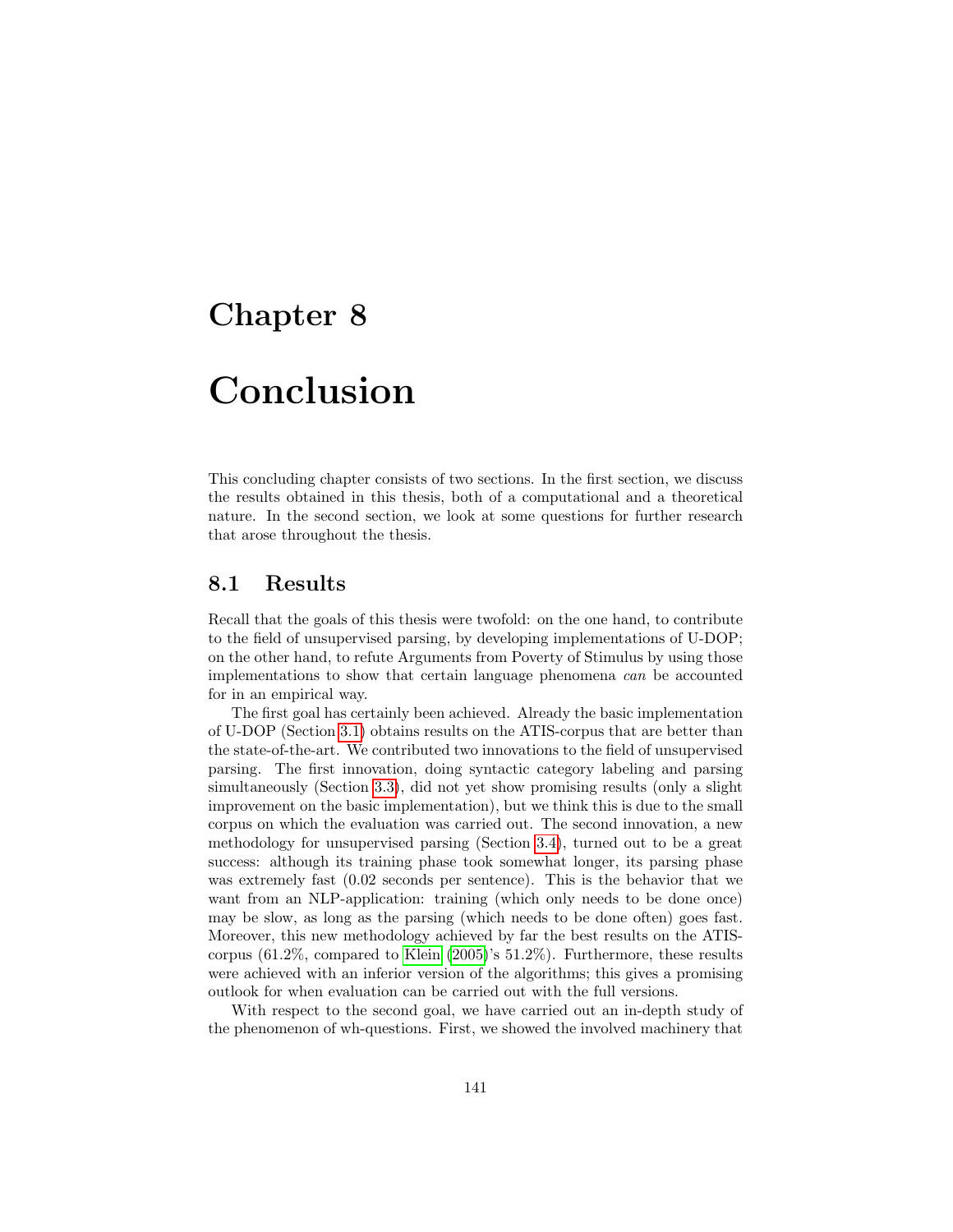# Chapter 8

# Conclusion

This concluding chapter consists of two sections. In the first section, we discuss the results obtained in this thesis, both of a computational and a theoretical nature. In the second section, we look at some questions for further research that arose throughout the thesis.

## 8.1 Results

Recall that the goals of this thesis were twofold: on the one hand, to contribute to the field of unsupervised parsing, by developing implementations of U-DOP; on the other hand, to refute Arguments from Poverty of Stimulus by using those implementations to show that certain language phenomena *can* be accounted for in an empirical way.

The first goal has certainly been achieved. Already the basic implementation of U-DOP (Section 3.1) obtains results on the ATIS-corpus that are better than the state-of-the-art. We contributed two innovations to the field of unsupervised parsing. The first innovation, doing syntactic category labeling and parsing simultaneously (Section 3.3), did not yet show promising results (only a slight improvement on the basic implementation), but we think this is due to the small corpus on which the evaluation was carried out. The second innovation, a new methodology for unsupervised parsing (Section 3.4), turned out to be a great success: although its training phase took somewhat longer, its parsing phase was extremely fast (0.02 seconds per sentence). This is the behavior that we want from an NLP-application: training (which only needs to be done once) may be slow, as long as the parsing (which needs to be done often) goes fast. Moreover, this new methodology achieved by far the best results on the ATIS-corpus (61.2%, compared to Klein (2005)'s 51.2%). Furthermore, these results were achieved with an inferior version of the algorithms; this gives a promising outlook for when evaluation can be carried out with the full versions.

With respect to the second goal, we have carried out an in-depth study of the phenomenon of wh-questions. First, we showed the involved machinery that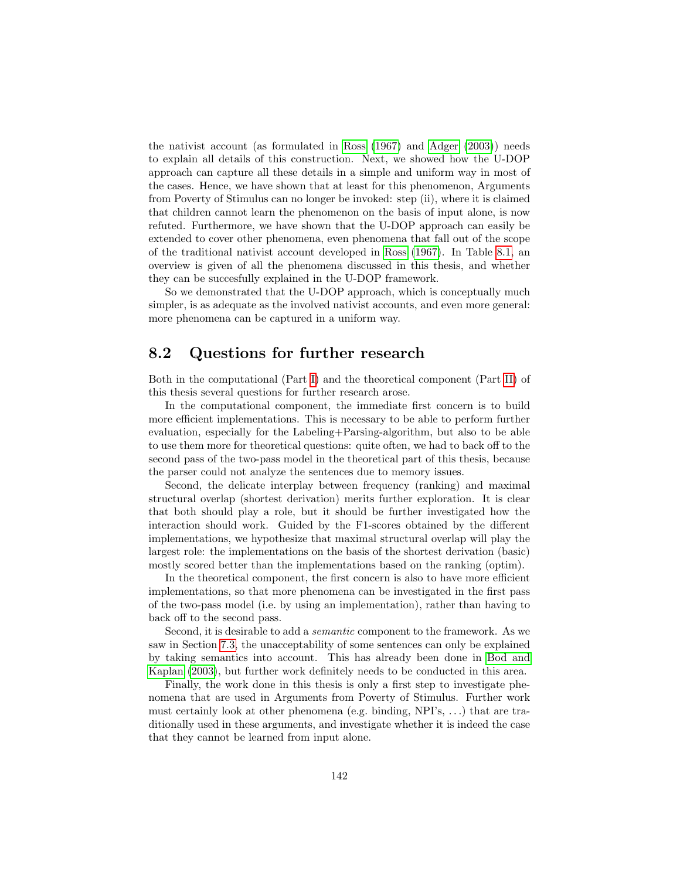the nativist account (as formulated in Ross (1967) and Adger (2003)) needs to explain all details of this construction. Next, we showed how the U-DOP approach can capture all these details in a simple and uniform way in most of the cases. Hence, we have shown that at least for this phenomenon, Arguments from Poverty of Stimulus can no longer be invoked: step (ii), where it is claimed that children cannot learn the phenomenon on the basis of input alone, is now refuted. Furthermore, we have shown that the U-DOP approach can easily be extended to cover other phenomena, even phenomena that fall out of the scope of the traditional nativist account developed in Ross (1967). In Table 8.1, an overview is given of all the phenomena discussed in this thesis, and whether they can be succesfully explained in the U-DOP framework.

So we demonstrated that the U-DOP approach, which is conceptually much simpler, is as adequate as the involved nativist accounts, and even more general: more phenomena can be captured in a uniform way.

## 8.2 Questions for further research

Both in the computational (Part I) and the theoretical component (Part II) of this thesis several questions for further research arose.

In the computational component, the immediate first concern is to build more efficient implementations. This is necessary to be able to perform further evaluation, especially for the Labeling+Parsing-algorithm, but also to be able to use them more for theoretical questions: quite often, we had to back off to the second pass of the two-pass model in the theoretical part of this thesis, because the parser could not analyze the sentences due to memory issues.

Second, the delicate interplay between frequency (ranking) and maximal structural overlap (shortest derivation) merits further exploration. It is clear that both should play a role, but it should be further investigated how the interaction should work. Guided by the F1-scores obtained by the different implementations, we hypothesize that maximal structural overlap will play the largest role: the implementations on the basis of the shortest derivation (basic) mostly scored better than the implementations based on the ranking (optim).

In the theoretical component, the first concern is also to have more efficient implementations, so that more phenomena can be investigated in the first pass of the two-pass model (i.e. by using an implementation), rather than having to back off to the second pass.

Second, it is desirable to add a *semantic* component to the framework. As we saw in Section 7.3, the unacceptability of some sentences can only be explained by taking semantics into account. This has already been done in Bod and Kaplan (2003), but further work definitely needs to be conducted in this area.

Finally, the work done in this thesis is only a first step to investigate phenomena that are used in Arguments from Poverty of Stimulus. Further work must certainly look at other phenomena (e.g. binding, NPI's, ...) that are traditionally used in these arguments, and investigate whether it is indeed the case that they cannot be learned from input alone.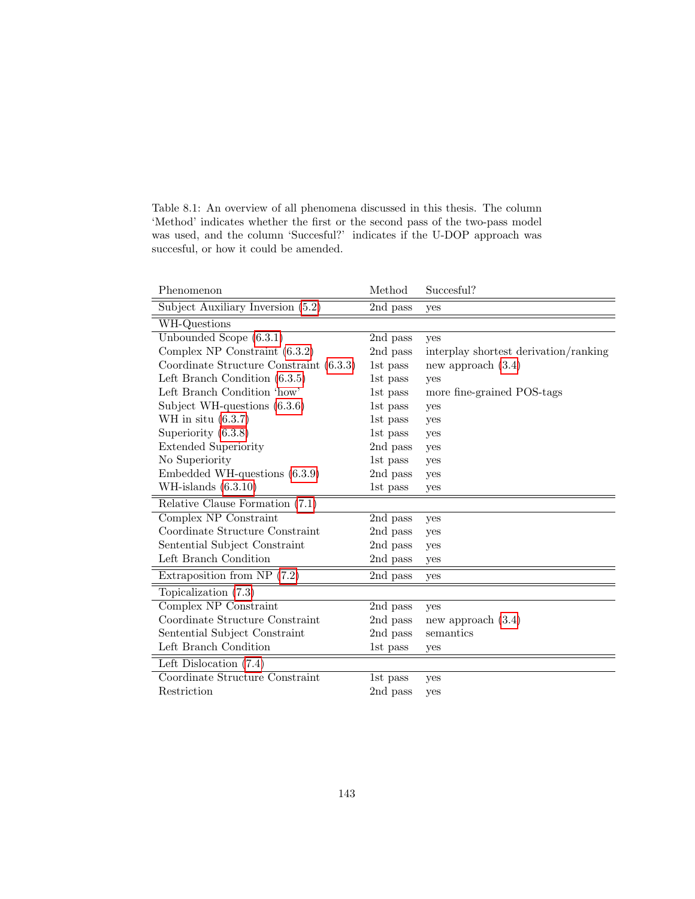Table 8.1: An overview of all phenomena discussed in this thesis. The column 'Method' indicates whether the first or the second pass of the two-pass model was used, and the column 'Succesful?' indicates if the U-DOP approach was succesful, or how it could be amended.

| Phenomenon | Method | Succesful? |
|---|---|---|
| Subject Auxiliary Inversion (5.2) | 2nd pass | yes |
| WH-Questions | | |
| Unbounded Scope (6.3.1) | 2nd pass | yes |
| Complex NP Constraint (6.3.2) | 2nd pass | interplay shortest derivation/ranking |
| Coordinate Structure Constraint (6.3.3) | 1st pass | new approach (3.4) |
| Left Branch Condition (6.3.5) | 1st pass | yes |
| Left Branch Condition 'how' | 1st pass | more fine-grained POS-tags |
| Subject WH-questions (6.3.6) | 1st pass | yes |
| WH in situ (6.3.7) | 1st pass | yes |
| Superiority (6.3.8) | 1st pass | yes |
| Extended Superiority | 2nd pass | yes |
| No Superiority | 1st pass | yes |
| Embedded WH-questions (6.3.9) | 2nd pass | yes |
| WH-islands (6.3.10) | 1st pass | yes |
| Relative Clause Formation (7.1) | | |
| Complex NP Constraint | 2nd pass | yes |
| Coordinate Structure Constraint | 2nd pass | yes |
| Sentential Subject Constraint | 2nd pass | yes |
| Left Branch Condition | 2nd pass | yes |
| Extraposition from NP (7.2) | 2nd pass | yes |
| Topicalization (7.3) | | |
| Complex NP Constraint | 2nd pass | yes |
| Coordinate Structure Constraint | 2nd pass | new approach (3.4) |
| Sentential Subject Constraint | 2nd pass | semantics |
| Left Branch Condition | 1st pass | yes |
| Left Dislocation (7.4) | | |
| Coordinate Structure Constraint | 1st pass | yes |
| Restriction | 2nd pass | yes |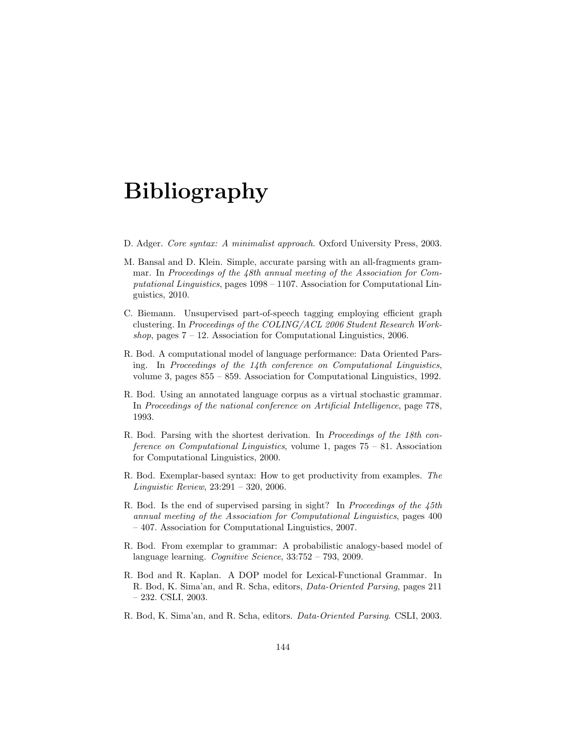# Bibliography

D. Adger. *Core syntax: A minimalist approach*. Oxford University Press, 2003.

M. Bansal and D. Klein. Simple, accurate parsing with an all-fragments grammar. In *Proceedings of the 48th annual meeting of the Association for Computational Linguistics*, pages 1098 – 1107. Association for Computational Linguistics, 2010.

C. Biemann. Unsupervised part-of-speech tagging employing efficient graph clustering. In *Proceedings of the COLING/ACL 2006 Student Research Workshop*, pages 7 – 12. Association for Computational Linguistics, 2006.

R. Bod. A computational model of language performance: Data Oriented Parsing. In *Proceedings of the 14th conference on Computational Linguistics*, volume 3, pages 855 – 859. Association for Computational Linguistics, 1992.

R. Bod. Using an annotated language corpus as a virtual stochastic grammar. In *Proceedings of the national conference on Artificial Intelligence*, page 778, 1993.

R. Bod. Parsing with the shortest derivation. In *Proceedings of the 18th conference on Computational Linguistics*, volume 1, pages 75 – 81. Association for Computational Linguistics, 2000.

R. Bod. Exemplar-based syntax: How to get productivity from examples. *The Linguistic Review*, 23:291 – 320, 2006.

R. Bod. Is the end of supervised parsing in sight? In *Proceedings of the 45th annual meeting of the Association for Computational Linguistics*, pages 400 – 407. Association for Computational Linguistics, 2007.

R. Bod. From exemplar to grammar: A probabilistic analogy-based model of language learning. *Cognitive Science*, 33:752 – 793, 2009.

R. Bod and R. Kaplan. A DOP model for Lexical-Functional Grammar. In R. Bod, K. Sima'an, and R. Scha, editors, *Data-Oriented Parsing*, pages 211 – 232. CSLI, 2003.

R. Bod, K. Sima'an, and R. Scha, editors. *Data-Oriented Parsing*. CSLI, 2003.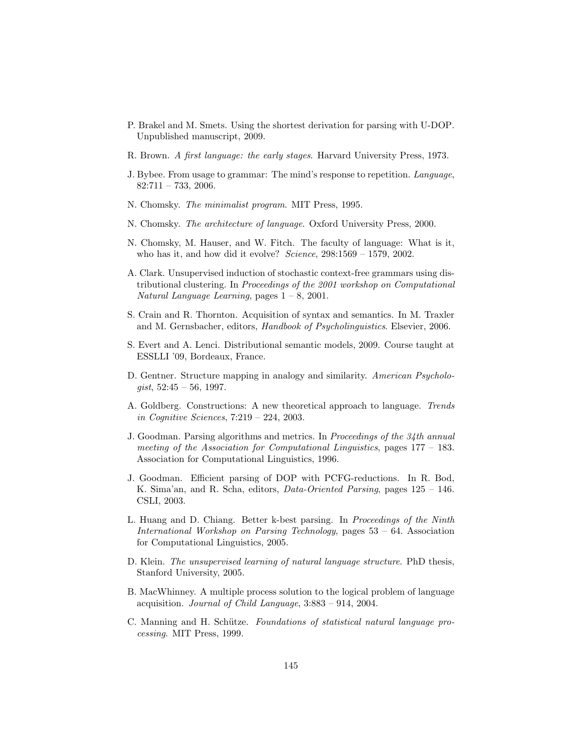P. Brakel and M. Smets. Using the shortest derivation for parsing with U-DOP. Unpublished manuscript, 2009.

R. Brown. *A first language: the early stages*. Harvard University Press, 1973.

J. Bybee. From usage to grammar: The mind's response to repetition. *Language*, 82:711 – 733, 2006.

N. Chomsky. *The minimalist program*. MIT Press, 1995.

N. Chomsky. *The architecture of language*. Oxford University Press, 2000.

N. Chomsky, M. Hauser, and W. Fitch. The faculty of language: What is it, who has it, and how did it evolve? *Science*, 298:1569 – 1579, 2002.

A. Clark. Unsupervised induction of stochastic context-free grammars using distributional clustering. In *Proceedings of the 2001 workshop on Computational Natural Language Learning*, pages 1 – 8, 2001.

S. Crain and R. Thornton. Acquisition of syntax and semantics. In M. Traxler and M. Gernsbacher, editors, *Handbook of Psycholinguistics*. Elsevier, 2006.

S. Evert and A. Lenci. Distributional semantic models, 2009. Course taught at ESSLLI '09, Bordeaux, France.

D. Gentner. Structure mapping in analogy and similarity. *American Psychologist*, 52:45 – 56, 1997.

A. Goldberg. Constructions: A new theoretical approach to language. *Trends in Cognitive Sciences*, 7:219 – 224, 2003.

J. Goodman. Parsing algorithms and metrics. In *Proceedings of the 34th annual meeting of the Association for Computational Linguistics*, pages 177 – 183. Association for Computational Linguistics, 1996.

J. Goodman. Efficient parsing of DOP with PCFG-reductions. In R. Bod, K. Sima'an, and R. Scha, editors, *Data-Oriented Parsing*, pages 125 – 146. CSLI, 2003.

L. Huang and D. Chiang. Better k-best parsing. In *Proceedings of the Ninth International Workshop on Parsing Technology*, pages 53 – 64. Association for Computational Linguistics, 2005.

D. Klein. *The unsupervised learning of natural language structure*. PhD thesis, Stanford University, 2005.

B. MacWhinney. A multiple process solution to the logical problem of language acquisition. *Journal of Child Language*, 3:883 – 914, 2004.

C. Manning and H. Schütze. *Foundations of statistical natural language processing*. MIT Press, 1999.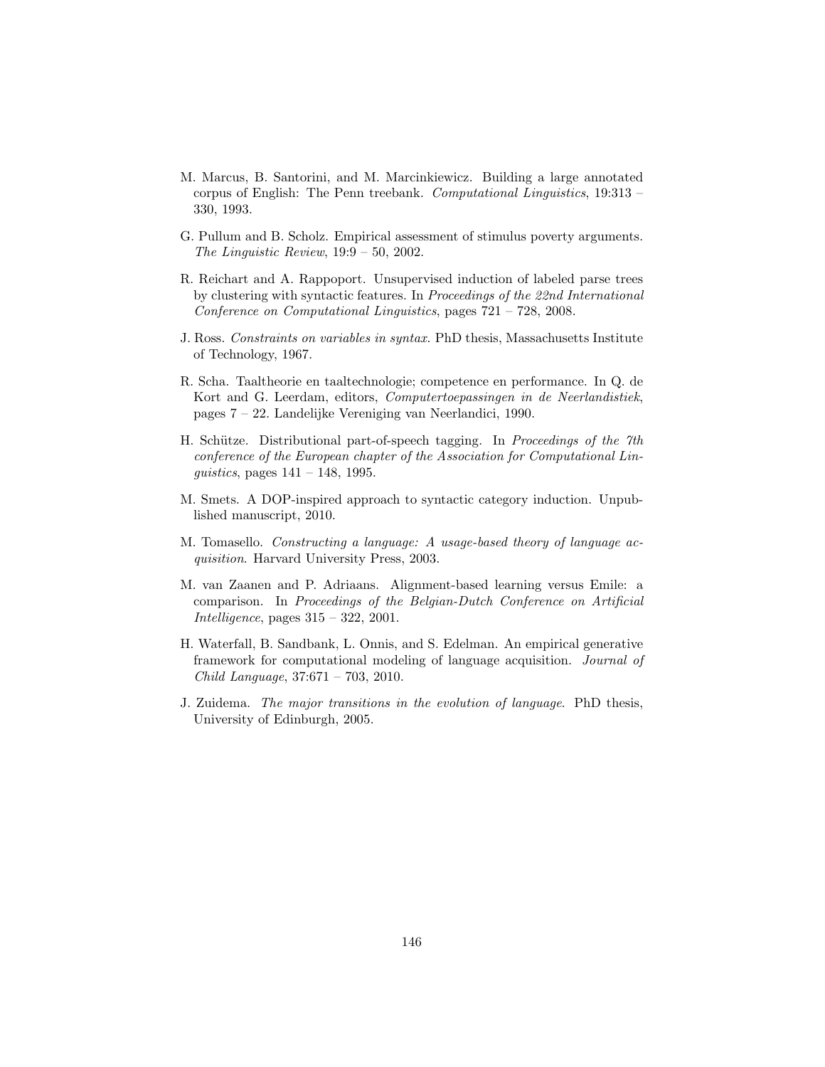M. Marcus, B. Santorini, and M. Marcinkiewicz. Building a large annotated corpus of English: The Penn treebank. *Computational Linguistics*, 19:313 – 330, 1993.

G. Pullum and B. Scholz. Empirical assessment of stimulus poverty arguments. *The Linguistic Review*, 19:9 – 50, 2002.

R. Reichart and A. Rappoport. Unsupervised induction of labeled parse trees by clustering with syntactic features. In *Proceedings of the 22nd International Conference on Computational Linguistics*, pages 721 – 728, 2008.

J. Ross. *Constraints on variables in syntax*. PhD thesis, Massachusetts Institute of Technology, 1967.

R. Scha. Taaltheorie en taaltechnologie; competence en performance. In Q. de Kort and G. Leerdam, editors, *Computertoepassingen in de Neerlandistiek*, pages 7 – 22. Landelijke Vereniging van Neerlandici, 1990.

H. Schütze. Distributional part-of-speech tagging. In *Proceedings of the 7th conference of the European chapter of the Association for Computational Linguistics*, pages 141 – 148, 1995.

M. Smets. A DOP-inspired approach to syntactic category induction. Unpublished manuscript, 2010.

M. Tomasello. *Constructing a language: A usage-based theory of language acquisition*. Harvard University Press, 2003.

M. van Zaanen and P. Adriaans. Alignment-based learning versus Emile: a comparison. In *Proceedings of the Belgian-Dutch Conference on Artificial Intelligence*, pages 315 – 322, 2001.

H. Waterfall, B. Sandbank, L. Onnis, and S. Edelman. An empirical generative framework for computational modeling of language acquisition. *Journal of Child Language*, 37:671 – 703, 2010.

J. Zuidema. *The major transitions in the evolution of language*. PhD thesis, University of Edinburgh, 2005.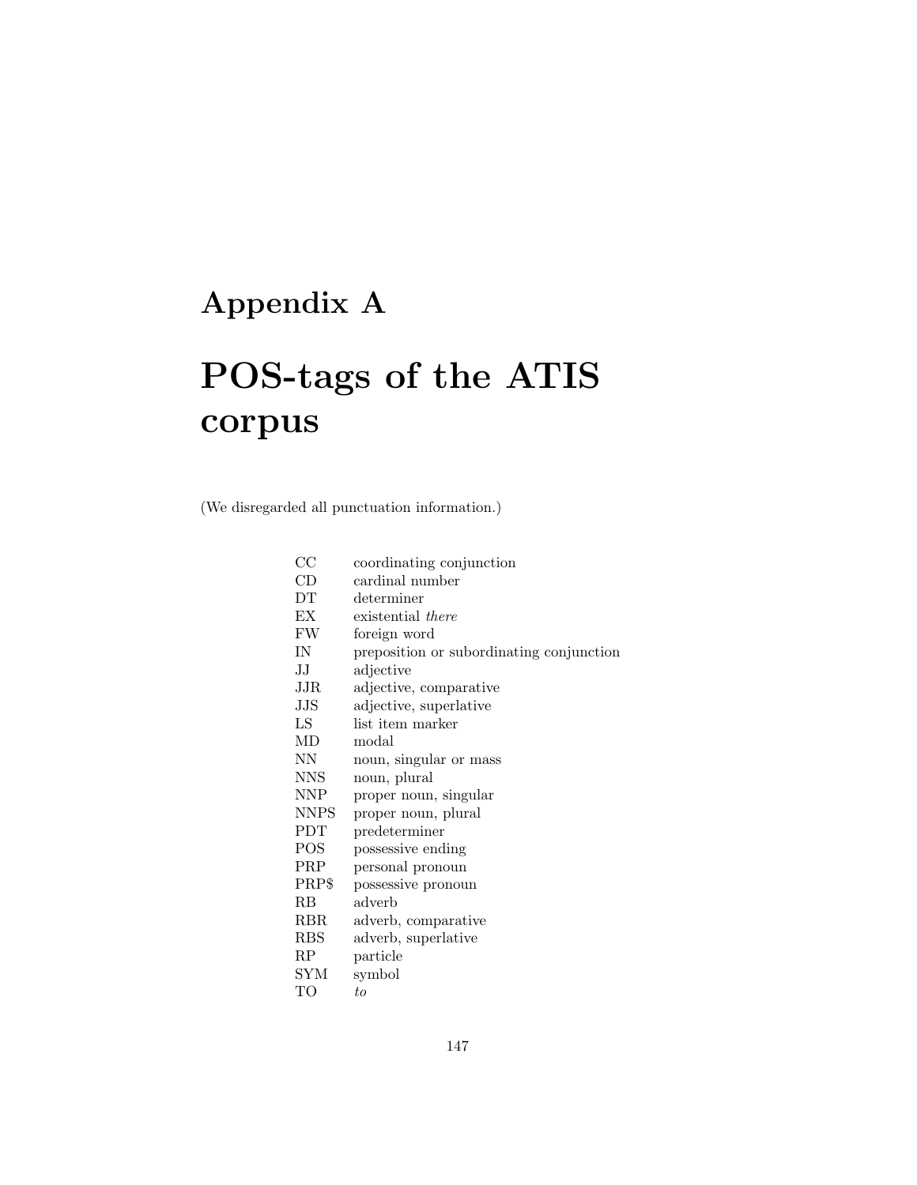# Appendix A

# POS-tags of the ATIS corpus

(We disregarded all punctuation information.)

| | |
|---|---|
| CC | coordinating conjunction |
| CD | cardinal number |
| DT | determiner |
| EX | existential *there* |
| FW | foreign word |
| IN | preposition or subordinating conjunction |
| JJ | adjective |
| JJR | adjective, comparative |
| JJS | adjective, superlative |
| LS | list item marker |
| MD | modal |
| NN | noun, singular or mass |
| NNS | noun, plural |
| NNP | proper noun, singular |
| NNPS | proper noun, plural |
| PDT | predeterminer |
| POS | possessive ending |
| PRP | personal pronoun |
| PRP$ | possessive pronoun |
| RB | adverb |
| RBR | adverb, comparative |
| RBS | adverb, superlative |
| RP | particle |
| SYM | symbol |
| TO | *to* |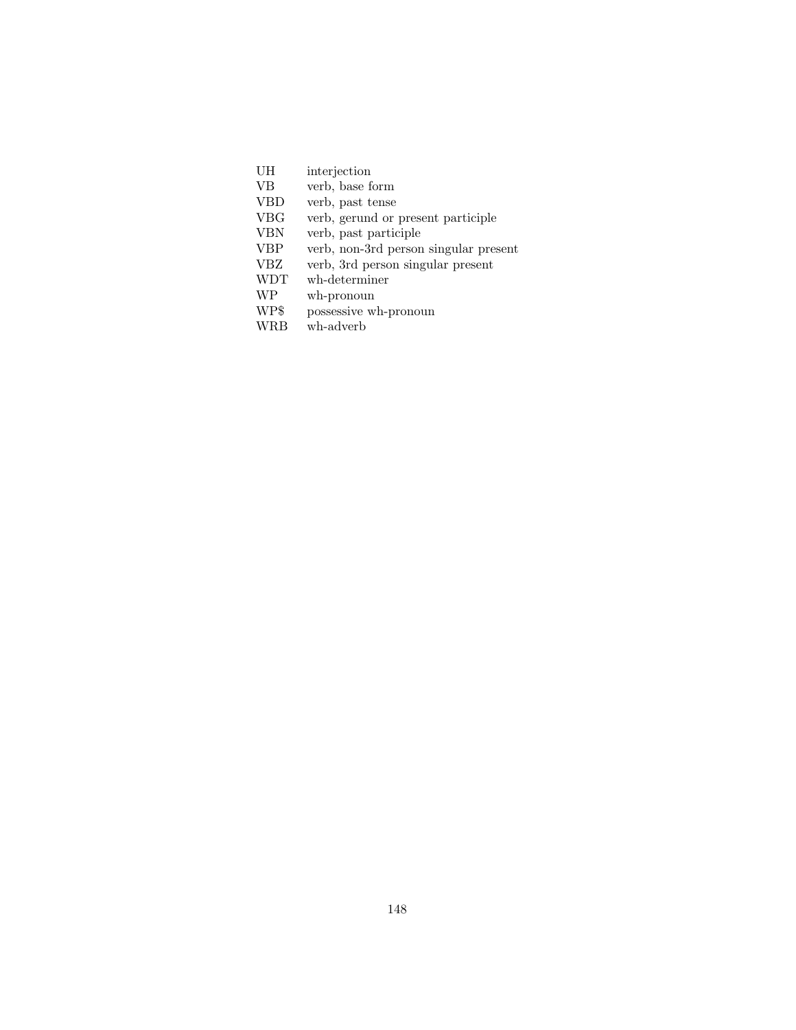| | |
|---|---|
| UH | interjection |
| VB | verb, base form |
| VBD | verb, past tense |
| VBG | verb, gerund or present participle |
| VBN | verb, past participle |
| VBP | verb, non-3rd person singular present |
| VBZ | verb, 3rd person singular present |
| WDT | wh-determiner |
| WP | wh-pronoun |
| WP$ | possessive wh-pronoun |
| WRB | wh-adverb |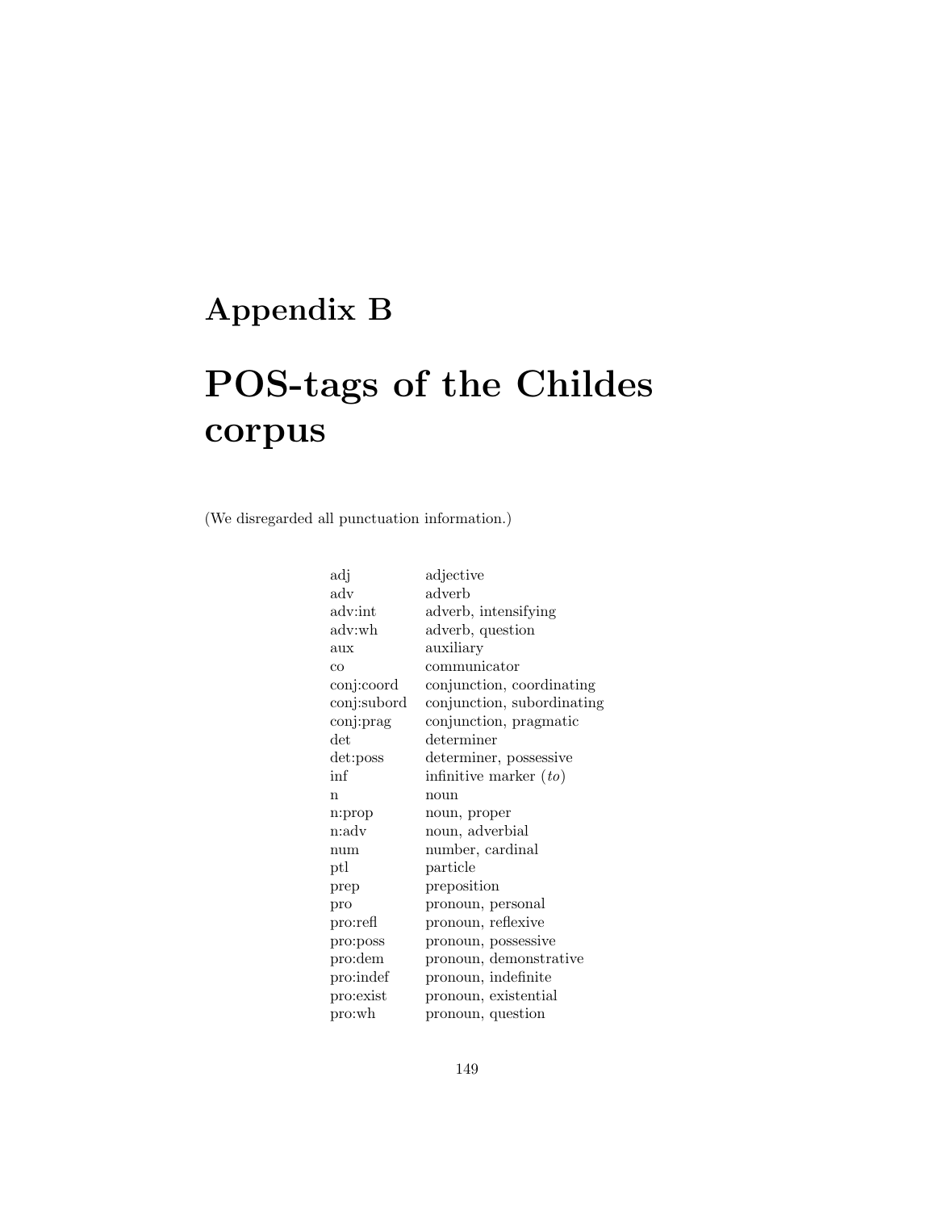# Appendix B

# POS-tags of the Childes corpus

(We disregarded all punctuation information.)

| | |
|---|---|
| adj | adjective |
| adv | adverb |
| adv:int | adverb, intensifying |
| adv:wh | adverb, question |
| aux | auxiliary |
| co | communicator |
| conj:coord | conjunction, coordinating |
| conj:subord | conjunction, subordinating |
| conj:prag | conjunction, pragmatic |
| det | determiner |
| det:poss | determiner, possessive |
| inf | infinitive marker (*to*) |
| n | noun |
| n:prop | noun, proper |
| n:adv | noun, adverbial |
| num | number, cardinal |
| ptl | particle |
| prep | preposition |
| pro | pronoun, personal |
| pro:refl | pronoun, reflexive |
| pro:poss | pronoun, possessive |
| pro:dem | pronoun, demonstrative |
| pro:indef | pronoun, indefinite |
| pro:exist | pronoun, existential |
| pro:wh | pronoun, question |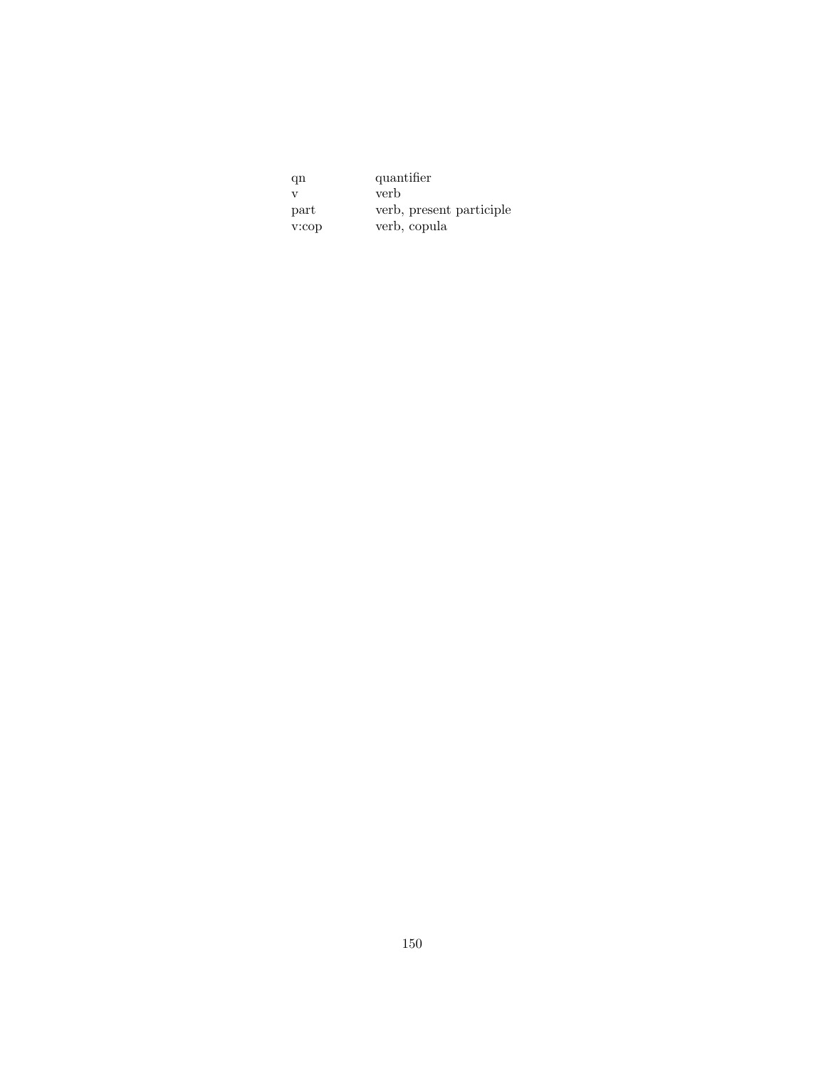| | |
|---|---|
| qn | quantifier |
| v | verb |
| part | verb, present participle |
| v:cop | verb, copula |